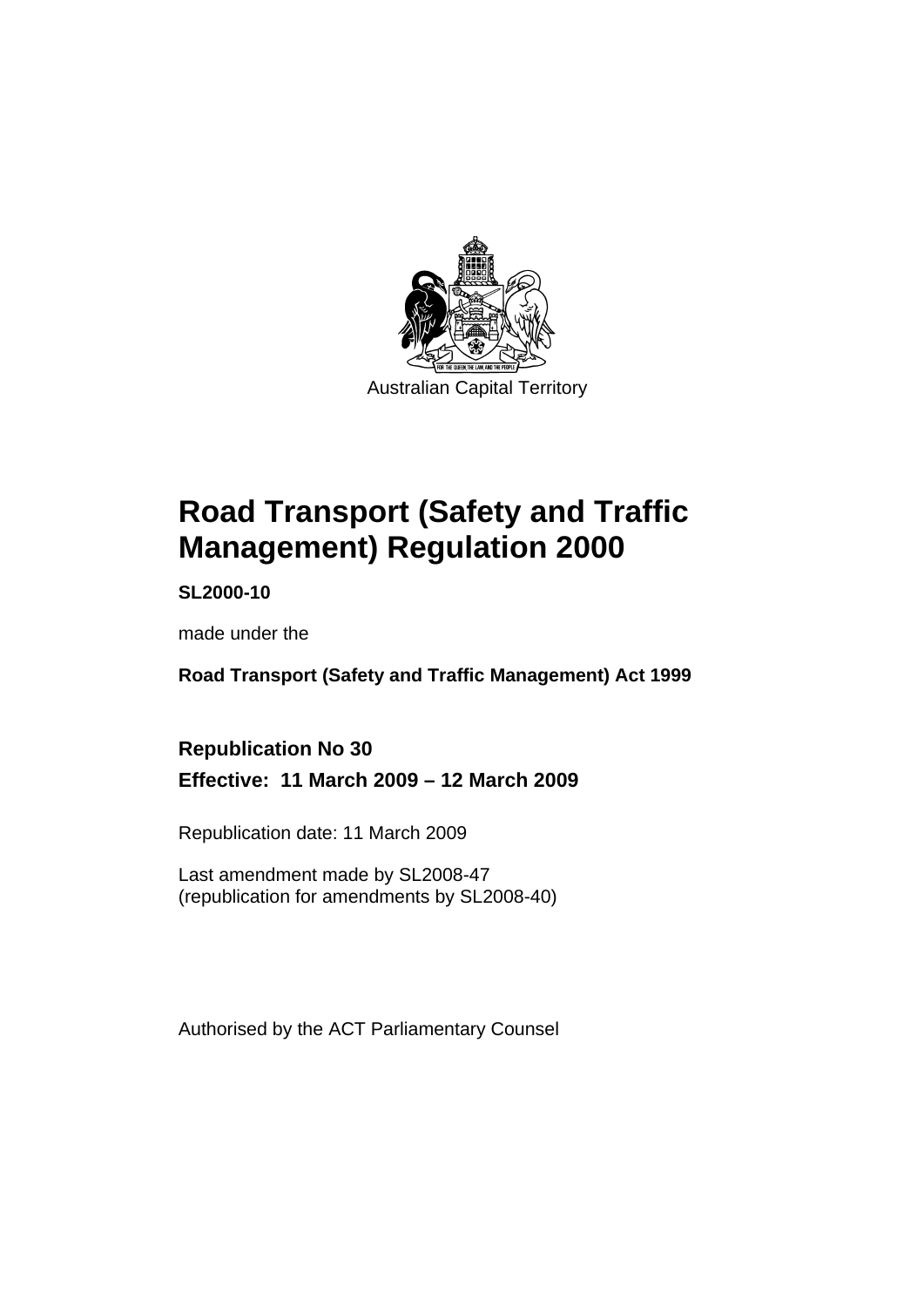Australian Capital Territory

# Road Transport (Safety and Traffic Management) Regulation 2000

**SL2000-10**

made under the

**Road Transport (Safety and Traffic Management) Act 1999**

**Republication No 30**

**Effective: 11 March 2009 – 12 March 2009**

Republication date: 11 March 2009

Last amendment made by SL2008-47
(republication for amendments by SL2008-40)

Authorised by the ACT Parliamentary Counsel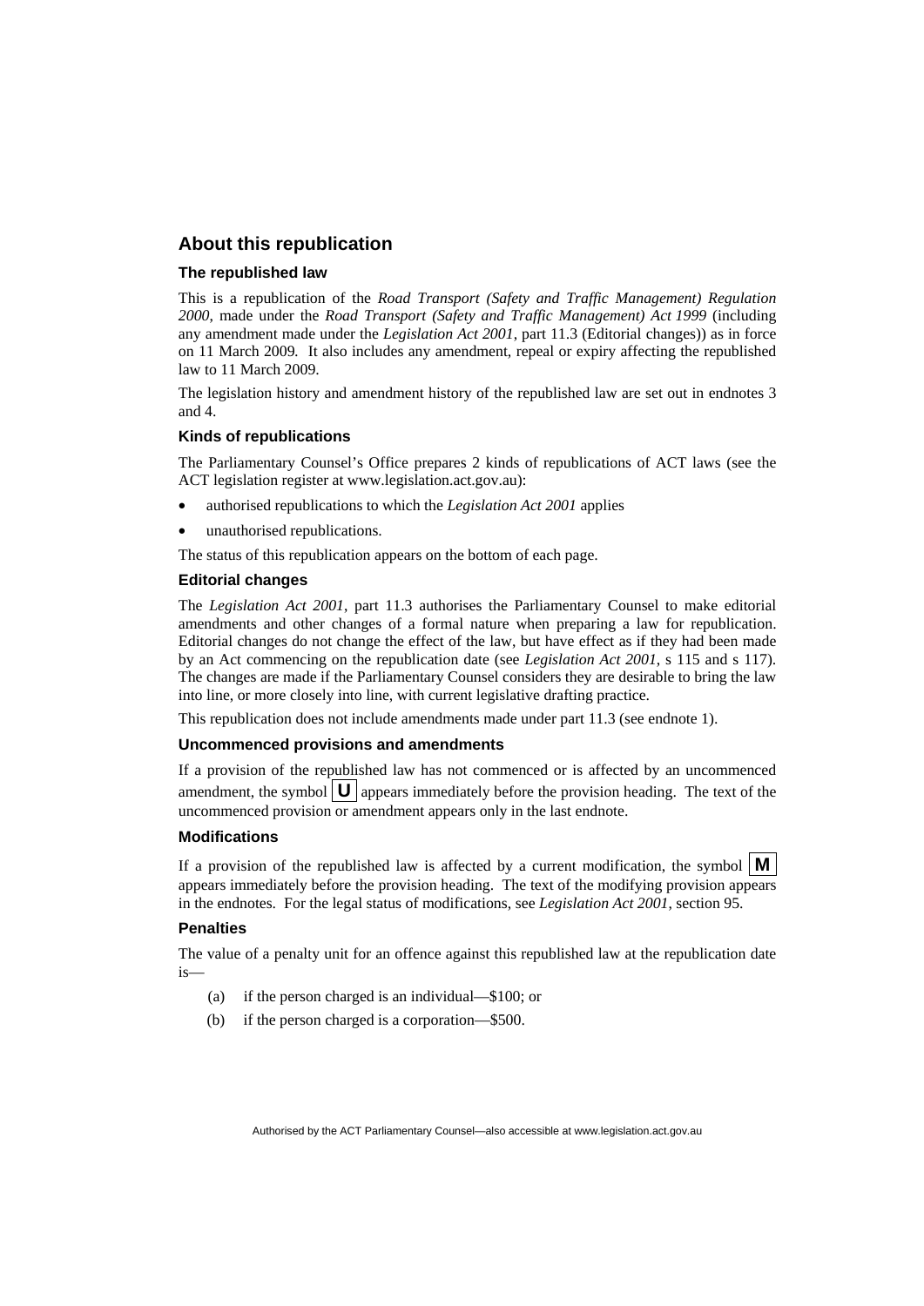## About this republication

### The republished law

This is a republication of the *Road Transport (Safety and Traffic Management) Regulation 2000*, made under the *Road Transport (Safety and Traffic Management) Act 1999* (including any amendment made under the *Legislation Act 2001*, part 11.3 (Editorial changes)) as in force on 11 March 2009*.* It also includes any amendment, repeal or expiry affecting the republished law to 11 March 2009.

The legislation history and amendment history of the republished law are set out in endnotes 3 and 4.

### Kinds of republications

The Parliamentary Counsel's Office prepares 2 kinds of republications of ACT laws (see the ACT legislation register at www.legislation.act.gov.au):

- authorised republications to which the *Legislation Act 2001* applies
- unauthorised republications.

The status of this republication appears on the bottom of each page.

### Editorial changes

The *Legislation Act 2001*, part 11.3 authorises the Parliamentary Counsel to make editorial amendments and other changes of a formal nature when preparing a law for republication. Editorial changes do not change the effect of the law, but have effect as if they had been made by an Act commencing on the republication date (see *Legislation Act 2001*, s 115 and s 117). The changes are made if the Parliamentary Counsel considers they are desirable to bring the law into line, or more closely into line, with current legislative drafting practice.

This republication does not include amendments made under part 11.3 (see endnote 1).

### Uncommenced provisions and amendments

If a provision of the republished law has not commenced or is affected by an uncommenced amendment, the symbol **U** appears immediately before the provision heading. The text of the uncommenced provision or amendment appears only in the last endnote.

### Modifications

If a provision of the republished law is affected by a current modification, the symbol **M** appears immediately before the provision heading. The text of the modifying provision appears in the endnotes. For the legal status of modifications, see *Legislation Act 2001*, section 95.

### Penalties

The value of a penalty unit for an offence against this republished law at the republication date is—

(a) if the person charged is an individual—$100; or

(b) if the person charged is a corporation—$500.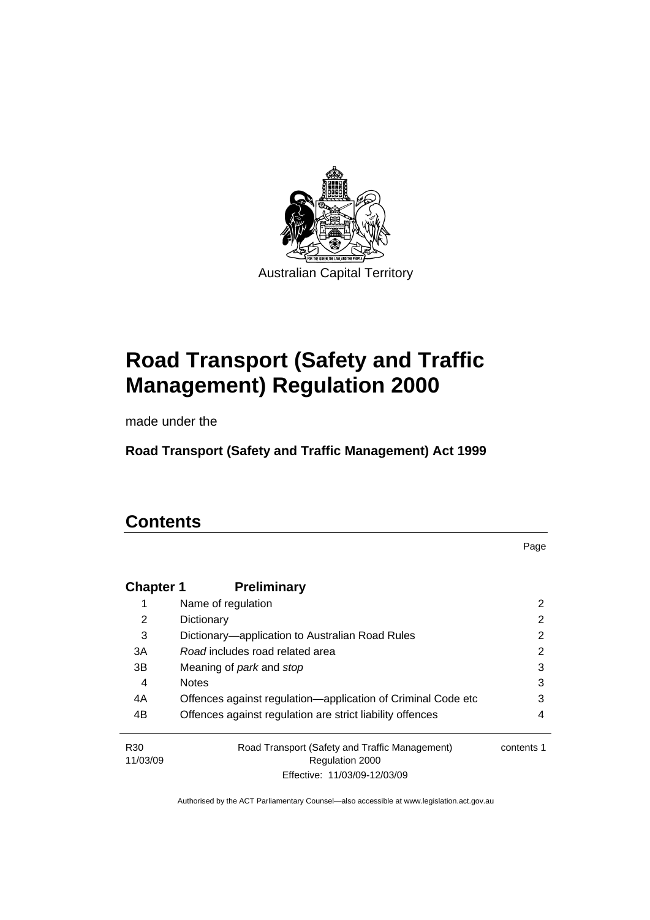Australian Capital Territory

# Road Transport (Safety and Traffic Management) Regulation 2000

made under the

**Road Transport (Safety and Traffic Management) Act 1999**

## Contents

Page

| | | |
|---|---|---|
| **Chapter 1** | **Preliminary** | |
| 1 | Name of regulation | 2 |
| 2 | Dictionary | 2 |
| 3 | Dictionary—application to Australian Road Rules | 2 |
| 3A | *Road* includes road related area | 2 |
| 3B | Meaning of *park* and *stop* | 3 |
| 4 | Notes | 3 |
| 4A | Offences against regulation—application of Criminal Code etc | 3 |
| 4B | Offences against regulation are strict liability offences | 4 |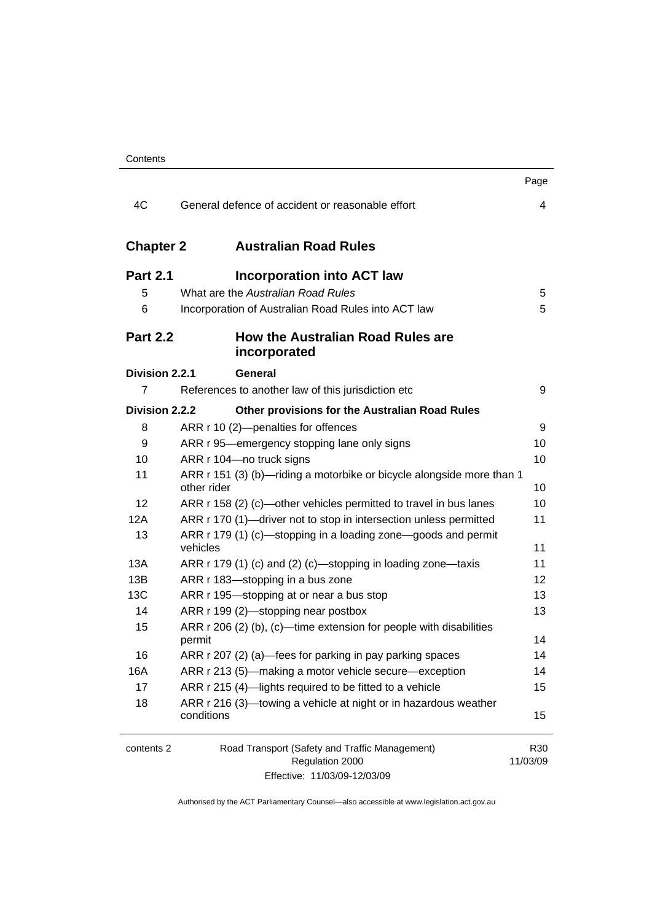| | | Page |
|---|---|---|
| 4C | General defence of accident or reasonable effort | 4 |

## Chapter 2 Australian Road Rules

### Part 2.1 Incorporation into ACT law

| | | |
|---|---|---|
| 5 | What are the *Australian Road Rules* | 5 |
| 6 | Incorporation of Australian Road Rules into ACT law | 5 |

### Part 2.2 How the Australian Road Rules are incorporated

**Division 2.2.1 General**

| | | |
|---|---|---|
| 7 | References to another law of this jurisdiction etc | 9 |

**Division 2.2.2 Other provisions for the Australian Road Rules**

| | | |
|---|---|---|
| 8 | ARR r 10 (2)—penalties for offences | 9 |
| 9 | ARR r 95—emergency stopping lane only signs | 10 |
| 10 | ARR r 104—no truck signs | 10 |
| 11 | ARR r 151 (3) (b)—riding a motorbike or bicycle alongside more than 1 other rider | 10 |
| 12 | ARR r 158 (2) (c)—other vehicles permitted to travel in bus lanes | 10 |
| 12A | ARR r 170 (1)—driver not to stop in intersection unless permitted | 11 |
| 13 | ARR r 179 (1) (c)—stopping in a loading zone—goods and permit vehicles | 11 |
| 13A | ARR r 179 (1) (c) and (2) (c)—stopping in loading zone—taxis | 11 |
| 13B | ARR r 183—stopping in a bus zone | 12 |
| 13C | ARR r 195—stopping at or near a bus stop | 13 |
| 14 | ARR r 199 (2)—stopping near postbox | 13 |
| 15 | ARR r 206 (2) (b), (c)—time extension for people with disabilities permit | 14 |
| 16 | ARR r 207 (2) (a)—fees for parking in pay parking spaces | 14 |
| 16A | ARR r 213 (5)—making a motor vehicle secure—exception | 14 |
| 17 | ARR r 215 (4)—lights required to be fitted to a vehicle | 15 |
| 18 | ARR r 216 (3)—towing a vehicle at night or in hazardous weather conditions | 15 |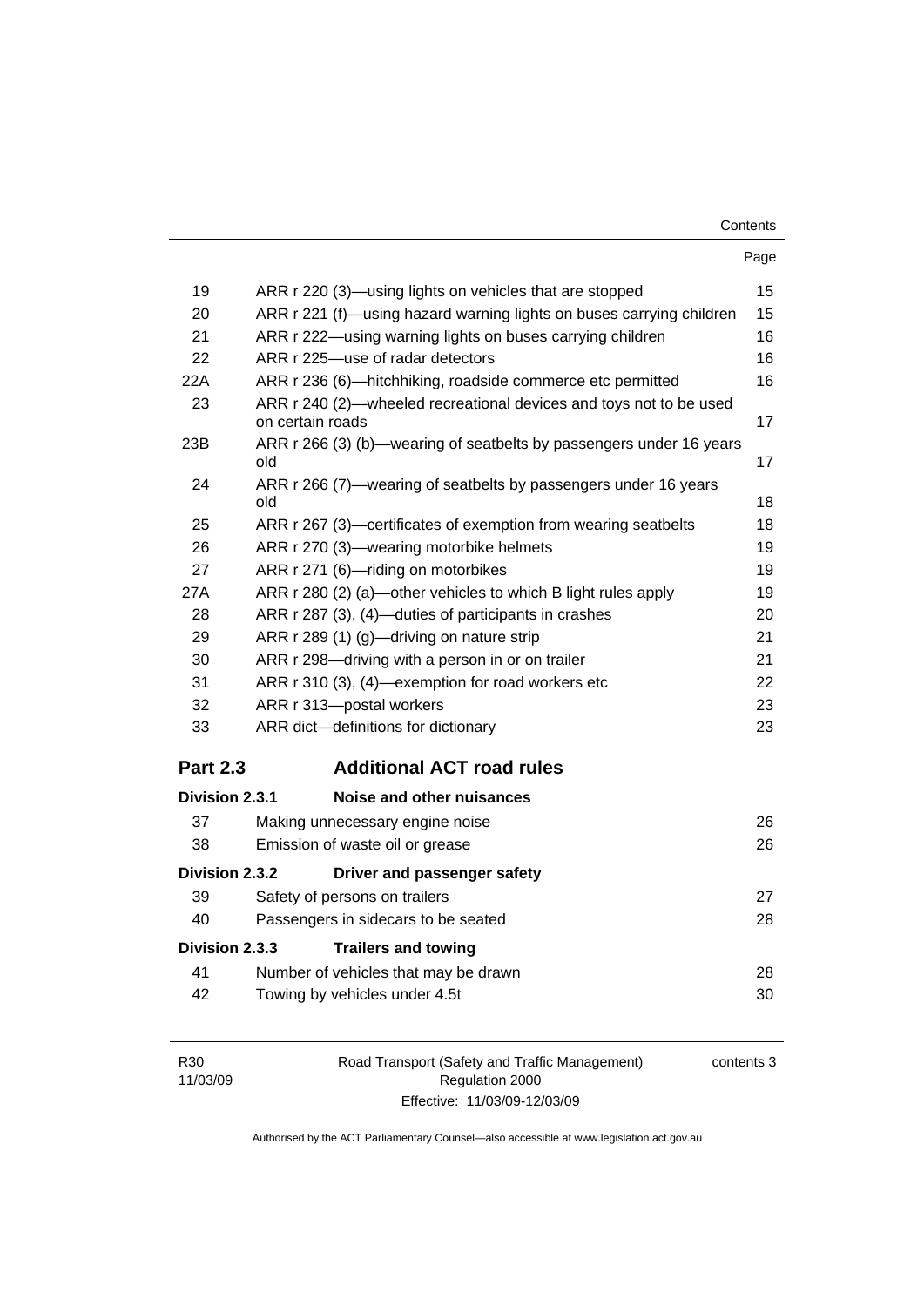| | | Page |
|---|---|---|
| 19 | ARR r 220 (3)—using lights on vehicles that are stopped | 15 |
| 20 | ARR r 221 (f)—using hazard warning lights on buses carrying children | 15 |
| 21 | ARR r 222—using warning lights on buses carrying children | 16 |
| 22 | ARR r 225—use of radar detectors | 16 |
| 22A | ARR r 236 (6)—hitchhiking, roadside commerce etc permitted | 16 |
| 23 | ARR r 240 (2)—wheeled recreational devices and toys not to be used on certain roads | 17 |
| 23B | ARR r 266 (3) (b)—wearing of seatbelts by passengers under 16 years old | 17 |
| 24 | ARR r 266 (7)—wearing of seatbelts by passengers under 16 years old | 18 |
| 25 | ARR r 267 (3)—certificates of exemption from wearing seatbelts | 18 |
| 26 | ARR r 270 (3)—wearing motorbike helmets | 19 |
| 27 | ARR r 271 (6)—riding on motorbikes | 19 |
| 27A | ARR r 280 (2) (a)—other vehicles to which B light rules apply | 19 |
| 28 | ARR r 287 (3), (4)—duties of participants in crashes | 20 |
| 29 | ARR r 289 (1) (g)—driving on nature strip | 21 |
| 30 | ARR r 298—driving with a person in or on trailer | 21 |
| 31 | ARR r 310 (3), (4)—exemption for road workers etc | 22 |
| 32 | ARR r 313—postal workers | 23 |
| 33 | ARR dict—definitions for dictionary | 23 |

## Part 2.3 Additional ACT road rules

### Division 2.3.1 Noise and other nuisances

| | | |
|---|---|---|
| 37 | Making unnecessary engine noise | 26 |
| 38 | Emission of waste oil or grease | 26 |

### Division 2.3.2 Driver and passenger safety

| | | |
|---|---|---|
| 39 | Safety of persons on trailers | 27 |
| 40 | Passengers in sidecars to be seated | 28 |

### Division 2.3.3 Trailers and towing

| | | |
|---|---|---|
| 41 | Number of vehicles that may be drawn | 28 |
| 42 | Towing by vehicles under 4.5t | 30 |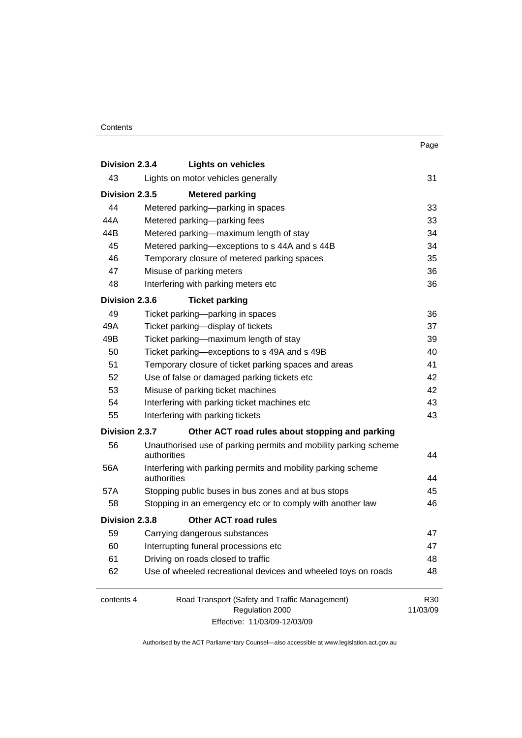| | | Page |
|---|---|---|
| **Division 2.3.4** | **Lights on vehicles** | |
| 43 | Lights on motor vehicles generally | 31 |
| **Division 2.3.5** | **Metered parking** | |
| 44 | Metered parking—parking in spaces | 33 |
| 44A | Metered parking—parking fees | 33 |
| 44B | Metered parking—maximum length of stay | 34 |
| 45 | Metered parking—exceptions to s 44A and s 44B | 34 |
| 46 | Temporary closure of metered parking spaces | 35 |
| 47 | Misuse of parking meters | 36 |
| 48 | Interfering with parking meters etc | 36 |
| **Division 2.3.6** | **Ticket parking** | |
| 49 | Ticket parking—parking in spaces | 36 |
| 49A | Ticket parking—display of tickets | 37 |
| 49B | Ticket parking—maximum length of stay | 39 |
| 50 | Ticket parking—exceptions to s 49A and s 49B | 40 |
| 51 | Temporary closure of ticket parking spaces and areas | 41 |
| 52 | Use of false or damaged parking tickets etc | 42 |
| 53 | Misuse of parking ticket machines | 42 |
| 54 | Interfering with parking ticket machines etc | 43 |
| 55 | Interfering with parking tickets | 43 |
| **Division 2.3.7** | **Other ACT road rules about stopping and parking** | |
| 56 | Unauthorised use of parking permits and mobility parking scheme authorities | 44 |
| 56A | Interfering with parking permits and mobility parking scheme authorities | 44 |
| 57A | Stopping public buses in bus zones and at bus stops | 45 |
| 58 | Stopping in an emergency etc or to comply with another law | 46 |
| **Division 2.3.8** | **Other ACT road rules** | |
| 59 | Carrying dangerous substances | 47 |
| 60 | Interrupting funeral processions etc | 47 |
| 61 | Driving on roads closed to traffic | 48 |
| 62 | Use of wheeled recreational devices and wheeled toys on roads | 48 |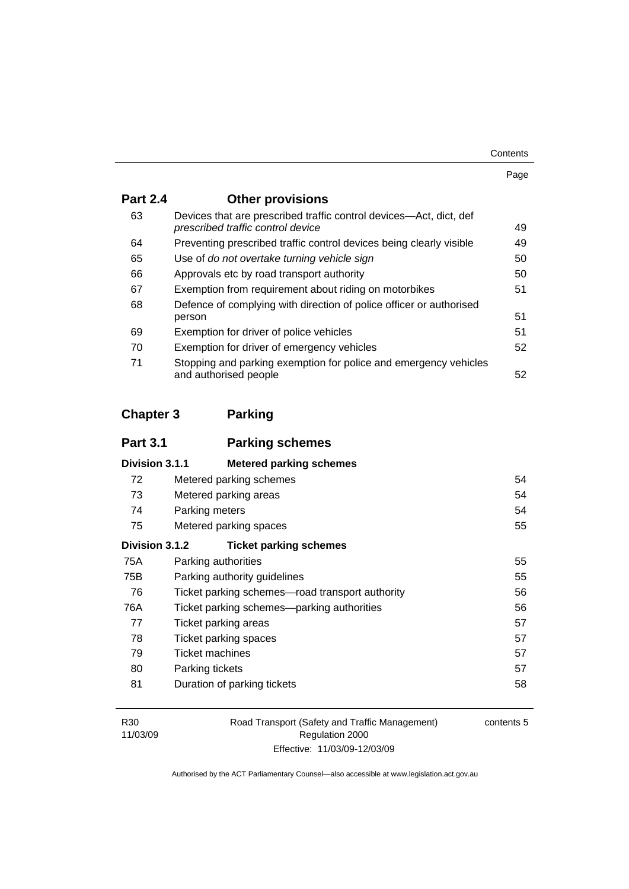| | | Page |
|---|---|---|
| **Part 2.4** | **Other provisions** | |
| 63 | Devices that are prescribed traffic control devices—Act, dict, def *prescribed traffic control device* | 49 |
| 64 | Preventing prescribed traffic control devices being clearly visible | 49 |
| 65 | Use of *do not overtake turning vehicle sign* | 50 |
| 66 | Approvals etc by road transport authority | 50 |
| 67 | Exemption from requirement about riding on motorbikes | 51 |
| 68 | Defence of complying with direction of police officer or authorised person | 51 |
| 69 | Exemption for driver of police vehicles | 51 |
| 70 | Exemption for driver of emergency vehicles | 52 |
| 71 | Stopping and parking exemption for police and emergency vehicles and authorised people | 52 |
| **Chapter 3** | **Parking** | |
| **Part 3.1** | **Parking schemes** | |
| **Division 3.1.1** | **Metered parking schemes** | |
| 72 | Metered parking schemes | 54 |
| 73 | Metered parking areas | 54 |
| 74 | Parking meters | 54 |
| 75 | Metered parking spaces | 55 |
| **Division 3.1.2** | **Ticket parking schemes** | |
| 75A | Parking authorities | 55 |
| 75B | Parking authority guidelines | 55 |
| 76 | Ticket parking schemes—road transport authority | 56 |
| 76A | Ticket parking schemes—parking authorities | 56 |
| 77 | Ticket parking areas | 57 |
| 78 | Ticket parking spaces | 57 |
| 79 | Ticket machines | 57 |
| 80 | Parking tickets | 57 |
| 81 | Duration of parking tickets | 58 |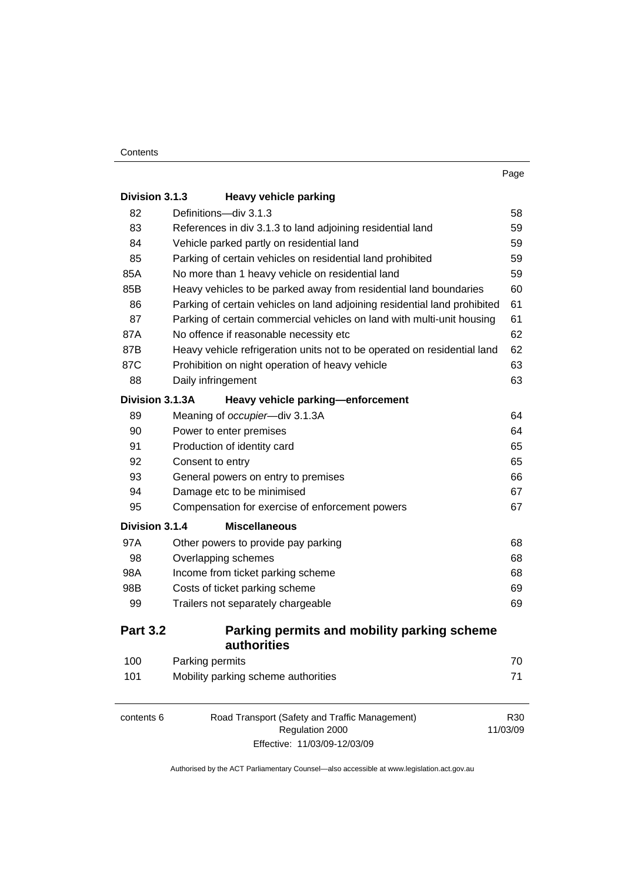| | | Page |
|---|---|---|
| **Division 3.1.3** | **Heavy vehicle parking** | |
| 82 | Definitions—div 3.1.3 | 58 |
| 83 | References in div 3.1.3 to land adjoining residential land | 59 |
| 84 | Vehicle parked partly on residential land | 59 |
| 85 | Parking of certain vehicles on residential land prohibited | 59 |
| 85A | No more than 1 heavy vehicle on residential land | 59 |
| 85B | Heavy vehicles to be parked away from residential land boundaries | 60 |
| 86 | Parking of certain vehicles on land adjoining residential land prohibited | 61 |
| 87 | Parking of certain commercial vehicles on land with multi-unit housing | 61 |
| 87A | No offence if reasonable necessity etc | 62 |
| 87B | Heavy vehicle refrigeration units not to be operated on residential land | 62 |
| 87C | Prohibition on night operation of heavy vehicle | 63 |
| 88 | Daily infringement | 63 |
| **Division 3.1.3A** | **Heavy vehicle parking—enforcement** | |
| 89 | Meaning of *occupier*—div 3.1.3A | 64 |
| 90 | Power to enter premises | 64 |
| 91 | Production of identity card | 65 |
| 92 | Consent to entry | 65 |
| 93 | General powers on entry to premises | 66 |
| 94 | Damage etc to be minimised | 67 |
| 95 | Compensation for exercise of enforcement powers | 67 |
| **Division 3.1.4** | **Miscellaneous** | |
| 97A | Other powers to provide pay parking | 68 |
| 98 | Overlapping schemes | 68 |
| 98A | Income from ticket parking scheme | 68 |
| 98B | Costs of ticket parking scheme | 69 |
| 99 | Trailers not separately chargeable | 69 |
| **Part 3.2** | **Parking permits and mobility parking scheme authorities** | |
| 100 | Parking permits | 70 |
| 101 | Mobility parking scheme authorities | 71 |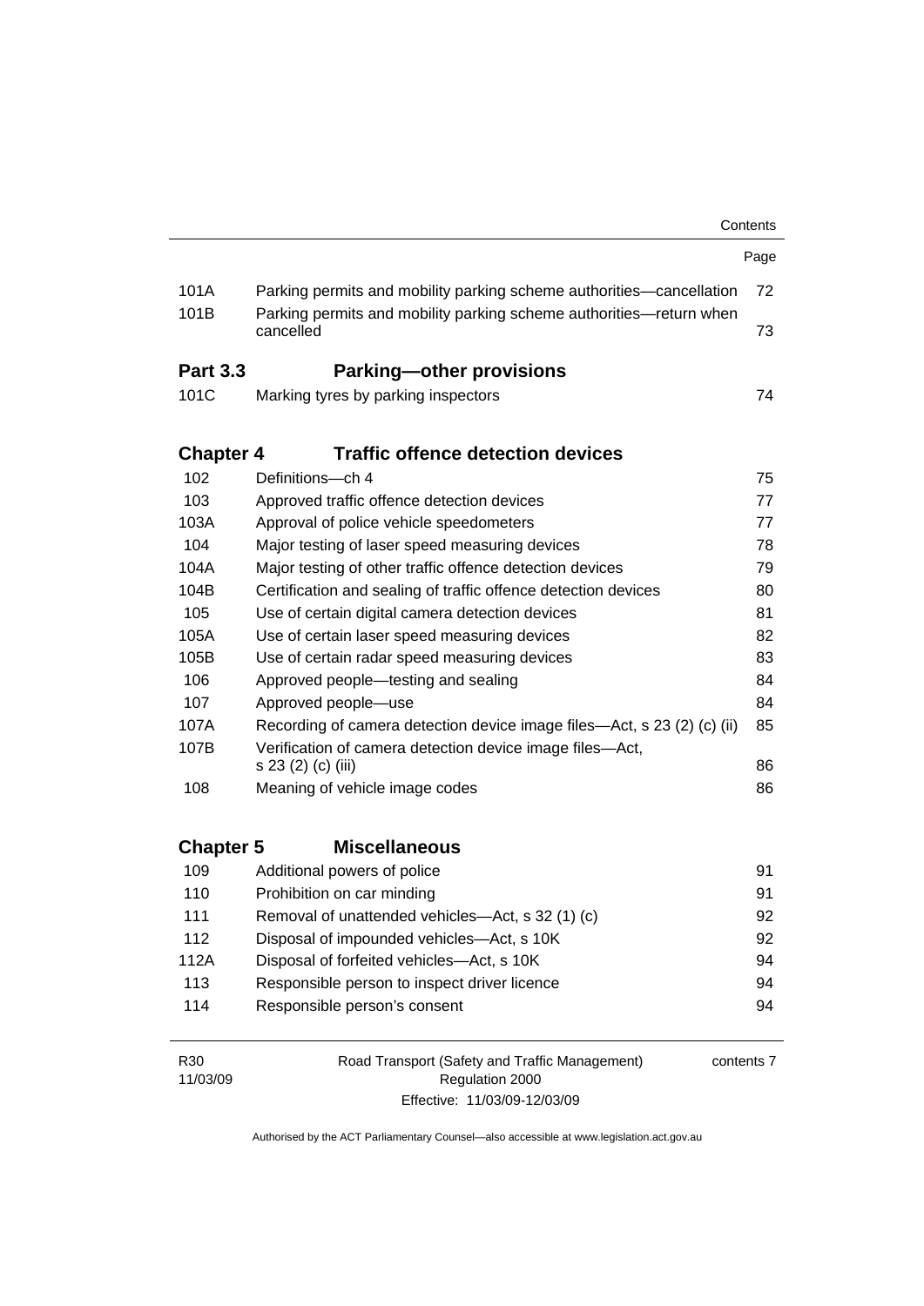| | | Page |
|---|---|---|
| 101A | Parking permits and mobility parking scheme authorities—cancellation | 72 |
| 101B | Parking permits and mobility parking scheme authorities—return when cancelled | 73 |
| **Part 3.3** | **Parking—other provisions** | |
| 101C | Marking tyres by parking inspectors | 74 |
| **Chapter 4** | **Traffic offence detection devices** | |
| 102 | Definitions—ch 4 | 75 |
| 103 | Approved traffic offence detection devices | 77 |
| 103A | Approval of police vehicle speedometers | 77 |
| 104 | Major testing of laser speed measuring devices | 78 |
| 104A | Major testing of other traffic offence detection devices | 79 |
| 104B | Certification and sealing of traffic offence detection devices | 80 |
| 105 | Use of certain digital camera detection devices | 81 |
| 105A | Use of certain laser speed measuring devices | 82 |
| 105B | Use of certain radar speed measuring devices | 83 |
| 106 | Approved people—testing and sealing | 84 |
| 107 | Approved people—use | 84 |
| 107A | Recording of camera detection device image files—Act, s 23 (2) (c) (ii) | 85 |
| 107B | Verification of camera detection device image files—Act, s 23 (2) (c) (iii) | 86 |
| 108 | Meaning of vehicle image codes | 86 |
| **Chapter 5** | **Miscellaneous** | |
| 109 | Additional powers of police | 91 |
| 110 | Prohibition on car minding | 91 |
| 111 | Removal of unattended vehicles—Act, s 32 (1) (c) | 92 |
| 112 | Disposal of impounded vehicles—Act, s 10K | 92 |
| 112A | Disposal of forfeited vehicles—Act, s 10K | 94 |
| 113 | Responsible person to inspect driver licence | 94 |
| 114 | Responsible person's consent | 94 |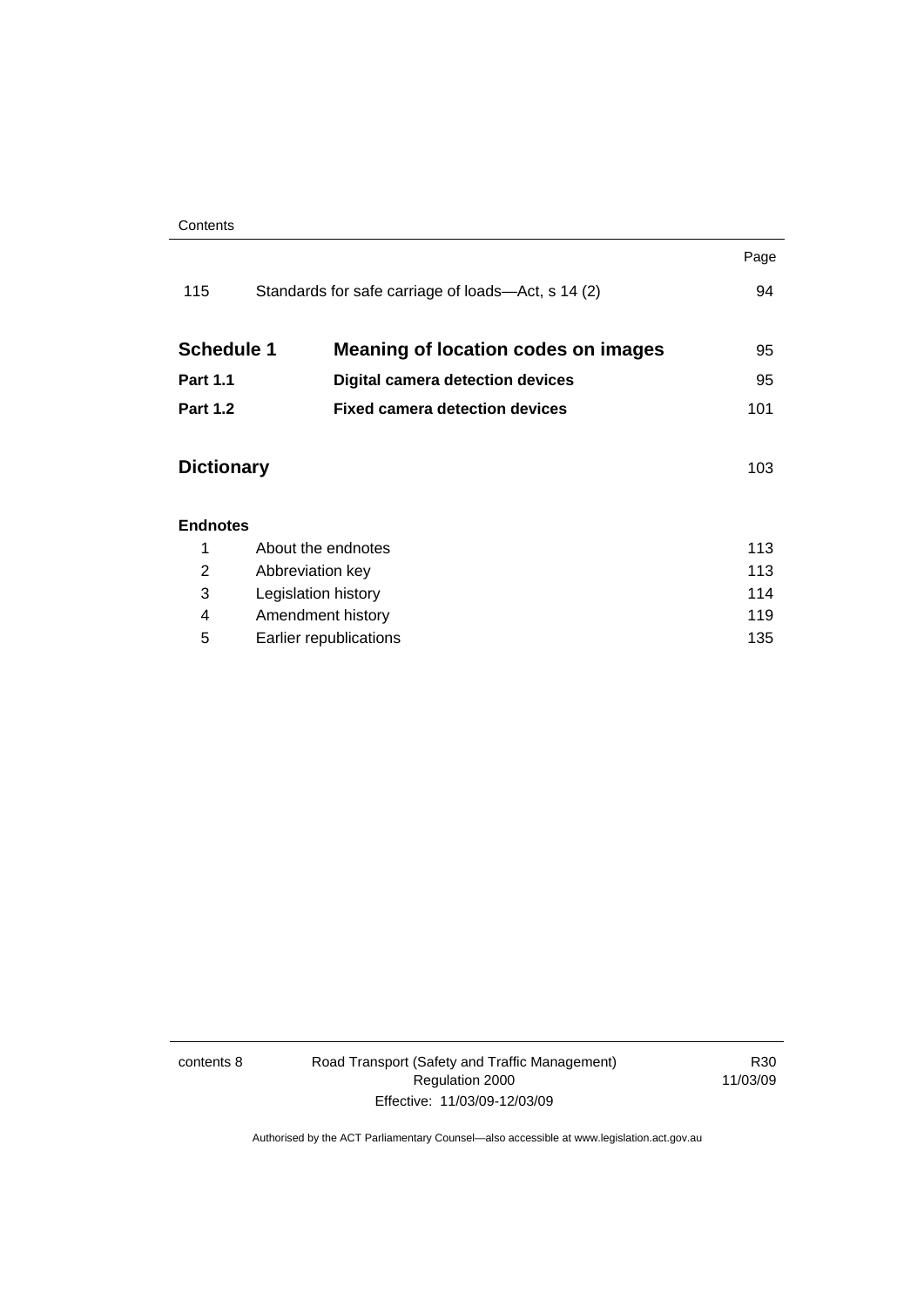| | | Page |
|---|---|---|
| 115 | Standards for safe carriage of loads—Act, s 14 (2) | 94 |
| **Schedule 1** | **Meaning of location codes on images** | 95 |
| **Part 1.1** | **Digital camera detection devices** | 95 |
| **Part 1.2** | **Fixed camera detection devices** | 101 |
| **Dictionary** | | 103 |

**Endnotes**

| | | |
|---|---|---|
| 1 | About the endnotes | 113 |
| 2 | Abbreviation key | 113 |
| 3 | Legislation history | 114 |
| 4 | Amendment history | 119 |
| 5 | Earlier republications | 135 |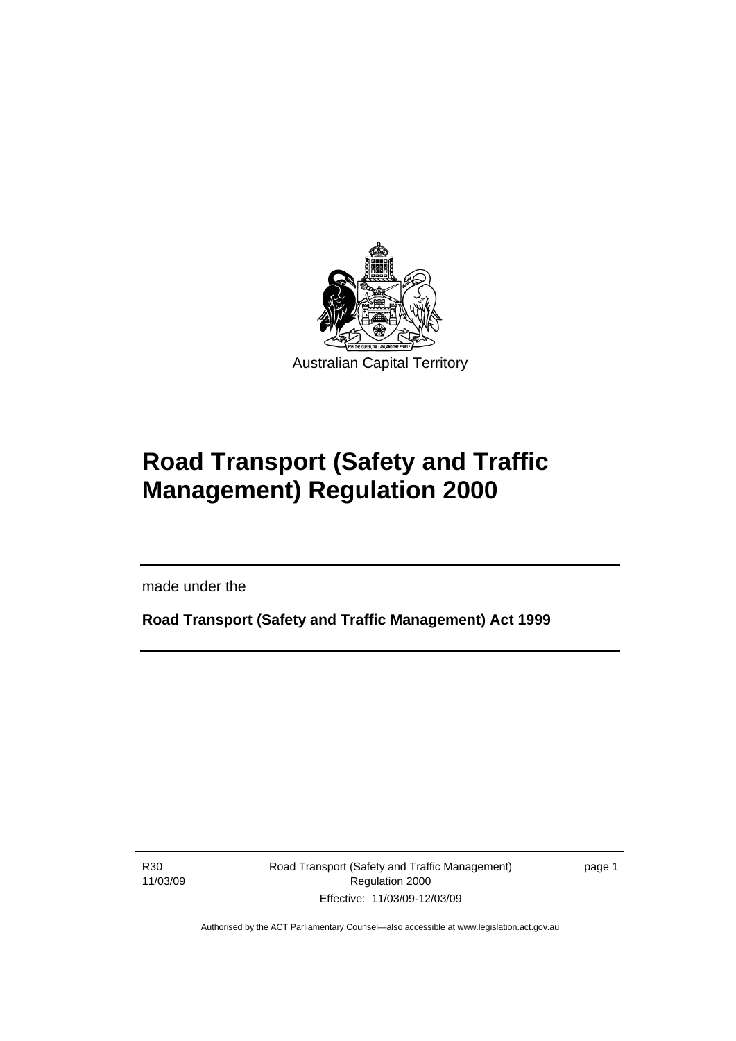Australian Capital Territory

# Road Transport (Safety and Traffic Management) Regulation 2000

made under the

**Road Transport (Safety and Traffic Management) Act 1999**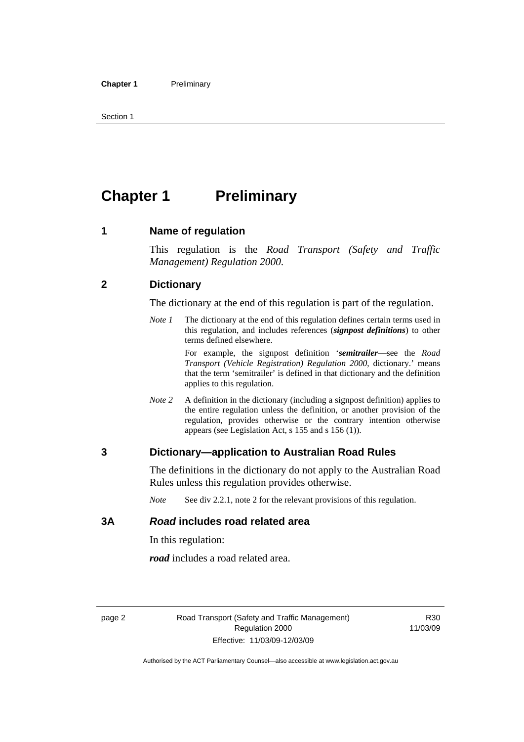# Chapter 1 Preliminary

## 1 Name of regulation

This regulation is the *Road Transport (Safety and Traffic Management) Regulation 2000*.

## 2 Dictionary

The dictionary at the end of this regulation is part of the regulation.

*Note 1* The dictionary at the end of this regulation defines certain terms used in this regulation, and includes references (***signpost definitions***) to other terms defined elsewhere.

For example, the signpost definition '***semitrailer***—see the *Road Transport (Vehicle Registration) Regulation 2000*, dictionary.' means that the term 'semitrailer' is defined in that dictionary and the definition applies to this regulation.

*Note 2* A definition in the dictionary (including a signpost definition) applies to the entire regulation unless the definition, or another provision of the regulation, provides otherwise or the contrary intention otherwise appears (see Legislation Act, s 155 and s 156 (1)).

## 3 Dictionary—application to Australian Road Rules

The definitions in the dictionary do not apply to the Australian Road Rules unless this regulation provides otherwise.

*Note* See div 2.2.1, note 2 for the relevant provisions of this regulation.

## 3A *Road* includes road related area

In this regulation:

***road*** includes a road related area.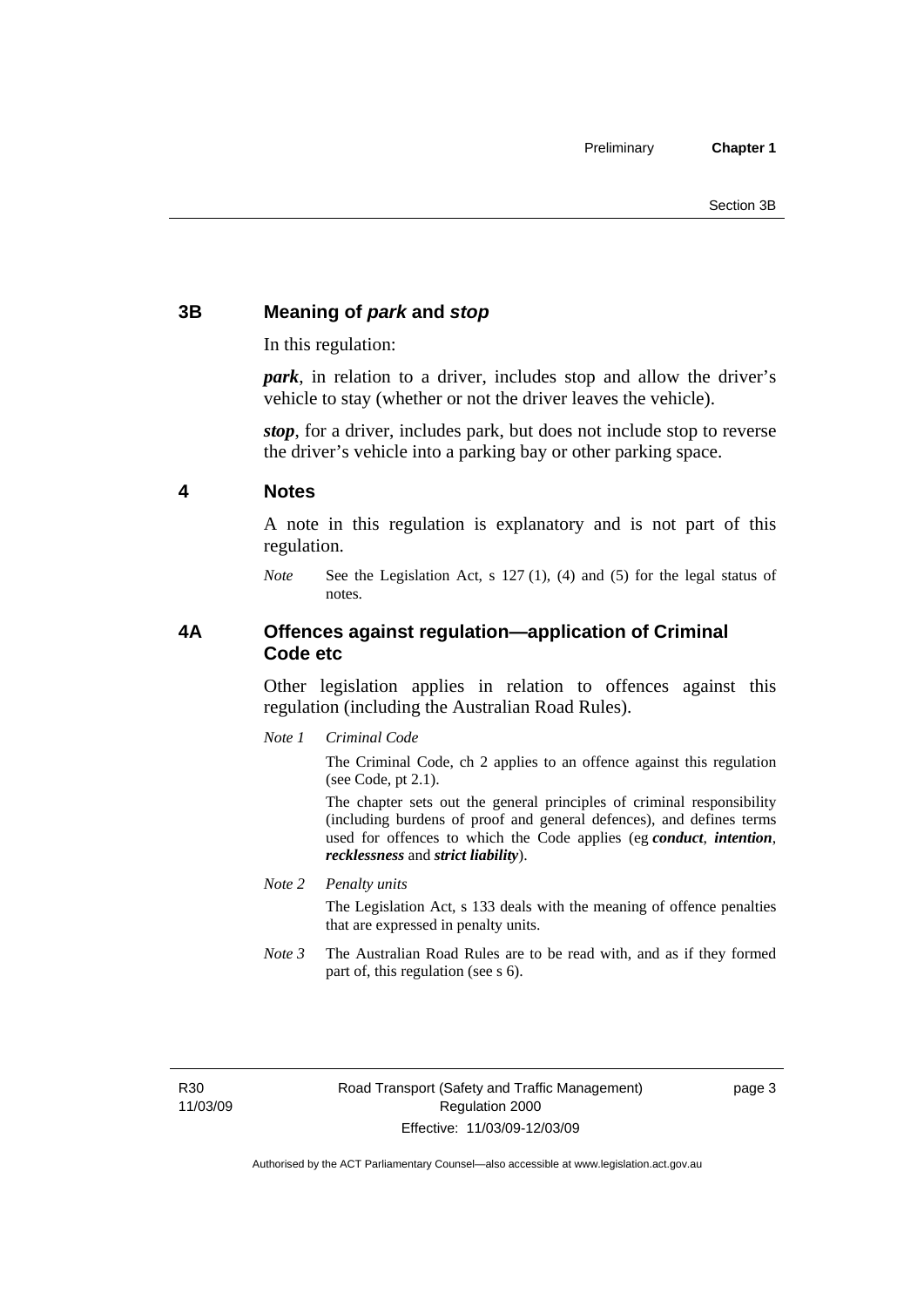## 3B Meaning of *park* and *stop*

In this regulation:

***park***, in relation to a driver, includes stop and allow the driver's vehicle to stay (whether or not the driver leaves the vehicle).

***stop***, for a driver, includes park, but does not include stop to reverse the driver's vehicle into a parking bay or other parking space.

## 4 Notes

A note in this regulation is explanatory and is not part of this regulation.

*Note* See the Legislation Act, s 127 (1), (4) and (5) for the legal status of notes.

## 4A Offences against regulation—application of Criminal Code etc

Other legislation applies in relation to offences against this regulation (including the Australian Road Rules).

*Note 1* *Criminal Code*

The Criminal Code, ch 2 applies to an offence against this regulation (see Code, pt 2.1).

The chapter sets out the general principles of criminal responsibility (including burdens of proof and general defences), and defines terms used for offences to which the Code applies (eg ***conduct***, ***intention***, ***recklessness*** and ***strict liability***).

*Note 2* *Penalty units*

The Legislation Act, s 133 deals with the meaning of offence penalties that are expressed in penalty units.

*Note 3* The Australian Road Rules are to be read with, and as if they formed part of, this regulation (see s 6).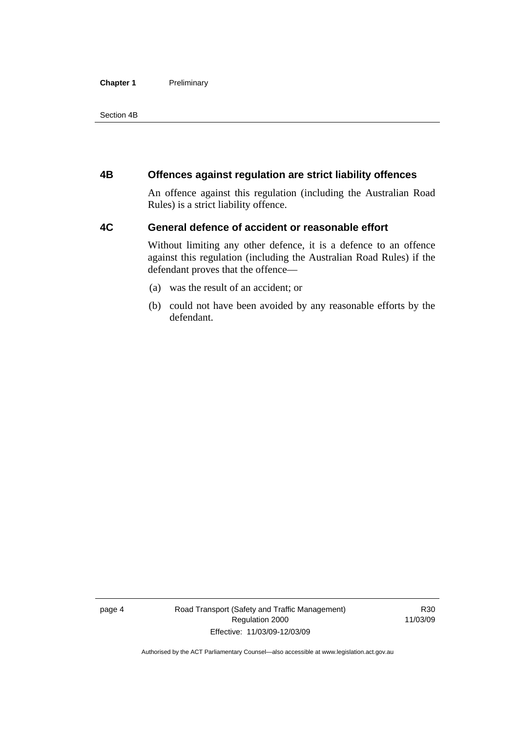## 4B Offences against regulation are strict liability offences

An offence against this regulation (including the Australian Road Rules) is a strict liability offence.

## 4C General defence of accident or reasonable effort

Without limiting any other defence, it is a defence to an offence against this regulation (including the Australian Road Rules) if the defendant proves that the offence—

(a) was the result of an accident; or

(b) could not have been avoided by any reasonable efforts by the defendant.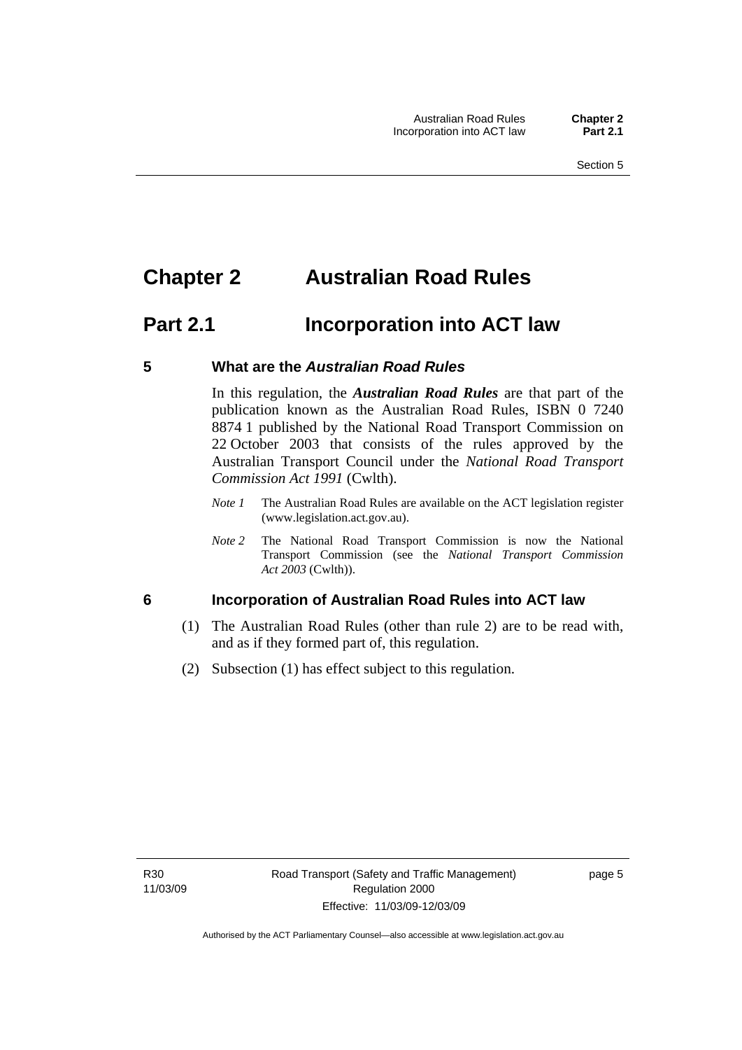# Chapter 2 Australian Road Rules

## Part 2.1 Incorporation into ACT law

### 5 What are the *Australian Road Rules*

In this regulation, the ***Australian Road Rules*** are that part of the publication known as the Australian Road Rules, ISBN 0 7240 8874 1 published by the National Road Transport Commission on 22 October 2003 that consists of the rules approved by the Australian Transport Council under the *National Road Transport Commission Act 1991* (Cwlth).

*Note 1* The Australian Road Rules are available on the ACT legislation register (www.legislation.act.gov.au).

*Note 2* The National Road Transport Commission is now the National Transport Commission (see the *National Transport Commission Act 2003* (Cwlth)).

### 6 Incorporation of Australian Road Rules into ACT law

(1) The Australian Road Rules (other than rule 2) are to be read with, and as if they formed part of, this regulation.

(2) Subsection (1) has effect subject to this regulation.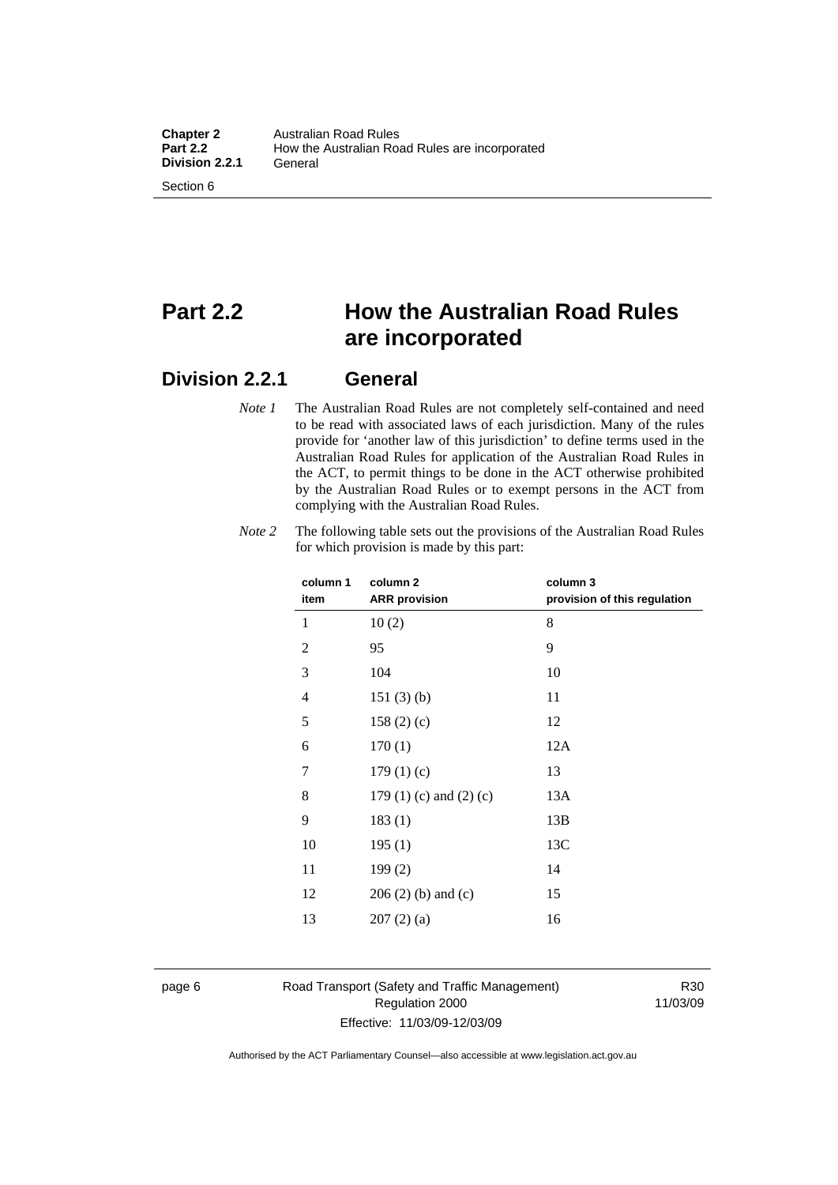# Part 2.2 How the Australian Road Rules are incorporated

## Division 2.2.1 General

*Note 1* The Australian Road Rules are not completely self-contained and need to be read with associated laws of each jurisdiction. Many of the rules provide for 'another law of this jurisdiction' to define terms used in the Australian Road Rules for application of the Australian Road Rules in the ACT, to permit things to be done in the ACT otherwise prohibited by the Australian Road Rules or to exempt persons in the ACT from complying with the Australian Road Rules.

*Note 2* The following table sets out the provisions of the Australian Road Rules for which provision is made by this part:

| column 1 item | column 2 ARR provision | column 3 provision of this regulation |
|---|---|---|
| 1 | 10 (2) | 8 |
| 2 | 95 | 9 |
| 3 | 104 | 10 |
| 4 | 151 (3) (b) | 11 |
| 5 | 158 (2) (c) | 12 |
| 6 | 170 (1) | 12A |
| 7 | 179 (1) (c) | 13 |
| 8 | 179 (1) (c) and (2) (c) | 13A |
| 9 | 183 (1) | 13B |
| 10 | 195 (1) | 13C |
| 11 | 199 (2) | 14 |
| 12 | 206 (2) (b) and (c) | 15 |
| 13 | 207 (2) (a) | 16 |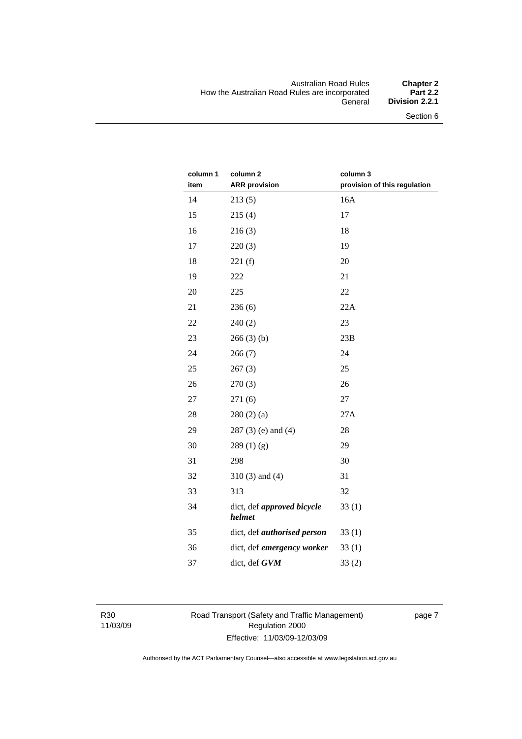| column 1<br>item | column 2<br>ARR provision | column 3<br>provision of this regulation |
|---|---|---|
| 14 | 213 (5) | 16A |
| 15 | 215 (4) | 17 |
| 16 | 216 (3) | 18 |
| 17 | 220 (3) | 19 |
| 18 | 221 (f) | 20 |
| 19 | 222 | 21 |
| 20 | 225 | 22 |
| 21 | 236 (6) | 22A |
| 22 | 240 (2) | 23 |
| 23 | 266 (3) (b) | 23B |
| 24 | 266 (7) | 24 |
| 25 | 267 (3) | 25 |
| 26 | 270 (3) | 26 |
| 27 | 271 (6) | 27 |
| 28 | 280 (2) (a) | 27A |
| 29 | 287 (3) (e) and (4) | 28 |
| 30 | 289 (1) (g) | 29 |
| 31 | 298 | 30 |
| 32 | 310 (3) and (4) | 31 |
| 33 | 313 | 32 |
| 34 | dict, def ***approved bicycle helmet*** | 33 (1) |
| 35 | dict, def ***authorised person*** | 33 (1) |
| 36 | dict, def ***emergency worker*** | 33 (1) |
| 37 | dict, def ***GVM*** | 33 (2) |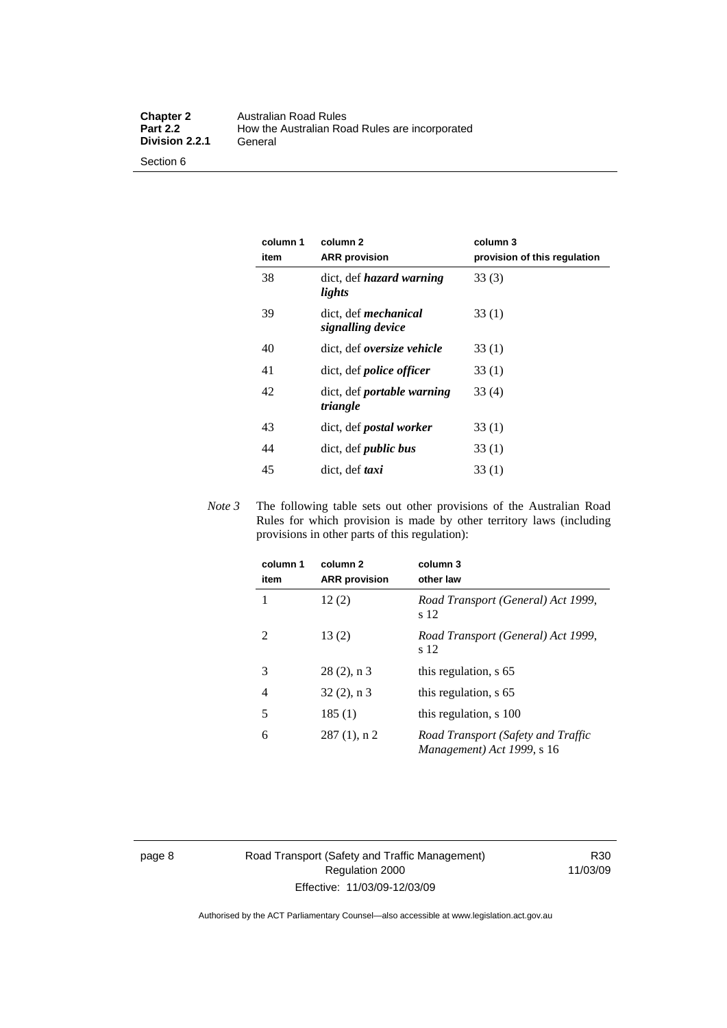| column 1 item | column 2 ARR provision | column 3 provision of this regulation |
|---|---|---|
| 38 | dict, def ***hazard warning lights*** | 33 (3) |
| 39 | dict, def ***mechanical signalling device*** | 33 (1) |
| 40 | dict, def ***oversize vehicle*** | 33 (1) |
| 41 | dict, def ***police officer*** | 33 (1) |
| 42 | dict, def ***portable warning triangle*** | 33 (4) |
| 43 | dict, def ***postal worker*** | 33 (1) |
| 44 | dict, def ***public bus*** | 33 (1) |
| 45 | dict, def ***taxi*** | 33 (1) |

*Note 3* The following table sets out other provisions of the Australian Road Rules for which provision is made by other territory laws (including provisions in other parts of this regulation):

| column 1 item | column 2 ARR provision | column 3 other law |
|---|---|---|
| 1 | 12 (2) | *Road Transport (General) Act 1999*, s 12 |
| 2 | 13 (2) | *Road Transport (General) Act 1999*, s 12 |
| 3 | 28 (2), n 3 | this regulation, s 65 |
| 4 | 32 (2), n 3 | this regulation, s 65 |
| 5 | 185 (1) | this regulation, s 100 |
| 6 | 287 (1), n 2 | *Road Transport (Safety and Traffic Management) Act 1999*, s 16 |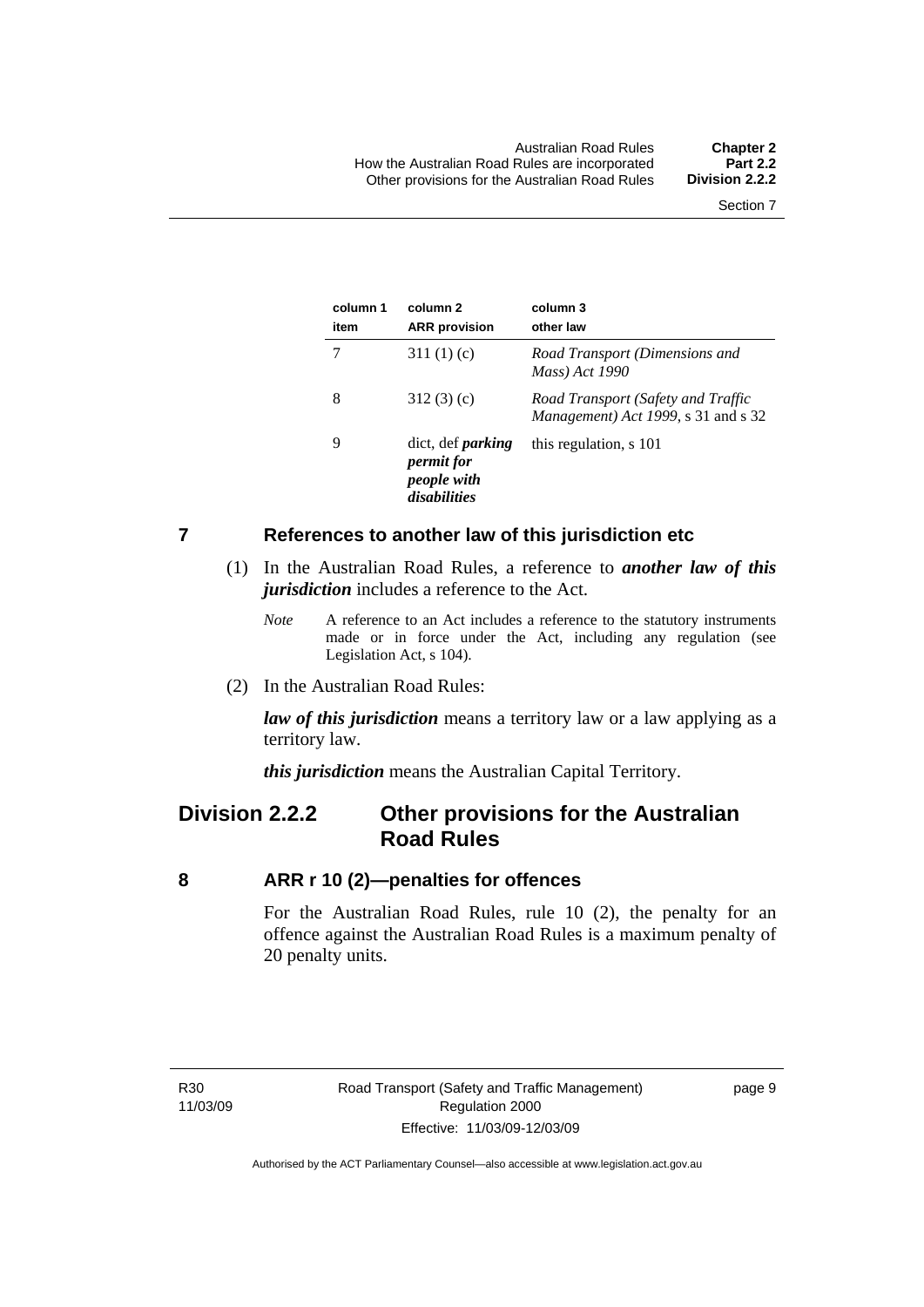| column 1 item | column 2 ARR provision | column 3 other law |
|---|---|---|
| 7 | 311 (1) (c) | *Road Transport (Dimensions and Mass) Act 1990* |
| 8 | 312 (3) (c) | *Road Transport (Safety and Traffic Management) Act 1999*, s 31 and s 32 |
| 9 | dict, def ***parking permit for people with disabilities*** | this regulation, s 101 |

## 7 References to another law of this jurisdiction etc

(1) In the Australian Road Rules, a reference to ***another law of this jurisdiction*** includes a reference to the Act.

*Note* A reference to an Act includes a reference to the statutory instruments made or in force under the Act, including any regulation (see Legislation Act, s 104).

(2) In the Australian Road Rules:

***law of this jurisdiction*** means a territory law or a law applying as a territory law.

***this jurisdiction*** means the Australian Capital Territory.

# Division 2.2.2 Other provisions for the Australian Road Rules

## 8 ARR r 10 (2)—penalties for offences

For the Australian Road Rules, rule 10 (2), the penalty for an offence against the Australian Road Rules is a maximum penalty of 20 penalty units.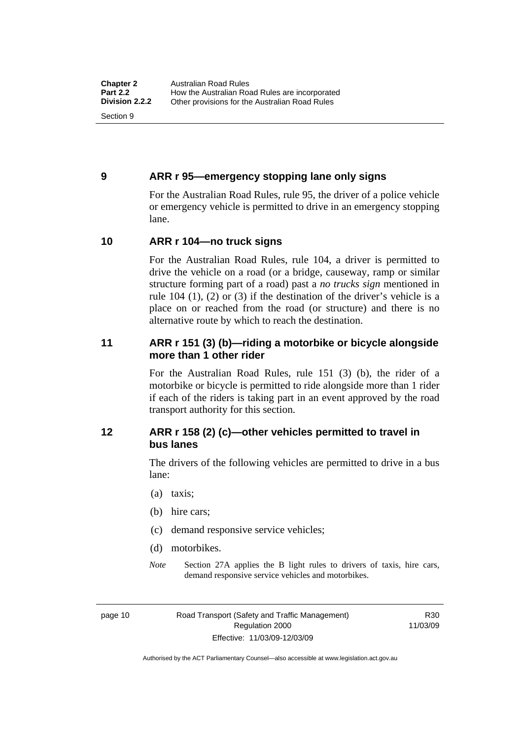## 9 ARR r 95—emergency stopping lane only signs

For the Australian Road Rules, rule 95, the driver of a police vehicle or emergency vehicle is permitted to drive in an emergency stopping lane.

## 10 ARR r 104—no truck signs

For the Australian Road Rules, rule 104, a driver is permitted to drive the vehicle on a road (or a bridge, causeway, ramp or similar structure forming part of a road) past a *no trucks sign* mentioned in rule 104 (1), (2) or (3) if the destination of the driver's vehicle is a place on or reached from the road (or structure) and there is no alternative route by which to reach the destination.

## 11 ARR r 151 (3) (b)—riding a motorbike or bicycle alongside more than 1 other rider

For the Australian Road Rules, rule 151 (3) (b), the rider of a motorbike or bicycle is permitted to ride alongside more than 1 rider if each of the riders is taking part in an event approved by the road transport authority for this section.

## 12 ARR r 158 (2) (c)—other vehicles permitted to travel in bus lanes

The drivers of the following vehicles are permitted to drive in a bus lane:

(a) taxis;

(b) hire cars;

(c) demand responsive service vehicles;

(d) motorbikes.

*Note* Section 27A applies the B light rules to drivers of taxis, hire cars, demand responsive service vehicles and motorbikes.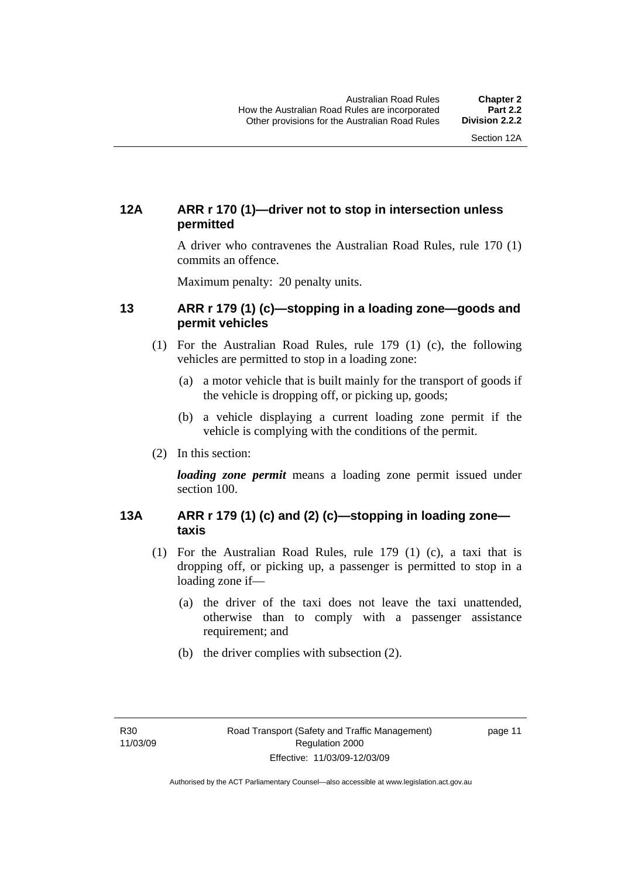### 12A ARR r 170 (1)—driver not to stop in intersection unless permitted

A driver who contravenes the Australian Road Rules, rule 170 (1) commits an offence.

Maximum penalty: 20 penalty units.

### 13 ARR r 179 (1) (c)—stopping in a loading zone—goods and permit vehicles

(1) For the Australian Road Rules, rule 179 (1) (c), the following vehicles are permitted to stop in a loading zone:

(a) a motor vehicle that is built mainly for the transport of goods if the vehicle is dropping off, or picking up, goods;

(b) a vehicle displaying a current loading zone permit if the vehicle is complying with the conditions of the permit.

(2) In this section:

***loading zone permit*** means a loading zone permit issued under section 100.

### 13A ARR r 179 (1) (c) and (2) (c)—stopping in loading zone—taxis

(1) For the Australian Road Rules, rule 179 (1) (c), a taxi that is dropping off, or picking up, a passenger is permitted to stop in a loading zone if—

(a) the driver of the taxi does not leave the taxi unattended, otherwise than to comply with a passenger assistance requirement; and

(b) the driver complies with subsection (2).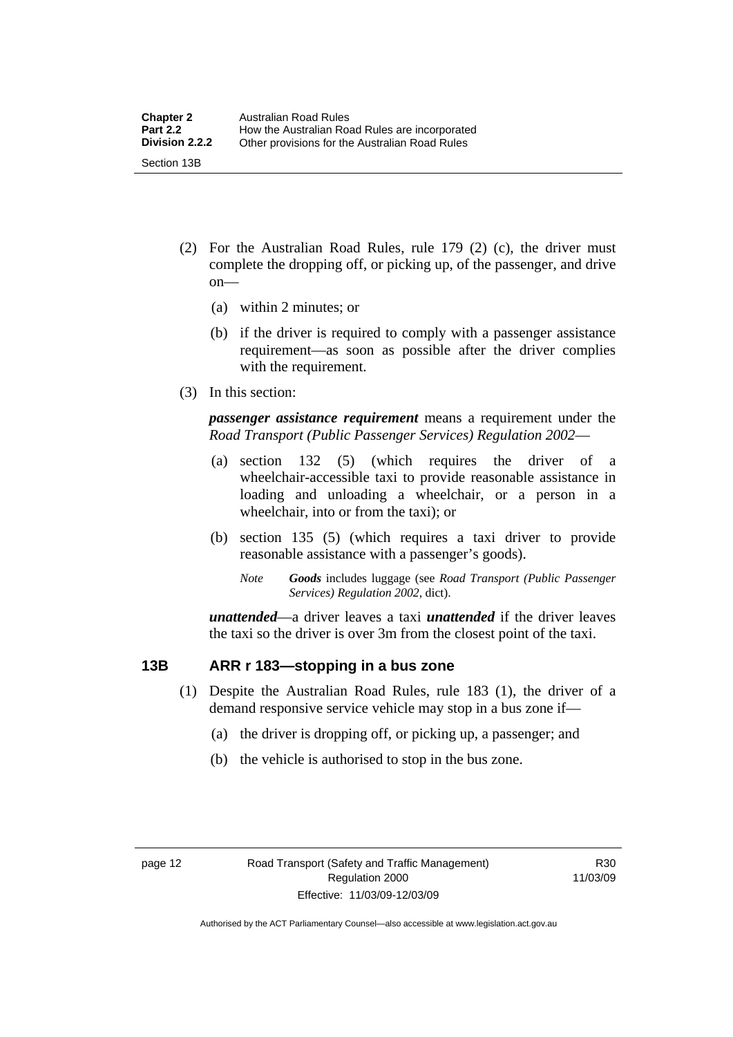(2) For the Australian Road Rules, rule 179 (2) (c), the driver must complete the dropping off, or picking up, of the passenger, and drive on—

(a) within 2 minutes; or

(b) if the driver is required to comply with a passenger assistance requirement—as soon as possible after the driver complies with the requirement.

(3) In this section:

***passenger assistance requirement*** means a requirement under the *Road Transport (Public Passenger Services) Regulation 2002*—

(a) section 132 (5) (which requires the driver of a wheelchair-accessible taxi to provide reasonable assistance in loading and unloading a wheelchair, or a person in a wheelchair, into or from the taxi); or

(b) section 135 (5) (which requires a taxi driver to provide reasonable assistance with a passenger's goods).

*Note* ***Goods*** includes luggage (see *Road Transport (Public Passenger Services) Regulation 2002*, dict).

***unattended***—a driver leaves a taxi ***unattended*** if the driver leaves the taxi so the driver is over 3m from the closest point of the taxi.

### 13B ARR r 183—stopping in a bus zone

(1) Despite the Australian Road Rules, rule 183 (1), the driver of a demand responsive service vehicle may stop in a bus zone if—

(a) the driver is dropping off, or picking up, a passenger; and

(b) the vehicle is authorised to stop in the bus zone.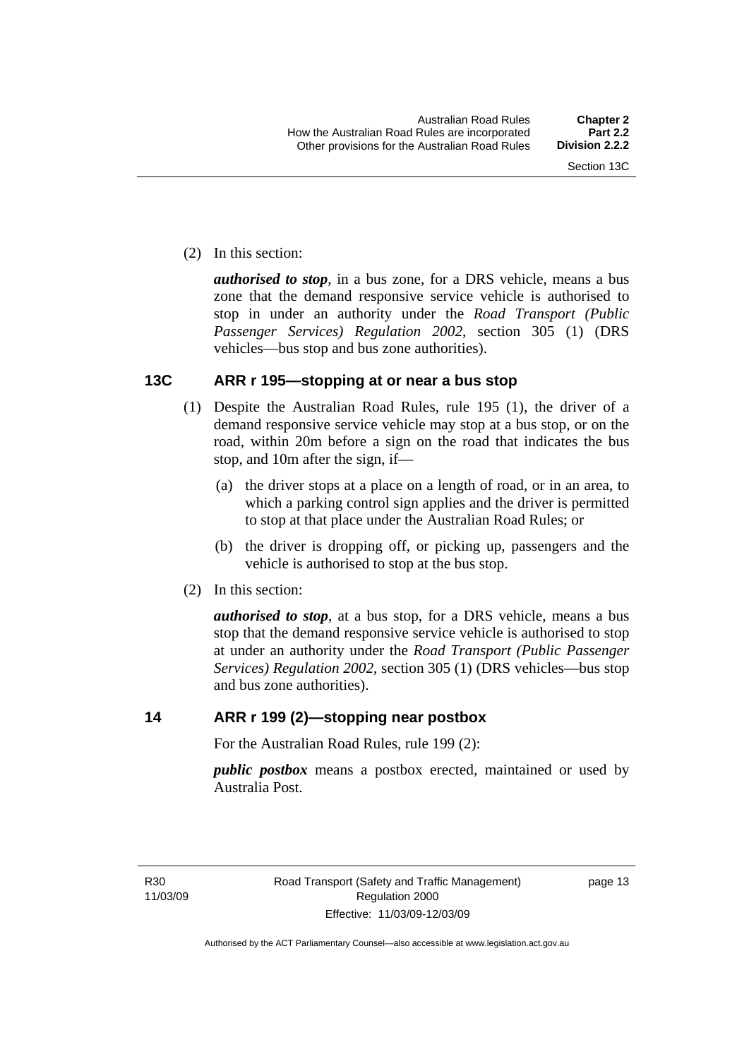(2) In this section:

***authorised to stop***, in a bus zone, for a DRS vehicle, means a bus zone that the demand responsive service vehicle is authorised to stop in under an authority under the *Road Transport (Public Passenger Services) Regulation 2002*, section 305 (1) (DRS vehicles—bus stop and bus zone authorities).

## 13C ARR r 195—stopping at or near a bus stop

(1) Despite the Australian Road Rules, rule 195 (1), the driver of a demand responsive service vehicle may stop at a bus stop, or on the road, within 20m before a sign on the road that indicates the bus stop, and 10m after the sign, if—

(a) the driver stops at a place on a length of road, or in an area, to which a parking control sign applies and the driver is permitted to stop at that place under the Australian Road Rules; or

(b) the driver is dropping off, or picking up, passengers and the vehicle is authorised to stop at the bus stop.

(2) In this section:

***authorised to stop***, at a bus stop, for a DRS vehicle, means a bus stop that the demand responsive service vehicle is authorised to stop at under an authority under the *Road Transport (Public Passenger Services) Regulation 2002*, section 305 (1) (DRS vehicles—bus stop and bus zone authorities).

## 14 ARR r 199 (2)—stopping near postbox

For the Australian Road Rules, rule 199 (2):

***public postbox*** means a postbox erected, maintained or used by Australia Post.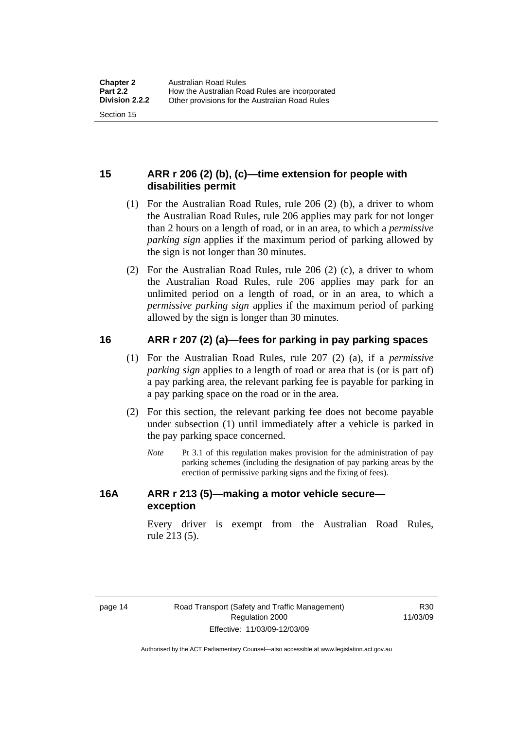## 15 ARR r 206 (2) (b), (c)—time extension for people with disabilities permit

(1) For the Australian Road Rules, rule 206 (2) (b), a driver to whom the Australian Road Rules, rule 206 applies may park for not longer than 2 hours on a length of road, or in an area, to which a *permissive parking sign* applies if the maximum period of parking allowed by the sign is not longer than 30 minutes.

(2) For the Australian Road Rules, rule 206 (2) (c), a driver to whom the Australian Road Rules, rule 206 applies may park for an unlimited period on a length of road, or in an area, to which a *permissive parking sign* applies if the maximum period of parking allowed by the sign is longer than 30 minutes.

## 16 ARR r 207 (2) (a)—fees for parking in pay parking spaces

(1) For the Australian Road Rules, rule 207 (2) (a), if a *permissive parking sign* applies to a length of road or area that is (or is part of) a pay parking area, the relevant parking fee is payable for parking in a pay parking space on the road or in the area.

(2) For this section, the relevant parking fee does not become payable under subsection (1) until immediately after a vehicle is parked in the pay parking space concerned.

*Note* Pt 3.1 of this regulation makes provision for the administration of pay parking schemes (including the designation of pay parking areas by the erection of permissive parking signs and the fixing of fees).

## 16A ARR r 213 (5)—making a motor vehicle secure—exception

Every driver is exempt from the Australian Road Rules, rule 213 (5).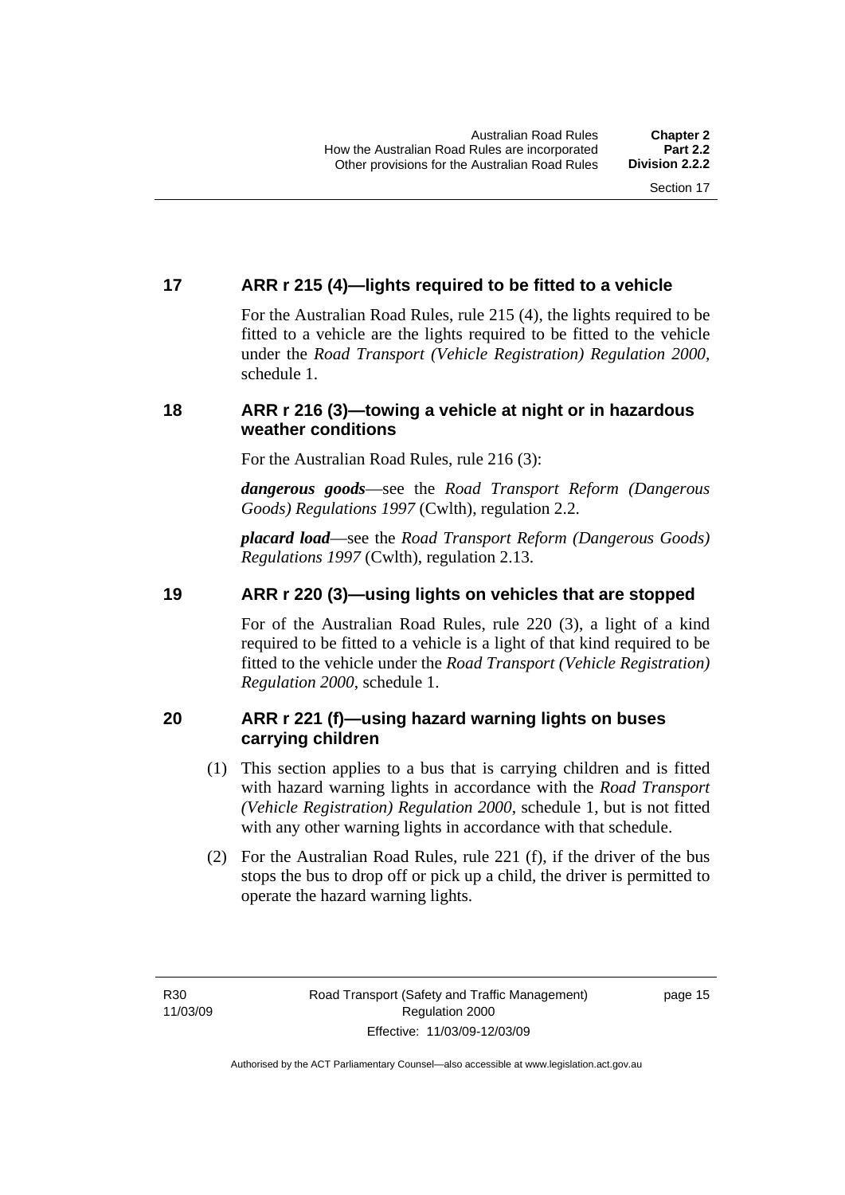## 17 ARR r 215 (4)—lights required to be fitted to a vehicle

For the Australian Road Rules, rule 215 (4), the lights required to be fitted to a vehicle are the lights required to be fitted to the vehicle under the *Road Transport (Vehicle Registration) Regulation 2000*, schedule 1.

## 18 ARR r 216 (3)—towing a vehicle at night or in hazardous weather conditions

For the Australian Road Rules, rule 216 (3):

***dangerous goods***—see the *Road Transport Reform (Dangerous Goods) Regulations 1997* (Cwlth), regulation 2.2.

***placard load***—see the *Road Transport Reform (Dangerous Goods) Regulations 1997* (Cwlth), regulation 2.13.

## 19 ARR r 220 (3)—using lights on vehicles that are stopped

For of the Australian Road Rules, rule 220 (3), a light of a kind required to be fitted to a vehicle is a light of that kind required to be fitted to the vehicle under the *Road Transport (Vehicle Registration) Regulation 2000*, schedule 1.

## 20 ARR r 221 (f)—using hazard warning lights on buses carrying children

(1) This section applies to a bus that is carrying children and is fitted with hazard warning lights in accordance with the *Road Transport (Vehicle Registration) Regulation 2000*, schedule 1, but is not fitted with any other warning lights in accordance with that schedule.

(2) For the Australian Road Rules, rule 221 (f), if the driver of the bus stops the bus to drop off or pick up a child, the driver is permitted to operate the hazard warning lights.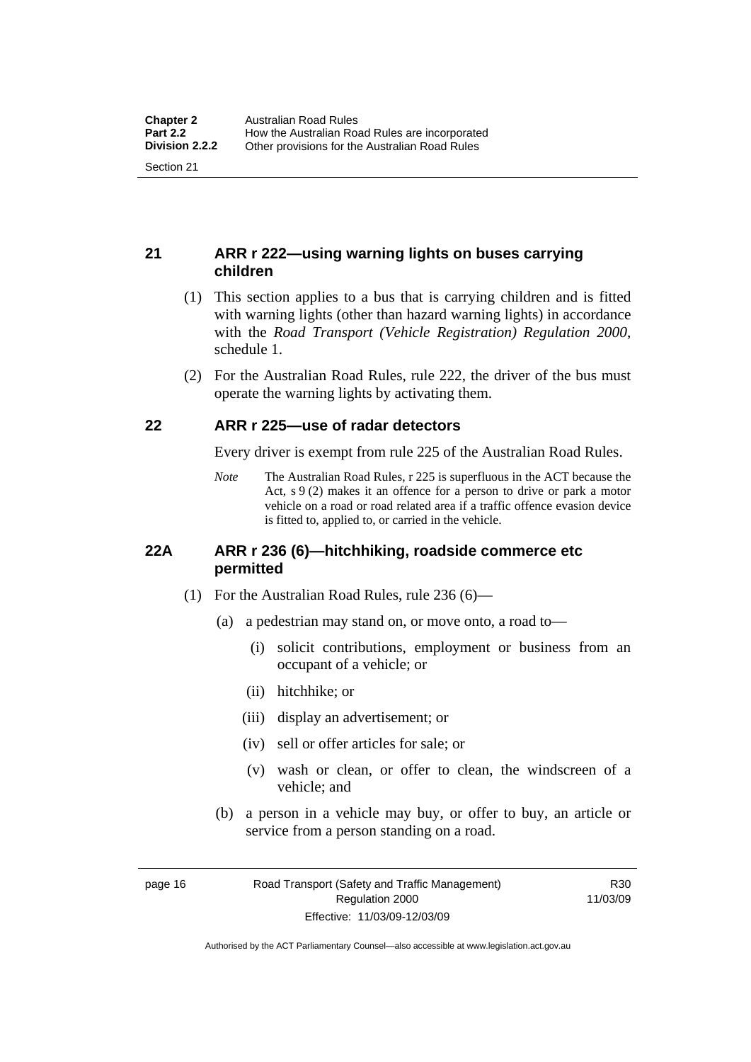## 21 ARR r 222—using warning lights on buses carrying children

(1) This section applies to a bus that is carrying children and is fitted with warning lights (other than hazard warning lights) in accordance with the *Road Transport (Vehicle Registration) Regulation 2000*, schedule 1.

(2) For the Australian Road Rules, rule 222, the driver of the bus must operate the warning lights by activating them.

## 22 ARR r 225—use of radar detectors

Every driver is exempt from rule 225 of the Australian Road Rules.

*Note* The Australian Road Rules, r 225 is superfluous in the ACT because the Act, s 9 (2) makes it an offence for a person to drive or park a motor vehicle on a road or road related area if a traffic offence evasion device is fitted to, applied to, or carried in the vehicle.

## 22A ARR r 236 (6)—hitchhiking, roadside commerce etc permitted

(1) For the Australian Road Rules, rule 236 (6)—

(a) a pedestrian may stand on, or move onto, a road to—

(i) solicit contributions, employment or business from an occupant of a vehicle; or

(ii) hitchhike; or

(iii) display an advertisement; or

(iv) sell or offer articles for sale; or

(v) wash or clean, or offer to clean, the windscreen of a vehicle; and

(b) a person in a vehicle may buy, or offer to buy, an article or service from a person standing on a road.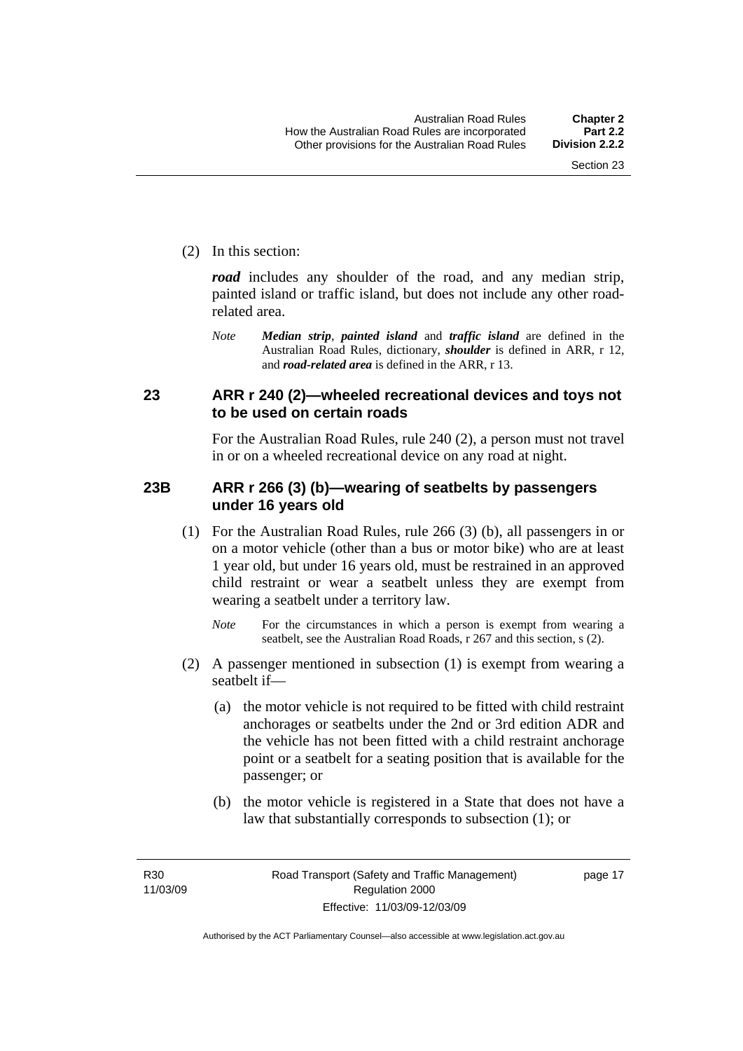(2) In this section:

***road*** includes any shoulder of the road, and any median strip, painted island or traffic island, but does not include any other road-related area.

*Note* ***Median strip***, ***painted island*** and ***traffic island*** are defined in the Australian Road Rules, dictionary, ***shoulder*** is defined in ARR, r 12, and ***road-related area*** is defined in the ARR, r 13.

## 23 ARR r 240 (2)—wheeled recreational devices and toys not to be used on certain roads

For the Australian Road Rules, rule 240 (2), a person must not travel in or on a wheeled recreational device on any road at night.

## 23B ARR r 266 (3) (b)—wearing of seatbelts by passengers under 16 years old

(1) For the Australian Road Rules, rule 266 (3) (b), all passengers in or on a motor vehicle (other than a bus or motor bike) who are at least 1 year old, but under 16 years old, must be restrained in an approved child restraint or wear a seatbelt unless they are exempt from wearing a seatbelt under a territory law.

*Note* For the circumstances in which a person is exempt from wearing a seatbelt, see the Australian Road Roads, r 267 and this section, s (2).

(2) A passenger mentioned in subsection (1) is exempt from wearing a seatbelt if—

(a) the motor vehicle is not required to be fitted with child restraint anchorages or seatbelts under the 2nd or 3rd edition ADR and the vehicle has not been fitted with a child restraint anchorage point or a seatbelt for a seating position that is available for the passenger; or

(b) the motor vehicle is registered in a State that does not have a law that substantially corresponds to subsection (1); or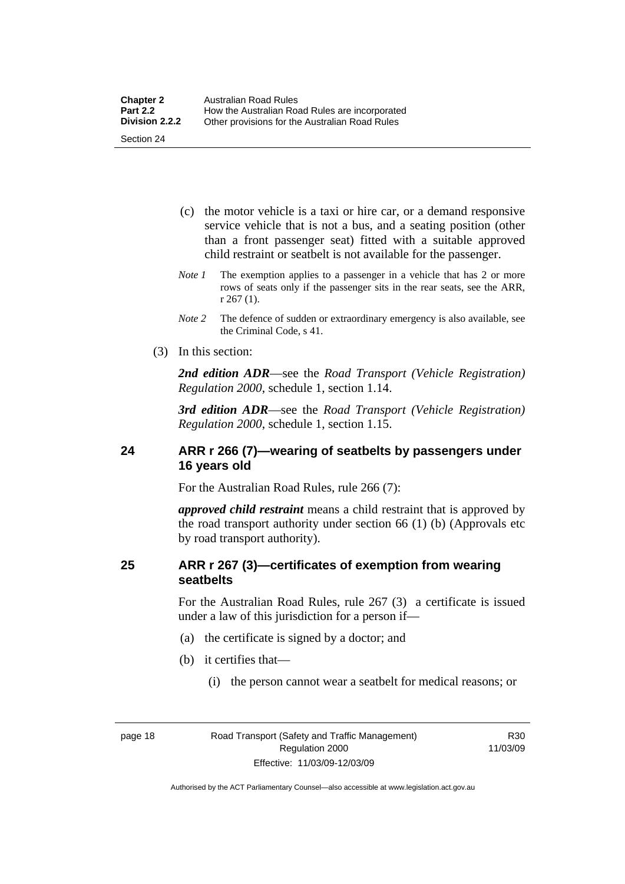(c) the motor vehicle is a taxi or hire car, or a demand responsive service vehicle that is not a bus, and a seating position (other than a front passenger seat) fitted with a suitable approved child restraint or seatbelt is not available for the passenger.

*Note 1* The exemption applies to a passenger in a vehicle that has 2 or more rows of seats only if the passenger sits in the rear seats, see the ARR, r 267 (1).

*Note 2* The defence of sudden or extraordinary emergency is also available, see the Criminal Code, s 41.

(3) In this section:

***2nd edition ADR***—see the *Road Transport (Vehicle Registration) Regulation 2000*, schedule 1, section 1.14.

***3rd edition ADR***—see the *Road Transport (Vehicle Registration) Regulation 2000*, schedule 1, section 1.15.

## 24 ARR r 266 (7)—wearing of seatbelts by passengers under 16 years old

For the Australian Road Rules, rule 266 (7):

***approved child restraint*** means a child restraint that is approved by the road transport authority under section 66 (1) (b) (Approvals etc by road transport authority).

## 25 ARR r 267 (3)—certificates of exemption from wearing seatbelts

For the Australian Road Rules, rule 267 (3) a certificate is issued under a law of this jurisdiction for a person if—

(a) the certificate is signed by a doctor; and

(b) it certifies that—

(i) the person cannot wear a seatbelt for medical reasons; or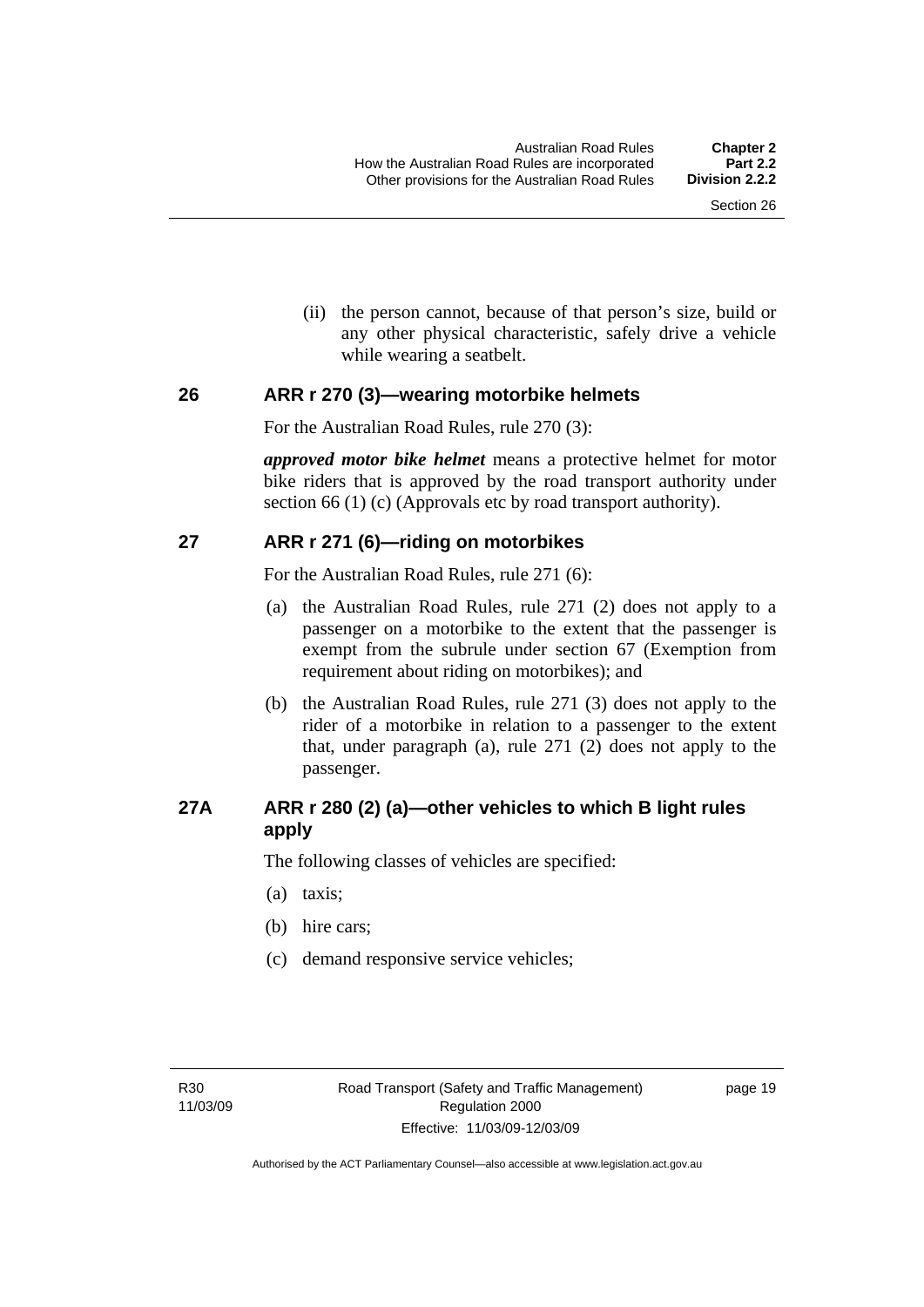(ii) the person cannot, because of that person's size, build or any other physical characteristic, safely drive a vehicle while wearing a seatbelt.

## 26 ARR r 270 (3)—wearing motorbike helmets

For the Australian Road Rules, rule 270 (3):

***approved motor bike helmet*** means a protective helmet for motor bike riders that is approved by the road transport authority under section 66 (1) (c) (Approvals etc by road transport authority).

## 27 ARR r 271 (6)—riding on motorbikes

For the Australian Road Rules, rule 271 (6):

(a) the Australian Road Rules, rule 271 (2) does not apply to a passenger on a motorbike to the extent that the passenger is exempt from the subrule under section 67 (Exemption from requirement about riding on motorbikes); and

(b) the Australian Road Rules, rule 271 (3) does not apply to the rider of a motorbike in relation to a passenger to the extent that, under paragraph (a), rule 271 (2) does not apply to the passenger.

## 27A ARR r 280 (2) (a)—other vehicles to which B light rules apply

The following classes of vehicles are specified:

(a) taxis;

(b) hire cars;

(c) demand responsive service vehicles;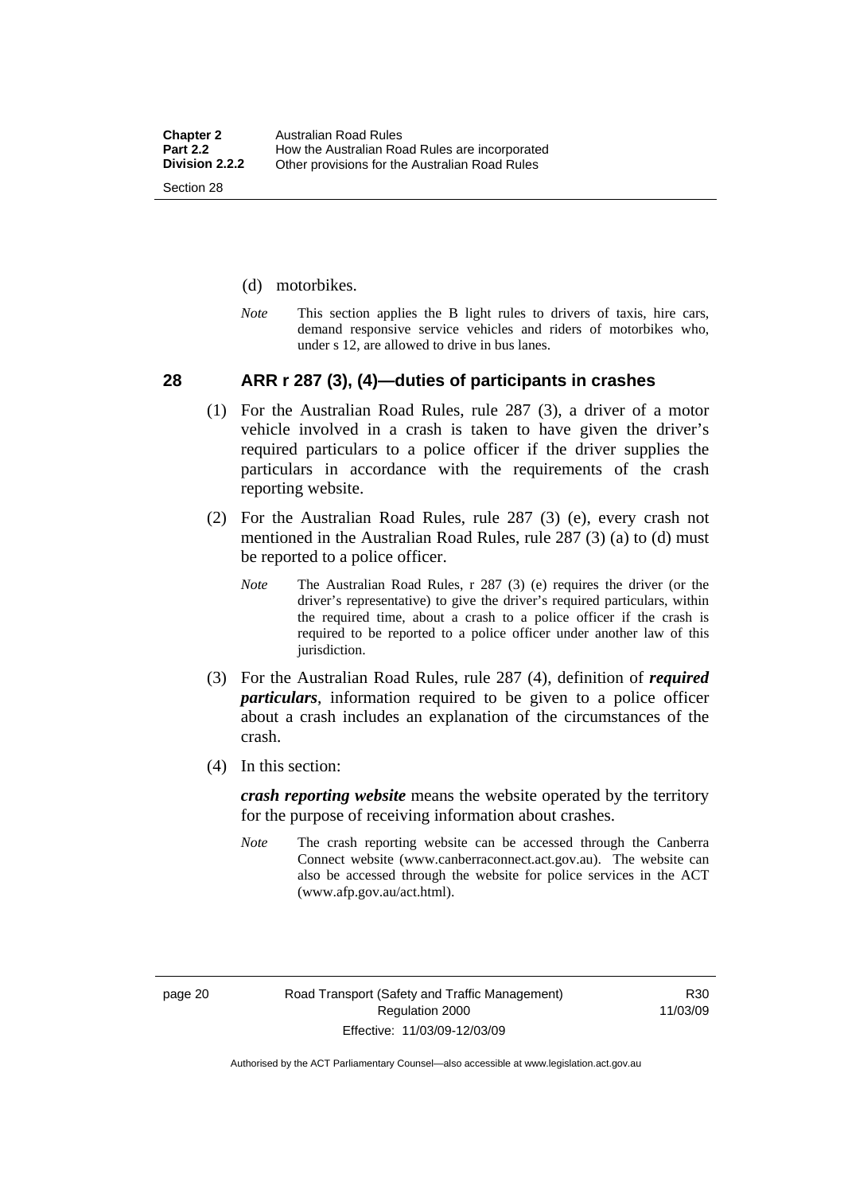(d) motorbikes.

*Note* This section applies the B light rules to drivers of taxis, hire cars, demand responsive service vehicles and riders of motorbikes who, under s 12, are allowed to drive in bus lanes.

## 28 ARR r 287 (3), (4)—duties of participants in crashes

(1) For the Australian Road Rules, rule 287 (3), a driver of a motor vehicle involved in a crash is taken to have given the driver's required particulars to a police officer if the driver supplies the particulars in accordance with the requirements of the crash reporting website.

(2) For the Australian Road Rules, rule 287 (3) (e), every crash not mentioned in the Australian Road Rules, rule 287 (3) (a) to (d) must be reported to a police officer.

*Note* The Australian Road Rules, r 287 (3) (e) requires the driver (or the driver's representative) to give the driver's required particulars, within the required time, about a crash to a police officer if the crash is required to be reported to a police officer under another law of this jurisdiction.

(3) For the Australian Road Rules, rule 287 (4), definition of ***required particulars***, information required to be given to a police officer about a crash includes an explanation of the circumstances of the crash.

(4) In this section:

***crash reporting website*** means the website operated by the territory for the purpose of receiving information about crashes.

*Note* The crash reporting website can be accessed through the Canberra Connect website (www.canberraconnect.act.gov.au). The website can also be accessed through the website for police services in the ACT (www.afp.gov.au/act.html).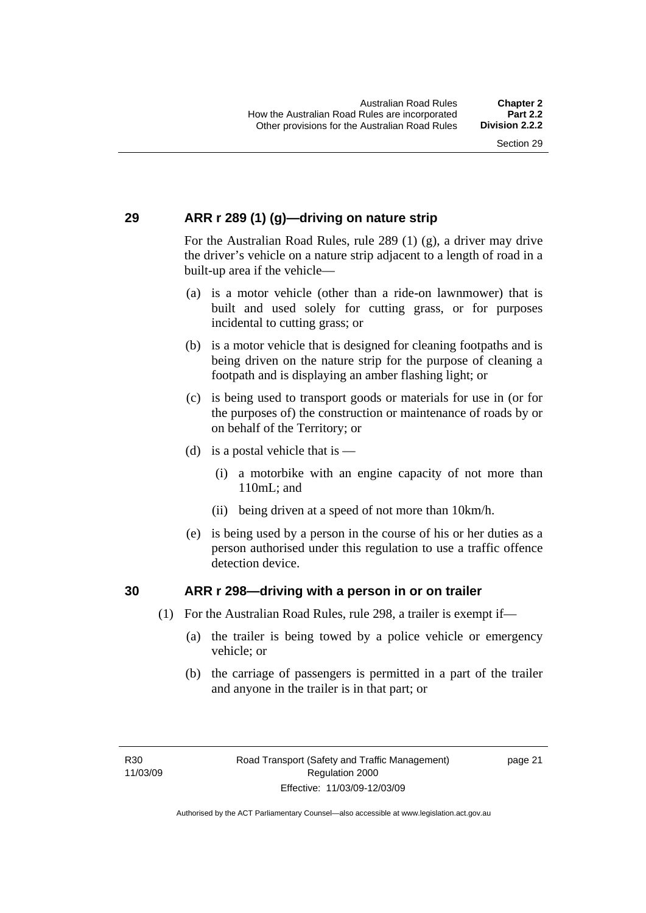## 29 ARR r 289 (1) (g)—driving on nature strip

For the Australian Road Rules, rule 289 (1) (g), a driver may drive the driver's vehicle on a nature strip adjacent to a length of road in a built-up area if the vehicle—

(a) is a motor vehicle (other than a ride-on lawnmower) that is built and used solely for cutting grass, or for purposes incidental to cutting grass; or

(b) is a motor vehicle that is designed for cleaning footpaths and is being driven on the nature strip for the purpose of cleaning a footpath and is displaying an amber flashing light; or

(c) is being used to transport goods or materials for use in (or for the purposes of) the construction or maintenance of roads by or on behalf of the Territory; or

(d) is a postal vehicle that is —

(i) a motorbike with an engine capacity of not more than 110mL; and

(ii) being driven at a speed of not more than 10km/h.

(e) is being used by a person in the course of his or her duties as a person authorised under this regulation to use a traffic offence detection device.

## 30 ARR r 298—driving with a person in or on trailer

(1) For the Australian Road Rules, rule 298, a trailer is exempt if—

(a) the trailer is being towed by a police vehicle or emergency vehicle; or

(b) the carriage of passengers is permitted in a part of the trailer and anyone in the trailer is in that part; or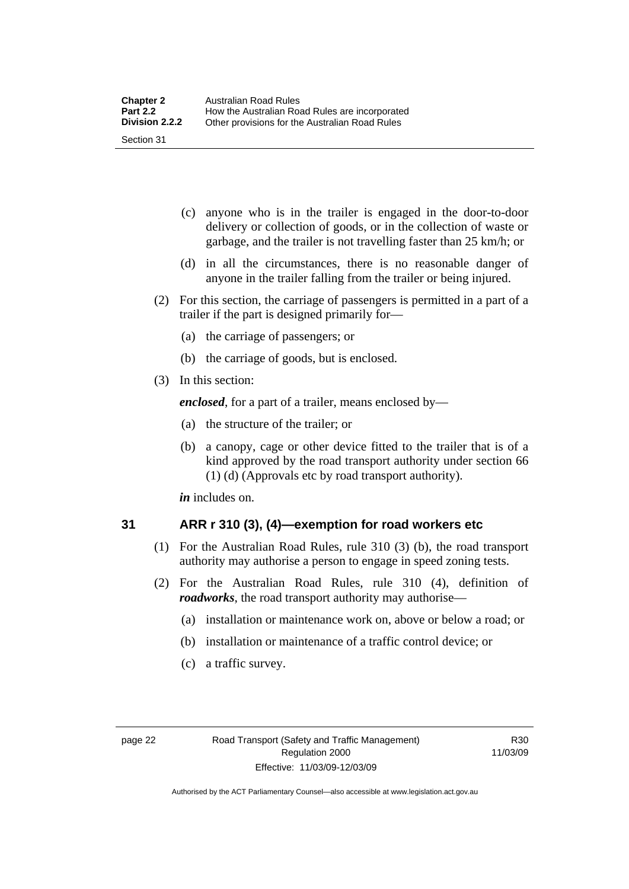(c) anyone who is in the trailer is engaged in the door-to-door delivery or collection of goods, or in the collection of waste or garbage, and the trailer is not travelling faster than 25 km/h; or

(d) in all the circumstances, there is no reasonable danger of anyone in the trailer falling from the trailer or being injured.

(2) For this section, the carriage of passengers is permitted in a part of a trailer if the part is designed primarily for—

(a) the carriage of passengers; or

(b) the carriage of goods, but is enclosed.

(3) In this section:

***enclosed***, for a part of a trailer, means enclosed by—

(a) the structure of the trailer; or

(b) a canopy, cage or other device fitted to the trailer that is of a kind approved by the road transport authority under section 66 (1) (d) (Approvals etc by road transport authority).

***in*** includes on.

## 31 ARR r 310 (3), (4)—exemption for road workers etc

(1) For the Australian Road Rules, rule 310 (3) (b), the road transport authority may authorise a person to engage in speed zoning tests.

(2) For the Australian Road Rules, rule 310 (4), definition of ***roadworks***, the road transport authority may authorise—

(a) installation or maintenance work on, above or below a road; or

(b) installation or maintenance of a traffic control device; or

(c) a traffic survey.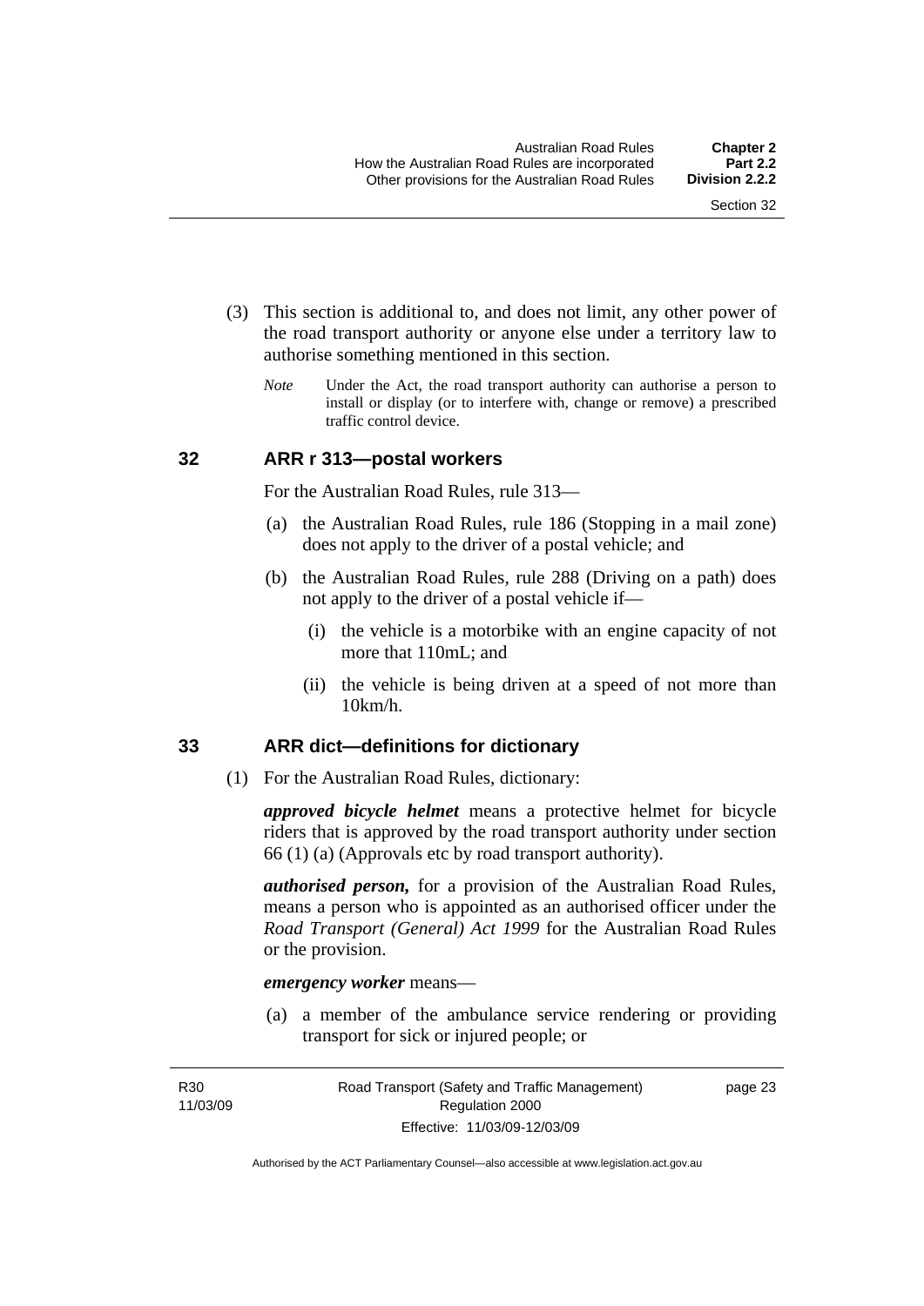(3) This section is additional to, and does not limit, any other power of the road transport authority or anyone else under a territory law to authorise something mentioned in this section.

*Note* Under the Act, the road transport authority can authorise a person to install or display (or to interfere with, change or remove) a prescribed traffic control device.

### 32 ARR r 313—postal workers

For the Australian Road Rules, rule 313—

(a) the Australian Road Rules, rule 186 (Stopping in a mail zone) does not apply to the driver of a postal vehicle; and

(b) the Australian Road Rules, rule 288 (Driving on a path) does not apply to the driver of a postal vehicle if—

 (i) the vehicle is a motorbike with an engine capacity of not more that 110mL; and

 (ii) the vehicle is being driven at a speed of not more than 10km/h.

### 33 ARR dict—definitions for dictionary

(1) For the Australian Road Rules, dictionary:

***approved bicycle helmet*** means a protective helmet for bicycle riders that is approved by the road transport authority under section 66 (1) (a) (Approvals etc by road transport authority).

***authorised person,*** for a provision of the Australian Road Rules, means a person who is appointed as an authorised officer under the *Road Transport (General) Act 1999* for the Australian Road Rules or the provision.

***emergency worker*** means—

(a) a member of the ambulance service rendering or providing transport for sick or injured people; or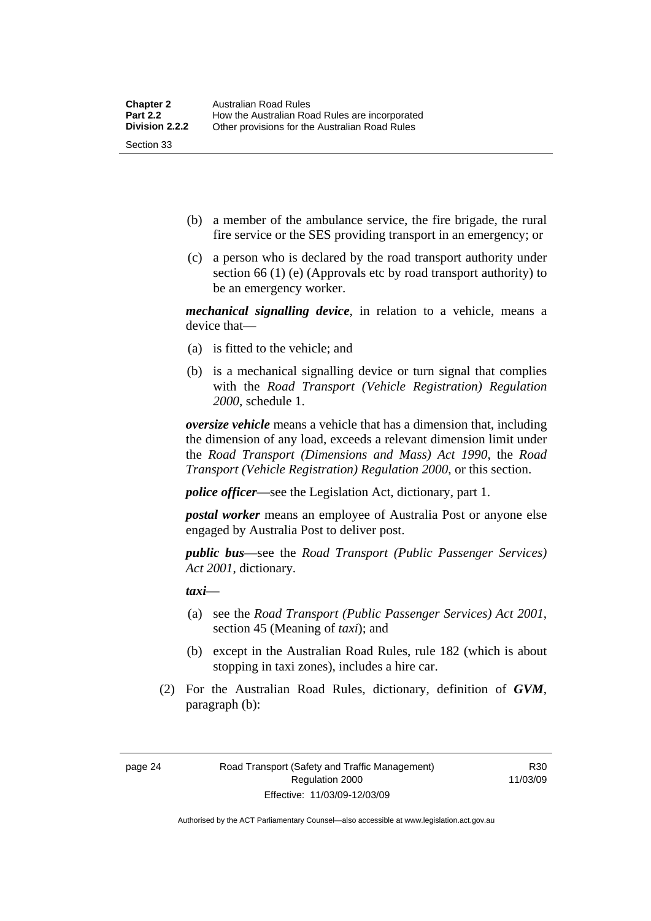(b) a member of the ambulance service, the fire brigade, the rural fire service or the SES providing transport in an emergency; or

(c) a person who is declared by the road transport authority under section 66 (1) (e) (Approvals etc by road transport authority) to be an emergency worker.

***mechanical signalling device***, in relation to a vehicle, means a device that—

(a) is fitted to the vehicle; and

(b) is a mechanical signalling device or turn signal that complies with the *Road Transport (Vehicle Registration) Regulation 2000*, schedule 1.

***oversize vehicle*** means a vehicle that has a dimension that, including the dimension of any load, exceeds a relevant dimension limit under the *Road Transport (Dimensions and Mass) Act 1990*, the *Road Transport (Vehicle Registration) Regulation 2000*, or this section.

***police officer***—see the Legislation Act, dictionary, part 1.

***postal worker*** means an employee of Australia Post or anyone else engaged by Australia Post to deliver post.

***public bus***—see the *Road Transport (Public Passenger Services) Act 2001*, dictionary.

***taxi***—

(a) see the *Road Transport (Public Passenger Services) Act 2001*, section 45 (Meaning of *taxi*); and

(b) except in the Australian Road Rules, rule 182 (which is about stopping in taxi zones), includes a hire car.

(2) For the Australian Road Rules, dictionary, definition of ***GVM***, paragraph (b):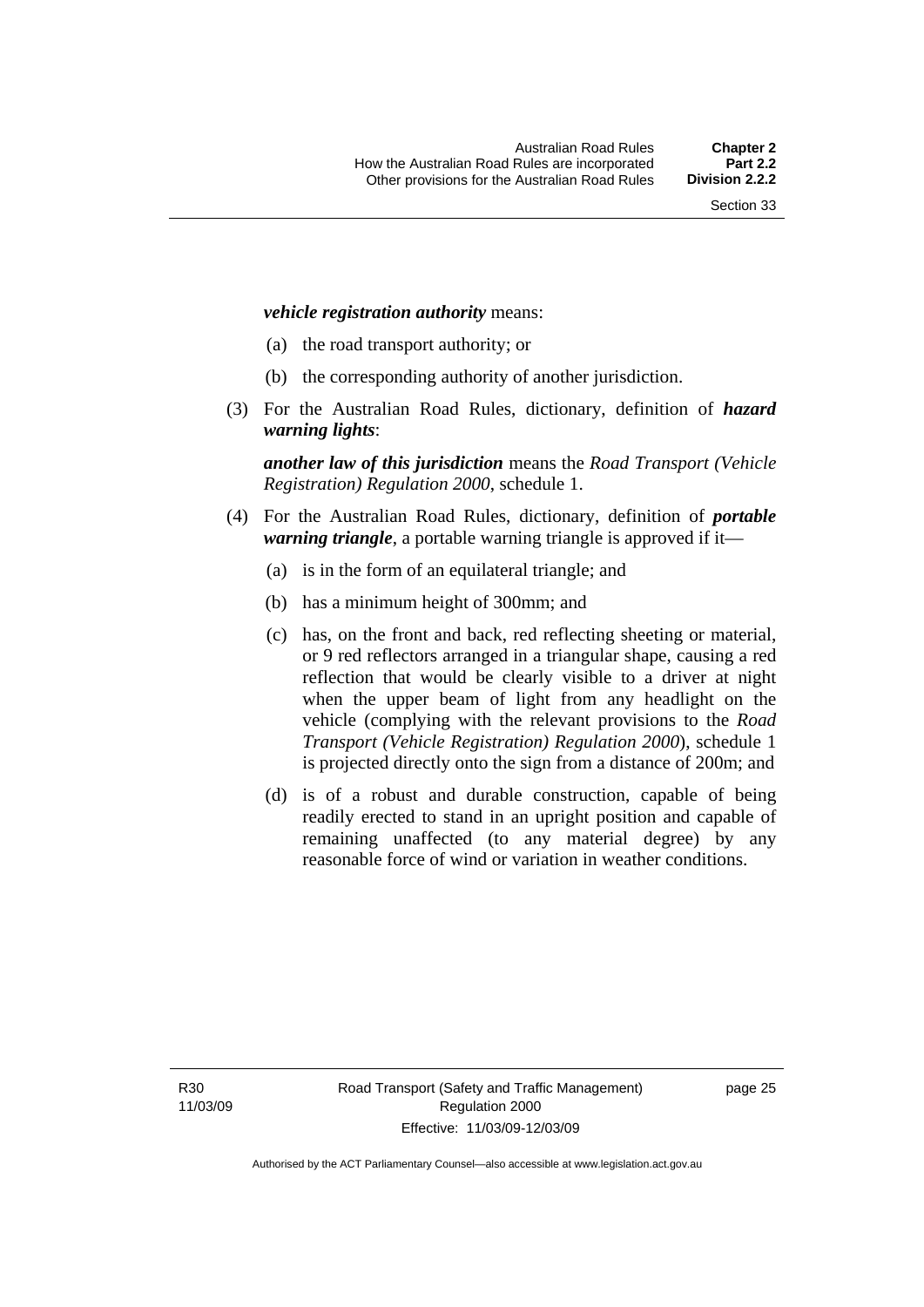***vehicle registration authority*** means:

(a) the road transport authority; or

(b) the corresponding authority of another jurisdiction.

(3) For the Australian Road Rules, dictionary, definition of ***hazard warning lights***:

***another law of this jurisdiction*** means the *Road Transport (Vehicle Registration) Regulation 2000*, schedule 1.

(4) For the Australian Road Rules, dictionary, definition of ***portable warning triangle***, a portable warning triangle is approved if it—

(a) is in the form of an equilateral triangle; and

(b) has a minimum height of 300mm; and

(c) has, on the front and back, red reflecting sheeting or material, or 9 red reflectors arranged in a triangular shape, causing a red reflection that would be clearly visible to a driver at night when the upper beam of light from any headlight on the vehicle (complying with the relevant provisions to the *Road Transport (Vehicle Registration) Regulation 2000*), schedule 1 is projected directly onto the sign from a distance of 200m; and

(d) is of a robust and durable construction, capable of being readily erected to stand in an upright position and capable of remaining unaffected (to any material degree) by any reasonable force of wind or variation in weather conditions.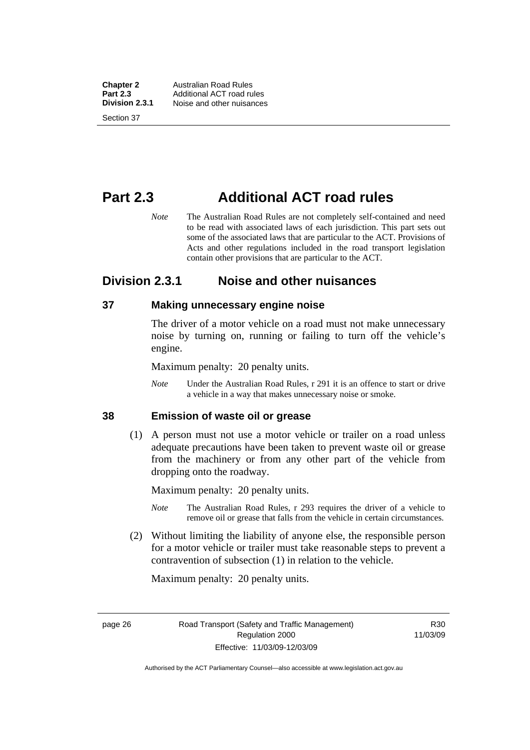# Part 2.3 Additional ACT road rules

*Note* The Australian Road Rules are not completely self-contained and need to be read with associated laws of each jurisdiction. This part sets out some of the associated laws that are particular to the ACT. Provisions of Acts and other regulations included in the road transport legislation contain other provisions that are particular to the ACT.

## Division 2.3.1 Noise and other nuisances

### 37 Making unnecessary engine noise

The driver of a motor vehicle on a road must not make unnecessary noise by turning on, running or failing to turn off the vehicle's engine.

Maximum penalty: 20 penalty units.

*Note* Under the Australian Road Rules, r 291 it is an offence to start or drive a vehicle in a way that makes unnecessary noise or smoke.

### 38 Emission of waste oil or grease

(1) A person must not use a motor vehicle or trailer on a road unless adequate precautions have been taken to prevent waste oil or grease from the machinery or from any other part of the vehicle from dropping onto the roadway.

Maximum penalty: 20 penalty units.

*Note* The Australian Road Rules, r 293 requires the driver of a vehicle to remove oil or grease that falls from the vehicle in certain circumstances.

(2) Without limiting the liability of anyone else, the responsible person for a motor vehicle or trailer must take reasonable steps to prevent a contravention of subsection (1) in relation to the vehicle.

Maximum penalty: 20 penalty units.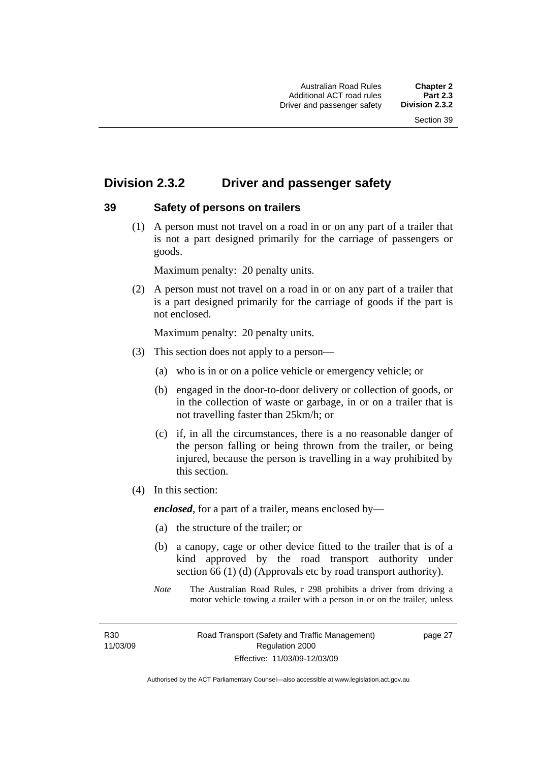## Division 2.3.2 Driver and passenger safety

### 39 Safety of persons on trailers

(1) A person must not travel on a road in or on any part of a trailer that is not a part designed primarily for the carriage of passengers or goods.

Maximum penalty: 20 penalty units.

(2) A person must not travel on a road in or on any part of a trailer that is a part designed primarily for the carriage of goods if the part is not enclosed.

Maximum penalty: 20 penalty units.

(3) This section does not apply to a person—

(a) who is in or on a police vehicle or emergency vehicle; or

(b) engaged in the door-to-door delivery or collection of goods, or in the collection of waste or garbage, in or on a trailer that is not travelling faster than 25km/h; or

(c) if, in all the circumstances, there is a no reasonable danger of the person falling or being thrown from the trailer, or being injured, because the person is travelling in a way prohibited by this section.

(4) In this section:

***enclosed***, for a part of a trailer, means enclosed by—

(a) the structure of the trailer; or

(b) a canopy, cage or other device fitted to the trailer that is of a kind approved by the road transport authority under section 66 (1) (d) (Approvals etc by road transport authority).

*Note* The Australian Road Rules, r 298 prohibits a driver from driving a motor vehicle towing a trailer with a person in or on the trailer, unless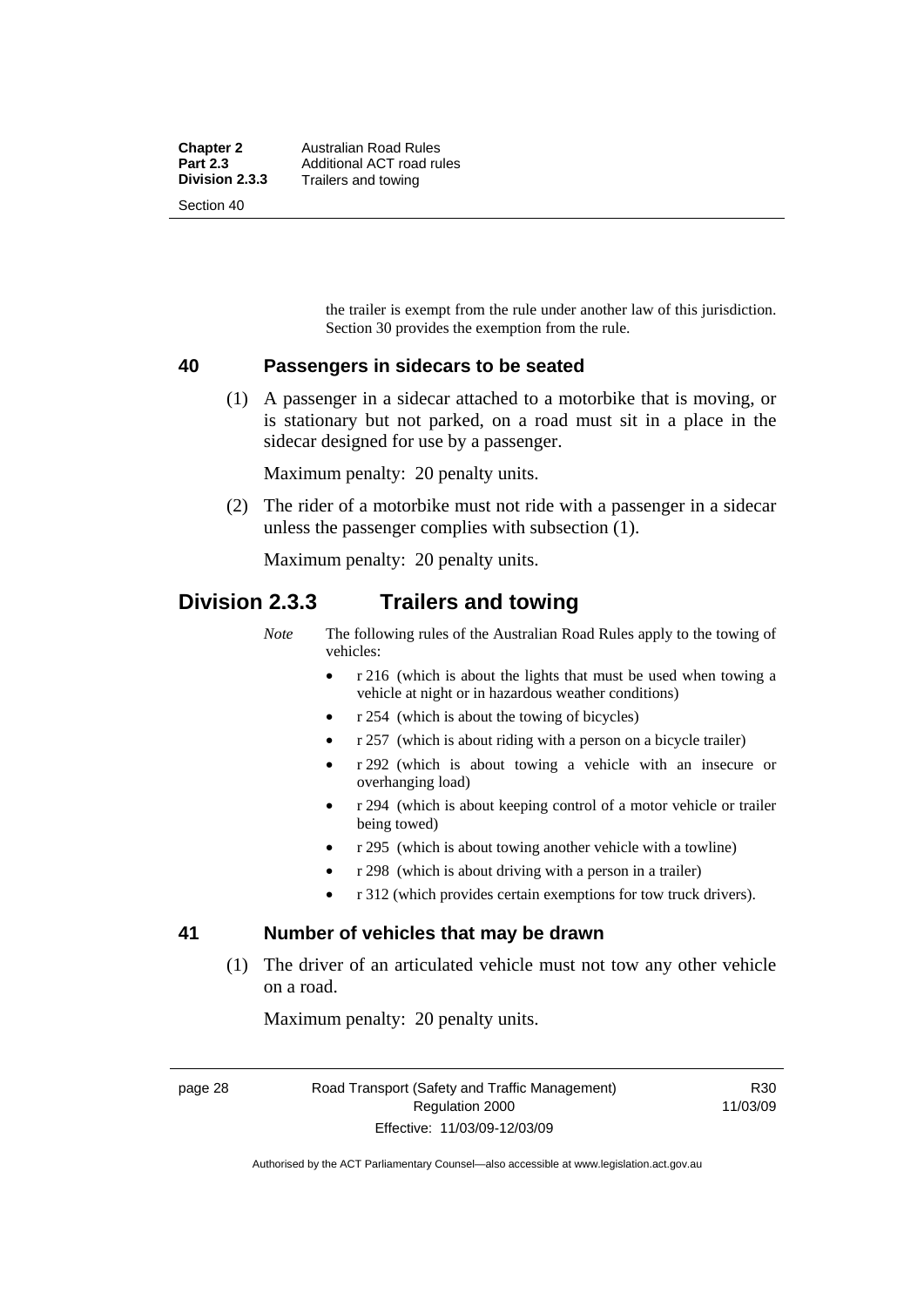the trailer is exempt from the rule under another law of this jurisdiction. Section 30 provides the exemption from the rule.

### 40 Passengers in sidecars to be seated

(1) A passenger in a sidecar attached to a motorbike that is moving, or is stationary but not parked, on a road must sit in a place in the sidecar designed for use by a passenger.

Maximum penalty: 20 penalty units.

(2) The rider of a motorbike must not ride with a passenger in a sidecar unless the passenger complies with subsection (1).

Maximum penalty: 20 penalty units.

## Division 2.3.3 Trailers and towing

*Note* The following rules of the Australian Road Rules apply to the towing of vehicles:

- r 216 (which is about the lights that must be used when towing a vehicle at night or in hazardous weather conditions)
- r 254 (which is about the towing of bicycles)
- r 257 (which is about riding with a person on a bicycle trailer)
- r 292 (which is about towing a vehicle with an insecure or overhanging load)
- r 294 (which is about keeping control of a motor vehicle or trailer being towed)
- r 295 (which is about towing another vehicle with a towline)
- r 298 (which is about driving with a person in a trailer)
- r 312 (which provides certain exemptions for tow truck drivers).

### 41 Number of vehicles that may be drawn

(1) The driver of an articulated vehicle must not tow any other vehicle on a road.

Maximum penalty: 20 penalty units.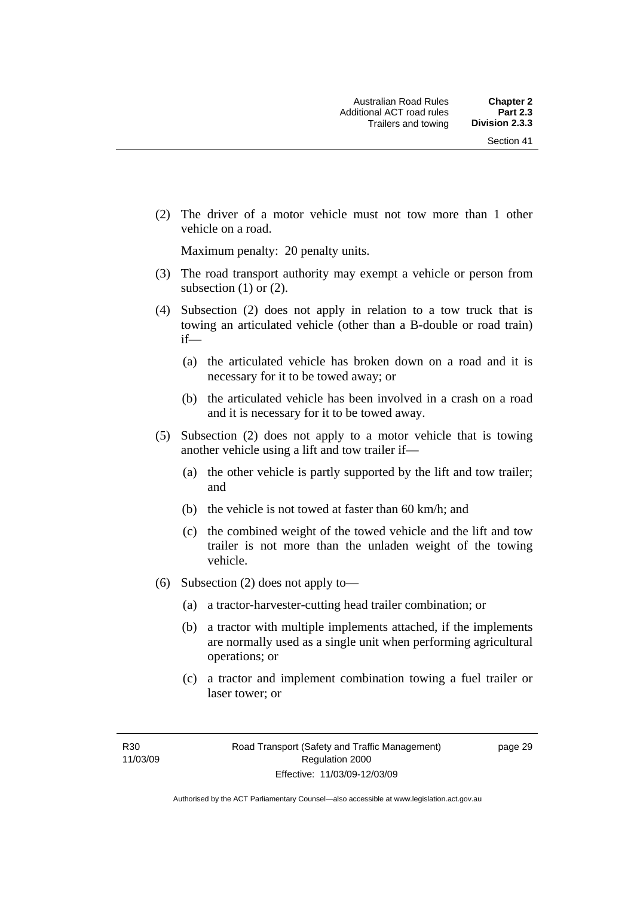(2) The driver of a motor vehicle must not tow more than 1 other vehicle on a road.

Maximum penalty: 20 penalty units.

(3) The road transport authority may exempt a vehicle or person from subsection (1) or (2).

(4) Subsection (2) does not apply in relation to a tow truck that is towing an articulated vehicle (other than a B-double or road train) if—

(a) the articulated vehicle has broken down on a road and it is necessary for it to be towed away; or

(b) the articulated vehicle has been involved in a crash on a road and it is necessary for it to be towed away.

(5) Subsection (2) does not apply to a motor vehicle that is towing another vehicle using a lift and tow trailer if—

(a) the other vehicle is partly supported by the lift and tow trailer; and

(b) the vehicle is not towed at faster than 60 km/h; and

(c) the combined weight of the towed vehicle and the lift and tow trailer is not more than the unladen weight of the towing vehicle.

(6) Subsection (2) does not apply to—

(a) a tractor-harvester-cutting head trailer combination; or

(b) a tractor with multiple implements attached, if the implements are normally used as a single unit when performing agricultural operations; or

(c) a tractor and implement combination towing a fuel trailer or laser tower; or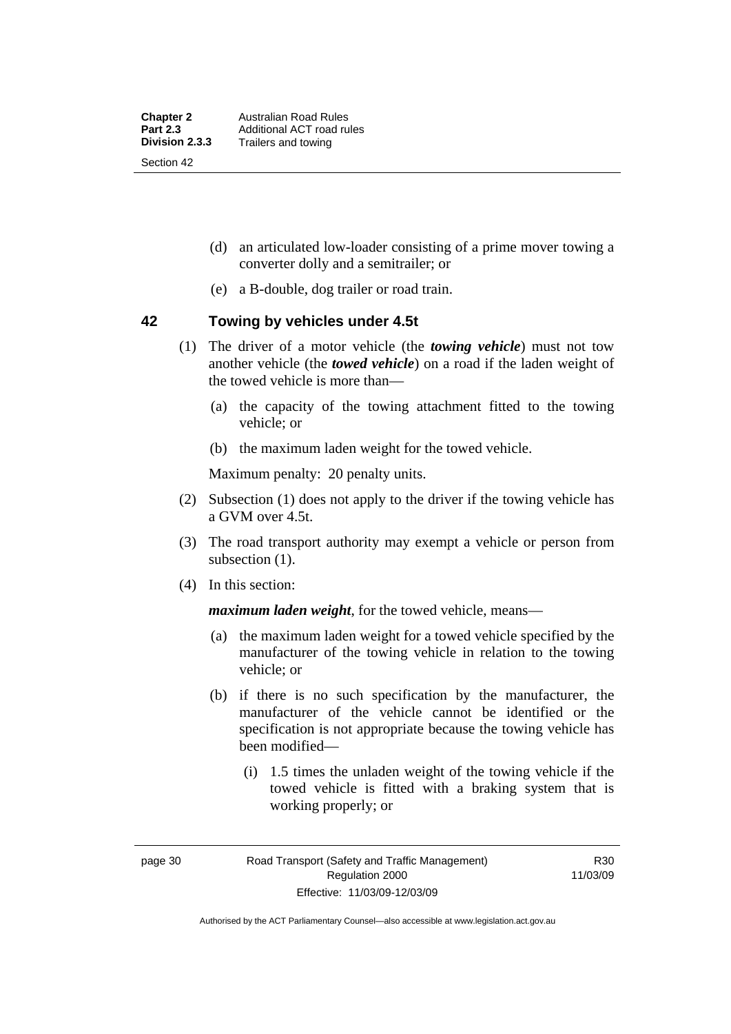(d) an articulated low-loader consisting of a prime mover towing a converter dolly and a semitrailer; or

(e) a B-double, dog trailer or road train.

## 42 Towing by vehicles under 4.5t

(1) The driver of a motor vehicle (the ***towing vehicle***) must not tow another vehicle (the ***towed vehicle***) on a road if the laden weight of the towed vehicle is more than—

(a) the capacity of the towing attachment fitted to the towing vehicle; or

(b) the maximum laden weight for the towed vehicle.

Maximum penalty: 20 penalty units.

(2) Subsection (1) does not apply to the driver if the towing vehicle has a GVM over 4.5t.

(3) The road transport authority may exempt a vehicle or person from subsection (1).

(4) In this section:

***maximum laden weight***, for the towed vehicle, means—

(a) the maximum laden weight for a towed vehicle specified by the manufacturer of the towing vehicle in relation to the towing vehicle; or

(b) if there is no such specification by the manufacturer, the manufacturer of the vehicle cannot be identified or the specification is not appropriate because the towing vehicle has been modified—

(i) 1.5 times the unladen weight of the towing vehicle if the towed vehicle is fitted with a braking system that is working properly; or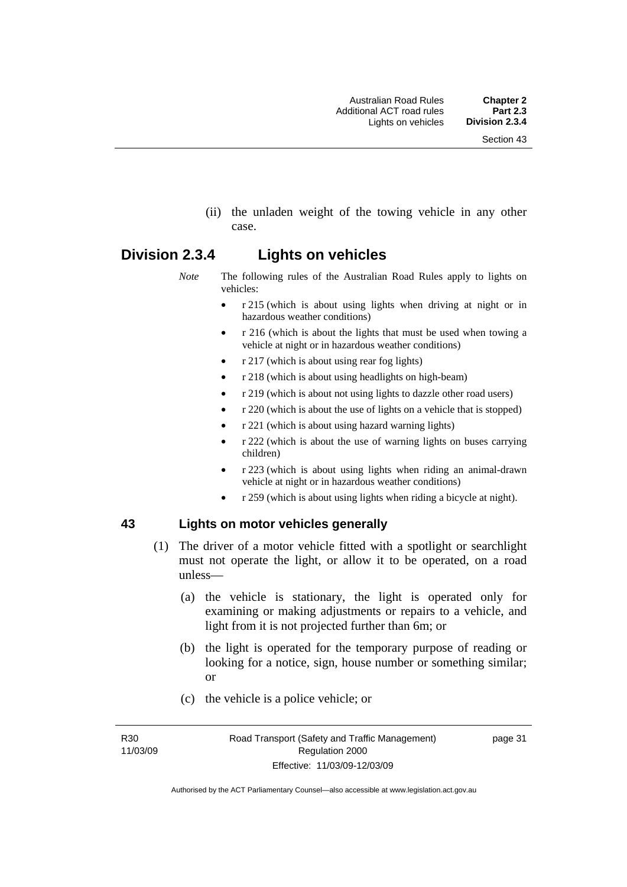(ii) the unladen weight of the towing vehicle in any other case.

## Division 2.3.4 Lights on vehicles

*Note* The following rules of the Australian Road Rules apply to lights on vehicles:

- r 215 (which is about using lights when driving at night or in hazardous weather conditions)
- r 216 (which is about the lights that must be used when towing a vehicle at night or in hazardous weather conditions)
- r 217 (which is about using rear fog lights)
- r 218 (which is about using headlights on high-beam)
- r 219 (which is about not using lights to dazzle other road users)
- r 220 (which is about the use of lights on a vehicle that is stopped)
- r 221 (which is about using hazard warning lights)
- r 222 (which is about the use of warning lights on buses carrying children)
- r 223 (which is about using lights when riding an animal-drawn vehicle at night or in hazardous weather conditions)
- r 259 (which is about using lights when riding a bicycle at night).

### 43 Lights on motor vehicles generally

(1) The driver of a motor vehicle fitted with a spotlight or searchlight must not operate the light, or allow it to be operated, on a road unless—

(a) the vehicle is stationary, the light is operated only for examining or making adjustments or repairs to a vehicle, and light from it is not projected further than 6m; or

(b) the light is operated for the temporary purpose of reading or looking for a notice, sign, house number or something similar; or

(c) the vehicle is a police vehicle; or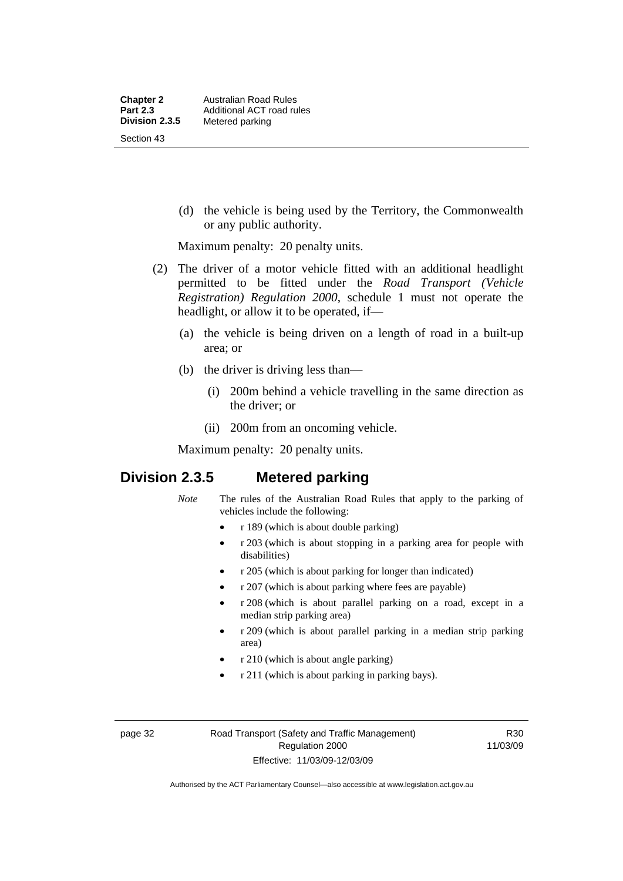(d) the vehicle is being used by the Territory, the Commonwealth or any public authority.

Maximum penalty: 20 penalty units.

(2) The driver of a motor vehicle fitted with an additional headlight permitted to be fitted under the *Road Transport (Vehicle Registration) Regulation 2000*, schedule 1 must not operate the headlight, or allow it to be operated, if—

(a) the vehicle is being driven on a length of road in a built-up area; or

(b) the driver is driving less than—

(i) 200m behind a vehicle travelling in the same direction as the driver; or

(ii) 200m from an oncoming vehicle.

Maximum penalty: 20 penalty units.

## Division 2.3.5 Metered parking

*Note* The rules of the Australian Road Rules that apply to the parking of vehicles include the following:

- r 189 (which is about double parking)
- r 203 (which is about stopping in a parking area for people with disabilities)
- r 205 (which is about parking for longer than indicated)
- r 207 (which is about parking where fees are payable)
- r 208 (which is about parallel parking on a road, except in a median strip parking area)
- r 209 (which is about parallel parking in a median strip parking area)
- r 210 (which is about angle parking)
- r 211 (which is about parking in parking bays).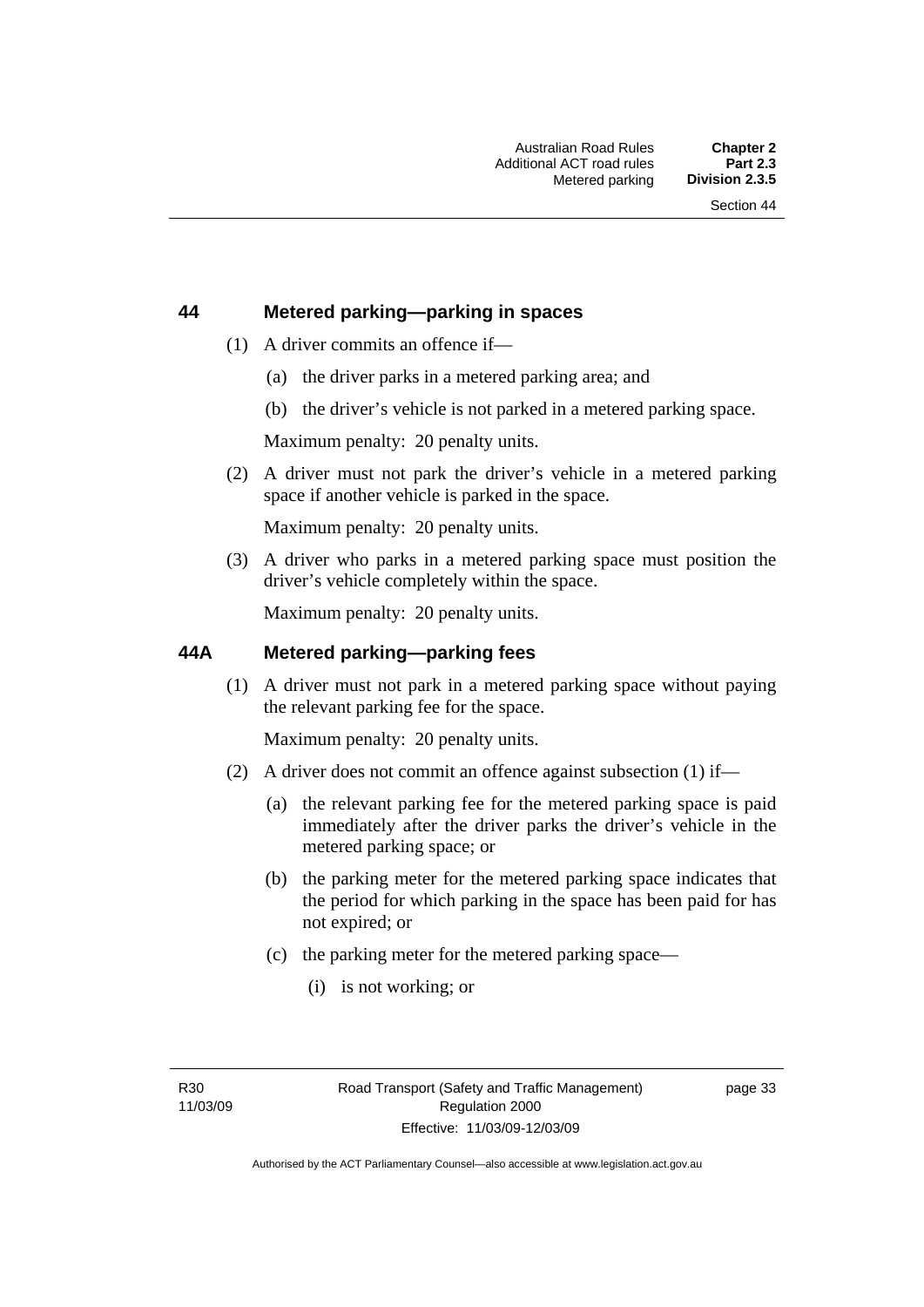## 44 Metered parking—parking in spaces

(1) A driver commits an offence if—

(a) the driver parks in a metered parking area; and

(b) the driver's vehicle is not parked in a metered parking space.

Maximum penalty: 20 penalty units.

(2) A driver must not park the driver's vehicle in a metered parking space if another vehicle is parked in the space.

Maximum penalty: 20 penalty units.

(3) A driver who parks in a metered parking space must position the driver's vehicle completely within the space.

Maximum penalty: 20 penalty units.

## 44A Metered parking—parking fees

(1) A driver must not park in a metered parking space without paying the relevant parking fee for the space.

Maximum penalty: 20 penalty units.

(2) A driver does not commit an offence against subsection (1) if—

(a) the relevant parking fee for the metered parking space is paid immediately after the driver parks the driver's vehicle in the metered parking space; or

(b) the parking meter for the metered parking space indicates that the period for which parking in the space has been paid for has not expired; or

(c) the parking meter for the metered parking space—

(i) is not working; or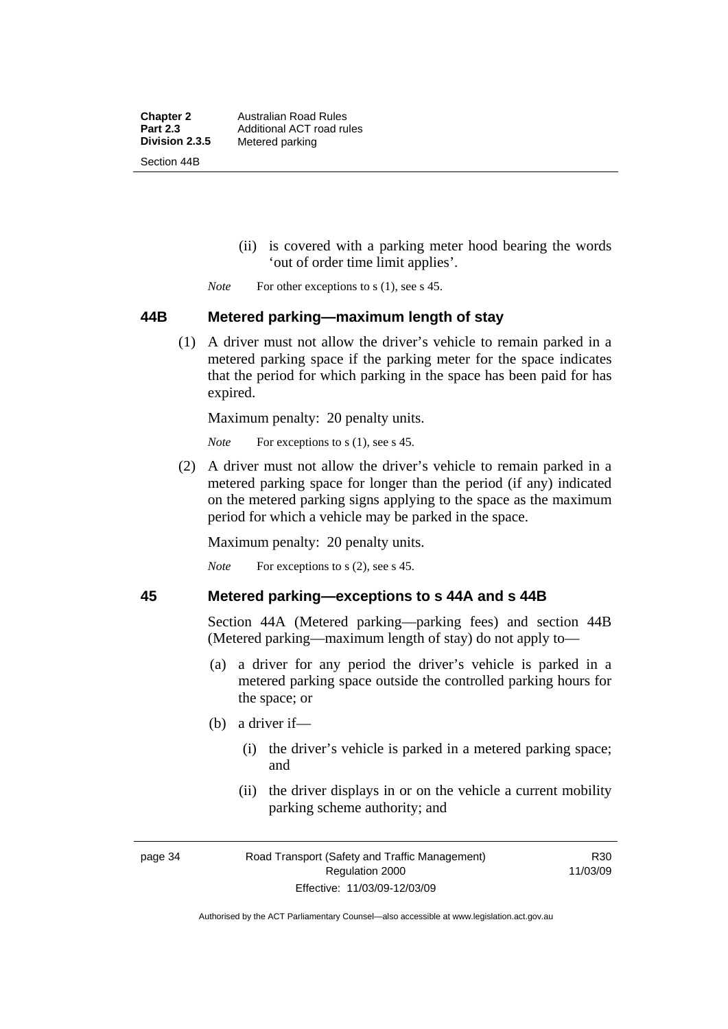(ii) is covered with a parking meter hood bearing the words 'out of order time limit applies'.

*Note* For other exceptions to s (1), see s 45.

## 44B Metered parking—maximum length of stay

(1) A driver must not allow the driver's vehicle to remain parked in a metered parking space if the parking meter for the space indicates that the period for which parking in the space has been paid for has expired.

Maximum penalty: 20 penalty units.

*Note* For exceptions to s (1), see s 45.

(2) A driver must not allow the driver's vehicle to remain parked in a metered parking space for longer than the period (if any) indicated on the metered parking signs applying to the space as the maximum period for which a vehicle may be parked in the space.

Maximum penalty: 20 penalty units.

*Note* For exceptions to s (2), see s 45.

## 45 Metered parking—exceptions to s 44A and s 44B

Section 44A (Metered parking—parking fees) and section 44B (Metered parking—maximum length of stay) do not apply to—

(a) a driver for any period the driver's vehicle is parked in a metered parking space outside the controlled parking hours for the space; or

(b) a driver if—

(i) the driver's vehicle is parked in a metered parking space; and

(ii) the driver displays in or on the vehicle a current mobility parking scheme authority; and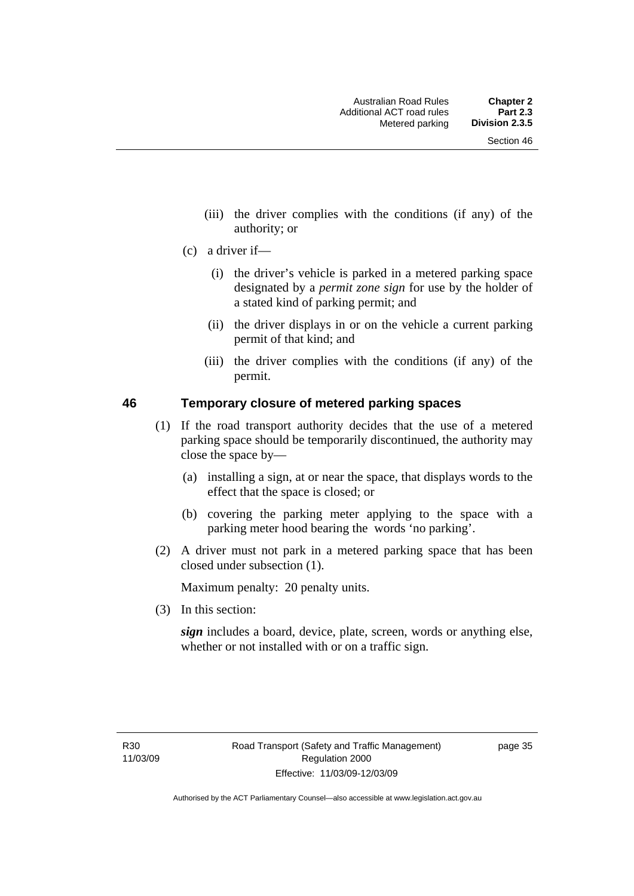(iii) the driver complies with the conditions (if any) of the authority; or

(c) a driver if—

(i) the driver's vehicle is parked in a metered parking space designated by a *permit zone sign* for use by the holder of a stated kind of parking permit; and

(ii) the driver displays in or on the vehicle a current parking permit of that kind; and

(iii) the driver complies with the conditions (if any) of the permit.

## 46 Temporary closure of metered parking spaces

(1) If the road transport authority decides that the use of a metered parking space should be temporarily discontinued, the authority may close the space by—

(a) installing a sign, at or near the space, that displays words to the effect that the space is closed; or

(b) covering the parking meter applying to the space with a parking meter hood bearing the words 'no parking'.

(2) A driver must not park in a metered parking space that has been closed under subsection (1).

Maximum penalty: 20 penalty units.

(3) In this section:

***sign*** includes a board, device, plate, screen, words or anything else, whether or not installed with or on a traffic sign.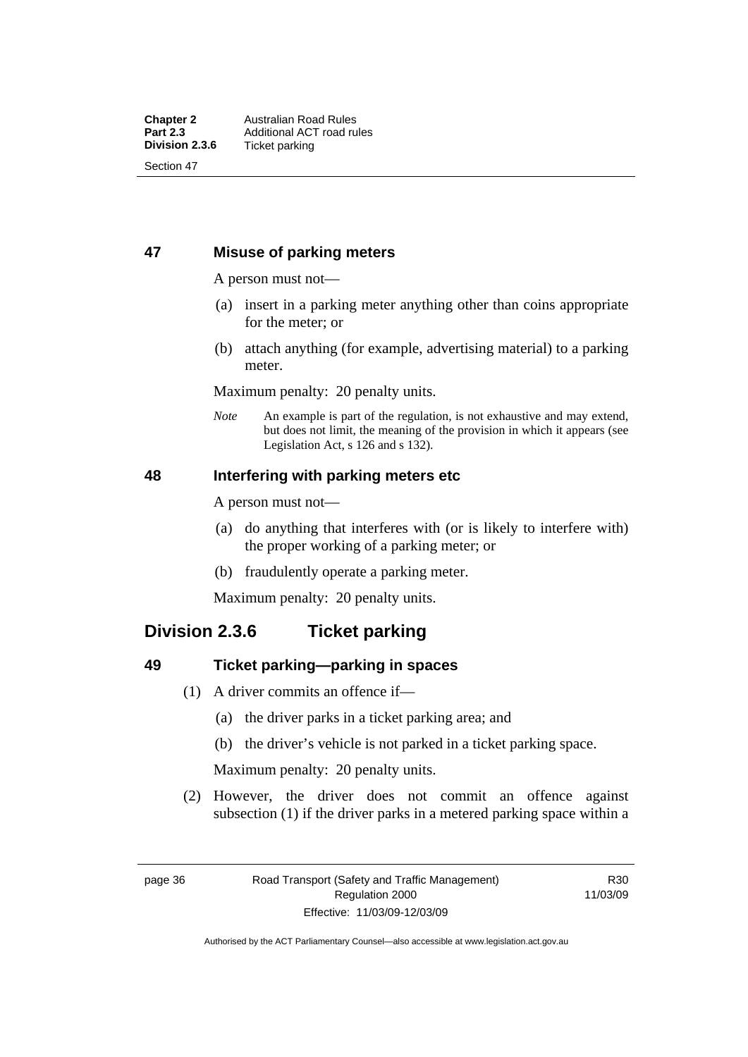## 47 Misuse of parking meters

A person must not—

(a) insert in a parking meter anything other than coins appropriate for the meter; or

(b) attach anything (for example, advertising material) to a parking meter.

Maximum penalty: 20 penalty units.

*Note* An example is part of the regulation, is not exhaustive and may extend, but does not limit, the meaning of the provision in which it appears (see Legislation Act, s 126 and s 132).

## 48 Interfering with parking meters etc

A person must not—

(a) do anything that interferes with (or is likely to interfere with) the proper working of a parking meter; or

(b) fraudulently operate a parking meter.

Maximum penalty: 20 penalty units.

# Division 2.3.6 Ticket parking

## 49 Ticket parking—parking in spaces

(1) A driver commits an offence if—

(a) the driver parks in a ticket parking area; and

(b) the driver's vehicle is not parked in a ticket parking space.

Maximum penalty: 20 penalty units.

(2) However, the driver does not commit an offence against subsection (1) if the driver parks in a metered parking space within a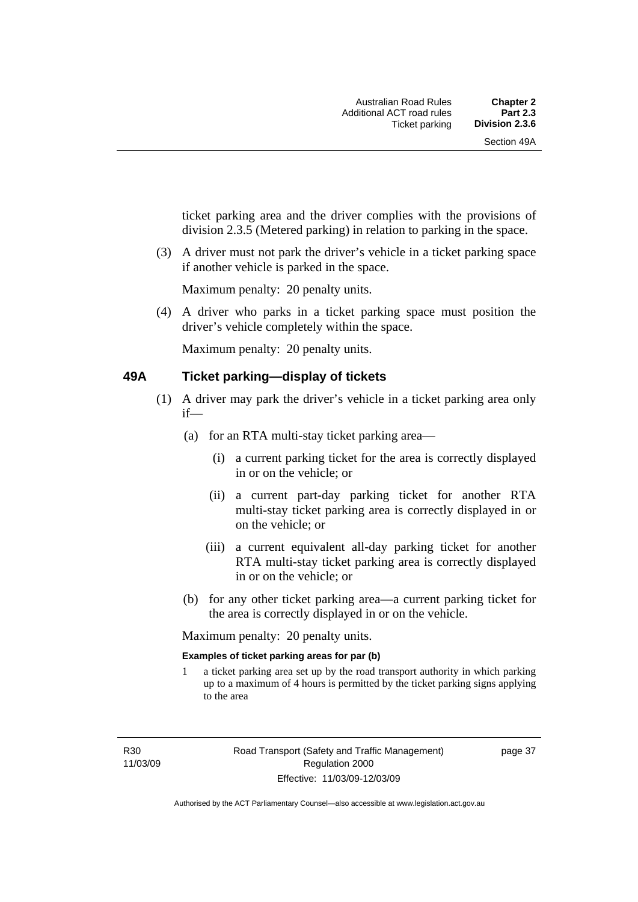ticket parking area and the driver complies with the provisions of division 2.3.5 (Metered parking) in relation to parking in the space.

(3) A driver must not park the driver's vehicle in a ticket parking space if another vehicle is parked in the space.

Maximum penalty: 20 penalty units.

(4) A driver who parks in a ticket parking space must position the driver's vehicle completely within the space.

Maximum penalty: 20 penalty units.

## 49A Ticket parking—display of tickets

(1) A driver may park the driver's vehicle in a ticket parking area only if—

(a) for an RTA multi-stay ticket parking area—

(i) a current parking ticket for the area is correctly displayed in or on the vehicle; or

(ii) a current part-day parking ticket for another RTA multi-stay ticket parking area is correctly displayed in or on the vehicle; or

(iii) a current equivalent all-day parking ticket for another RTA multi-stay ticket parking area is correctly displayed in or on the vehicle; or

(b) for any other ticket parking area—a current parking ticket for the area is correctly displayed in or on the vehicle.

Maximum penalty: 20 penalty units.

**Examples of ticket parking areas for par (b)**

1 a ticket parking area set up by the road transport authority in which parking up to a maximum of 4 hours is permitted by the ticket parking signs applying to the area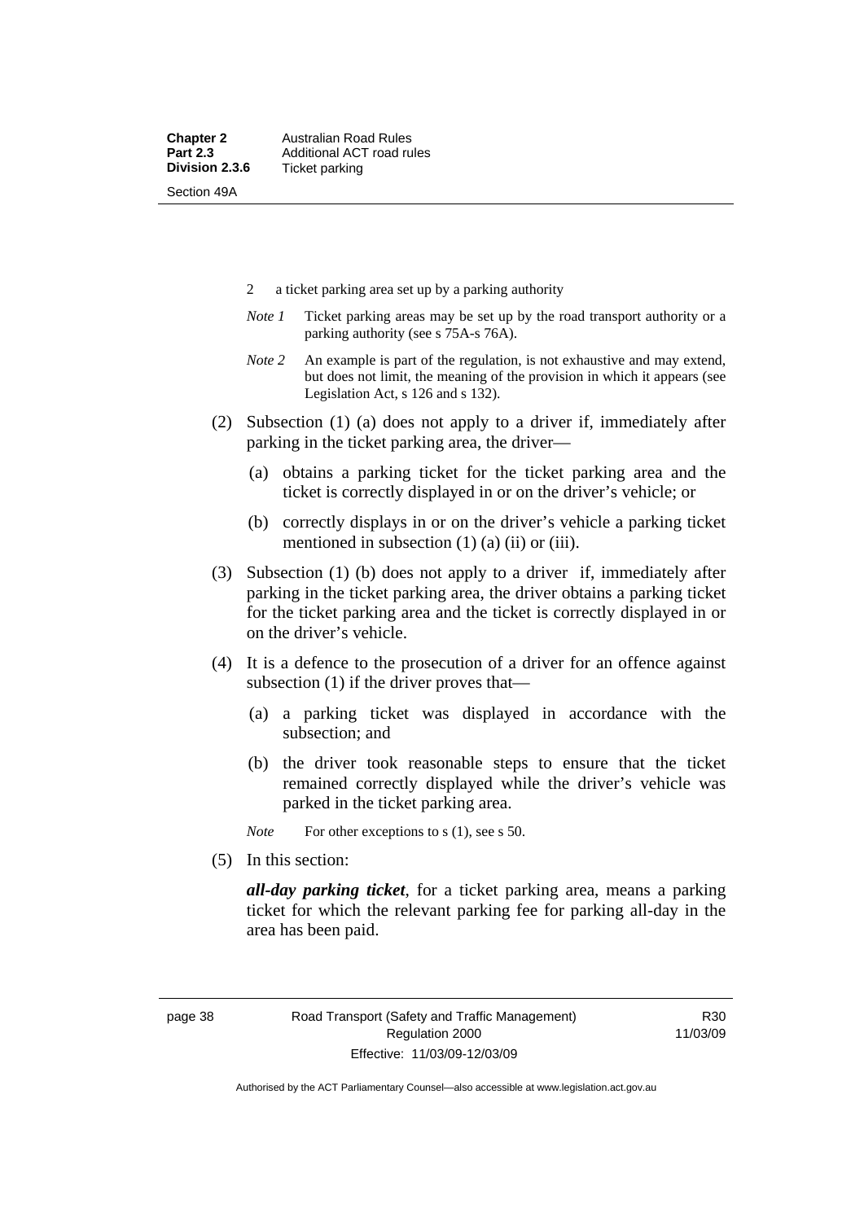2 a ticket parking area set up by a parking authority

*Note 1* Ticket parking areas may be set up by the road transport authority or a parking authority (see s 75A-s 76A).

*Note 2* An example is part of the regulation, is not exhaustive and may extend, but does not limit, the meaning of the provision in which it appears (see Legislation Act, s 126 and s 132).

(2) Subsection (1) (a) does not apply to a driver if, immediately after parking in the ticket parking area, the driver—

(a) obtains a parking ticket for the ticket parking area and the ticket is correctly displayed in or on the driver's vehicle; or

(b) correctly displays in or on the driver's vehicle a parking ticket mentioned in subsection (1) (a) (ii) or (iii).

(3) Subsection (1) (b) does not apply to a driver if, immediately after parking in the ticket parking area, the driver obtains a parking ticket for the ticket parking area and the ticket is correctly displayed in or on the driver's vehicle.

(4) It is a defence to the prosecution of a driver for an offence against subsection (1) if the driver proves that—

(a) a parking ticket was displayed in accordance with the subsection; and

(b) the driver took reasonable steps to ensure that the ticket remained correctly displayed while the driver's vehicle was parked in the ticket parking area.

*Note* For other exceptions to s (1), see s 50.

(5) In this section:

***all-day parking ticket***, for a ticket parking area, means a parking ticket for which the relevant parking fee for parking all-day in the area has been paid.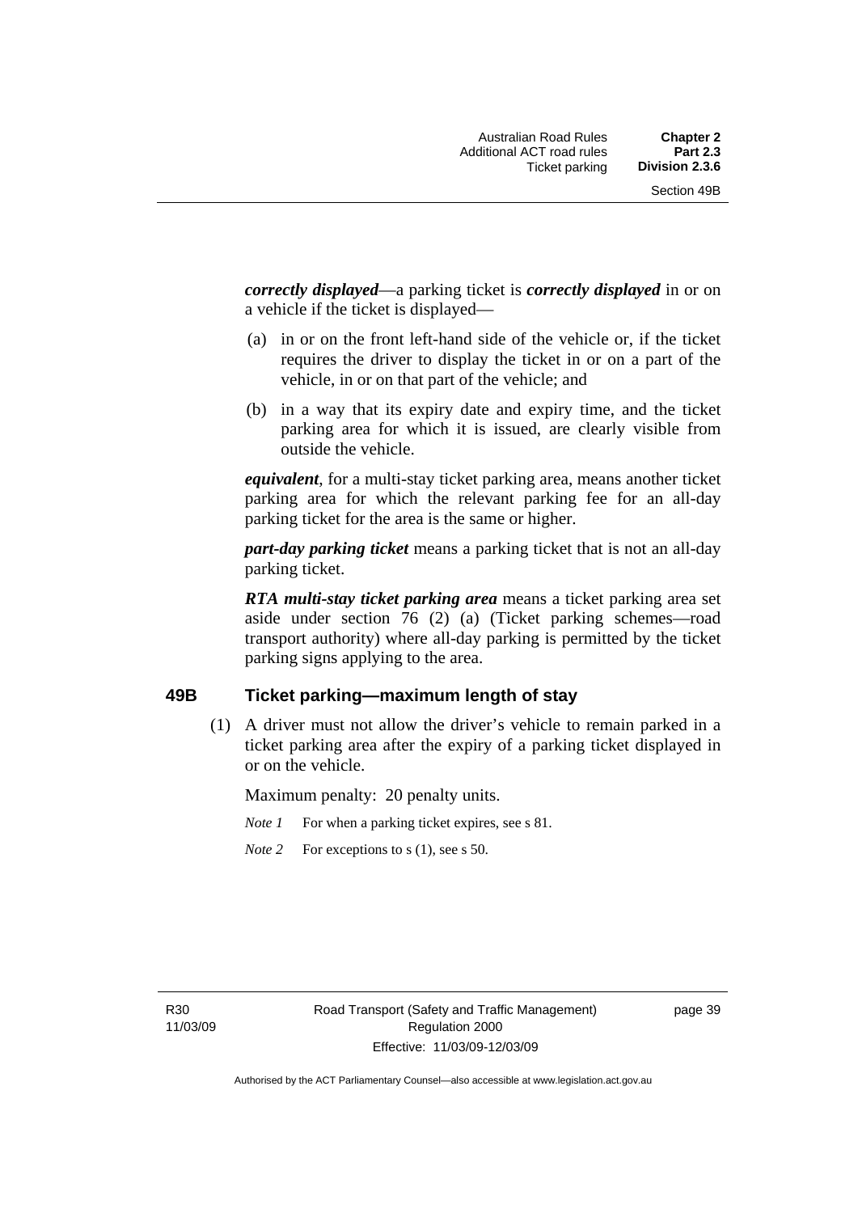***correctly displayed***—a parking ticket is ***correctly displayed*** in or on a vehicle if the ticket is displayed—

(a) in or on the front left-hand side of the vehicle or, if the ticket requires the driver to display the ticket in or on a part of the vehicle, in or on that part of the vehicle; and

(b) in a way that its expiry date and expiry time, and the ticket parking area for which it is issued, are clearly visible from outside the vehicle.

***equivalent***, for a multi-stay ticket parking area, means another ticket parking area for which the relevant parking fee for an all-day parking ticket for the area is the same or higher.

***part-day parking ticket*** means a parking ticket that is not an all-day parking ticket.

***RTA multi-stay ticket parking area*** means a ticket parking area set aside under section 76 (2) (a) (Ticket parking schemes—road transport authority) where all-day parking is permitted by the ticket parking signs applying to the area.

## 49B Ticket parking—maximum length of stay

(1) A driver must not allow the driver's vehicle to remain parked in a ticket parking area after the expiry of a parking ticket displayed in or on the vehicle.

Maximum penalty: 20 penalty units.

*Note 1* For when a parking ticket expires, see s 81.

*Note 2* For exceptions to s (1), see s 50.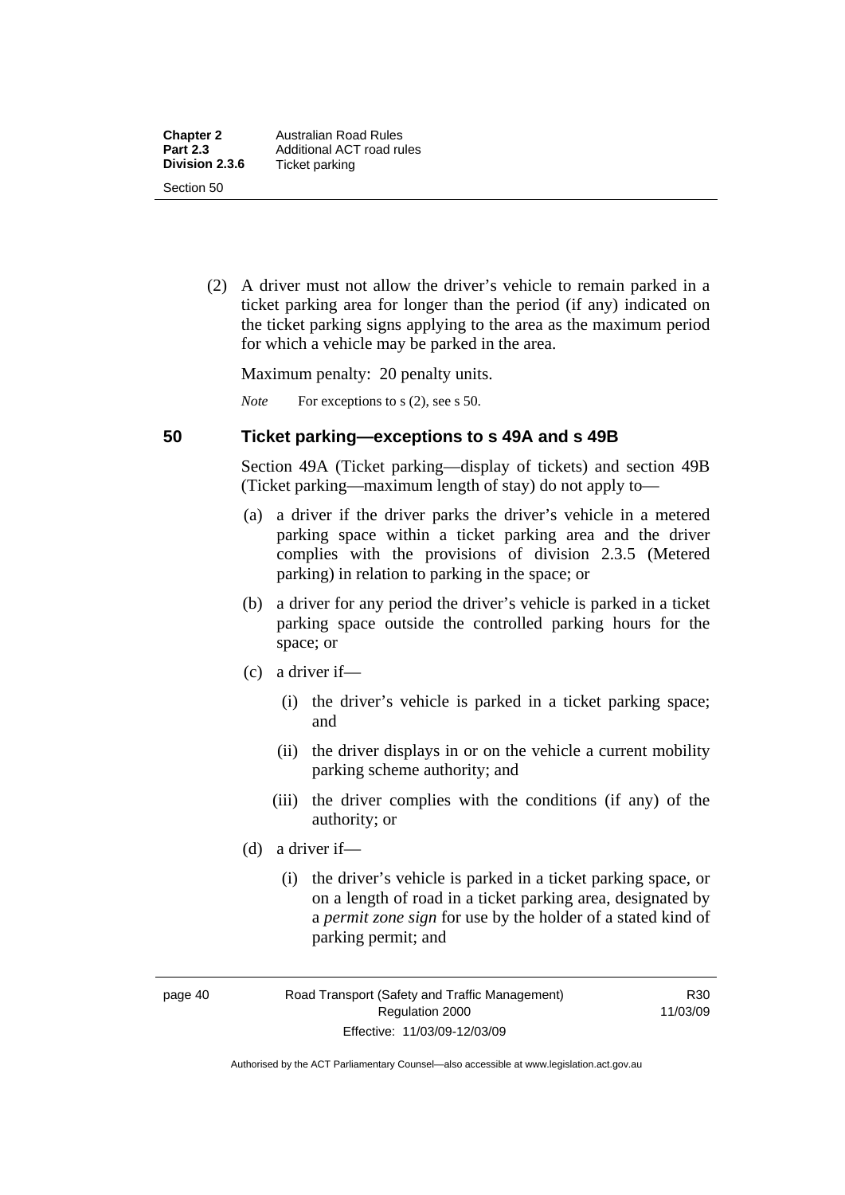(2) A driver must not allow the driver's vehicle to remain parked in a ticket parking area for longer than the period (if any) indicated on the ticket parking signs applying to the area as the maximum period for which a vehicle may be parked in the area.

Maximum penalty: 20 penalty units.

*Note* For exceptions to s (2), see s 50.

## 50 Ticket parking—exceptions to s 49A and s 49B

Section 49A (Ticket parking—display of tickets) and section 49B (Ticket parking—maximum length of stay) do not apply to—

(a) a driver if the driver parks the driver's vehicle in a metered parking space within a ticket parking area and the driver complies with the provisions of division 2.3.5 (Metered parking) in relation to parking in the space; or

(b) a driver for any period the driver's vehicle is parked in a ticket parking space outside the controlled parking hours for the space; or

(c) a driver if—

(i) the driver's vehicle is parked in a ticket parking space; and

(ii) the driver displays in or on the vehicle a current mobility parking scheme authority; and

(iii) the driver complies with the conditions (if any) of the authority; or

(d) a driver if—

(i) the driver's vehicle is parked in a ticket parking space, or on a length of road in a ticket parking area, designated by a ***permit zone sign*** for use by the holder of a stated kind of parking permit; and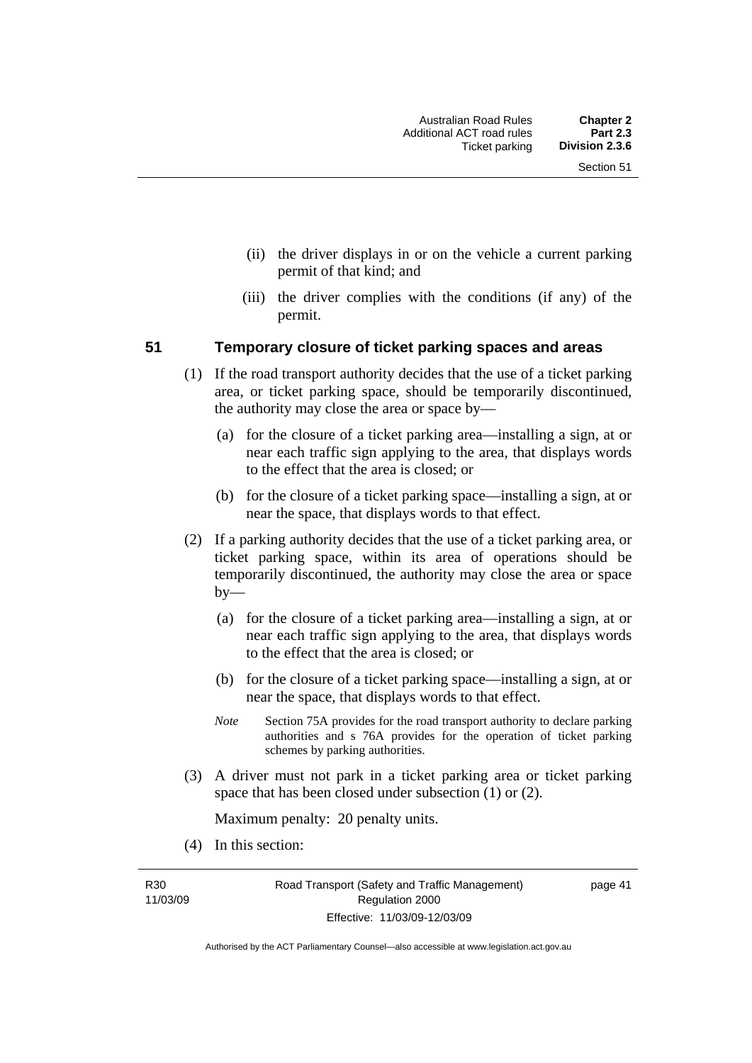(ii) the driver displays in or on the vehicle a current parking permit of that kind; and

(iii) the driver complies with the conditions (if any) of the permit.

### 51 Temporary closure of ticket parking spaces and areas

(1) If the road transport authority decides that the use of a ticket parking area, or ticket parking space, should be temporarily discontinued, the authority may close the area or space by—

(a) for the closure of a ticket parking area—installing a sign, at or near each traffic sign applying to the area, that displays words to the effect that the area is closed; or

(b) for the closure of a ticket parking space—installing a sign, at or near the space, that displays words to that effect.

(2) If a parking authority decides that the use of a ticket parking area, or ticket parking space, within its area of operations should be temporarily discontinued, the authority may close the area or space by—

(a) for the closure of a ticket parking area—installing a sign, at or near each traffic sign applying to the area, that displays words to the effect that the area is closed; or

(b) for the closure of a ticket parking space—installing a sign, at or near the space, that displays words to that effect.

*Note* Section 75A provides for the road transport authority to declare parking authorities and s 76A provides for the operation of ticket parking schemes by parking authorities.

(3) A driver must not park in a ticket parking area or ticket parking space that has been closed under subsection (1) or (2).

Maximum penalty: 20 penalty units.

(4) In this section: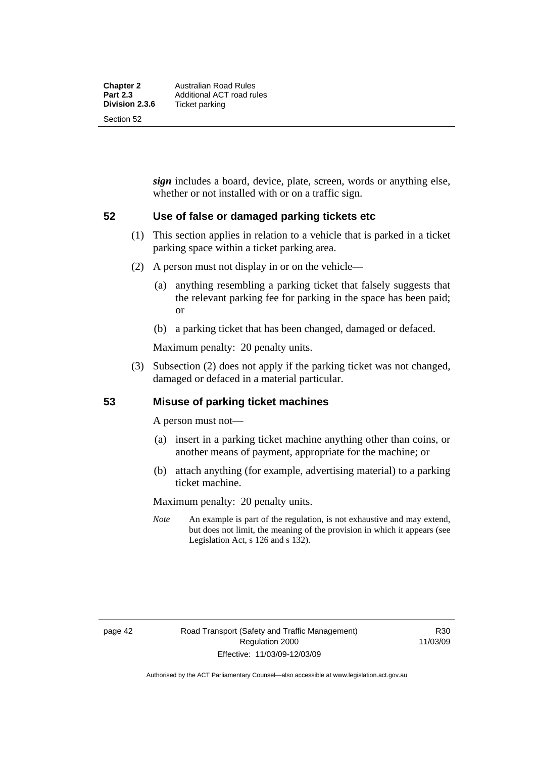***sign*** includes a board, device, plate, screen, words or anything else, whether or not installed with or on a traffic sign.

## 52 Use of false or damaged parking tickets etc

(1) This section applies in relation to a vehicle that is parked in a ticket parking space within a ticket parking area.

(2) A person must not display in or on the vehicle—

(a) anything resembling a parking ticket that falsely suggests that the relevant parking fee for parking in the space has been paid; or

(b) a parking ticket that has been changed, damaged or defaced.

Maximum penalty: 20 penalty units.

(3) Subsection (2) does not apply if the parking ticket was not changed, damaged or defaced in a material particular.

## 53 Misuse of parking ticket machines

A person must not—

(a) insert in a parking ticket machine anything other than coins, or another means of payment, appropriate for the machine; or

(b) attach anything (for example, advertising material) to a parking ticket machine.

Maximum penalty: 20 penalty units.

*Note* An example is part of the regulation, is not exhaustive and may extend, but does not limit, the meaning of the provision in which it appears (see Legislation Act, s 126 and s 132).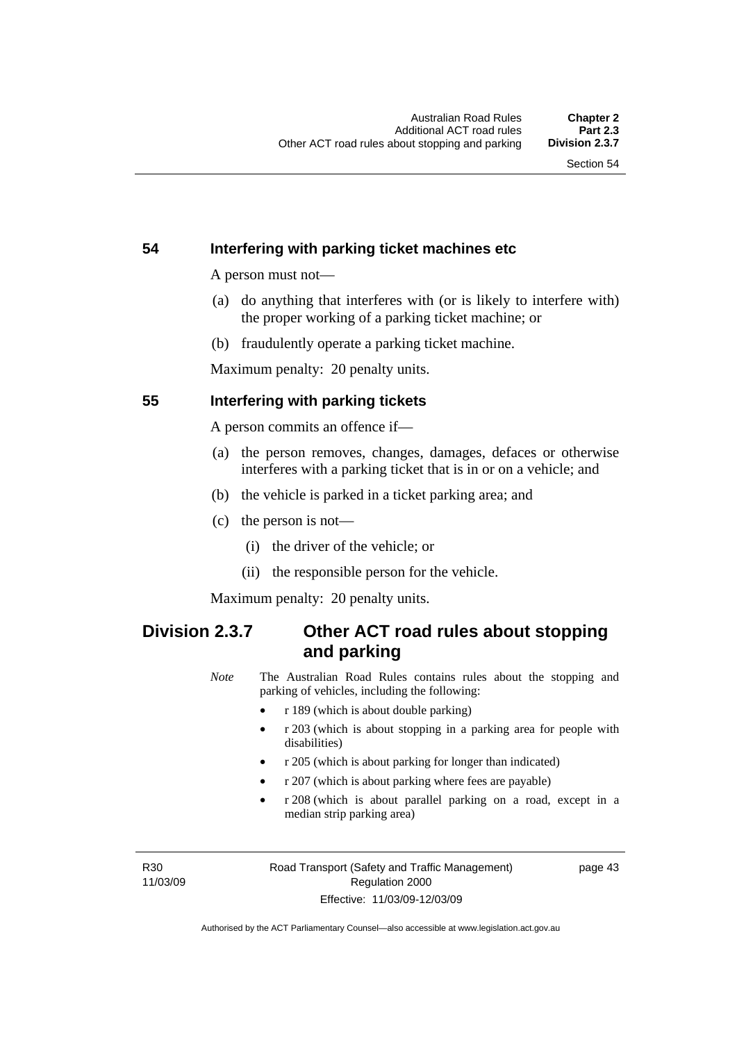### 54 Interfering with parking ticket machines etc

A person must not—

(a) do anything that interferes with (or is likely to interfere with) the proper working of a parking ticket machine; or

(b) fraudulently operate a parking ticket machine.

Maximum penalty: 20 penalty units.

### 55 Interfering with parking tickets

A person commits an offence if—

(a) the person removes, changes, damages, defaces or otherwise interferes with a parking ticket that is in or on a vehicle; and

(b) the vehicle is parked in a ticket parking area; and

(c) the person is not—

  (i) the driver of the vehicle; or

  (ii) the responsible person for the vehicle.

Maximum penalty: 20 penalty units.

## Division 2.3.7 Other ACT road rules about stopping and parking

*Note* The Australian Road Rules contains rules about the stopping and parking of vehicles, including the following:

- r 189 (which is about double parking)
- r 203 (which is about stopping in a parking area for people with disabilities)
- r 205 (which is about parking for longer than indicated)
- r 207 (which is about parking where fees are payable)
- r 208 (which is about parallel parking on a road, except in a median strip parking area)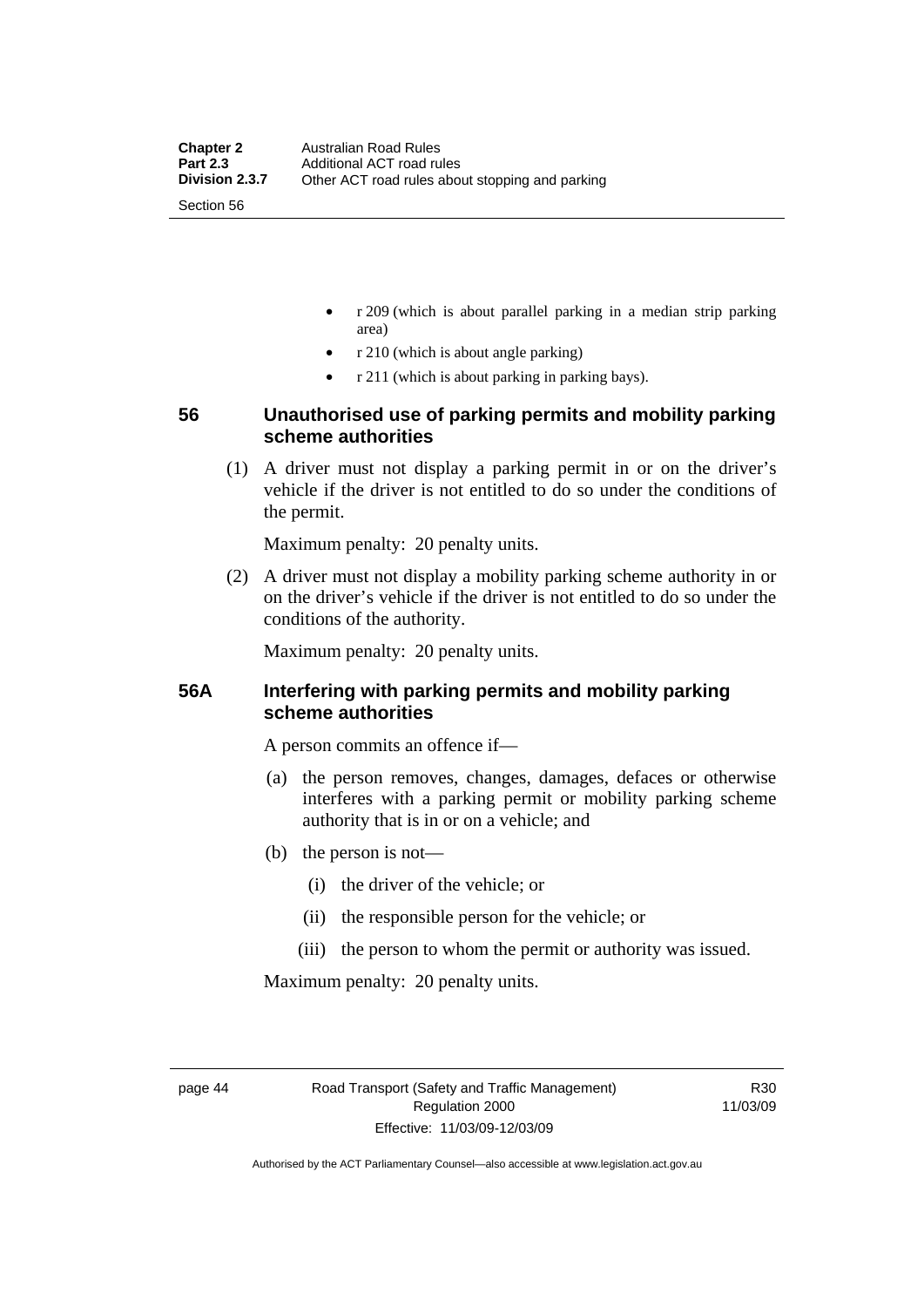- r 209 (which is about parallel parking in a median strip parking area)
- r 210 (which is about angle parking)
- r 211 (which is about parking in parking bays).

## 56 Unauthorised use of parking permits and mobility parking scheme authorities

(1) A driver must not display a parking permit in or on the driver's vehicle if the driver is not entitled to do so under the conditions of the permit.

Maximum penalty: 20 penalty units.

(2) A driver must not display a mobility parking scheme authority in or on the driver's vehicle if the driver is not entitled to do so under the conditions of the authority.

Maximum penalty: 20 penalty units.

## 56A Interfering with parking permits and mobility parking scheme authorities

A person commits an offence if—

(a) the person removes, changes, damages, defaces or otherwise interferes with a parking permit or mobility parking scheme authority that is in or on a vehicle; and

(b) the person is not—

(i) the driver of the vehicle; or

(ii) the responsible person for the vehicle; or

(iii) the person to whom the permit or authority was issued.

Maximum penalty: 20 penalty units.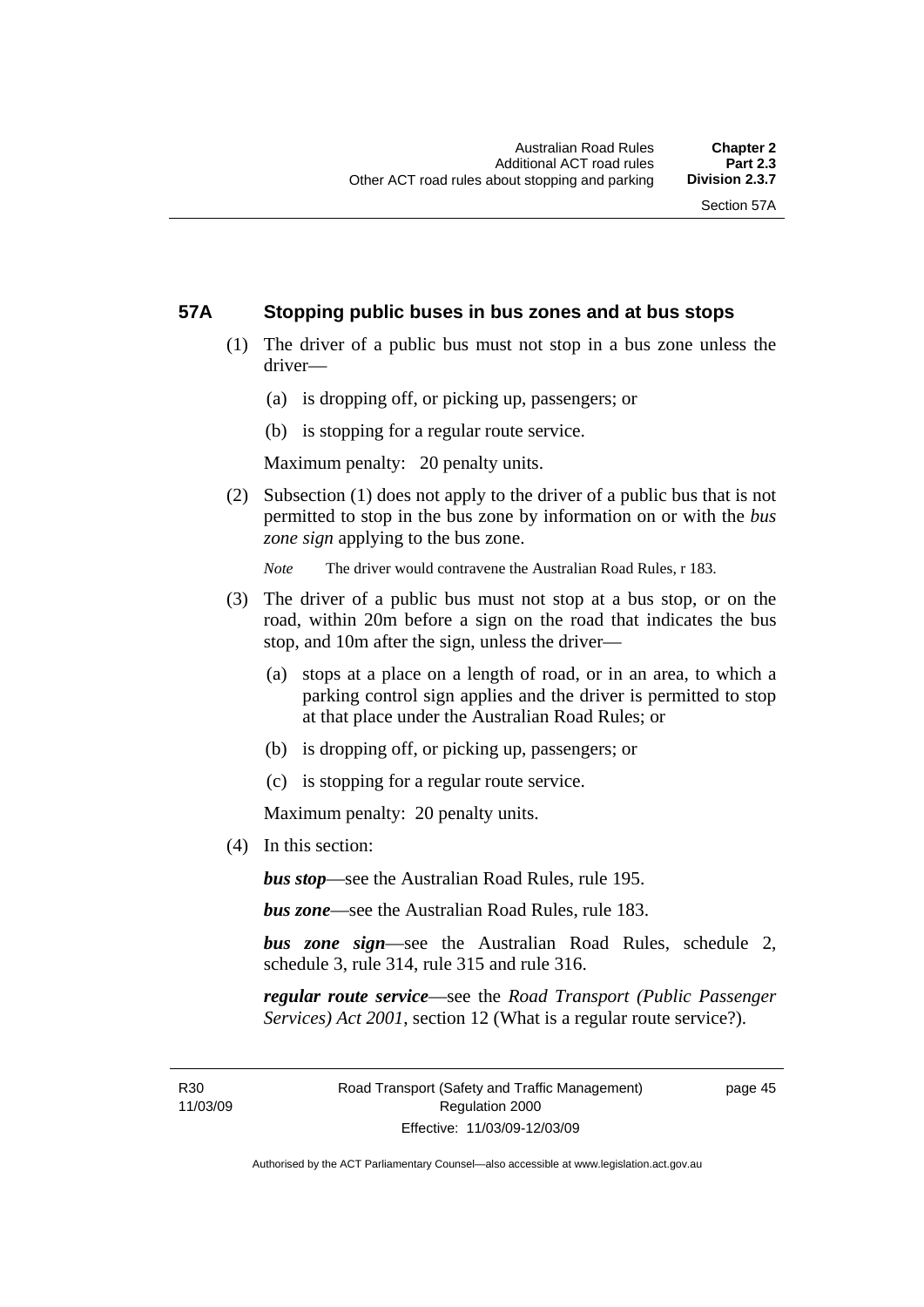## 57A Stopping public buses in bus zones and at bus stops

(1) The driver of a public bus must not stop in a bus zone unless the driver—

(a) is dropping off, or picking up, passengers; or

(b) is stopping for a regular route service.

Maximum penalty: 20 penalty units.

(2) Subsection (1) does not apply to the driver of a public bus that is not permitted to stop in the bus zone by information on or with the *bus zone sign* applying to the bus zone.

*Note* The driver would contravene the Australian Road Rules, r 183.

(3) The driver of a public bus must not stop at a bus stop, or on the road, within 20m before a sign on the road that indicates the bus stop, and 10m after the sign, unless the driver—

(a) stops at a place on a length of road, or in an area, to which a parking control sign applies and the driver is permitted to stop at that place under the Australian Road Rules; or

(b) is dropping off, or picking up, passengers; or

(c) is stopping for a regular route service.

Maximum penalty: 20 penalty units.

(4) In this section:

***bus stop***—see the Australian Road Rules, rule 195.

***bus zone***—see the Australian Road Rules, rule 183.

***bus zone sign***—see the Australian Road Rules, schedule 2, schedule 3, rule 314, rule 315 and rule 316.

***regular route service***—see the *Road Transport (Public Passenger Services) Act 2001*, section 12 (What is a regular route service?).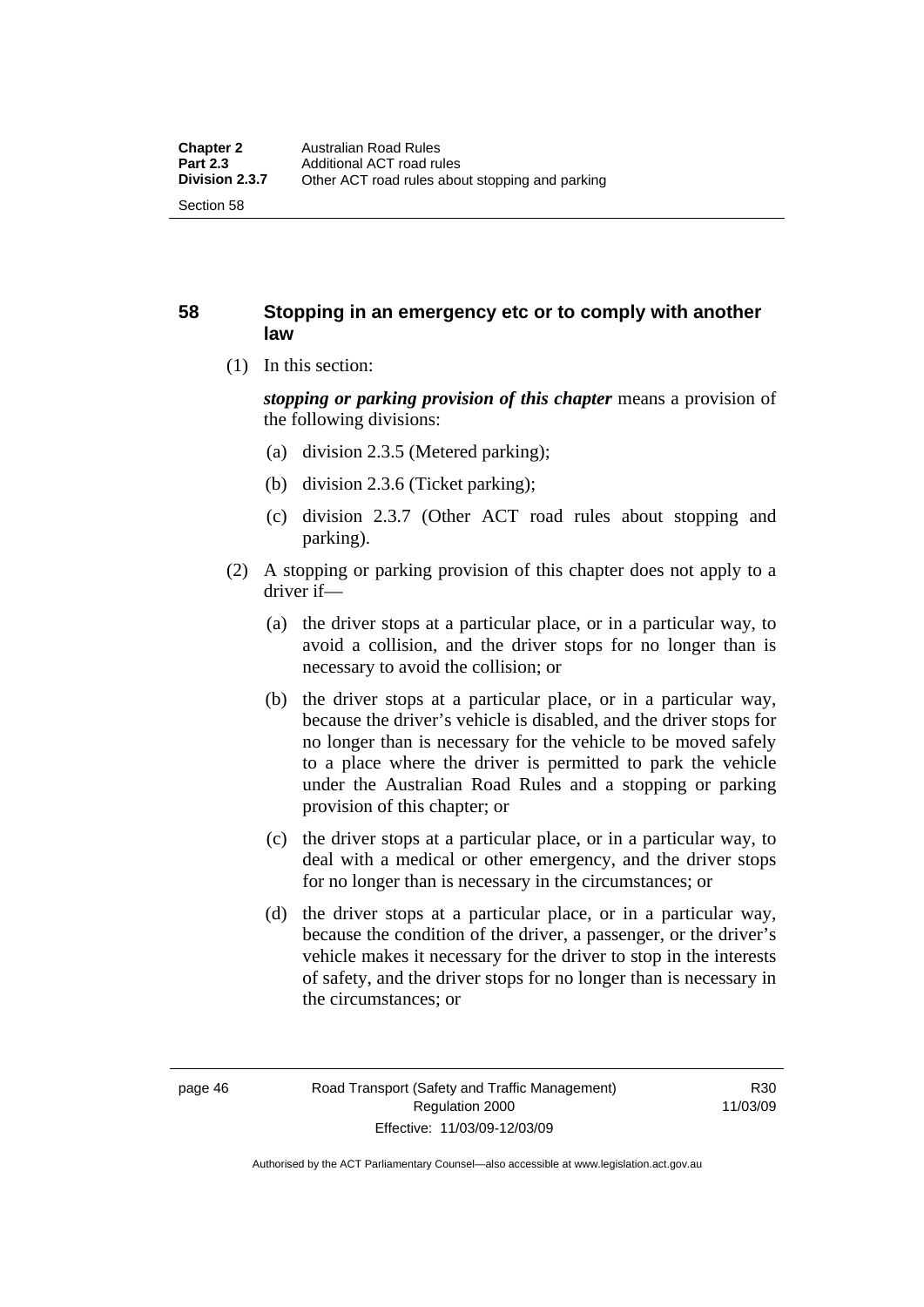## 58 Stopping in an emergency etc or to comply with another law

(1) In this section:

***stopping or parking provision of this chapter*** means a provision of the following divisions:

(a) division 2.3.5 (Metered parking);

(b) division 2.3.6 (Ticket parking);

(c) division 2.3.7 (Other ACT road rules about stopping and parking).

(2) A stopping or parking provision of this chapter does not apply to a driver if—

(a) the driver stops at a particular place, or in a particular way, to avoid a collision, and the driver stops for no longer than is necessary to avoid the collision; or

(b) the driver stops at a particular place, or in a particular way, because the driver's vehicle is disabled, and the driver stops for no longer than is necessary for the vehicle to be moved safely to a place where the driver is permitted to park the vehicle under the Australian Road Rules and a stopping or parking provision of this chapter; or

(c) the driver stops at a particular place, or in a particular way, to deal with a medical or other emergency, and the driver stops for no longer than is necessary in the circumstances; or

(d) the driver stops at a particular place, or in a particular way, because the condition of the driver, a passenger, or the driver's vehicle makes it necessary for the driver to stop in the interests of safety, and the driver stops for no longer than is necessary in the circumstances; or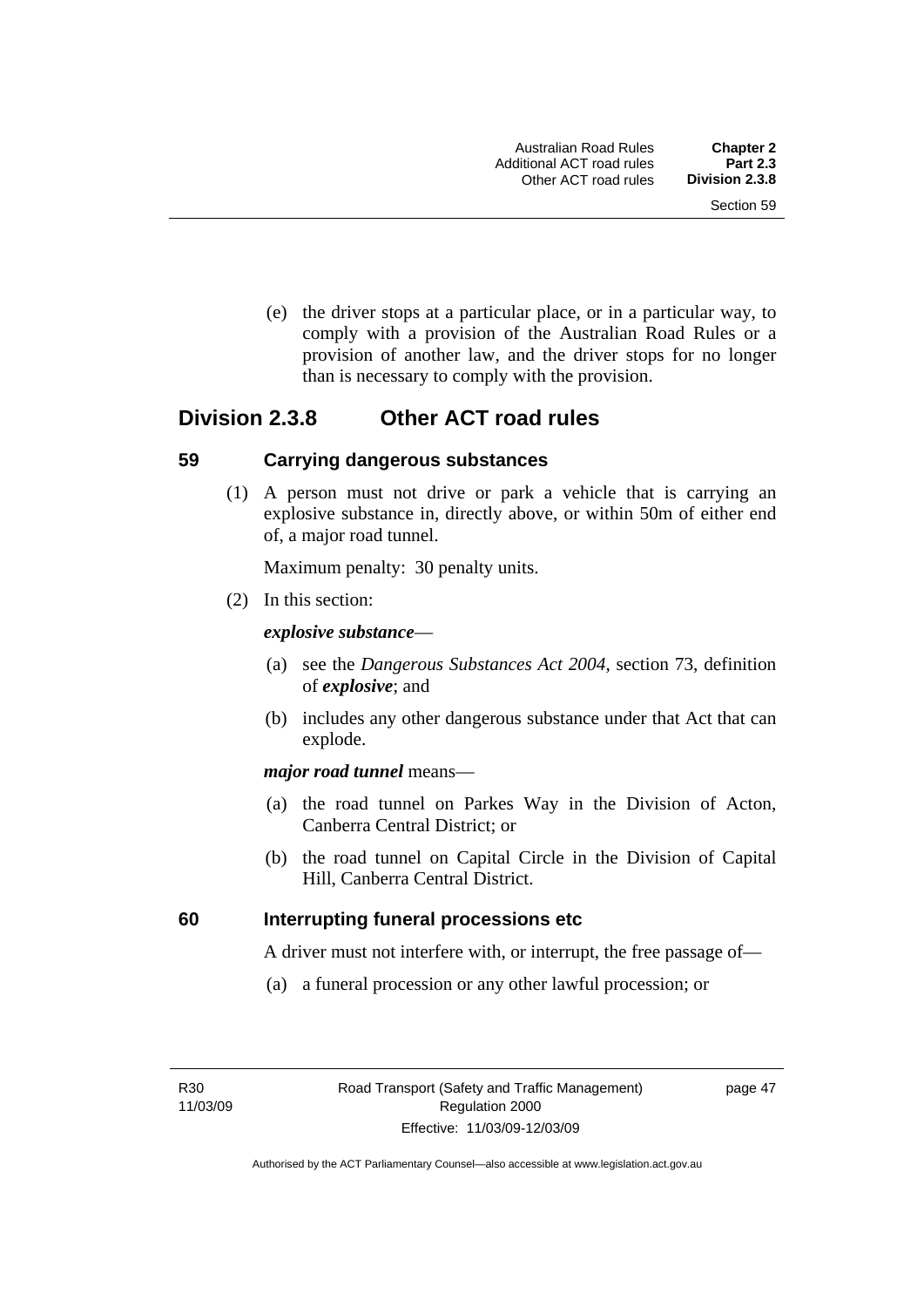(e) the driver stops at a particular place, or in a particular way, to comply with a provision of the Australian Road Rules or a provision of another law, and the driver stops for no longer than is necessary to comply with the provision.

## Division 2.3.8 Other ACT road rules

### 59 Carrying dangerous substances

(1) A person must not drive or park a vehicle that is carrying an explosive substance in, directly above, or within 50m of either end of, a major road tunnel.

Maximum penalty: 30 penalty units.

(2) In this section:

***explosive substance***—

(a) see the *Dangerous Substances Act 2004*, section 73, definition of ***explosive***; and

(b) includes any other dangerous substance under that Act that can explode.

***major road tunnel*** means—

(a) the road tunnel on Parkes Way in the Division of Acton, Canberra Central District; or

(b) the road tunnel on Capital Circle in the Division of Capital Hill, Canberra Central District.

### 60 Interrupting funeral processions etc

A driver must not interfere with, or interrupt, the free passage of—

(a) a funeral procession or any other lawful procession; or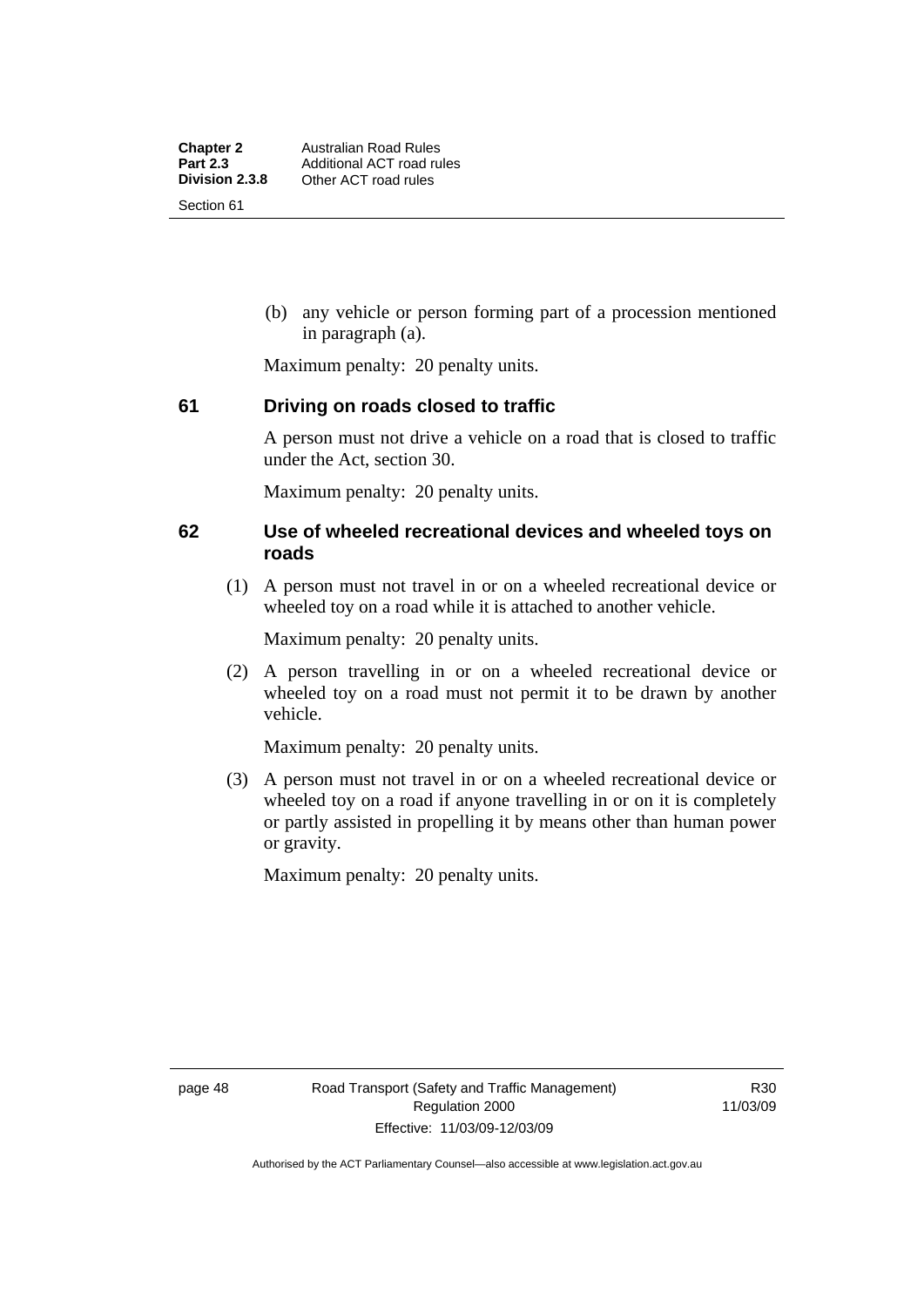(b) any vehicle or person forming part of a procession mentioned in paragraph (a).

Maximum penalty: 20 penalty units.

### 61 Driving on roads closed to traffic

A person must not drive a vehicle on a road that is closed to traffic under the Act, section 30.

Maximum penalty: 20 penalty units.

### 62 Use of wheeled recreational devices and wheeled toys on roads

(1) A person must not travel in or on a wheeled recreational device or wheeled toy on a road while it is attached to another vehicle.

Maximum penalty: 20 penalty units.

(2) A person travelling in or on a wheeled recreational device or wheeled toy on a road must not permit it to be drawn by another vehicle.

Maximum penalty: 20 penalty units.

(3) A person must not travel in or on a wheeled recreational device or wheeled toy on a road if anyone travelling in or on it is completely or partly assisted in propelling it by means other than human power or gravity.

Maximum penalty: 20 penalty units.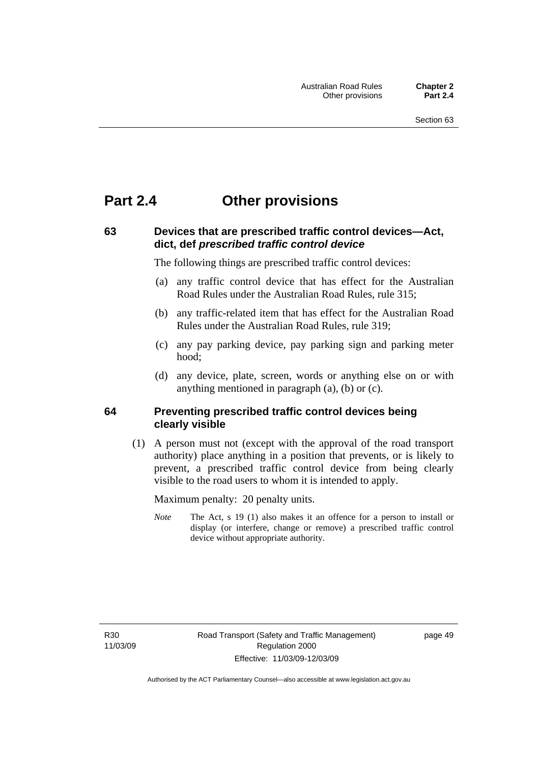# Part 2.4 Other provisions

## 63 Devices that are prescribed traffic control devices—Act, dict, def *prescribed traffic control device*

The following things are prescribed traffic control devices:

(a) any traffic control device that has effect for the Australian Road Rules under the Australian Road Rules, rule 315;

(b) any traffic-related item that has effect for the Australian Road Rules under the Australian Road Rules, rule 319;

(c) any pay parking device, pay parking sign and parking meter hood;

(d) any device, plate, screen, words or anything else on or with anything mentioned in paragraph (a), (b) or (c).

## 64 Preventing prescribed traffic control devices being clearly visible

(1) A person must not (except with the approval of the road transport authority) place anything in a position that prevents, or is likely to prevent, a prescribed traffic control device from being clearly visible to the road users to whom it is intended to apply.

Maximum penalty: 20 penalty units.

*Note* The Act, s 19 (1) also makes it an offence for a person to install or display (or interfere, change or remove) a prescribed traffic control device without appropriate authority.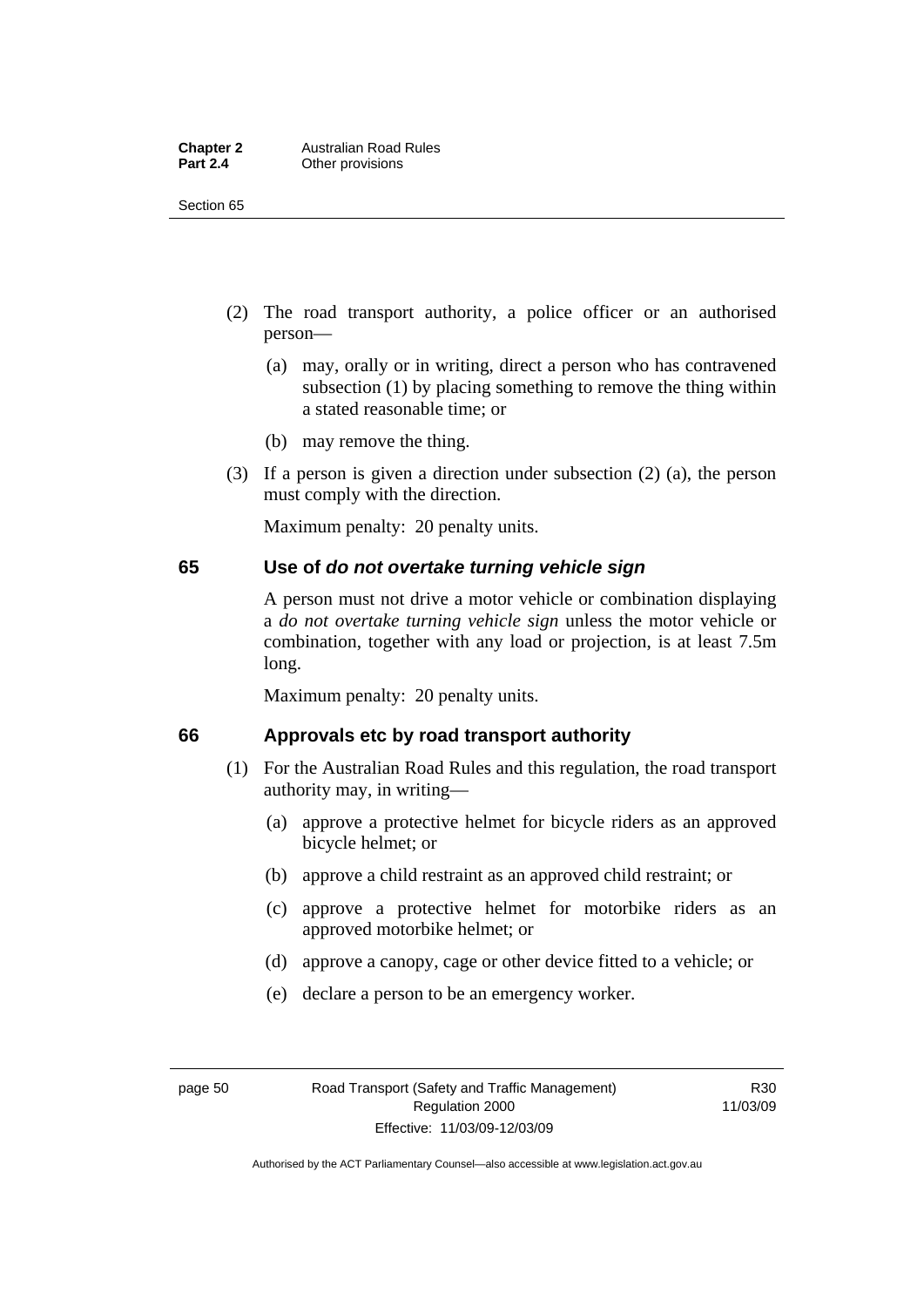(2) The road transport authority, a police officer or an authorised person—

(a) may, orally or in writing, direct a person who has contravened subsection (1) by placing something to remove the thing within a stated reasonable time; or

(b) may remove the thing.

(3) If a person is given a direction under subsection (2) (a), the person must comply with the direction.

Maximum penalty: 20 penalty units.

## 65 Use of *do not overtake turning vehicle sign*

A person must not drive a motor vehicle or combination displaying a *do not overtake turning vehicle sign* unless the motor vehicle or combination, together with any load or projection, is at least 7.5m long.

Maximum penalty: 20 penalty units.

## 66 Approvals etc by road transport authority

(1) For the Australian Road Rules and this regulation, the road transport authority may, in writing—

(a) approve a protective helmet for bicycle riders as an approved bicycle helmet; or

(b) approve a child restraint as an approved child restraint; or

(c) approve a protective helmet for motorbike riders as an approved motorbike helmet; or

(d) approve a canopy, cage or other device fitted to a vehicle; or

(e) declare a person to be an emergency worker.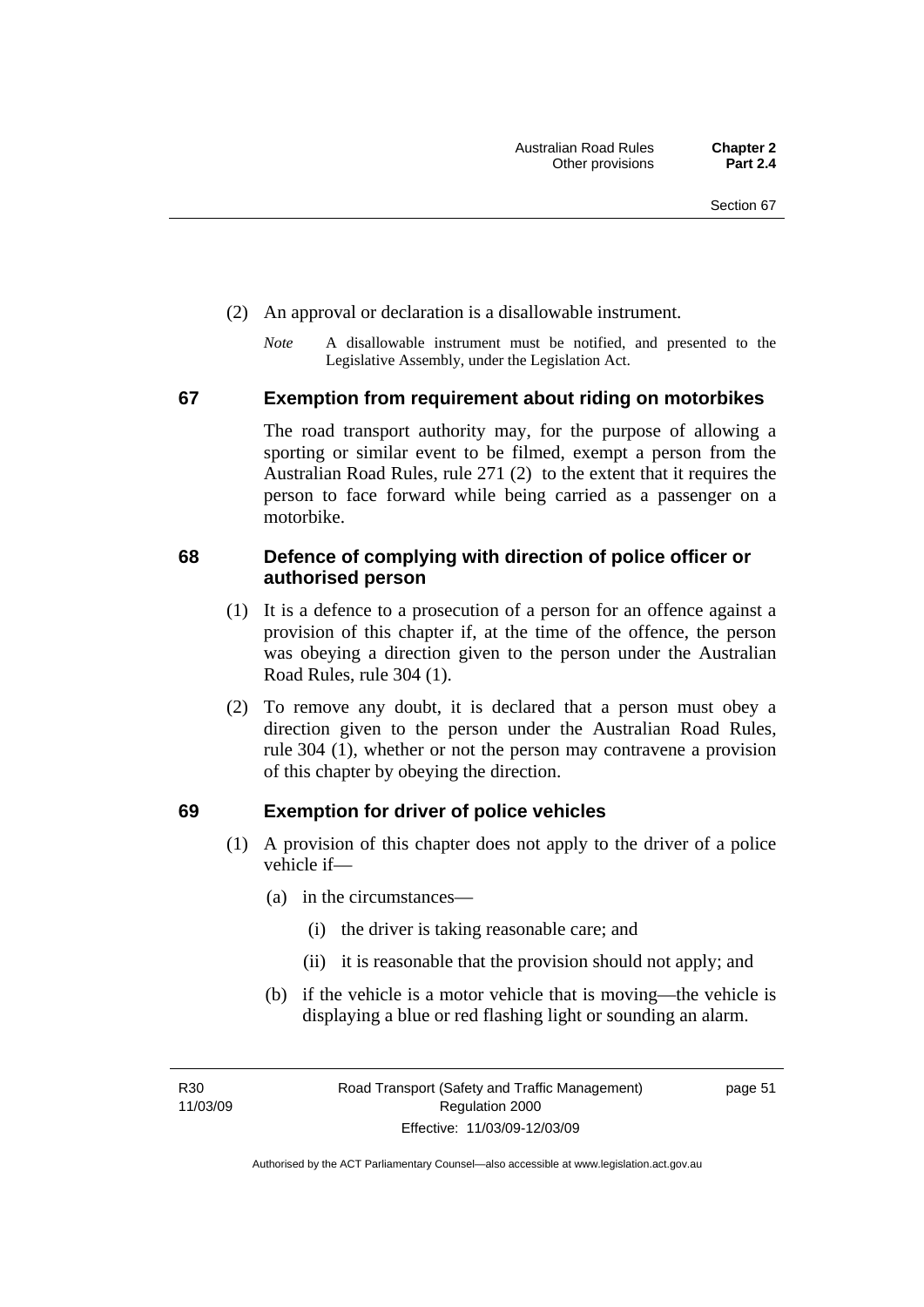(2) An approval or declaration is a disallowable instrument.

*Note* A disallowable instrument must be notified, and presented to the Legislative Assembly, under the Legislation Act.

## 67 Exemption from requirement about riding on motorbikes

The road transport authority may, for the purpose of allowing a sporting or similar event to be filmed, exempt a person from the Australian Road Rules, rule 271 (2) to the extent that it requires the person to face forward while being carried as a passenger on a motorbike.

## 68 Defence of complying with direction of police officer or authorised person

(1) It is a defence to a prosecution of a person for an offence against a provision of this chapter if, at the time of the offence, the person was obeying a direction given to the person under the Australian Road Rules, rule 304 (1).

(2) To remove any doubt, it is declared that a person must obey a direction given to the person under the Australian Road Rules, rule 304 (1), whether or not the person may contravene a provision of this chapter by obeying the direction.

## 69 Exemption for driver of police vehicles

(1) A provision of this chapter does not apply to the driver of a police vehicle if—

(a) in the circumstances—

(i) the driver is taking reasonable care; and

(ii) it is reasonable that the provision should not apply; and

(b) if the vehicle is a motor vehicle that is moving—the vehicle is displaying a blue or red flashing light or sounding an alarm.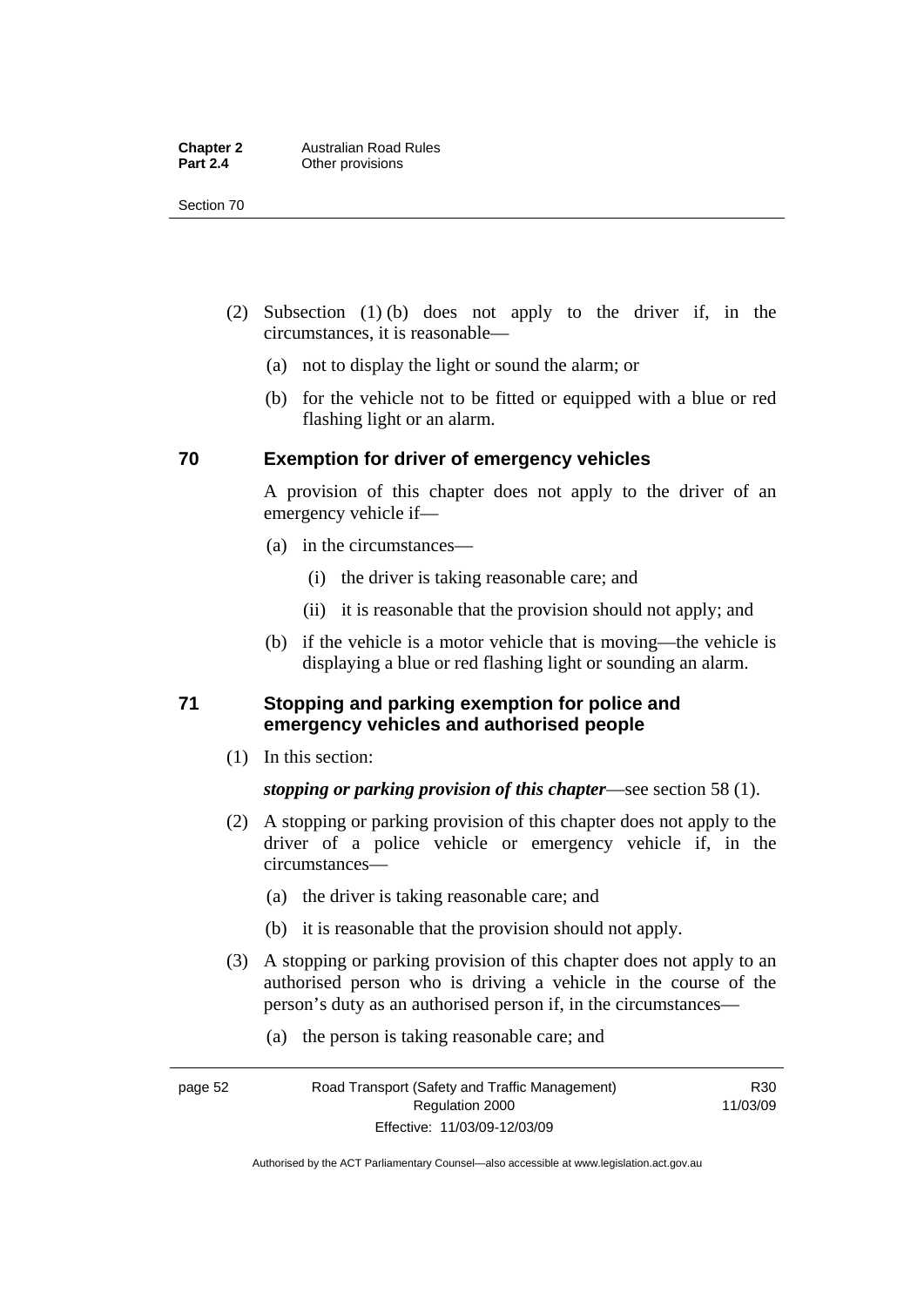(2) Subsection (1) (b) does not apply to the driver if, in the circumstances, it is reasonable—

(a) not to display the light or sound the alarm; or

(b) for the vehicle not to be fitted or equipped with a blue or red flashing light or an alarm.

## 70 Exemption for driver of emergency vehicles

A provision of this chapter does not apply to the driver of an emergency vehicle if—

(a) in the circumstances—

(i) the driver is taking reasonable care; and

(ii) it is reasonable that the provision should not apply; and

(b) if the vehicle is a motor vehicle that is moving—the vehicle is displaying a blue or red flashing light or sounding an alarm.

## 71 Stopping and parking exemption for police and emergency vehicles and authorised people

(1) In this section:

***stopping or parking provision of this chapter***—see section 58 (1).

(2) A stopping or parking provision of this chapter does not apply to the driver of a police vehicle or emergency vehicle if, in the circumstances—

(a) the driver is taking reasonable care; and

(b) it is reasonable that the provision should not apply.

(3) A stopping or parking provision of this chapter does not apply to an authorised person who is driving a vehicle in the course of the person's duty as an authorised person if, in the circumstances—

(a) the person is taking reasonable care; and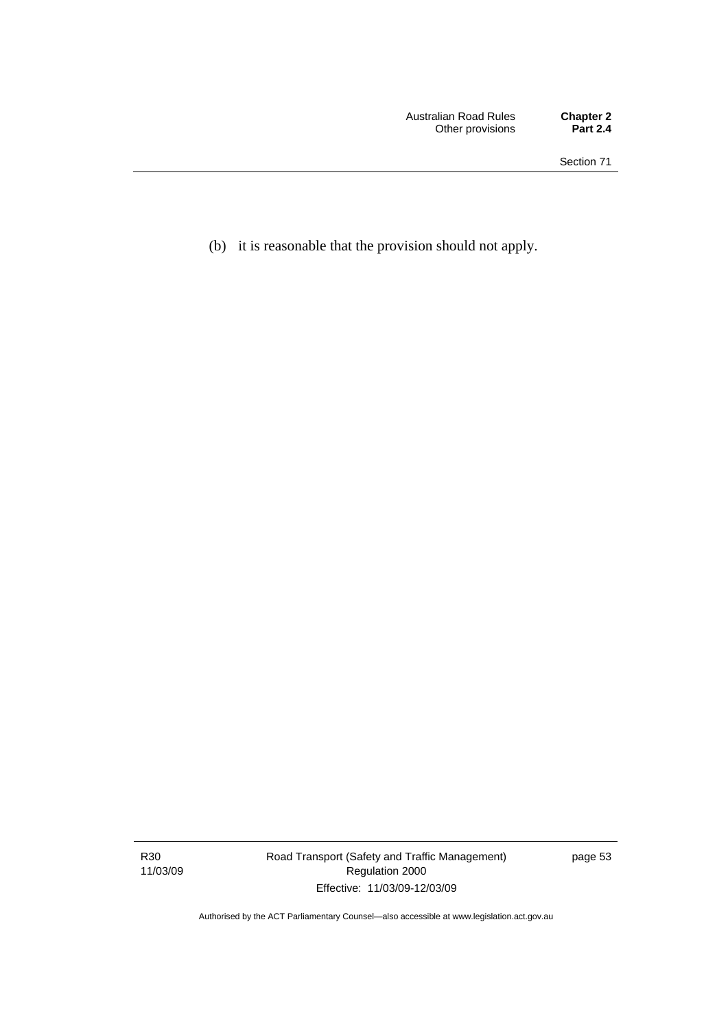(b) it is reasonable that the provision should not apply.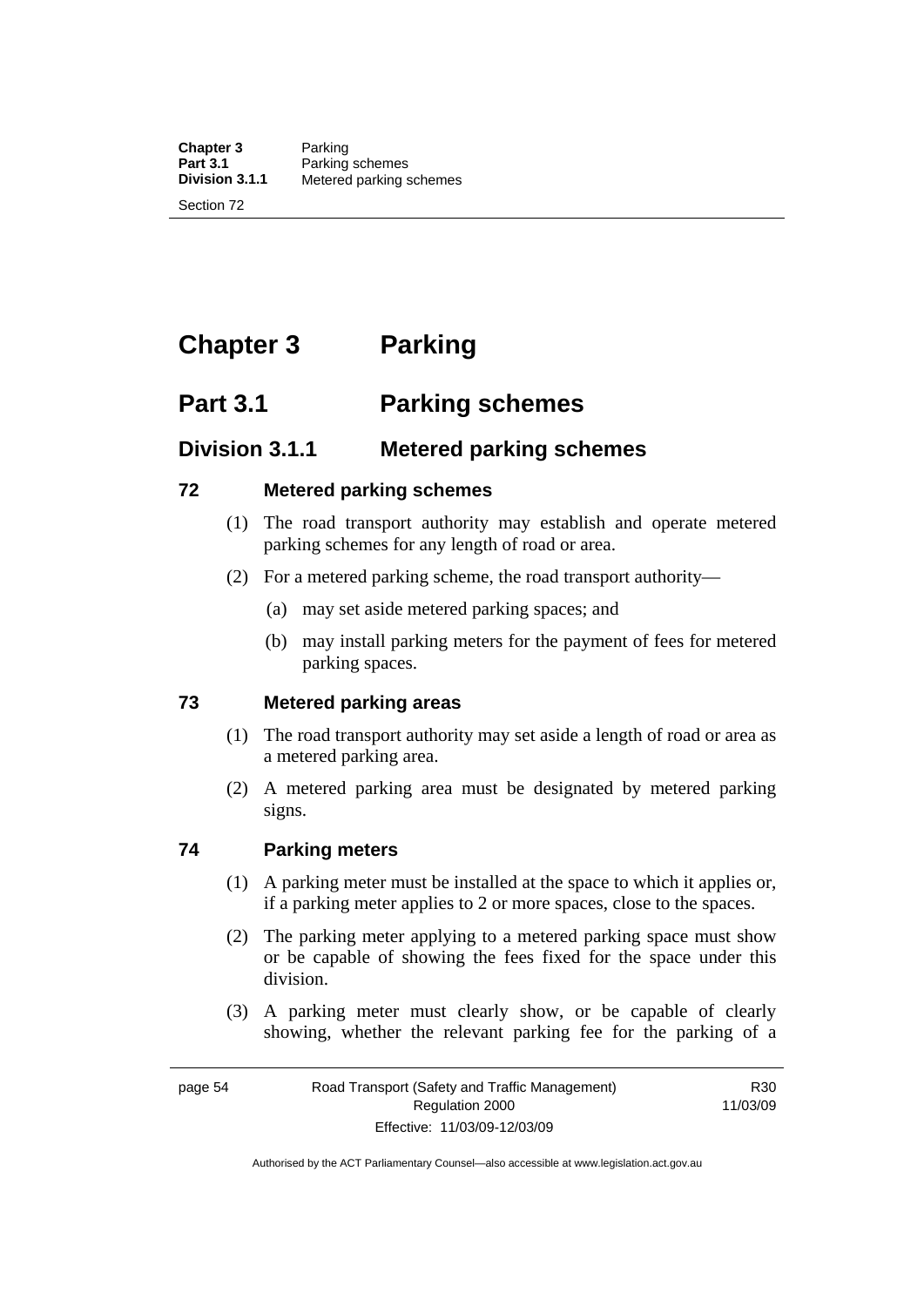# Chapter 3 Parking

## Part 3.1 Parking schemes

### Division 3.1.1 Metered parking schemes

#### 72 Metered parking schemes

(1) The road transport authority may establish and operate metered parking schemes for any length of road or area.

(2) For a metered parking scheme, the road transport authority—

(a) may set aside metered parking spaces; and

(b) may install parking meters for the payment of fees for metered parking spaces.

#### 73 Metered parking areas

(1) The road transport authority may set aside a length of road or area as a metered parking area.

(2) A metered parking area must be designated by metered parking signs.

#### 74 Parking meters

(1) A parking meter must be installed at the space to which it applies or, if a parking meter applies to 2 or more spaces, close to the spaces.

(2) The parking meter applying to a metered parking space must show or be capable of showing the fees fixed for the space under this division.

(3) A parking meter must clearly show, or be capable of clearly showing, whether the relevant parking fee for the parking of a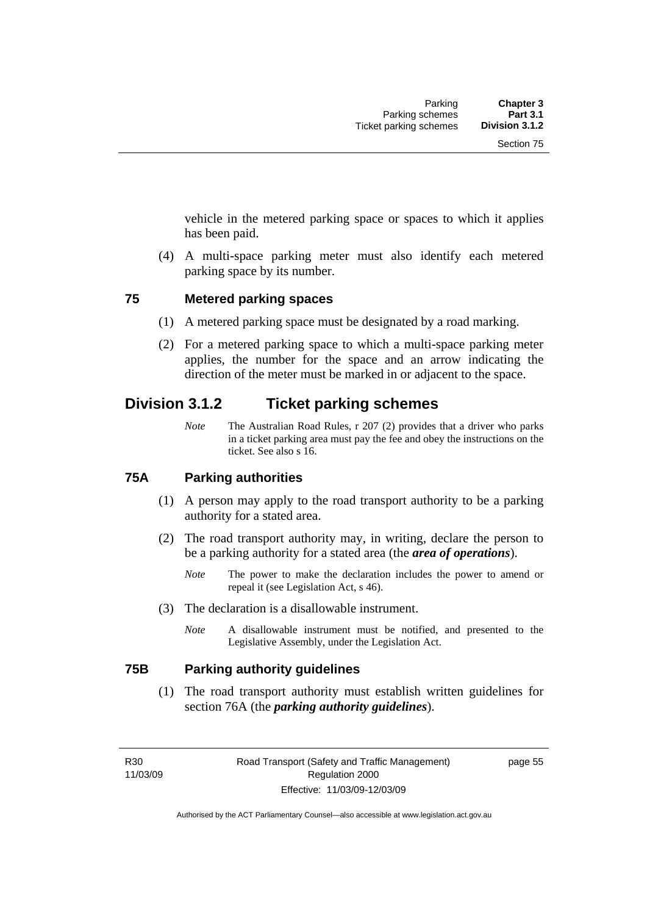vehicle in the metered parking space or spaces to which it applies has been paid.

(4) A multi-space parking meter must also identify each metered parking space by its number.

### 75 Metered parking spaces

(1) A metered parking space must be designated by a road marking.

(2) For a metered parking space to which a multi-space parking meter applies, the number for the space and an arrow indicating the direction of the meter must be marked in or adjacent to the space.

## Division 3.1.2 Ticket parking schemes

*Note* The Australian Road Rules, r 207 (2) provides that a driver who parks in a ticket parking area must pay the fee and obey the instructions on the ticket. See also s 16.

### 75A Parking authorities

(1) A person may apply to the road transport authority to be a parking authority for a stated area.

(2) The road transport authority may, in writing, declare the person to be a parking authority for a stated area (the ***area of operations***).

*Note* The power to make the declaration includes the power to amend or repeal it (see Legislation Act, s 46).

(3) The declaration is a disallowable instrument.

*Note* A disallowable instrument must be notified, and presented to the Legislative Assembly, under the Legislation Act.

### 75B Parking authority guidelines

(1) The road transport authority must establish written guidelines for section 76A (the ***parking authority guidelines***).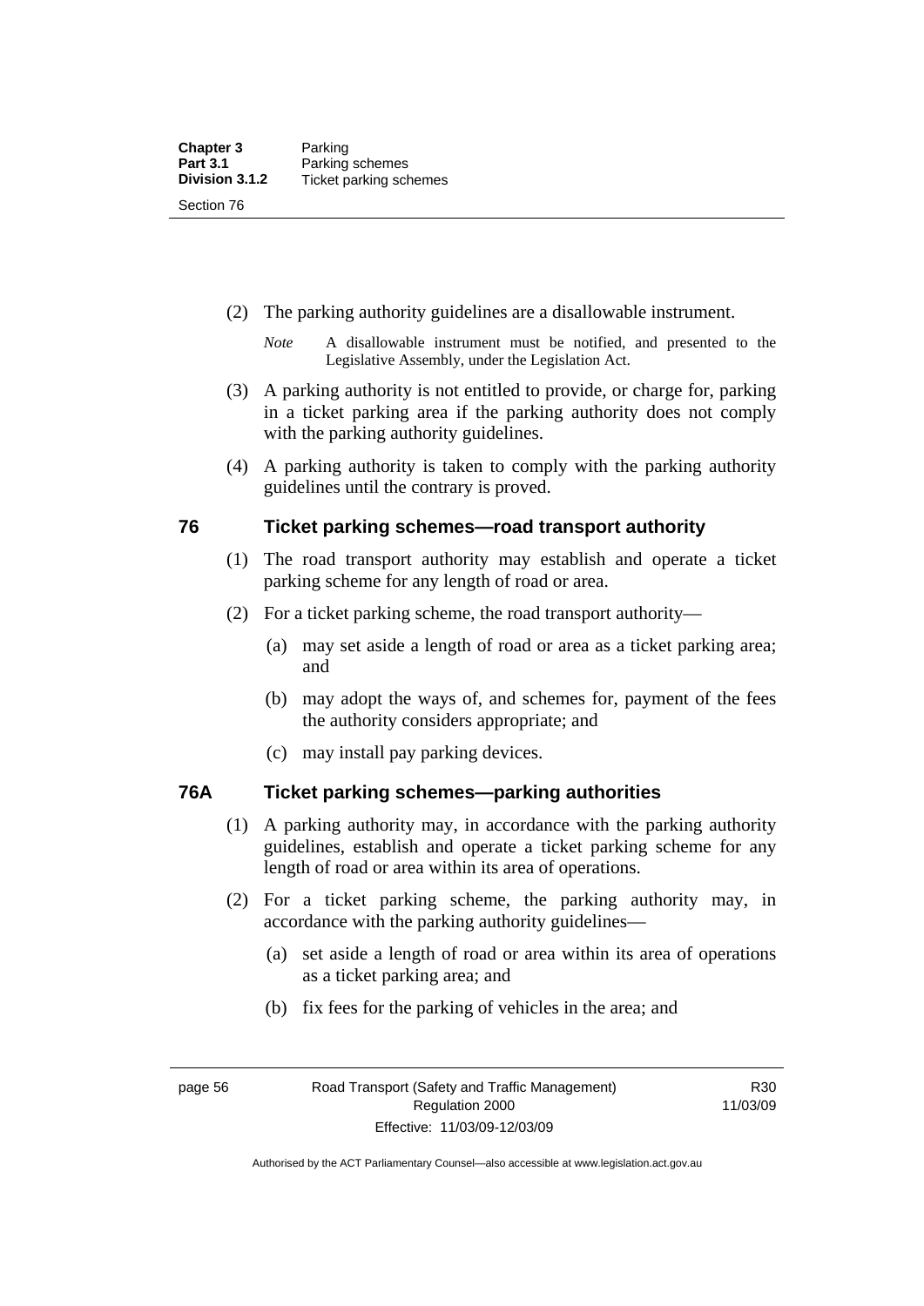(2) The parking authority guidelines are a disallowable instrument.

*Note* A disallowable instrument must be notified, and presented to the Legislative Assembly, under the Legislation Act.

(3) A parking authority is not entitled to provide, or charge for, parking in a ticket parking area if the parking authority does not comply with the parking authority guidelines.

(4) A parking authority is taken to comply with the parking authority guidelines until the contrary is proved.

## 76 Ticket parking schemes—road transport authority

(1) The road transport authority may establish and operate a ticket parking scheme for any length of road or area.

(2) For a ticket parking scheme, the road transport authority—

(a) may set aside a length of road or area as a ticket parking area; and

(b) may adopt the ways of, and schemes for, payment of the fees the authority considers appropriate; and

(c) may install pay parking devices.

## 76A Ticket parking schemes—parking authorities

(1) A parking authority may, in accordance with the parking authority guidelines, establish and operate a ticket parking scheme for any length of road or area within its area of operations.

(2) For a ticket parking scheme, the parking authority may, in accordance with the parking authority guidelines—

(a) set aside a length of road or area within its area of operations as a ticket parking area; and

(b) fix fees for the parking of vehicles in the area; and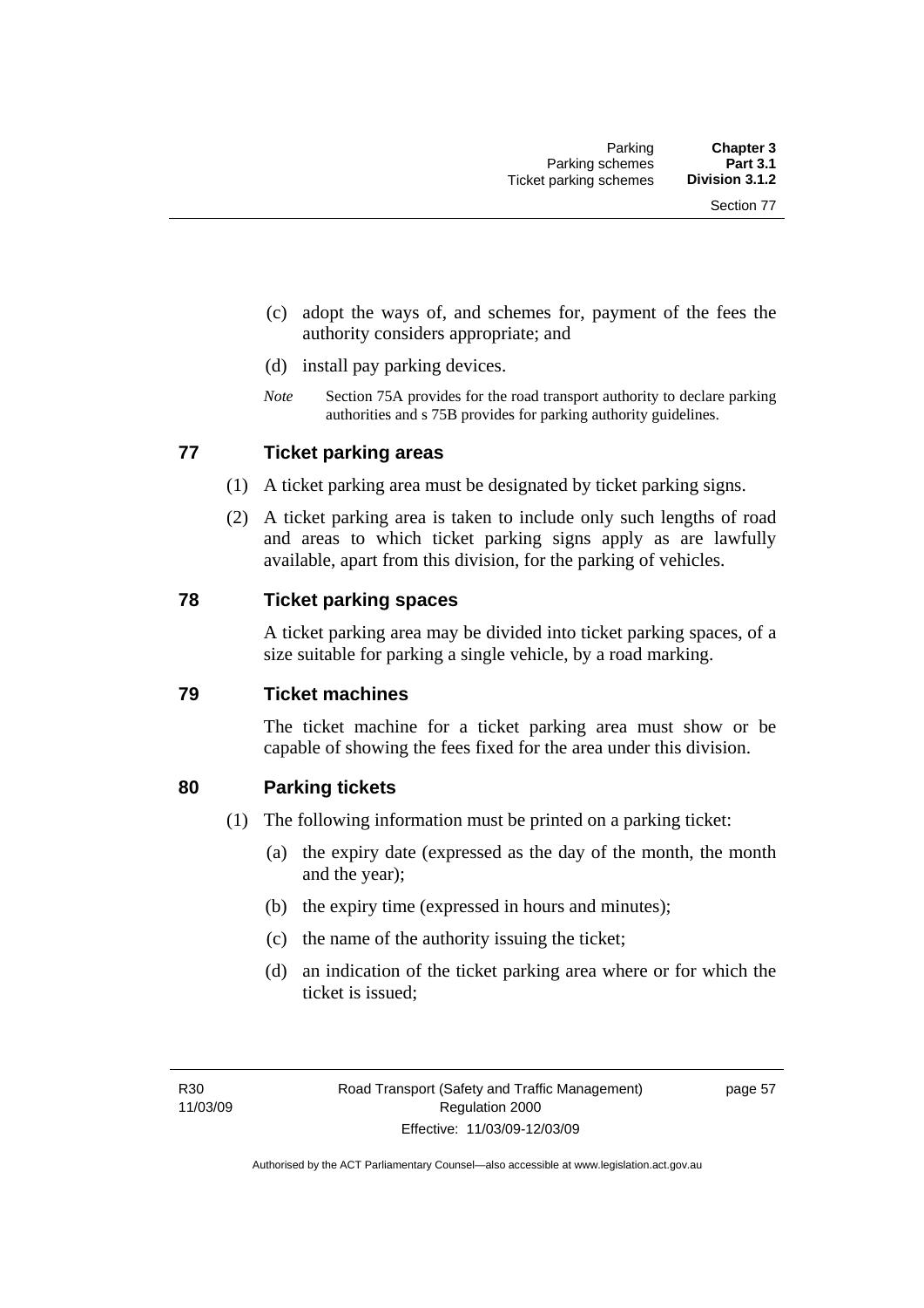(c) adopt the ways of, and schemes for, payment of the fees the authority considers appropriate; and

(d) install pay parking devices.

*Note* Section 75A provides for the road transport authority to declare parking authorities and s 75B provides for parking authority guidelines.

## 77 Ticket parking areas

(1) A ticket parking area must be designated by ticket parking signs.

(2) A ticket parking area is taken to include only such lengths of road and areas to which ticket parking signs apply as are lawfully available, apart from this division, for the parking of vehicles.

## 78 Ticket parking spaces

A ticket parking area may be divided into ticket parking spaces, of a size suitable for parking a single vehicle, by a road marking.

## 79 Ticket machines

The ticket machine for a ticket parking area must show or be capable of showing the fees fixed for the area under this division.

## 80 Parking tickets

(1) The following information must be printed on a parking ticket:

(a) the expiry date (expressed as the day of the month, the month and the year);

(b) the expiry time (expressed in hours and minutes);

(c) the name of the authority issuing the ticket;

(d) an indication of the ticket parking area where or for which the ticket is issued;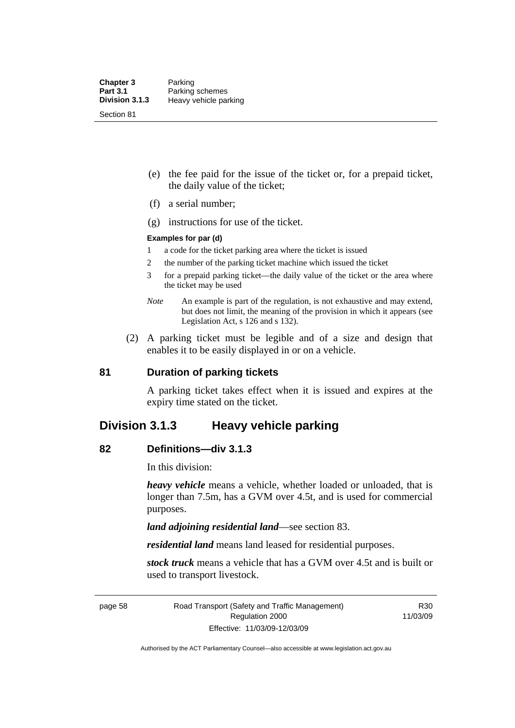(e) the fee paid for the issue of the ticket or, for a prepaid ticket, the daily value of the ticket;

(f) a serial number;

(g) instructions for use of the ticket.

**Examples for par (d)**

1 a code for the ticket parking area where the ticket is issued

2 the number of the parking ticket machine which issued the ticket

3 for a prepaid parking ticket—the daily value of the ticket or the area where the ticket may be used

*Note* An example is part of the regulation, is not exhaustive and may extend, but does not limit, the meaning of the provision in which it appears (see Legislation Act, s 126 and s 132).

(2) A parking ticket must be legible and of a size and design that enables it to be easily displayed in or on a vehicle.

### 81 Duration of parking tickets

A parking ticket takes effect when it is issued and expires at the expiry time stated on the ticket.

## Division 3.1.3 Heavy vehicle parking

### 82 Definitions—div 3.1.3

In this division:

***heavy vehicle*** means a vehicle, whether loaded or unloaded, that is longer than 7.5m, has a GVM over 4.5t, and is used for commercial purposes.

***land adjoining residential land***—see section 83.

***residential land*** means land leased for residential purposes.

***stock truck*** means a vehicle that has a GVM over 4.5t and is built or used to transport livestock.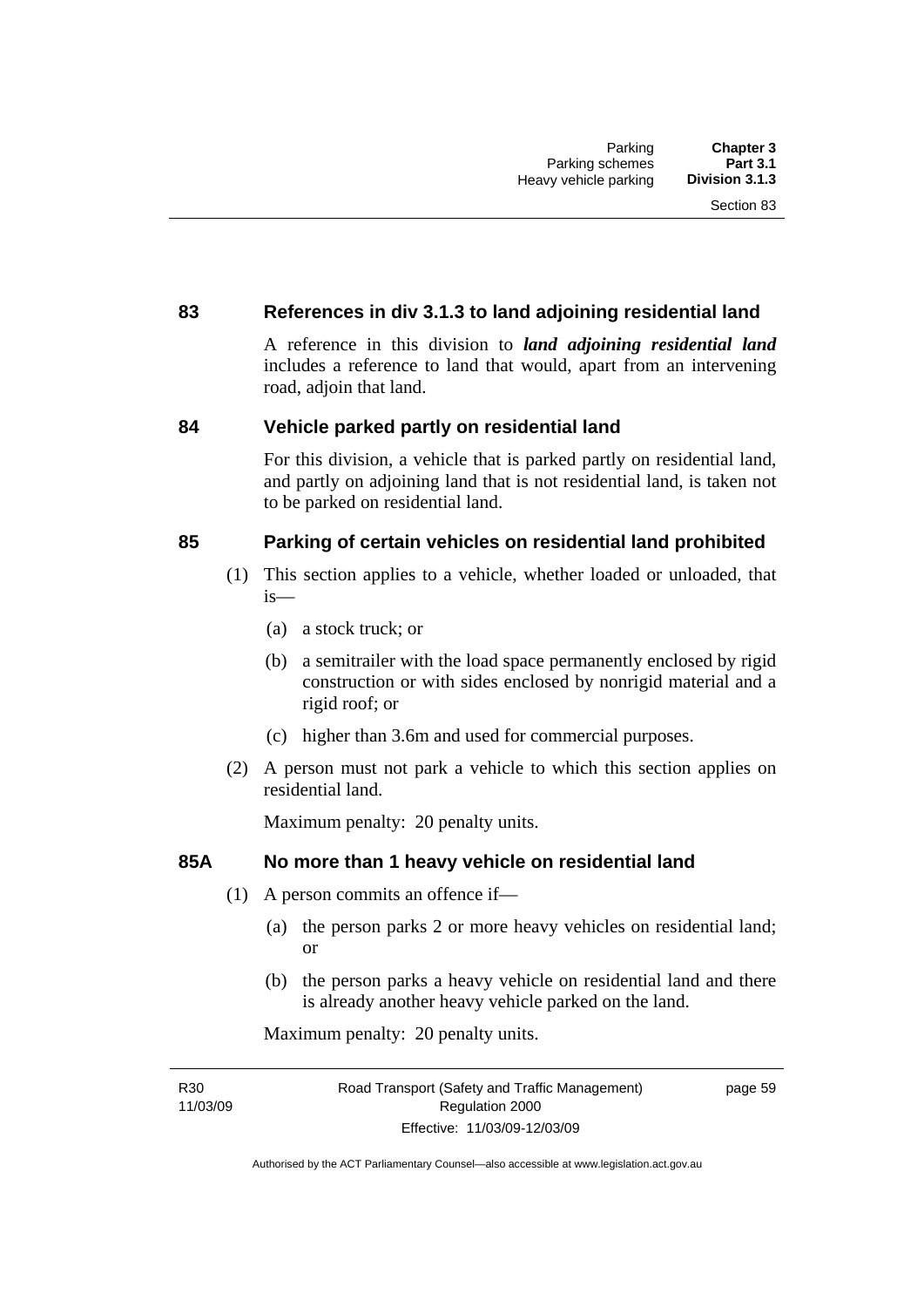## 83 References in div 3.1.3 to land adjoining residential land

A reference in this division to ***land adjoining residential land*** includes a reference to land that would, apart from an intervening road, adjoin that land.

## 84 Vehicle parked partly on residential land

For this division, a vehicle that is parked partly on residential land, and partly on adjoining land that is not residential land, is taken not to be parked on residential land.

## 85 Parking of certain vehicles on residential land prohibited

(1) This section applies to a vehicle, whether loaded or unloaded, that is—

(a) a stock truck; or

(b) a semitrailer with the load space permanently enclosed by rigid construction or with sides enclosed by nonrigid material and a rigid roof; or

(c) higher than 3.6m and used for commercial purposes.

(2) A person must not park a vehicle to which this section applies on residential land.

Maximum penalty: 20 penalty units.

## 85A No more than 1 heavy vehicle on residential land

(1) A person commits an offence if—

(a) the person parks 2 or more heavy vehicles on residential land; or

(b) the person parks a heavy vehicle on residential land and there is already another heavy vehicle parked on the land.

Maximum penalty: 20 penalty units.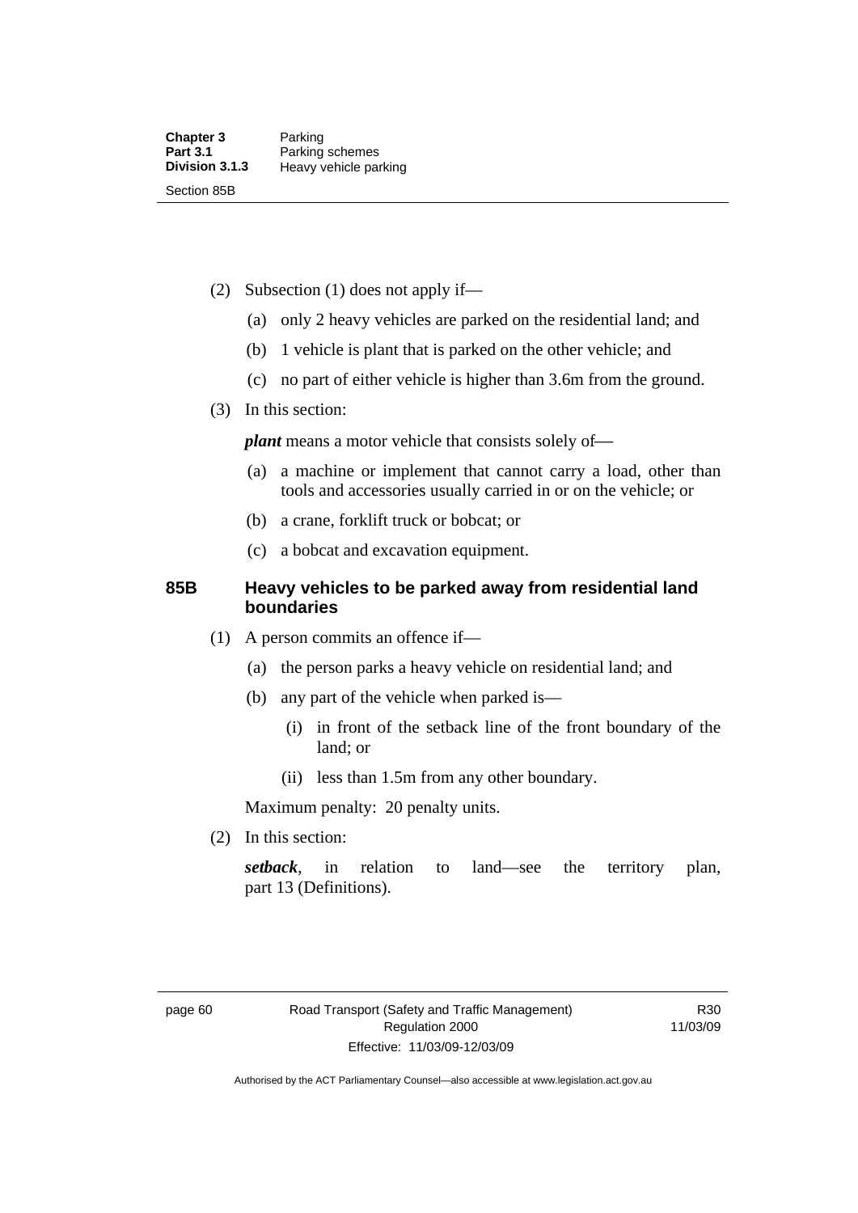(2) Subsection (1) does not apply if—

(a) only 2 heavy vehicles are parked on the residential land; and

(b) 1 vehicle is plant that is parked on the other vehicle; and

(c) no part of either vehicle is higher than 3.6m from the ground.

(3) In this section:

***plant*** means a motor vehicle that consists solely of—

(a) a machine or implement that cannot carry a load, other than tools and accessories usually carried in or on the vehicle; or

(b) a crane, forklift truck or bobcat; or

(c) a bobcat and excavation equipment.

### 85B Heavy vehicles to be parked away from residential land boundaries

(1) A person commits an offence if—

(a) the person parks a heavy vehicle on residential land; and

(b) any part of the vehicle when parked is—

(i) in front of the setback line of the front boundary of the land; or

(ii) less than 1.5m from any other boundary.

Maximum penalty: 20 penalty units.

(2) In this section:

***setback***, in relation to land—see the territory plan, part 13 (Definitions).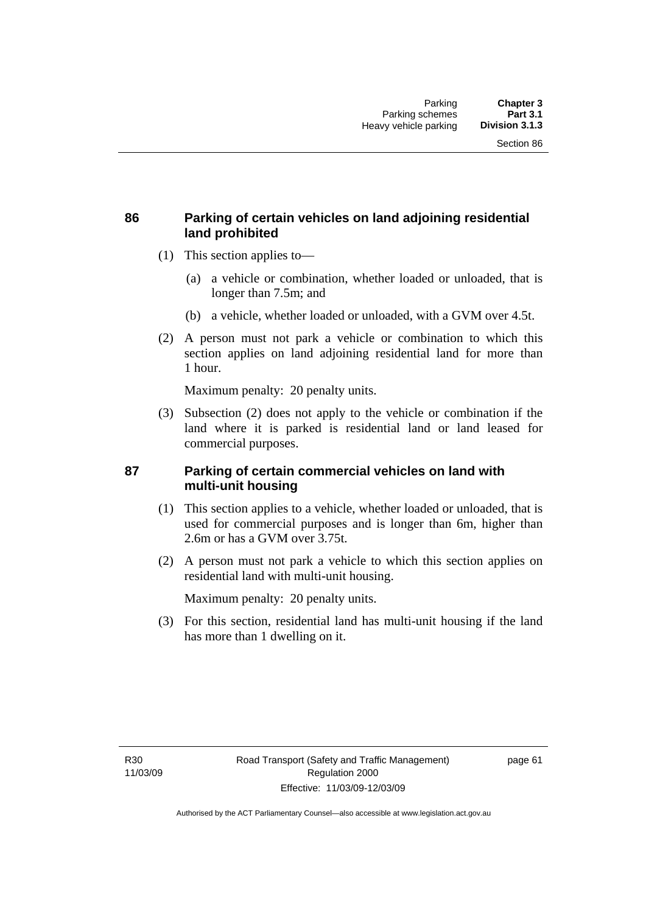## 86 Parking of certain vehicles on land adjoining residential land prohibited

(1) This section applies to—

(a) a vehicle or combination, whether loaded or unloaded, that is longer than 7.5m; and

(b) a vehicle, whether loaded or unloaded, with a GVM over 4.5t.

(2) A person must not park a vehicle or combination to which this section applies on land adjoining residential land for more than 1 hour.

Maximum penalty: 20 penalty units.

(3) Subsection (2) does not apply to the vehicle or combination if the land where it is parked is residential land or land leased for commercial purposes.

## 87 Parking of certain commercial vehicles on land with multi-unit housing

(1) This section applies to a vehicle, whether loaded or unloaded, that is used for commercial purposes and is longer than 6m, higher than 2.6m or has a GVM over 3.75t.

(2) A person must not park a vehicle to which this section applies on residential land with multi-unit housing.

Maximum penalty: 20 penalty units.

(3) For this section, residential land has multi-unit housing if the land has more than 1 dwelling on it.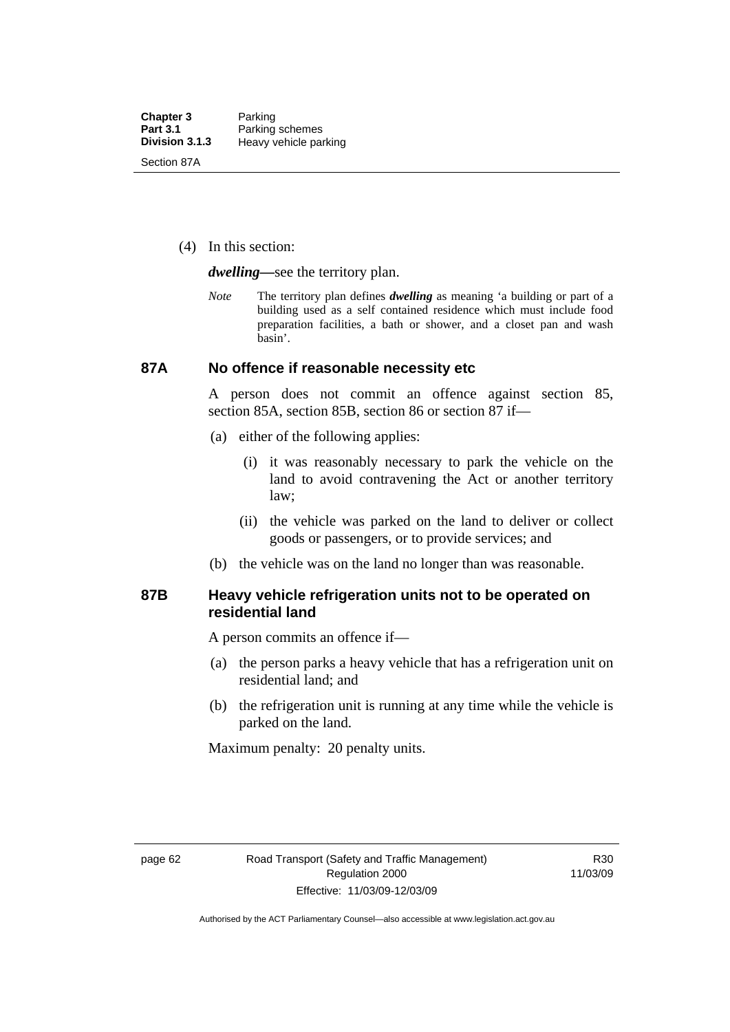(4) In this section:

***dwelling***—see the territory plan.

*Note* The territory plan defines ***dwelling*** as meaning 'a building or part of a building used as a self contained residence which must include food preparation facilities, a bath or shower, and a closet pan and wash basin'.

## 87A No offence if reasonable necessity etc

A person does not commit an offence against section 85, section 85A, section 85B, section 86 or section 87 if—

(a) either of the following applies:

(i) it was reasonably necessary to park the vehicle on the land to avoid contravening the Act or another territory law;

(ii) the vehicle was parked on the land to deliver or collect goods or passengers, or to provide services; and

(b) the vehicle was on the land no longer than was reasonable.

## 87B Heavy vehicle refrigeration units not to be operated on residential land

A person commits an offence if—

(a) the person parks a heavy vehicle that has a refrigeration unit on residential land; and

(b) the refrigeration unit is running at any time while the vehicle is parked on the land.

Maximum penalty: 20 penalty units.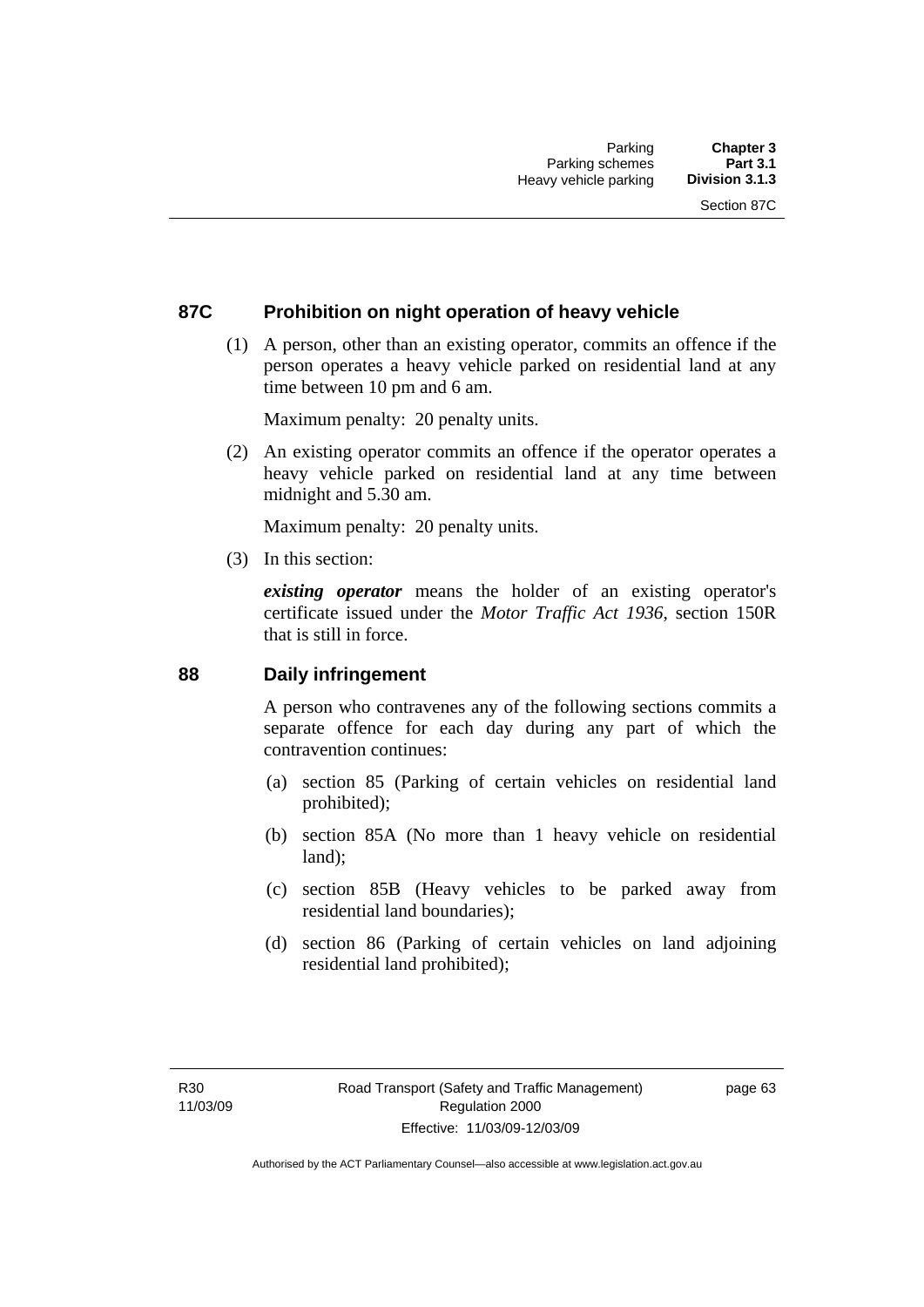## 87C Prohibition on night operation of heavy vehicle

(1) A person, other than an existing operator, commits an offence if the person operates a heavy vehicle parked on residential land at any time between 10 pm and 6 am.

Maximum penalty: 20 penalty units.

(2) An existing operator commits an offence if the operator operates a heavy vehicle parked on residential land at any time between midnight and 5.30 am.

Maximum penalty: 20 penalty units.

(3) In this section:

***existing operator*** means the holder of an existing operator's certificate issued under the *Motor Traffic Act 1936*, section 150R that is still in force.

## 88 Daily infringement

A person who contravenes any of the following sections commits a separate offence for each day during any part of which the contravention continues:

(a) section 85 (Parking of certain vehicles on residential land prohibited);

(b) section 85A (No more than 1 heavy vehicle on residential land);

(c) section 85B (Heavy vehicles to be parked away from residential land boundaries);

(d) section 86 (Parking of certain vehicles on land adjoining residential land prohibited);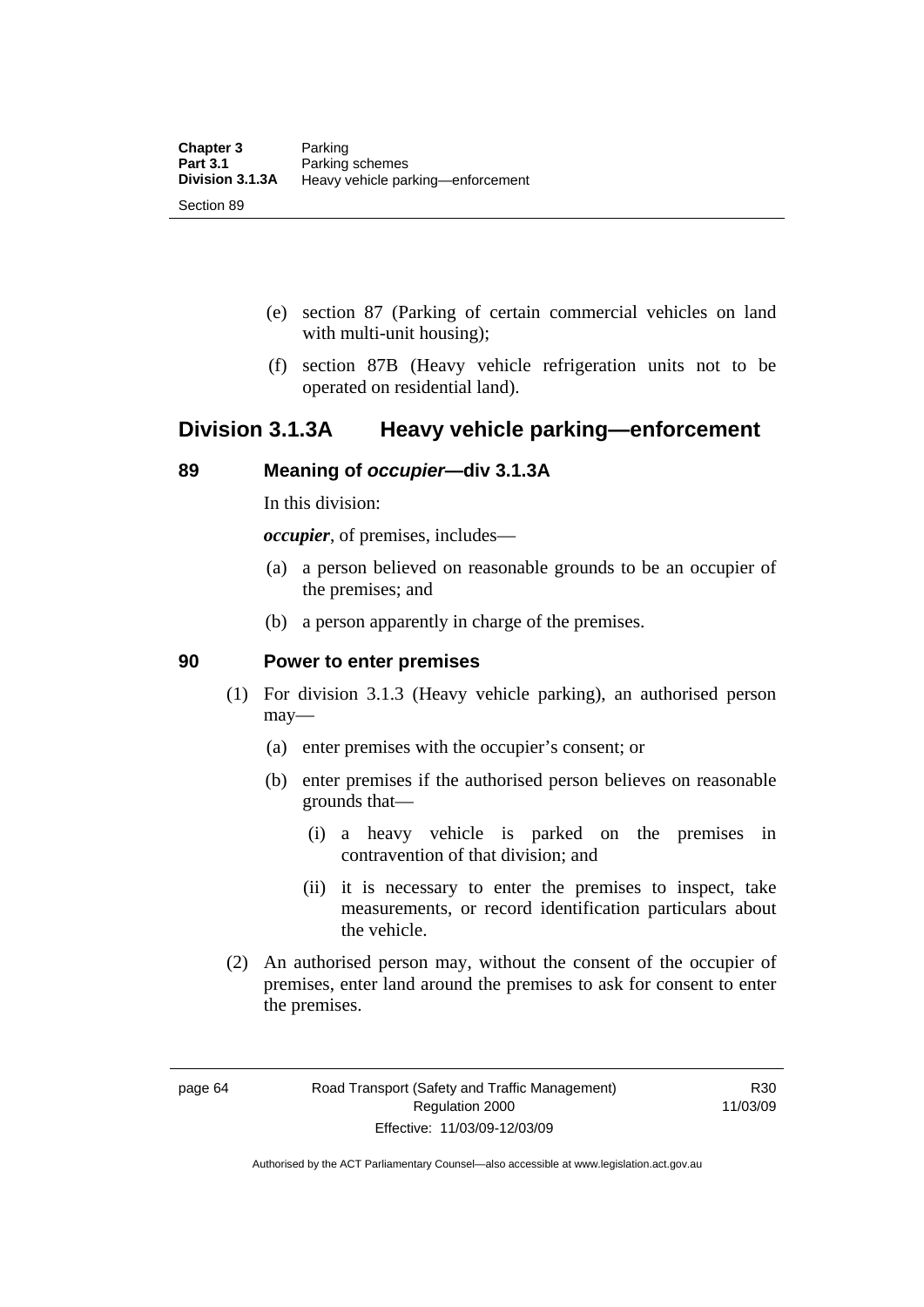(e) section 87 (Parking of certain commercial vehicles on land with multi-unit housing);

(f) section 87B (Heavy vehicle refrigeration units not to be operated on residential land).

## Division 3.1.3A Heavy vehicle parking—enforcement

### 89 Meaning of *occupier*—div 3.1.3A

In this division:

***occupier***, of premises, includes—

(a) a person believed on reasonable grounds to be an occupier of the premises; and

(b) a person apparently in charge of the premises.

### 90 Power to enter premises

(1) For division 3.1.3 (Heavy vehicle parking), an authorised person may—

(a) enter premises with the occupier's consent; or

(b) enter premises if the authorised person believes on reasonable grounds that—

(i) a heavy vehicle is parked on the premises in contravention of that division; and

(ii) it is necessary to enter the premises to inspect, take measurements, or record identification particulars about the vehicle.

(2) An authorised person may, without the consent of the occupier of premises, enter land around the premises to ask for consent to enter the premises.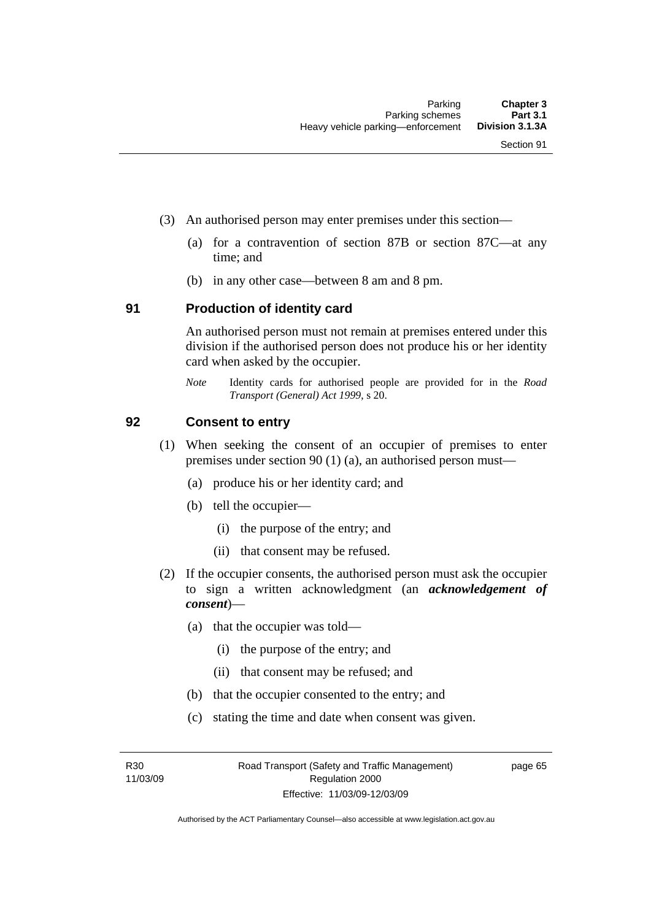(3) An authorised person may enter premises under this section—

(a) for a contravention of section 87B or section 87C—at any time; and

(b) in any other case—between 8 am and 8 pm.

## 91 Production of identity card

An authorised person must not remain at premises entered under this division if the authorised person does not produce his or her identity card when asked by the occupier.

*Note* Identity cards for authorised people are provided for in the *Road Transport (General) Act 1999*, s 20.

## 92 Consent to entry

(1) When seeking the consent of an occupier of premises to enter premises under section 90 (1) (a), an authorised person must—

(a) produce his or her identity card; and

(b) tell the occupier—

(i) the purpose of the entry; and

(ii) that consent may be refused.

(2) If the occupier consents, the authorised person must ask the occupier to sign a written acknowledgment (an ***acknowledgement of consent***)—

(a) that the occupier was told—

(i) the purpose of the entry; and

(ii) that consent may be refused; and

(b) that the occupier consented to the entry; and

(c) stating the time and date when consent was given.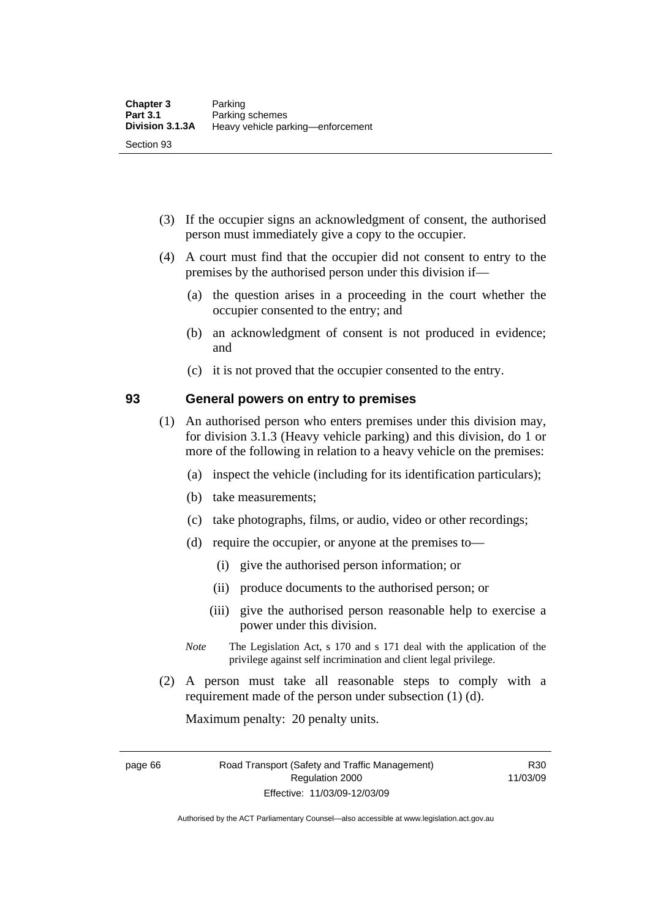(3) If the occupier signs an acknowledgment of consent, the authorised person must immediately give a copy to the occupier.

(4) A court must find that the occupier did not consent to entry to the premises by the authorised person under this division if—

(a) the question arises in a proceeding in the court whether the occupier consented to the entry; and

(b) an acknowledgment of consent is not produced in evidence; and

(c) it is not proved that the occupier consented to the entry.

## 93 General powers on entry to premises

(1) An authorised person who enters premises under this division may, for division 3.1.3 (Heavy vehicle parking) and this division, do 1 or more of the following in relation to a heavy vehicle on the premises:

(a) inspect the vehicle (including for its identification particulars);

(b) take measurements;

(c) take photographs, films, or audio, video or other recordings;

(d) require the occupier, or anyone at the premises to—

(i) give the authorised person information; or

(ii) produce documents to the authorised person; or

(iii) give the authorised person reasonable help to exercise a power under this division.

*Note* The Legislation Act, s 170 and s 171 deal with the application of the privilege against self incrimination and client legal privilege.

(2) A person must take all reasonable steps to comply with a requirement made of the person under subsection (1) (d).

Maximum penalty: 20 penalty units.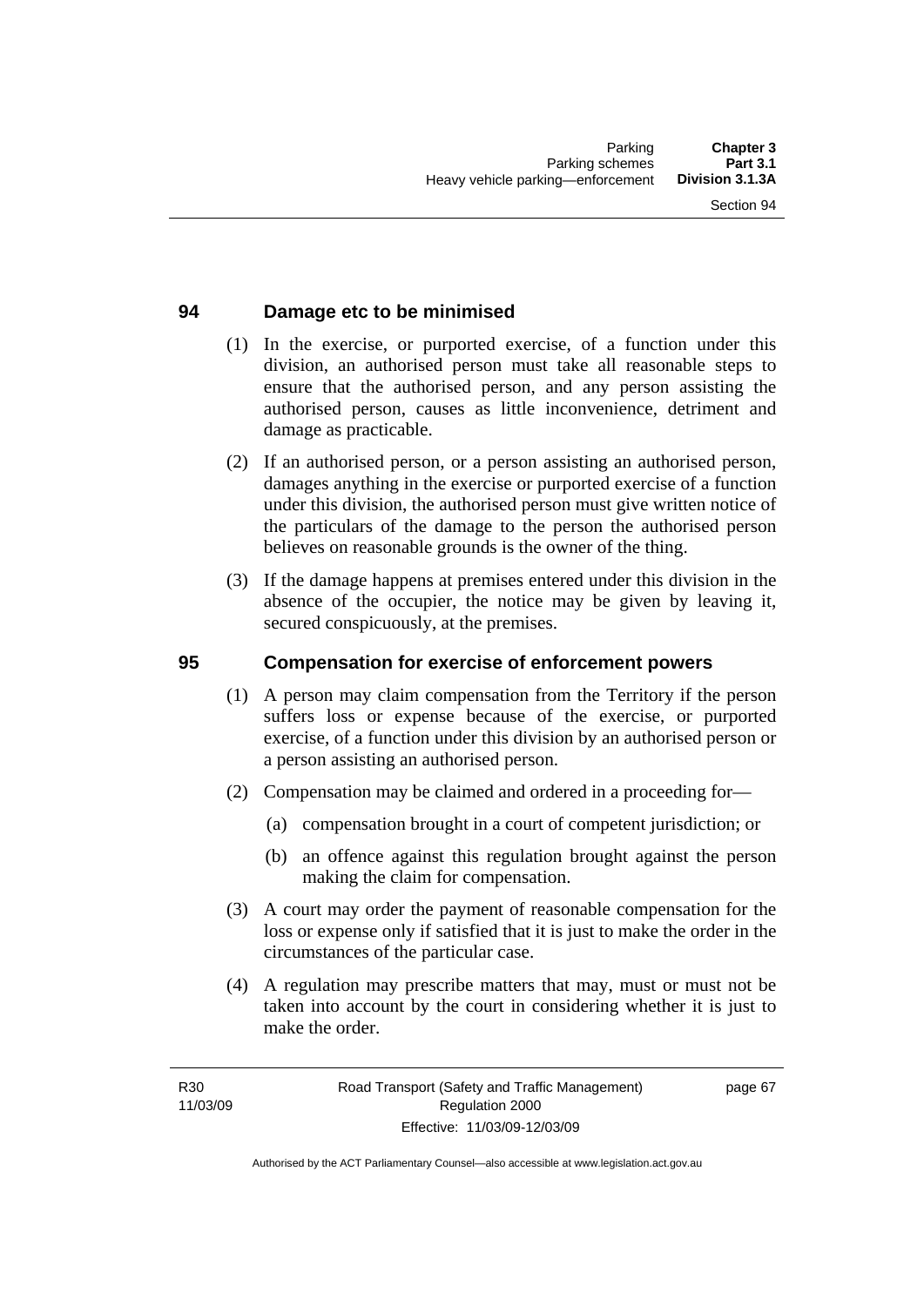## 94 Damage etc to be minimised

(1) In the exercise, or purported exercise, of a function under this division, an authorised person must take all reasonable steps to ensure that the authorised person, and any person assisting the authorised person, causes as little inconvenience, detriment and damage as practicable.

(2) If an authorised person, or a person assisting an authorised person, damages anything in the exercise or purported exercise of a function under this division, the authorised person must give written notice of the particulars of the damage to the person the authorised person believes on reasonable grounds is the owner of the thing.

(3) If the damage happens at premises entered under this division in the absence of the occupier, the notice may be given by leaving it, secured conspicuously, at the premises.

## 95 Compensation for exercise of enforcement powers

(1) A person may claim compensation from the Territory if the person suffers loss or expense because of the exercise, or purported exercise, of a function under this division by an authorised person or a person assisting an authorised person.

(2) Compensation may be claimed and ordered in a proceeding for—

- (a) compensation brought in a court of competent jurisdiction; or
- (b) an offence against this regulation brought against the person making the claim for compensation.

(3) A court may order the payment of reasonable compensation for the loss or expense only if satisfied that it is just to make the order in the circumstances of the particular case.

(4) A regulation may prescribe matters that may, must or must not be taken into account by the court in considering whether it is just to make the order.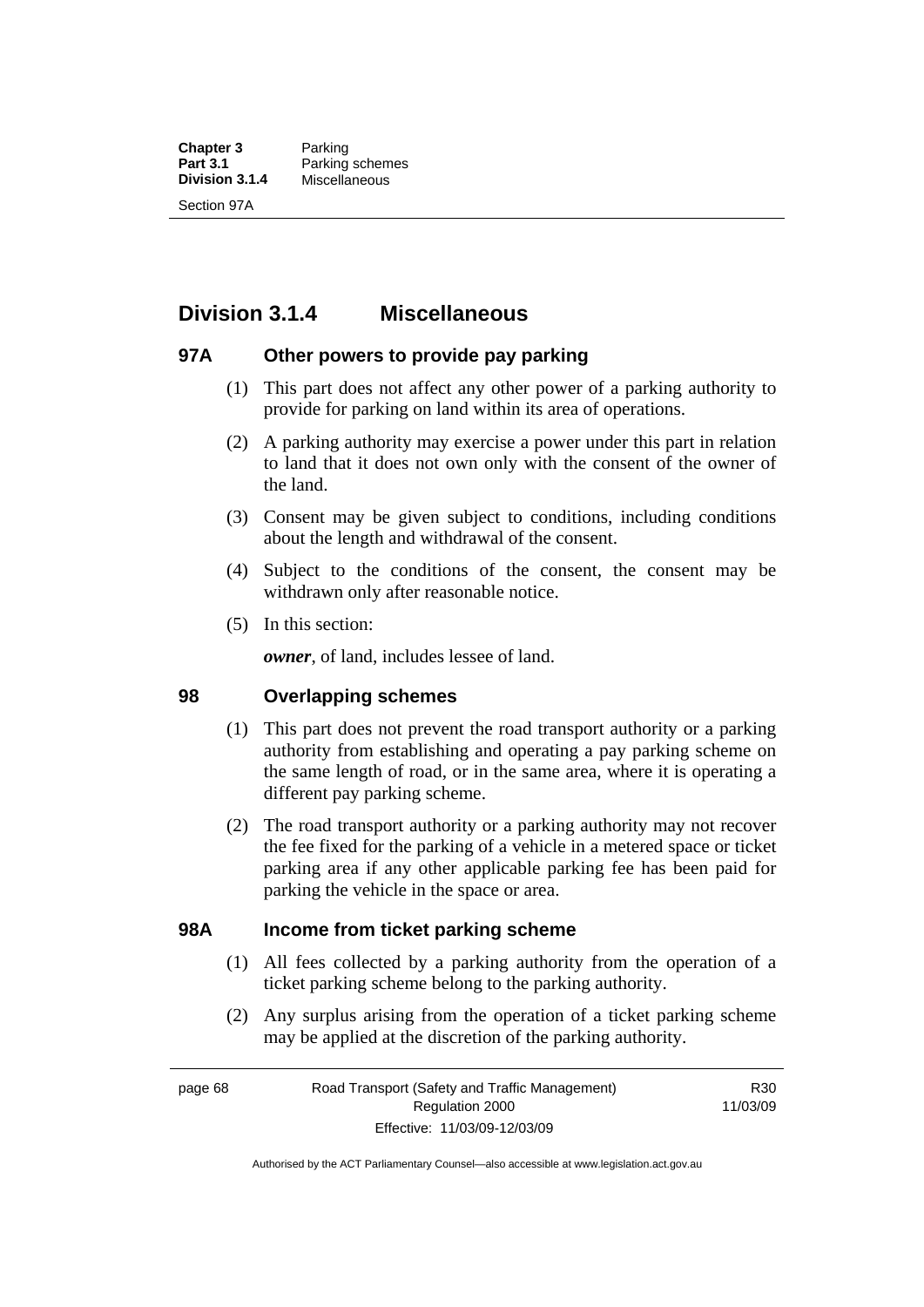## Division 3.1.4 Miscellaneous

### 97A Other powers to provide pay parking

(1) This part does not affect any other power of a parking authority to provide for parking on land within its area of operations.

(2) A parking authority may exercise a power under this part in relation to land that it does not own only with the consent of the owner of the land.

(3) Consent may be given subject to conditions, including conditions about the length and withdrawal of the consent.

(4) Subject to the conditions of the consent, the consent may be withdrawn only after reasonable notice.

(5) In this section:

***owner***, of land, includes lessee of land.

### 98 Overlapping schemes

(1) This part does not prevent the road transport authority or a parking authority from establishing and operating a pay parking scheme on the same length of road, or in the same area, where it is operating a different pay parking scheme.

(2) The road transport authority or a parking authority may not recover the fee fixed for the parking of a vehicle in a metered space or ticket parking area if any other applicable parking fee has been paid for parking the vehicle in the space or area.

### 98A Income from ticket parking scheme

(1) All fees collected by a parking authority from the operation of a ticket parking scheme belong to the parking authority.

(2) Any surplus arising from the operation of a ticket parking scheme may be applied at the discretion of the parking authority.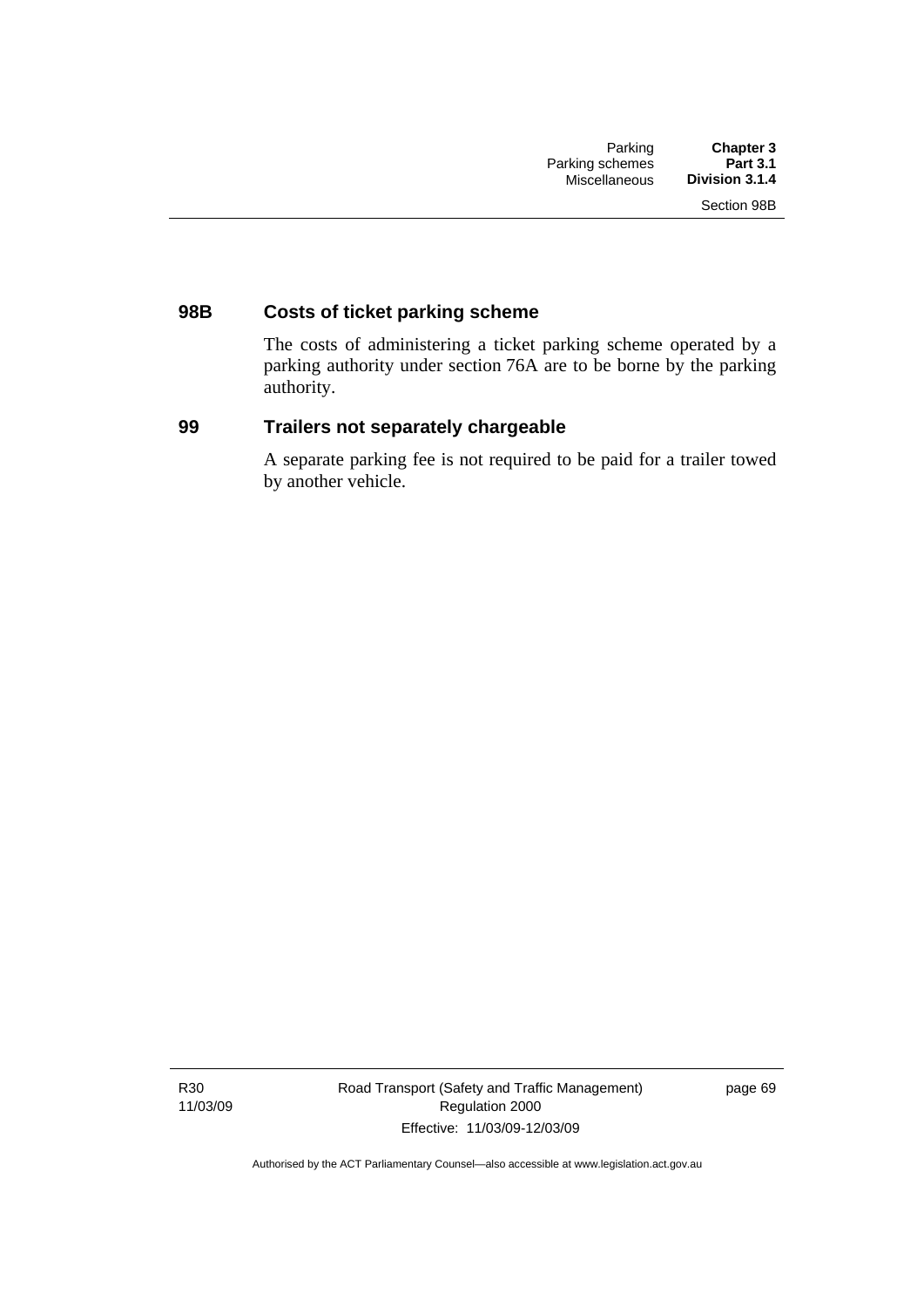### 98B Costs of ticket parking scheme

The costs of administering a ticket parking scheme operated by a parking authority under section 76A are to be borne by the parking authority.

### 99 Trailers not separately chargeable

A separate parking fee is not required to be paid for a trailer towed by another vehicle.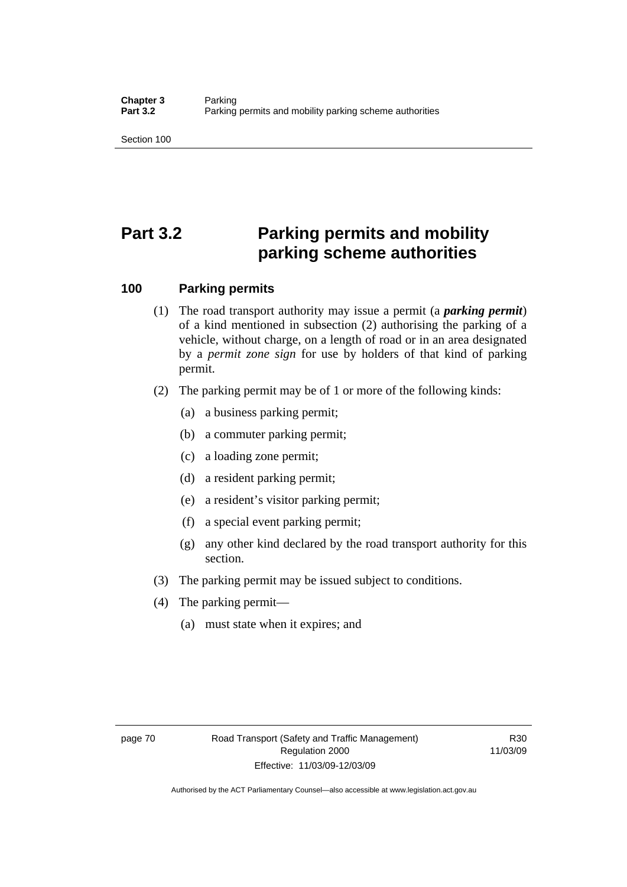# Part 3.2 Parking permits and mobility parking scheme authorities

## 100 Parking permits

(1) The road transport authority may issue a permit (a ***parking permit***) of a kind mentioned in subsection (2) authorising the parking of a vehicle, without charge, on a length of road or in an area designated by a *permit zone sign* for use by holders of that kind of parking permit.

(2) The parking permit may be of 1 or more of the following kinds:

- (a) a business parking permit;
- (b) a commuter parking permit;
- (c) a loading zone permit;
- (d) a resident parking permit;
- (e) a resident's visitor parking permit;
- (f) a special event parking permit;
- (g) any other kind declared by the road transport authority for this section.

(3) The parking permit may be issued subject to conditions.

(4) The parking permit—

- (a) must state when it expires; and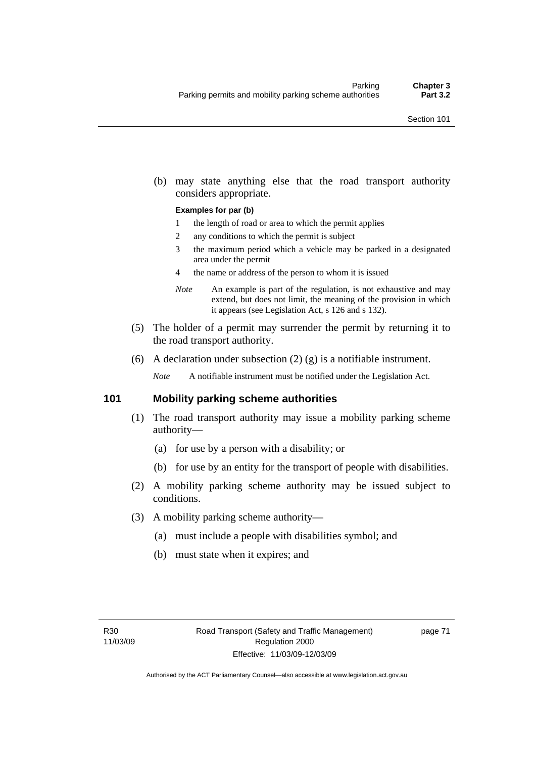(b) may state anything else that the road transport authority considers appropriate.

**Examples for par (b)**

1 the length of road or area to which the permit applies
2 any conditions to which the permit is subject
3 the maximum period which a vehicle may be parked in a designated area under the permit
4 the name or address of the person to whom it is issued

*Note* An example is part of the regulation, is not exhaustive and may extend, but does not limit, the meaning of the provision in which it appears (see Legislation Act, s 126 and s 132).

(5) The holder of a permit may surrender the permit by returning it to the road transport authority.

(6) A declaration under subsection (2) (g) is a notifiable instrument.

*Note* A notifiable instrument must be notified under the Legislation Act.

## 101 Mobility parking scheme authorities

(1) The road transport authority may issue a mobility parking scheme authority—

(a) for use by a person with a disability; or

(b) for use by an entity for the transport of people with disabilities.

(2) A mobility parking scheme authority may be issued subject to conditions.

(3) A mobility parking scheme authority—

(a) must include a people with disabilities symbol; and

(b) must state when it expires; and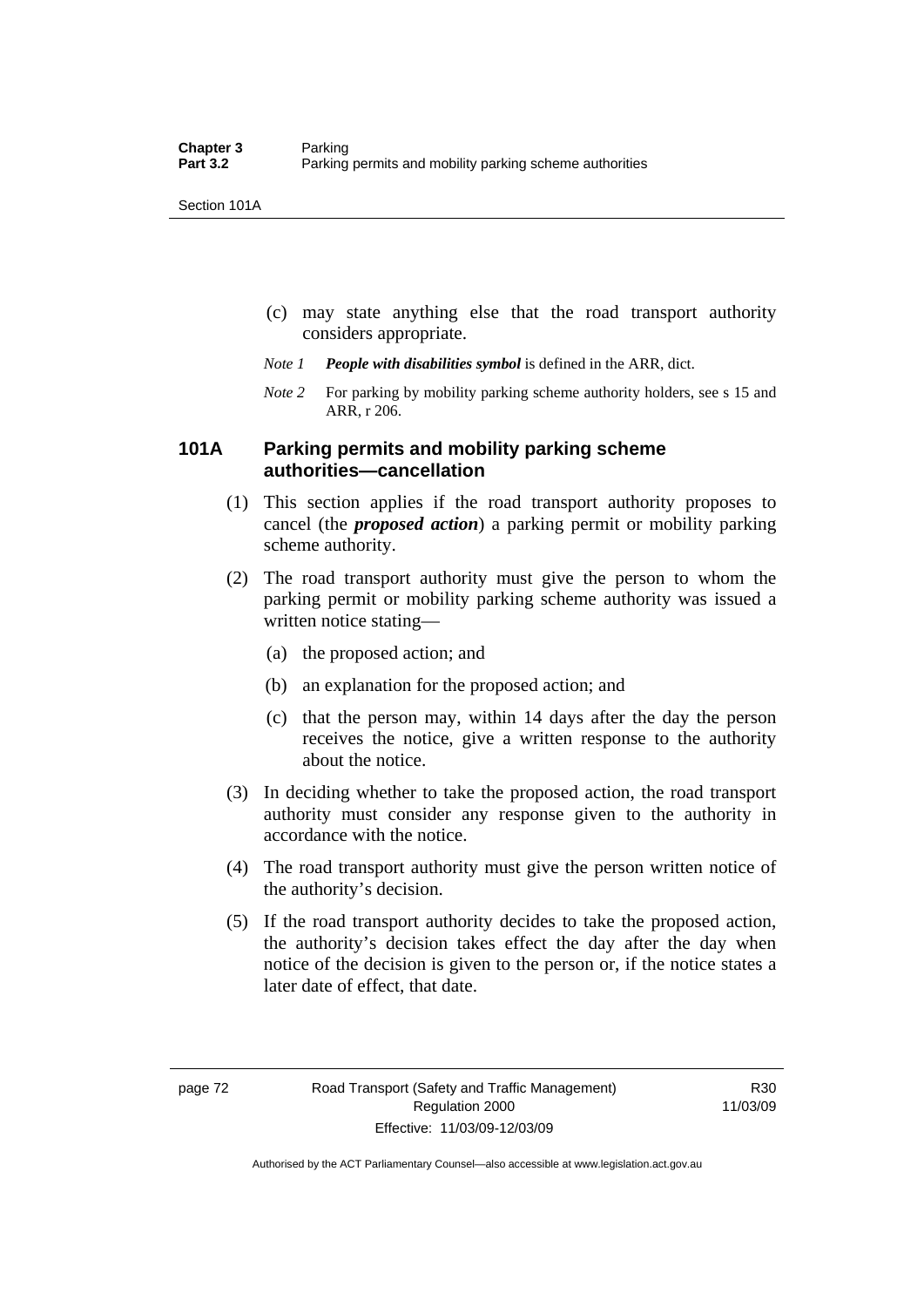(c) may state anything else that the road transport authority considers appropriate.

*Note 1* ***People with disabilities symbol*** is defined in the ARR, dict.

*Note 2* For parking by mobility parking scheme authority holders, see s 15 and ARR, r 206.

### 101A Parking permits and mobility parking scheme authorities—cancellation

(1) This section applies if the road transport authority proposes to cancel (the ***proposed action***) a parking permit or mobility parking scheme authority.

(2) The road transport authority must give the person to whom the parking permit or mobility parking scheme authority was issued a written notice stating—

(a) the proposed action; and

(b) an explanation for the proposed action; and

(c) that the person may, within 14 days after the day the person receives the notice, give a written response to the authority about the notice.

(3) In deciding whether to take the proposed action, the road transport authority must consider any response given to the authority in accordance with the notice.

(4) The road transport authority must give the person written notice of the authority's decision.

(5) If the road transport authority decides to take the proposed action, the authority's decision takes effect the day after the day when notice of the decision is given to the person or, if the notice states a later date of effect, that date.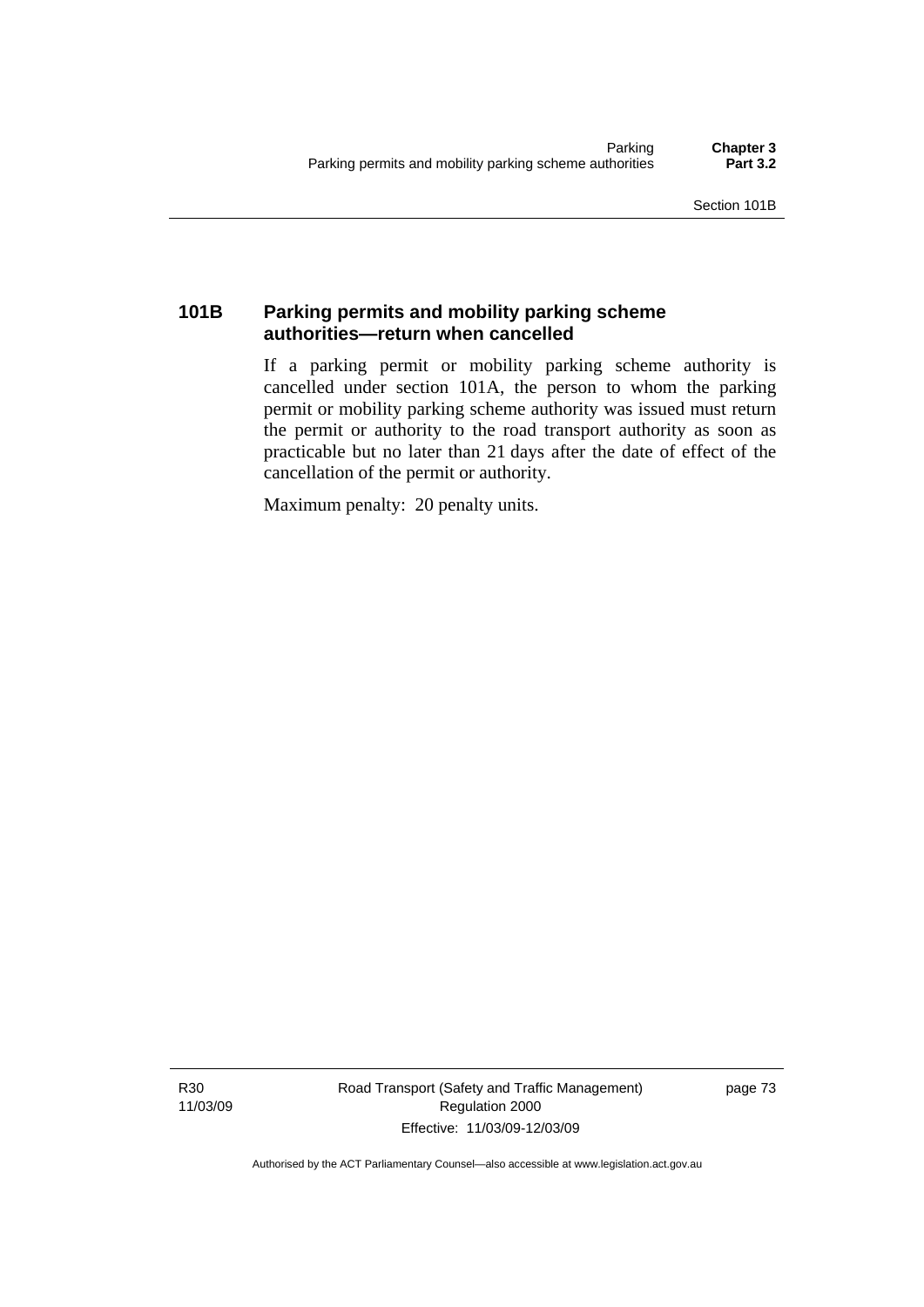## 101B Parking permits and mobility parking scheme authorities—return when cancelled

If a parking permit or mobility parking scheme authority is cancelled under section 101A, the person to whom the parking permit or mobility parking scheme authority was issued must return the permit or authority to the road transport authority as soon as practicable but no later than 21 days after the date of effect of the cancellation of the permit or authority.

Maximum penalty: 20 penalty units.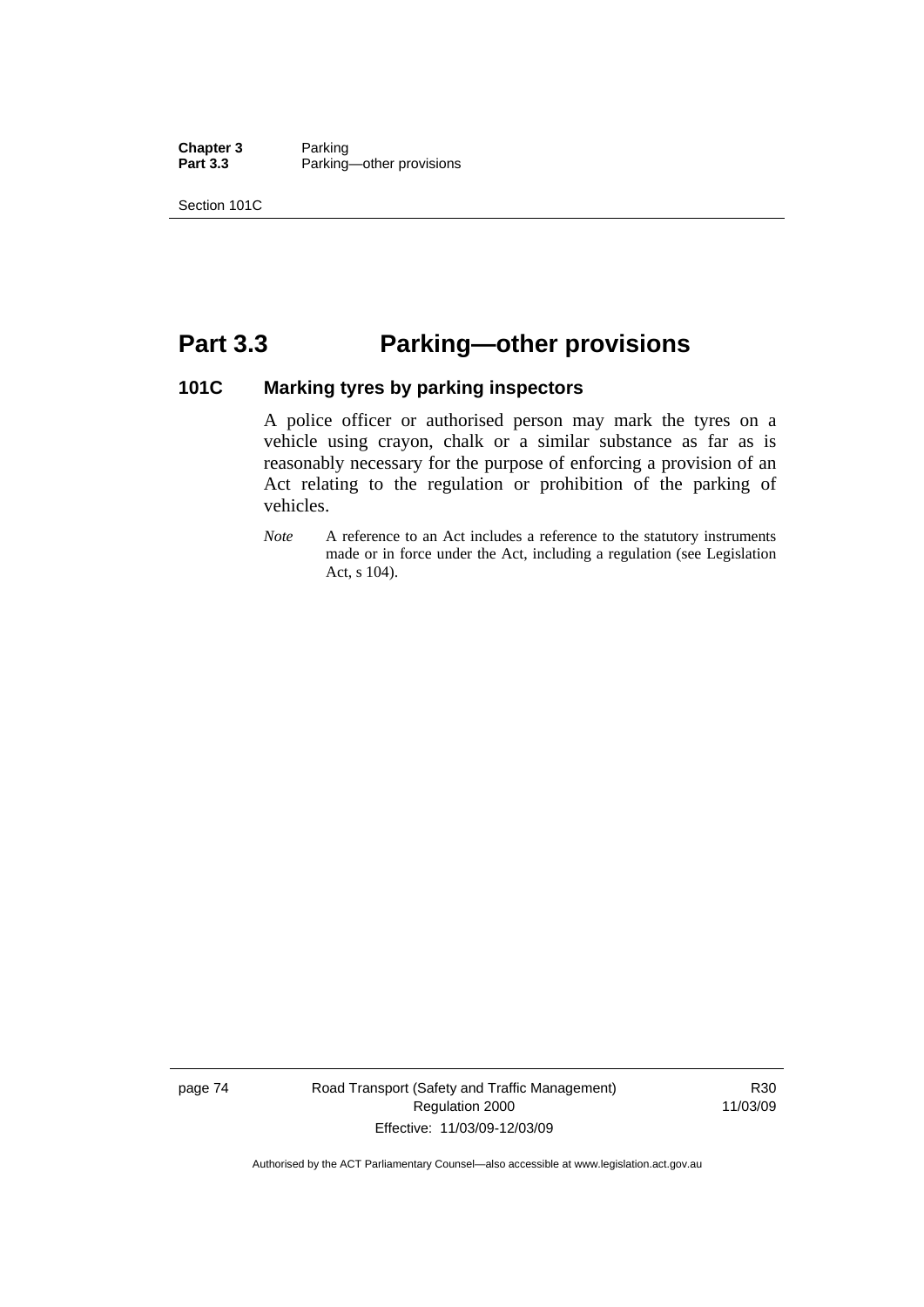# Part 3.3 Parking—other provisions

## 101C Marking tyres by parking inspectors

A police officer or authorised person may mark the tyres on a vehicle using crayon, chalk or a similar substance as far as is reasonably necessary for the purpose of enforcing a provision of an Act relating to the regulation or prohibition of the parking of vehicles.

*Note* A reference to an Act includes a reference to the statutory instruments made or in force under the Act, including a regulation (see Legislation Act, s 104).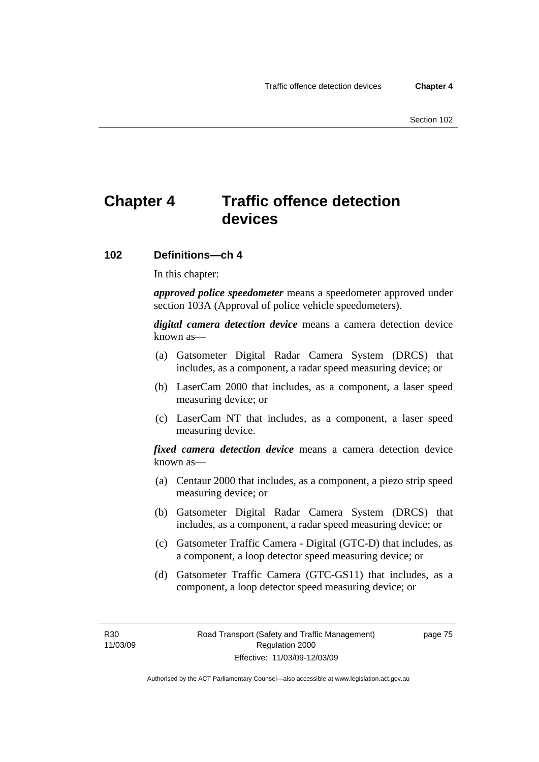# Chapter 4 Traffic offence detection devices

## 102 Definitions—ch 4

In this chapter:

***approved police speedometer*** means a speedometer approved under section 103A (Approval of police vehicle speedometers).

***digital camera detection device*** means a camera detection device known as—

(a) Gatsometer Digital Radar Camera System (DRCS) that includes, as a component, a radar speed measuring device; or

(b) LaserCam 2000 that includes, as a component, a laser speed measuring device; or

(c) LaserCam NT that includes, as a component, a laser speed measuring device.

***fixed camera detection device*** means a camera detection device known as—

(a) Centaur 2000 that includes, as a component, a piezo strip speed measuring device; or

(b) Gatsometer Digital Radar Camera System (DRCS) that includes, as a component, a radar speed measuring device; or

(c) Gatsometer Traffic Camera - Digital (GTC-D) that includes, as a component, a loop detector speed measuring device; or

(d) Gatsometer Traffic Camera (GTC-GS11) that includes, as a component, a loop detector speed measuring device; or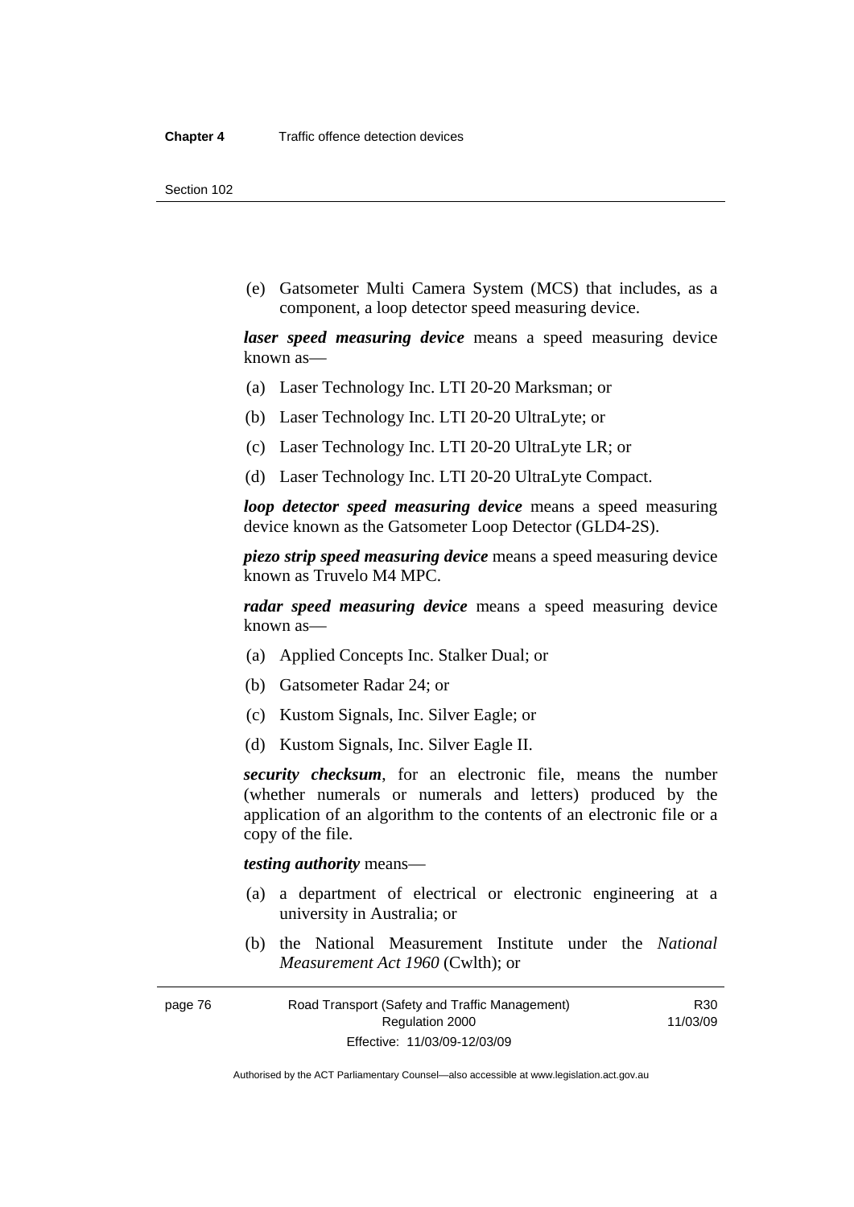(e) Gatsometer Multi Camera System (MCS) that includes, as a component, a loop detector speed measuring device.

***laser speed measuring device*** means a speed measuring device known as—

(a) Laser Technology Inc. LTI 20-20 Marksman; or

(b) Laser Technology Inc. LTI 20-20 UltraLyte; or

(c) Laser Technology Inc. LTI 20-20 UltraLyte LR; or

(d) Laser Technology Inc. LTI 20-20 UltraLyte Compact.

***loop detector speed measuring device*** means a speed measuring device known as the Gatsometer Loop Detector (GLD4-2S).

***piezo strip speed measuring device*** means a speed measuring device known as Truvelo M4 MPC.

***radar speed measuring device*** means a speed measuring device known as—

(a) Applied Concepts Inc. Stalker Dual; or

(b) Gatsometer Radar 24; or

(c) Kustom Signals, Inc. Silver Eagle; or

(d) Kustom Signals, Inc. Silver Eagle II.

***security checksum***, for an electronic file, means the number (whether numerals or numerals and letters) produced by the application of an algorithm to the contents of an electronic file or a copy of the file.

***testing authority*** means—

(a) a department of electrical or electronic engineering at a university in Australia; or

(b) the National Measurement Institute under the *National Measurement Act 1960* (Cwlth); or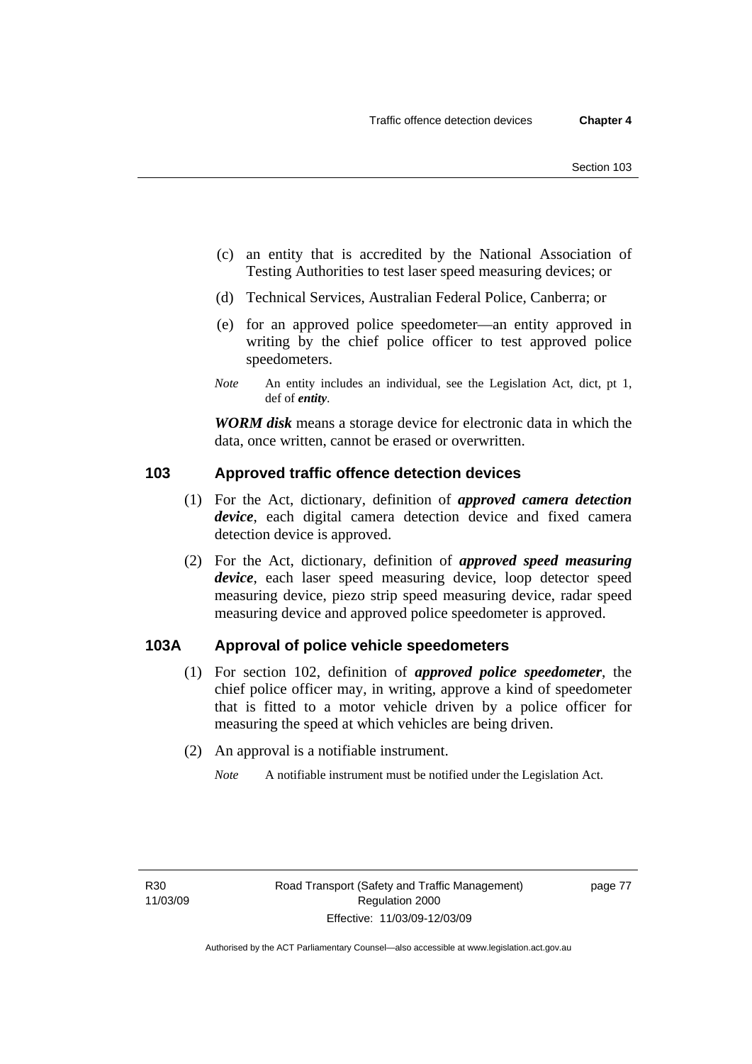(c) an entity that is accredited by the National Association of Testing Authorities to test laser speed measuring devices; or

(d) Technical Services, Australian Federal Police, Canberra; or

(e) for an approved police speedometer—an entity approved in writing by the chief police officer to test approved police speedometers.

*Note* An entity includes an individual, see the Legislation Act, dict, pt 1, def of ***entity***.

***WORM disk*** means a storage device for electronic data in which the data, once written, cannot be erased or overwritten.

## 103 Approved traffic offence detection devices

(1) For the Act, dictionary, definition of ***approved camera detection device***, each digital camera detection device and fixed camera detection device is approved.

(2) For the Act, dictionary, definition of ***approved speed measuring device***, each laser speed measuring device, loop detector speed measuring device, piezo strip speed measuring device, radar speed measuring device and approved police speedometer is approved.

## 103A Approval of police vehicle speedometers

(1) For section 102, definition of ***approved police speedometer***, the chief police officer may, in writing, approve a kind of speedometer that is fitted to a motor vehicle driven by a police officer for measuring the speed at which vehicles are being driven.

(2) An approval is a notifiable instrument.

*Note* A notifiable instrument must be notified under the Legislation Act.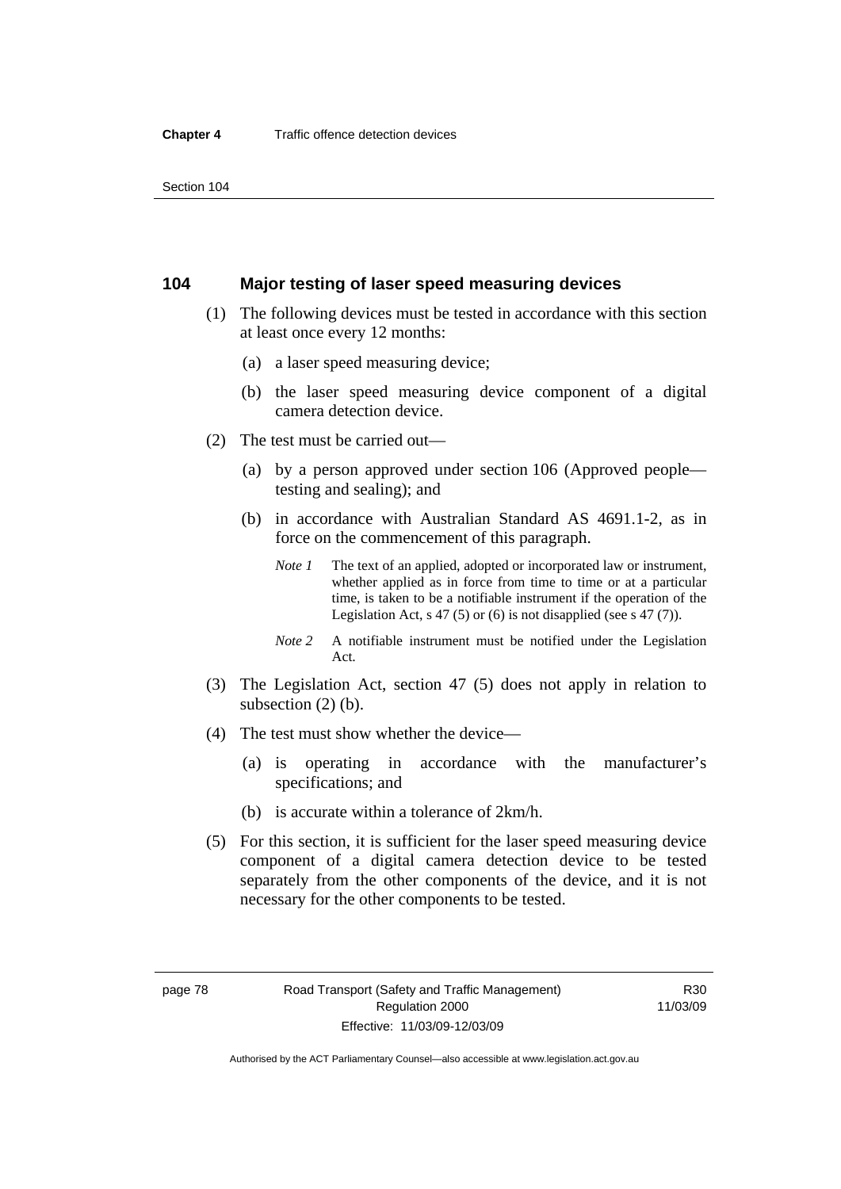## 104 Major testing of laser speed measuring devices

(1) The following devices must be tested in accordance with this section at least once every 12 months:

(a) a laser speed measuring device;

(b) the laser speed measuring device component of a digital camera detection device.

(2) The test must be carried out—

(a) by a person approved under section 106 (Approved people—testing and sealing); and

(b) in accordance with Australian Standard AS 4691.1-2, as in force on the commencement of this paragraph.

*Note 1* The text of an applied, adopted or incorporated law or instrument, whether applied as in force from time to time or at a particular time, is taken to be a notifiable instrument if the operation of the Legislation Act, s 47 (5) or (6) is not disapplied (see s 47 (7)).

*Note 2* A notifiable instrument must be notified under the Legislation Act.

(3) The Legislation Act, section 47 (5) does not apply in relation to subsection (2) (b).

(4) The test must show whether the device—

(a) is operating in accordance with the manufacturer's specifications; and

(b) is accurate within a tolerance of 2km/h.

(5) For this section, it is sufficient for the laser speed measuring device component of a digital camera detection device to be tested separately from the other components of the device, and it is not necessary for the other components to be tested.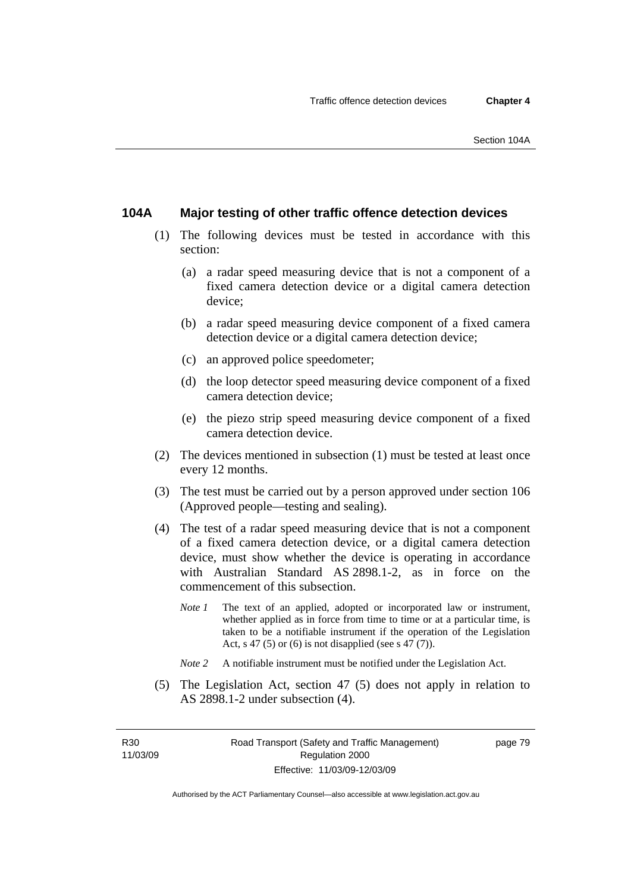## 104A Major testing of other traffic offence detection devices

(1) The following devices must be tested in accordance with this section:

(a) a radar speed measuring device that is not a component of a fixed camera detection device or a digital camera detection device;

(b) a radar speed measuring device component of a fixed camera detection device or a digital camera detection device;

(c) an approved police speedometer;

(d) the loop detector speed measuring device component of a fixed camera detection device;

(e) the piezo strip speed measuring device component of a fixed camera detection device.

(2) The devices mentioned in subsection (1) must be tested at least once every 12 months.

(3) The test must be carried out by a person approved under section 106 (Approved people—testing and sealing).

(4) The test of a radar speed measuring device that is not a component of a fixed camera detection device, or a digital camera detection device, must show whether the device is operating in accordance with Australian Standard AS 2898.1-2, as in force on the commencement of this subsection.

*Note 1* The text of an applied, adopted or incorporated law or instrument, whether applied as in force from time to time or at a particular time, is taken to be a notifiable instrument if the operation of the Legislation Act, s 47 (5) or (6) is not disapplied (see s 47 (7)).

*Note 2* A notifiable instrument must be notified under the Legislation Act.

(5) The Legislation Act, section 47 (5) does not apply in relation to AS 2898.1-2 under subsection (4).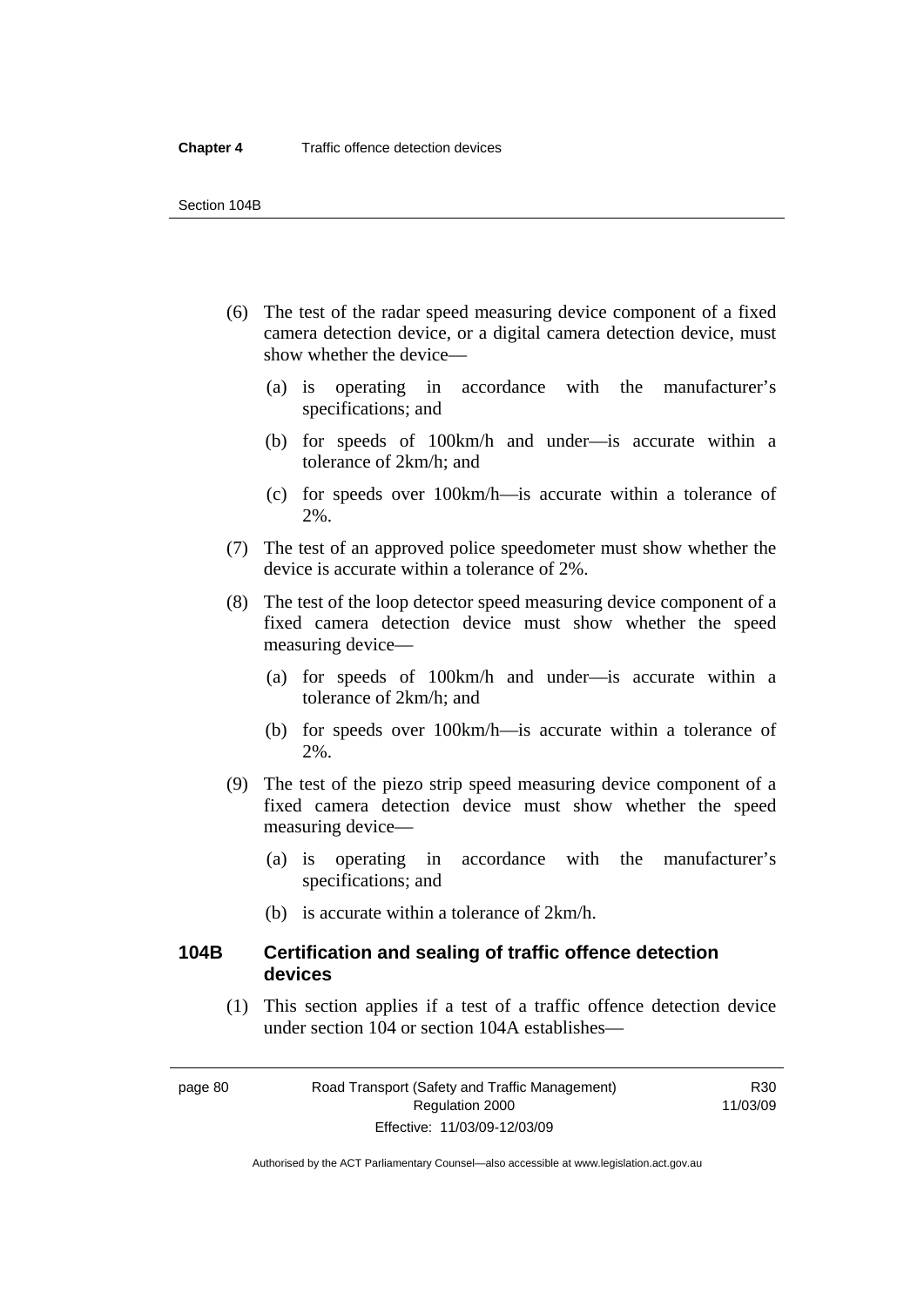(6) The test of the radar speed measuring device component of a fixed camera detection device, or a digital camera detection device, must show whether the device—

(a) is operating in accordance with the manufacturer's specifications; and

(b) for speeds of 100km/h and under—is accurate within a tolerance of 2km/h; and

(c) for speeds over 100km/h—is accurate within a tolerance of 2%.

(7) The test of an approved police speedometer must show whether the device is accurate within a tolerance of 2%.

(8) The test of the loop detector speed measuring device component of a fixed camera detection device must show whether the speed measuring device—

(a) for speeds of 100km/h and under—is accurate within a tolerance of 2km/h; and

(b) for speeds over 100km/h—is accurate within a tolerance of 2%.

(9) The test of the piezo strip speed measuring device component of a fixed camera detection device must show whether the speed measuring device—

(a) is operating in accordance with the manufacturer's specifications; and

(b) is accurate within a tolerance of 2km/h.

## 104B Certification and sealing of traffic offence detection devices

(1) This section applies if a test of a traffic offence detection device under section 104 or section 104A establishes—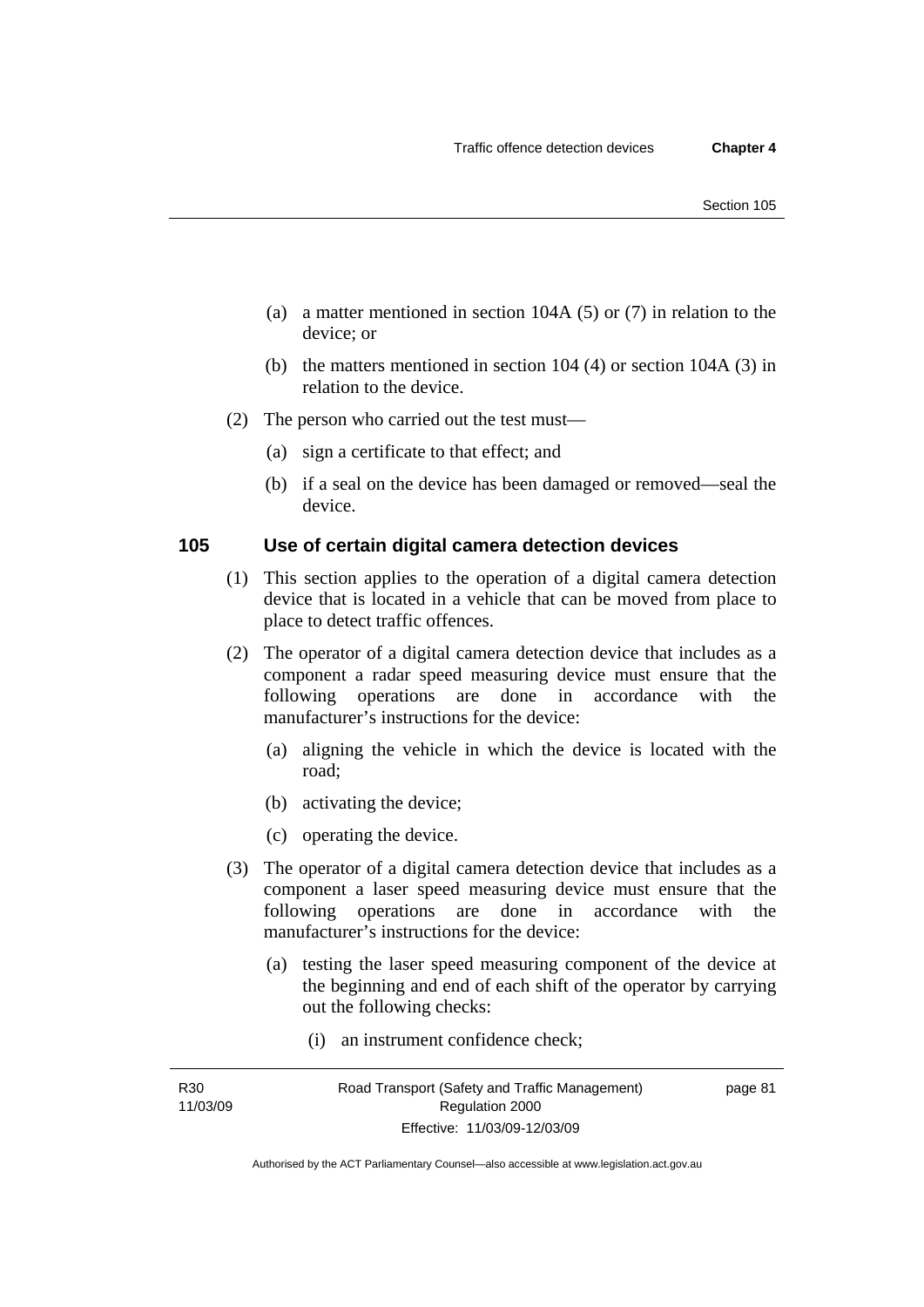(a) a matter mentioned in section 104A (5) or (7) in relation to the device; or

(b) the matters mentioned in section 104 (4) or section 104A (3) in relation to the device.

(2) The person who carried out the test must—

(a) sign a certificate to that effect; and

(b) if a seal on the device has been damaged or removed—seal the device.

## 105 Use of certain digital camera detection devices

(1) This section applies to the operation of a digital camera detection device that is located in a vehicle that can be moved from place to place to detect traffic offences.

(2) The operator of a digital camera detection device that includes as a component a radar speed measuring device must ensure that the following operations are done in accordance with the manufacturer's instructions for the device:

(a) aligning the vehicle in which the device is located with the road;

(b) activating the device;

(c) operating the device.

(3) The operator of a digital camera detection device that includes as a component a laser speed measuring device must ensure that the following operations are done in accordance with the manufacturer's instructions for the device:

(a) testing the laser speed measuring component of the device at the beginning and end of each shift of the operator by carrying out the following checks:

(i) an instrument confidence check;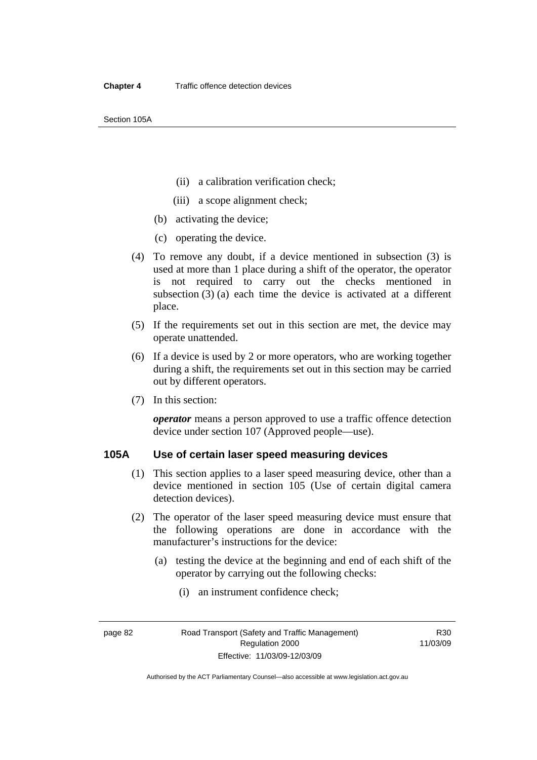(ii) a calibration verification check;

(iii) a scope alignment check;

(b) activating the device;

(c) operating the device.

(4) To remove any doubt, if a device mentioned in subsection (3) is used at more than 1 place during a shift of the operator, the operator is not required to carry out the checks mentioned in subsection (3) (a) each time the device is activated at a different place.

(5) If the requirements set out in this section are met, the device may operate unattended.

(6) If a device is used by 2 or more operators, who are working together during a shift, the requirements set out in this section may be carried out by different operators.

(7) In this section:

***operator*** means a person approved to use a traffic offence detection device under section 107 (Approved people—use).

## 105A Use of certain laser speed measuring devices

(1) This section applies to a laser speed measuring device, other than a device mentioned in section 105 (Use of certain digital camera detection devices).

(2) The operator of the laser speed measuring device must ensure that the following operations are done in accordance with the manufacturer's instructions for the device:

(a) testing the device at the beginning and end of each shift of the operator by carrying out the following checks:

(i) an instrument confidence check;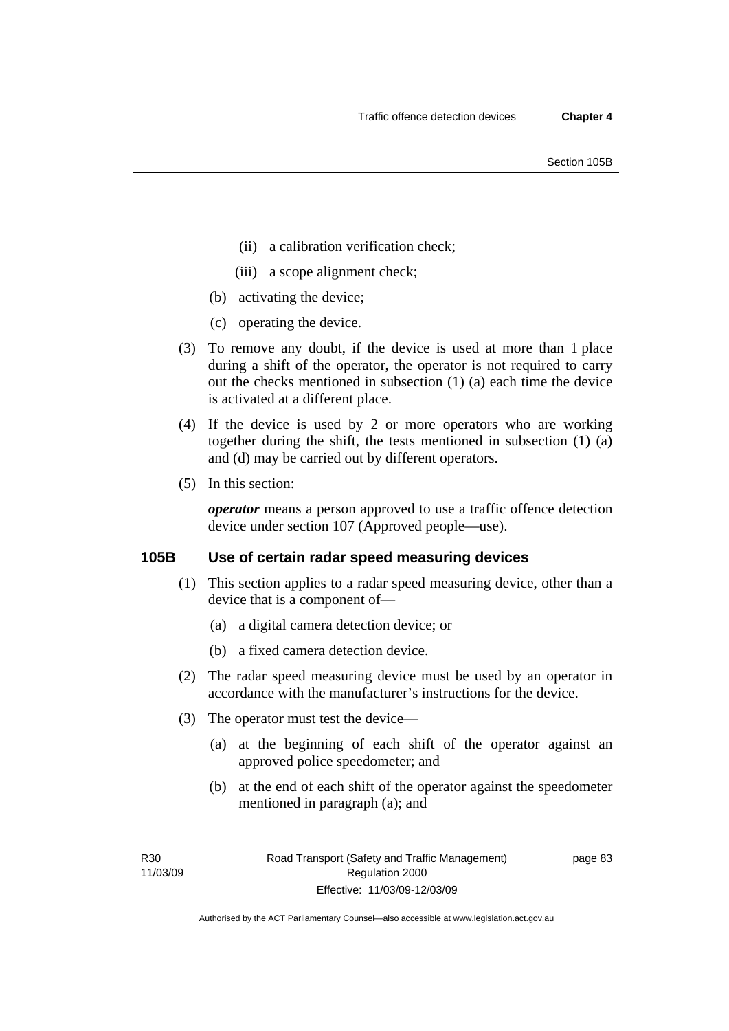(ii) a calibration verification check;

(iii) a scope alignment check;

(b) activating the device;

(c) operating the device.

(3) To remove any doubt, if the device is used at more than 1 place during a shift of the operator, the operator is not required to carry out the checks mentioned in subsection (1) (a) each time the device is activated at a different place.

(4) If the device is used by 2 or more operators who are working together during the shift, the tests mentioned in subsection (1) (a) and (d) may be carried out by different operators.

(5) In this section:

***operator*** means a person approved to use a traffic offence detection device under section 107 (Approved people—use).

### 105B Use of certain radar speed measuring devices

(1) This section applies to a radar speed measuring device, other than a device that is a component of—

(a) a digital camera detection device; or

(b) a fixed camera detection device.

(2) The radar speed measuring device must be used by an operator in accordance with the manufacturer's instructions for the device.

(3) The operator must test the device—

(a) at the beginning of each shift of the operator against an approved police speedometer; and

(b) at the end of each shift of the operator against the speedometer mentioned in paragraph (a); and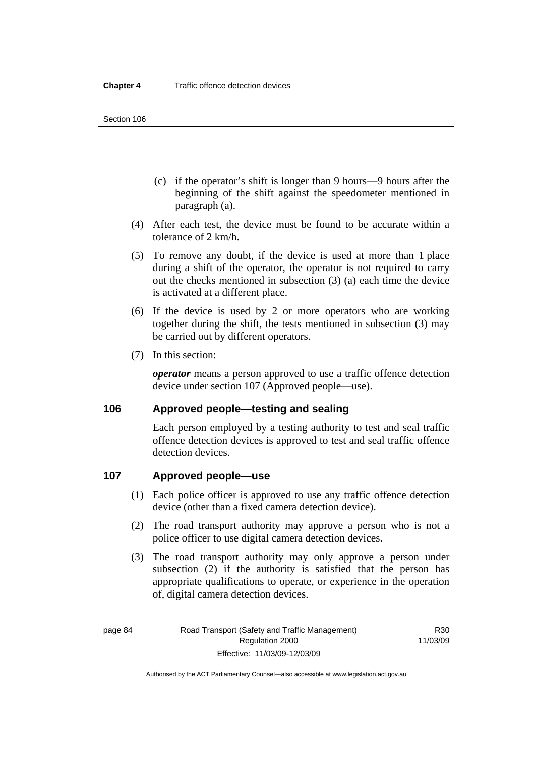(c) if the operator's shift is longer than 9 hours—9 hours after the beginning of the shift against the speedometer mentioned in paragraph (a).

(4) After each test, the device must be found to be accurate within a tolerance of 2 km/h.

(5) To remove any doubt, if the device is used at more than 1 place during a shift of the operator, the operator is not required to carry out the checks mentioned in subsection (3) (a) each time the device is activated at a different place.

(6) If the device is used by 2 or more operators who are working together during the shift, the tests mentioned in subsection (3) may be carried out by different operators.

(7) In this section:

***operator*** means a person approved to use a traffic offence detection device under section 107 (Approved people—use).

## 106 Approved people—testing and sealing

Each person employed by a testing authority to test and seal traffic offence detection devices is approved to test and seal traffic offence detection devices.

## 107 Approved people—use

(1) Each police officer is approved to use any traffic offence detection device (other than a fixed camera detection device).

(2) The road transport authority may approve a person who is not a police officer to use digital camera detection devices.

(3) The road transport authority may only approve a person under subsection (2) if the authority is satisfied that the person has appropriate qualifications to operate, or experience in the operation of, digital camera detection devices.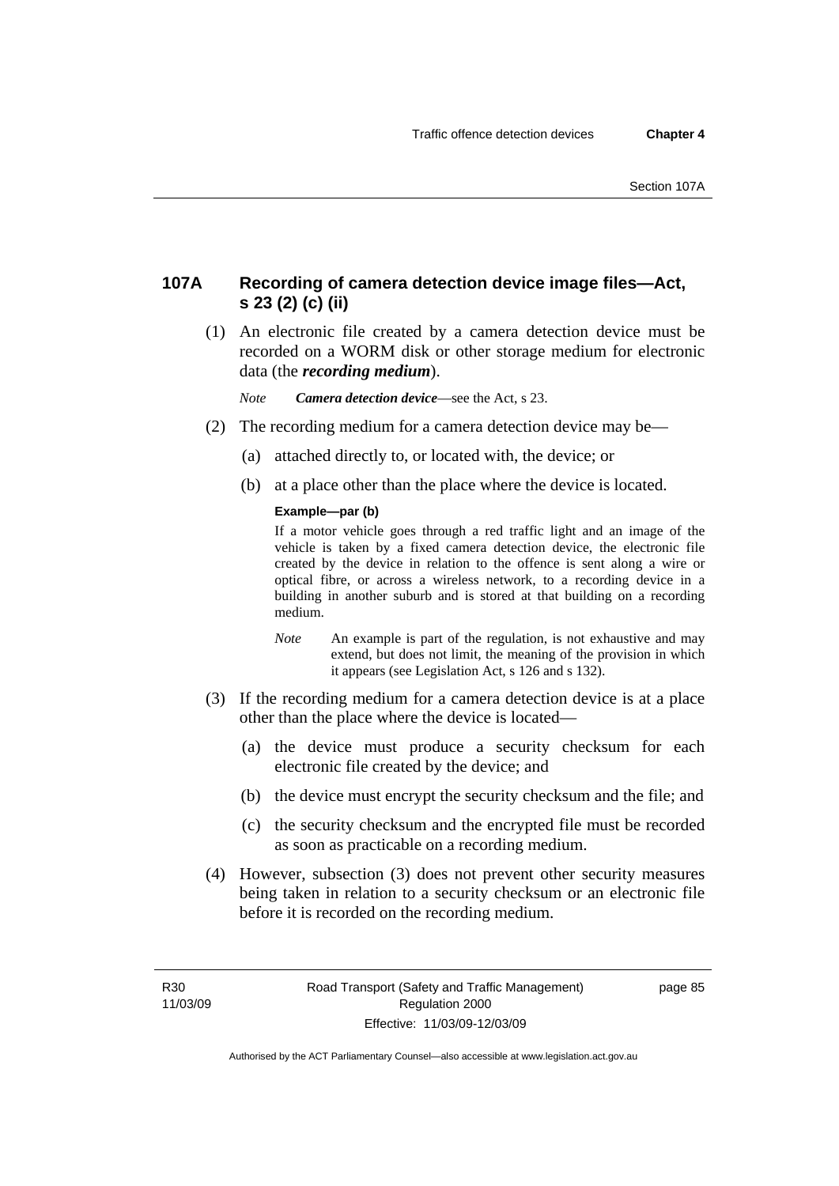## 107A Recording of camera detection device image files—Act, s 23 (2) (c) (ii)

(1) An electronic file created by a camera detection device must be recorded on a WORM disk or other storage medium for electronic data (the ***recording medium***).

*Note* ***Camera detection device***—see the Act, s 23.

(2) The recording medium for a camera detection device may be—

(a) attached directly to, or located with, the device; or

(b) at a place other than the place where the device is located.

**Example—par (b)**

If a motor vehicle goes through a red traffic light and an image of the vehicle is taken by a fixed camera detection device, the electronic file created by the device in relation to the offence is sent along a wire or optical fibre, or across a wireless network, to a recording device in a building in another suburb and is stored at that building on a recording medium.

*Note* An example is part of the regulation, is not exhaustive and may extend, but does not limit, the meaning of the provision in which it appears (see Legislation Act, s 126 and s 132).

(3) If the recording medium for a camera detection device is at a place other than the place where the device is located—

(a) the device must produce a security checksum for each electronic file created by the device; and

(b) the device must encrypt the security checksum and the file; and

(c) the security checksum and the encrypted file must be recorded as soon as practicable on a recording medium.

(4) However, subsection (3) does not prevent other security measures being taken in relation to a security checksum or an electronic file before it is recorded on the recording medium.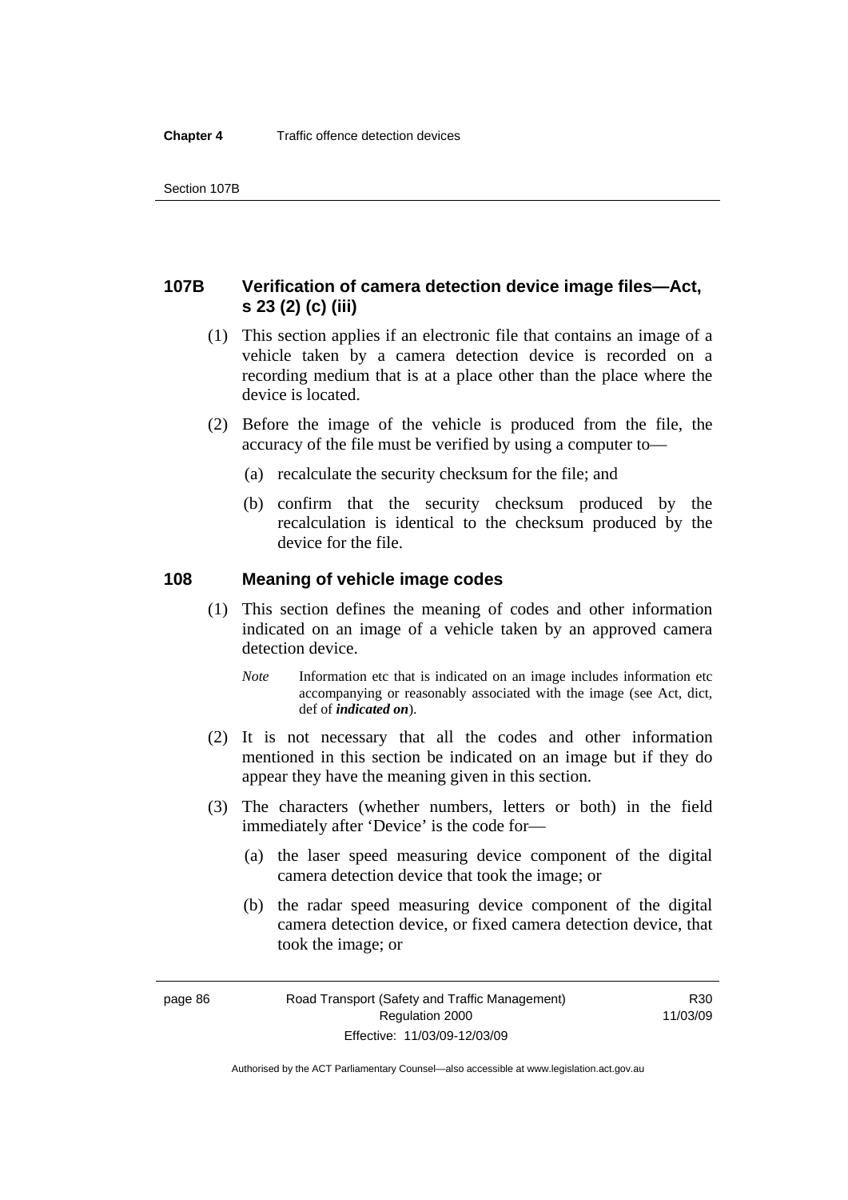## 107B Verification of camera detection device image files—Act, s 23 (2) (c) (iii)

(1) This section applies if an electronic file that contains an image of a vehicle taken by a camera detection device is recorded on a recording medium that is at a place other than the place where the device is located.

(2) Before the image of the vehicle is produced from the file, the accuracy of the file must be verified by using a computer to—

(a) recalculate the security checksum for the file; and

(b) confirm that the security checksum produced by the recalculation is identical to the checksum produced by the device for the file.

## 108 Meaning of vehicle image codes

(1) This section defines the meaning of codes and other information indicated on an image of a vehicle taken by an approved camera detection device.

*Note* Information etc that is indicated on an image includes information etc accompanying or reasonably associated with the image (see Act, dict, def of ***indicated on***).

(2) It is not necessary that all the codes and other information mentioned in this section be indicated on an image but if they do appear they have the meaning given in this section.

(3) The characters (whether numbers, letters or both) in the field immediately after 'Device' is the code for—

(a) the laser speed measuring device component of the digital camera detection device that took the image; or

(b) the radar speed measuring device component of the digital camera detection device, or fixed camera detection device, that took the image; or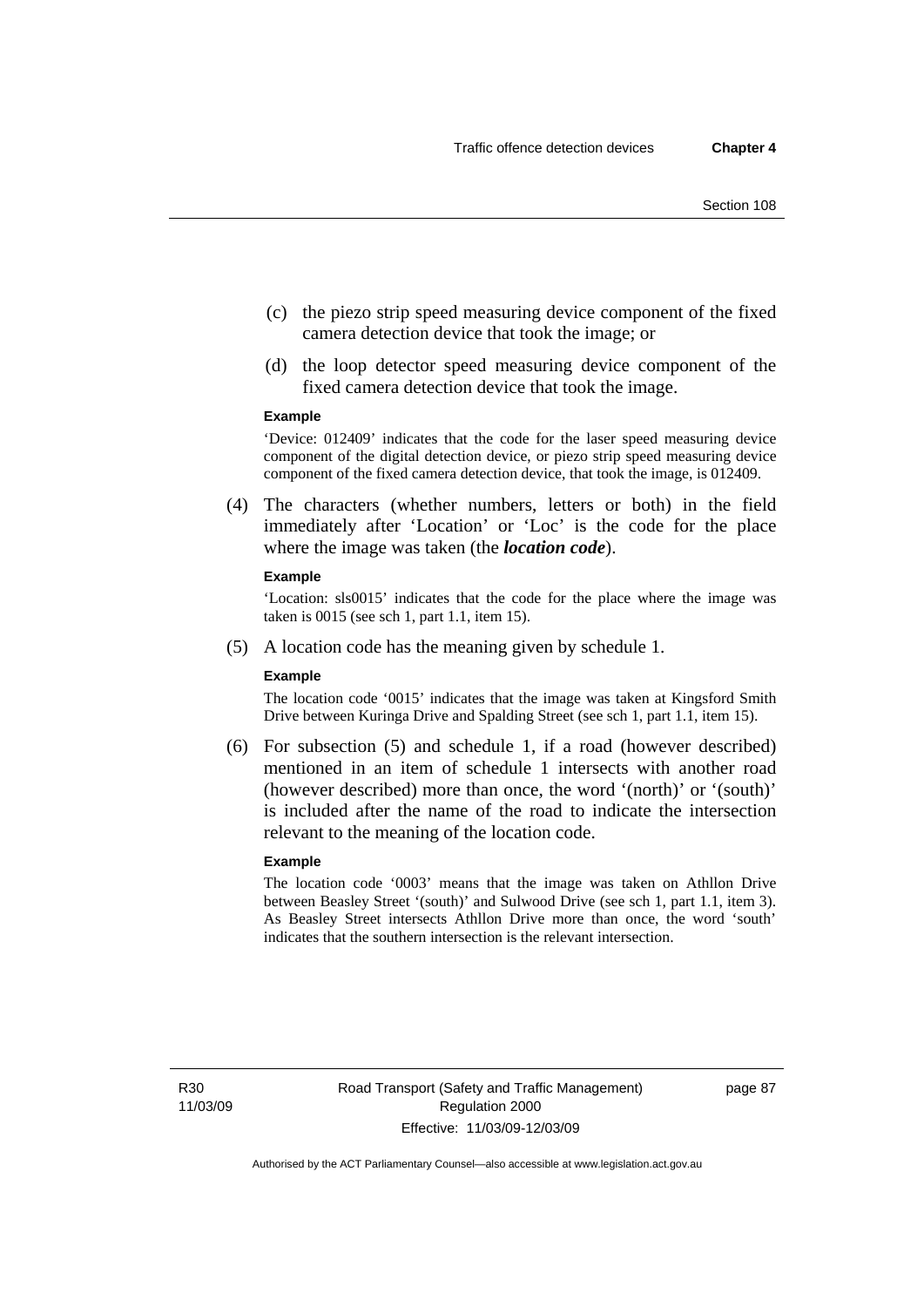(c) the piezo strip speed measuring device component of the fixed camera detection device that took the image; or

(d) the loop detector speed measuring device component of the fixed camera detection device that took the image.

**Example**

'Device: 012409' indicates that the code for the laser speed measuring device component of the digital detection device, or piezo strip speed measuring device component of the fixed camera detection device, that took the image, is 012409.

(4) The characters (whether numbers, letters or both) in the field immediately after 'Location' or 'Loc' is the code for the place where the image was taken (the ***location code***).

**Example**

'Location: sls0015' indicates that the code for the place where the image was taken is 0015 (see sch 1, part 1.1, item 15).

(5) A location code has the meaning given by schedule 1.

**Example**

The location code '0015' indicates that the image was taken at Kingsford Smith Drive between Kuringa Drive and Spalding Street (see sch 1, part 1.1, item 15).

(6) For subsection (5) and schedule 1, if a road (however described) mentioned in an item of schedule 1 intersects with another road (however described) more than once, the word '(north)' or '(south)' is included after the name of the road to indicate the intersection relevant to the meaning of the location code.

**Example**

The location code '0003' means that the image was taken on Athllon Drive between Beasley Street '(south)' and Sulwood Drive (see sch 1, part 1.1, item 3). As Beasley Street intersects Athllon Drive more than once, the word 'south' indicates that the southern intersection is the relevant intersection.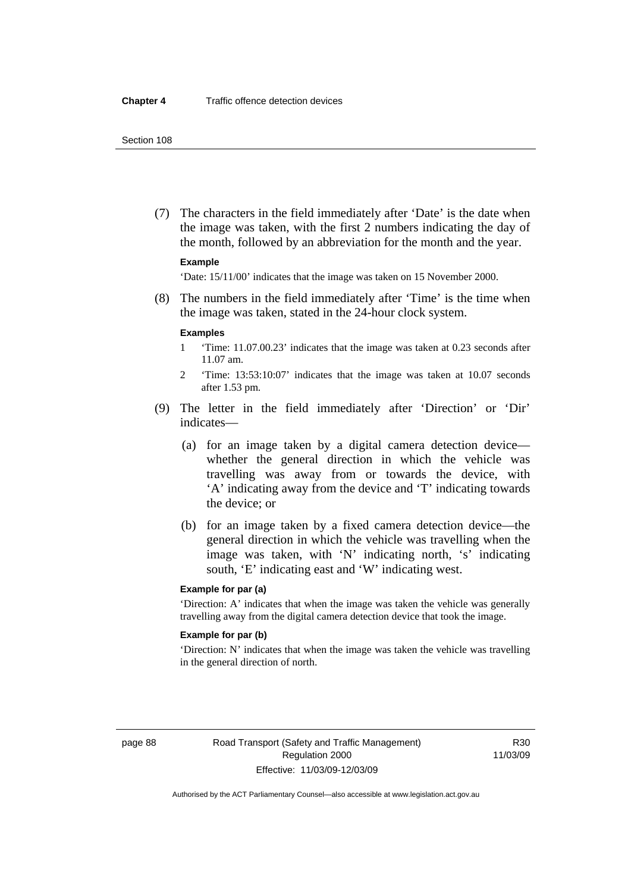(7) The characters in the field immediately after 'Date' is the date when the image was taken, with the first 2 numbers indicating the day of the month, followed by an abbreviation for the month and the year.

**Example**

'Date: 15/11/00' indicates that the image was taken on 15 November 2000.

(8) The numbers in the field immediately after 'Time' is the time when the image was taken, stated in the 24-hour clock system.

**Examples**

1 'Time: 11.07.00.23' indicates that the image was taken at 0.23 seconds after 11.07 am.

2 'Time: 13:53:10:07' indicates that the image was taken at 10.07 seconds after 1.53 pm.

(9) The letter in the field immediately after 'Direction' or 'Dir' indicates—

(a) for an image taken by a digital camera detection device—whether the general direction in which the vehicle was travelling was away from or towards the device, with 'A' indicating away from the device and 'T' indicating towards the device; or

(b) for an image taken by a fixed camera detection device—the general direction in which the vehicle was travelling when the image was taken, with 'N' indicating north, 's' indicating south, 'E' indicating east and 'W' indicating west.

**Example for par (a)**

'Direction: A' indicates that when the image was taken the vehicle was generally travelling away from the digital camera detection device that took the image.

**Example for par (b)**

'Direction: N' indicates that when the image was taken the vehicle was travelling in the general direction of north.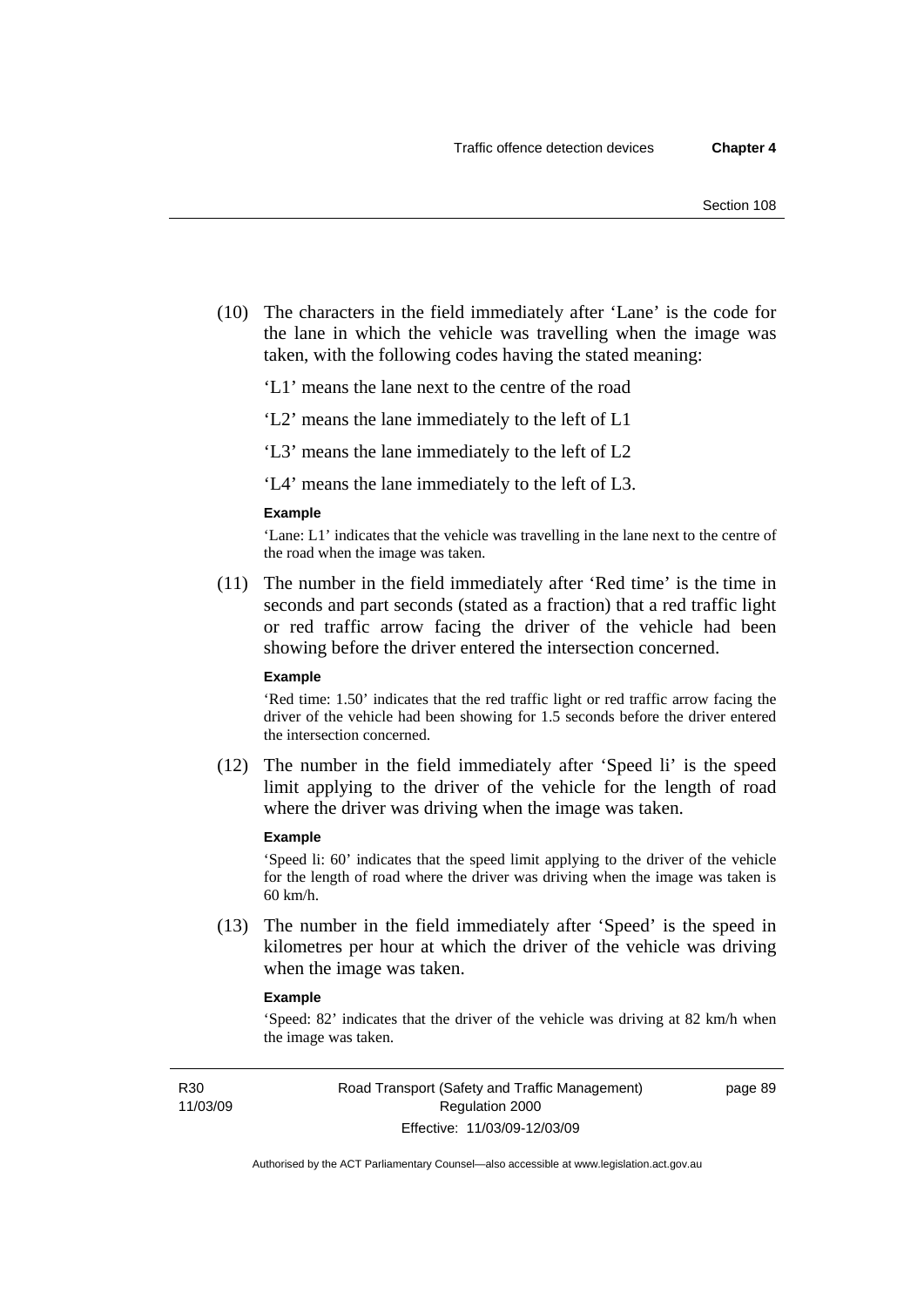(10) The characters in the field immediately after 'Lane' is the code for the lane in which the vehicle was travelling when the image was taken, with the following codes having the stated meaning:

'L1' means the lane next to the centre of the road

'L2' means the lane immediately to the left of L1

'L3' means the lane immediately to the left of L2

'L4' means the lane immediately to the left of L3.

**Example**

'Lane: L1' indicates that the vehicle was travelling in the lane next to the centre of the road when the image was taken.

(11) The number in the field immediately after 'Red time' is the time in seconds and part seconds (stated as a fraction) that a red traffic light or red traffic arrow facing the driver of the vehicle had been showing before the driver entered the intersection concerned.

**Example**

'Red time: 1.50' indicates that the red traffic light or red traffic arrow facing the driver of the vehicle had been showing for 1.5 seconds before the driver entered the intersection concerned.

(12) The number in the field immediately after 'Speed li' is the speed limit applying to the driver of the vehicle for the length of road where the driver was driving when the image was taken.

**Example**

'Speed li: 60' indicates that the speed limit applying to the driver of the vehicle for the length of road where the driver was driving when the image was taken is 60 km/h.

(13) The number in the field immediately after 'Speed' is the speed in kilometres per hour at which the driver of the vehicle was driving when the image was taken.

**Example**

'Speed: 82' indicates that the driver of the vehicle was driving at 82 km/h when the image was taken.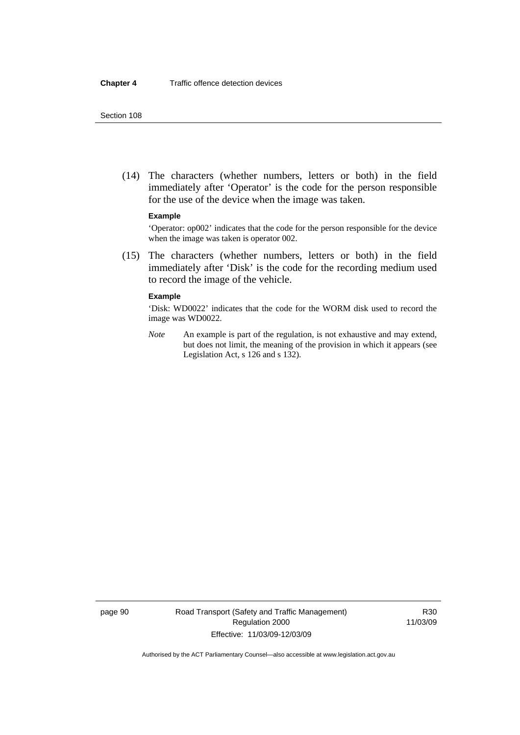(14) The characters (whether numbers, letters or both) in the field immediately after 'Operator' is the code for the person responsible for the use of the device when the image was taken.

**Example**

'Operator: op002' indicates that the code for the person responsible for the device when the image was taken is operator 002.

(15) The characters (whether numbers, letters or both) in the field immediately after 'Disk' is the code for the recording medium used to record the image of the vehicle.

**Example**

'Disk: WD0022' indicates that the code for the WORM disk used to record the image was WD0022.

*Note* An example is part of the regulation, is not exhaustive and may extend, but does not limit, the meaning of the provision in which it appears (see Legislation Act, s 126 and s 132).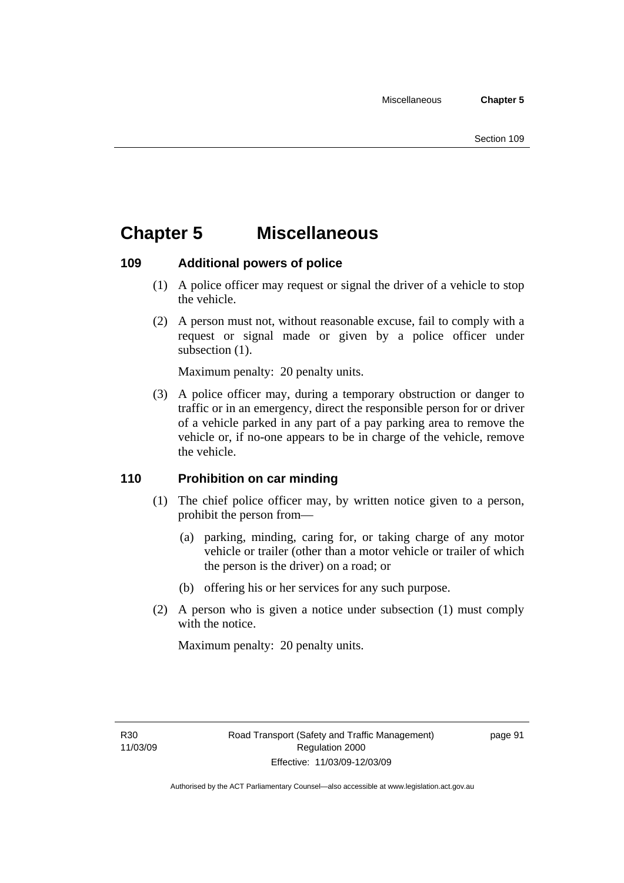# Chapter 5 Miscellaneous

### 109 Additional powers of police

(1) A police officer may request or signal the driver of a vehicle to stop the vehicle.

(2) A person must not, without reasonable excuse, fail to comply with a request or signal made or given by a police officer under subsection (1).

Maximum penalty: 20 penalty units.

(3) A police officer may, during a temporary obstruction or danger to traffic or in an emergency, direct the responsible person for or driver of a vehicle parked in any part of a pay parking area to remove the vehicle or, if no-one appears to be in charge of the vehicle, remove the vehicle.

### 110 Prohibition on car minding

(1) The chief police officer may, by written notice given to a person, prohibit the person from—

(a) parking, minding, caring for, or taking charge of any motor vehicle or trailer (other than a motor vehicle or trailer of which the person is the driver) on a road; or

(b) offering his or her services for any such purpose.

(2) A person who is given a notice under subsection (1) must comply with the notice.

Maximum penalty: 20 penalty units.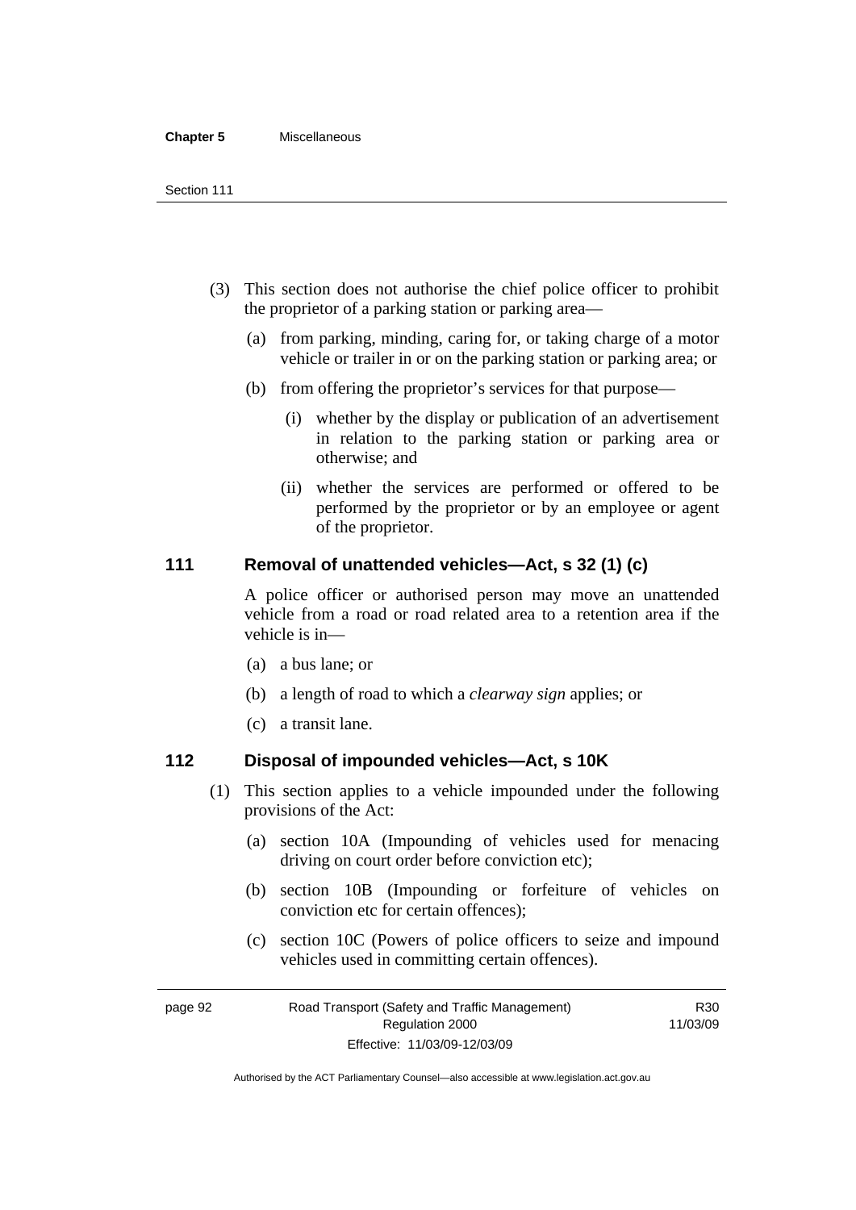(3) This section does not authorise the chief police officer to prohibit the proprietor of a parking station or parking area—

(a) from parking, minding, caring for, or taking charge of a motor vehicle or trailer in or on the parking station or parking area; or

(b) from offering the proprietor's services for that purpose—

(i) whether by the display or publication of an advertisement in relation to the parking station or parking area or otherwise; and

(ii) whether the services are performed or offered to be performed by the proprietor or by an employee or agent of the proprietor.

## 111 Removal of unattended vehicles—Act, s 32 (1) (c)

A police officer or authorised person may move an unattended vehicle from a road or road related area to a retention area if the vehicle is in—

(a) a bus lane; or

(b) a length of road to which a *clearway sign* applies; or

(c) a transit lane.

## 112 Disposal of impounded vehicles—Act, s 10K

(1) This section applies to a vehicle impounded under the following provisions of the Act:

(a) section 10A (Impounding of vehicles used for menacing driving on court order before conviction etc);

(b) section 10B (Impounding or forfeiture of vehicles on conviction etc for certain offences);

(c) section 10C (Powers of police officers to seize and impound vehicles used in committing certain offences).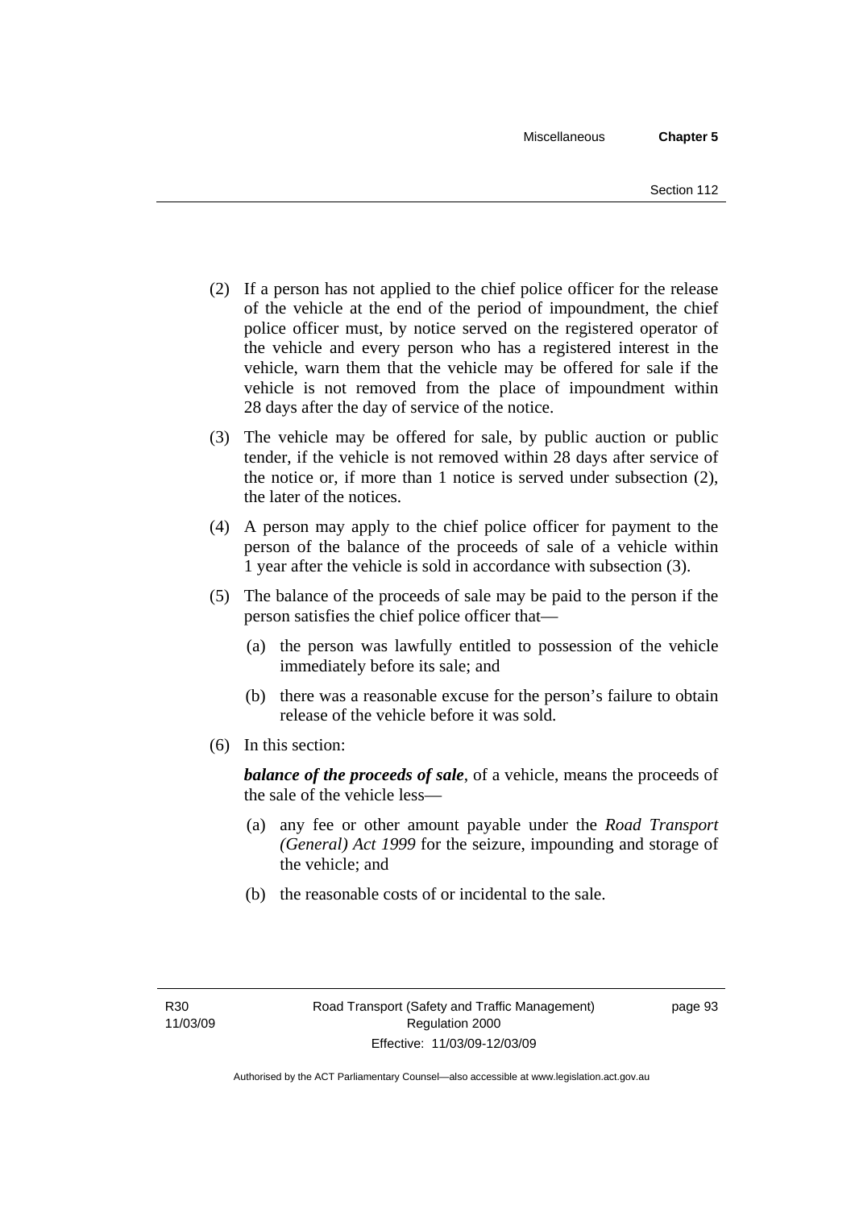(2) If a person has not applied to the chief police officer for the release of the vehicle at the end of the period of impoundment, the chief police officer must, by notice served on the registered operator of the vehicle and every person who has a registered interest in the vehicle, warn them that the vehicle may be offered for sale if the vehicle is not removed from the place of impoundment within 28 days after the day of service of the notice.

(3) The vehicle may be offered for sale, by public auction or public tender, if the vehicle is not removed within 28 days after service of the notice or, if more than 1 notice is served under subsection (2), the later of the notices.

(4) A person may apply to the chief police officer for payment to the person of the balance of the proceeds of sale of a vehicle within 1 year after the vehicle is sold in accordance with subsection (3).

(5) The balance of the proceeds of sale may be paid to the person if the person satisfies the chief police officer that—

   (a) the person was lawfully entitled to possession of the vehicle immediately before its sale; and

   (b) there was a reasonable excuse for the person's failure to obtain release of the vehicle before it was sold.

(6) In this section:

***balance of the proceeds of sale***, of a vehicle, means the proceeds of the sale of the vehicle less—

   (a) any fee or other amount payable under the *Road Transport (General) Act 1999* for the seizure, impounding and storage of the vehicle; and

   (b) the reasonable costs of or incidental to the sale.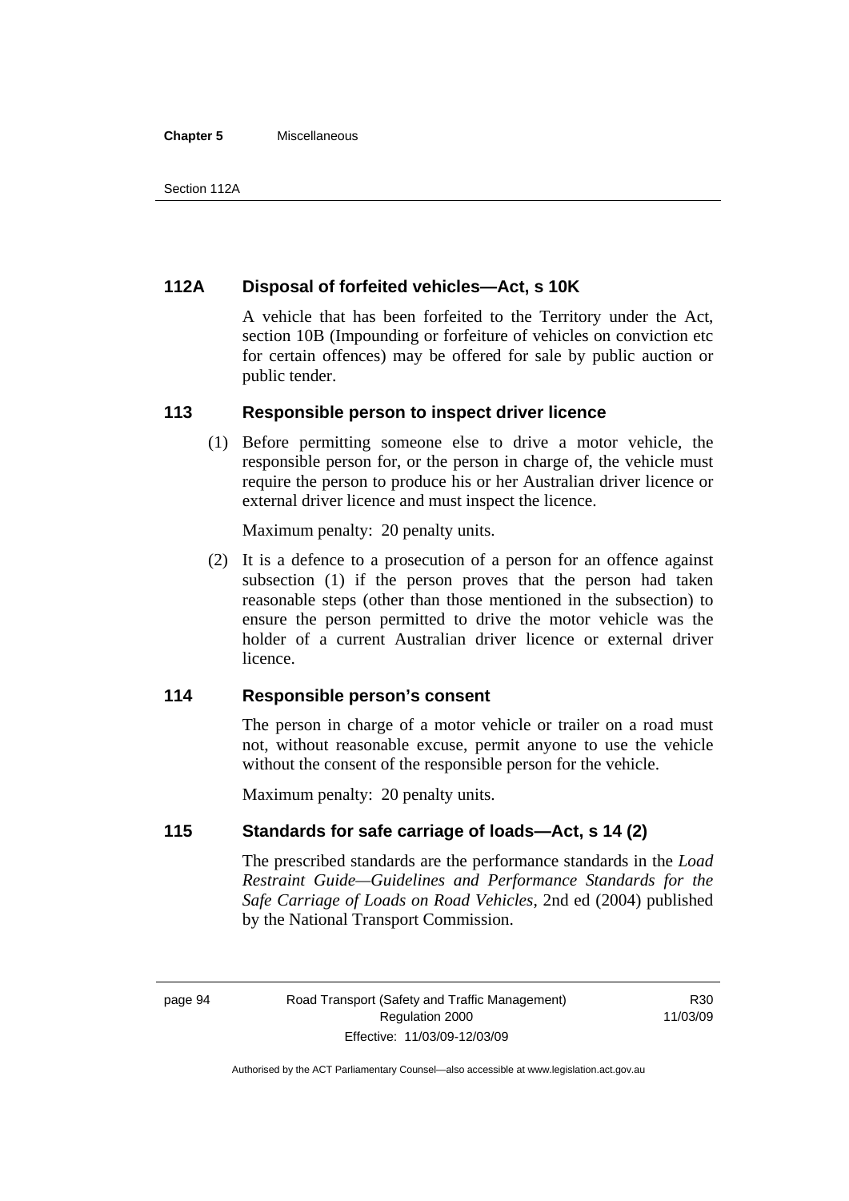### 112A Disposal of forfeited vehicles—Act, s 10K

A vehicle that has been forfeited to the Territory under the Act, section 10B (Impounding or forfeiture of vehicles on conviction etc for certain offences) may be offered for sale by public auction or public tender.

### 113 Responsible person to inspect driver licence

(1) Before permitting someone else to drive a motor vehicle, the responsible person for, or the person in charge of, the vehicle must require the person to produce his or her Australian driver licence or external driver licence and must inspect the licence.

Maximum penalty: 20 penalty units.

(2) It is a defence to a prosecution of a person for an offence against subsection (1) if the person proves that the person had taken reasonable steps (other than those mentioned in the subsection) to ensure the person permitted to drive the motor vehicle was the holder of a current Australian driver licence or external driver licence.

### 114 Responsible person's consent

The person in charge of a motor vehicle or trailer on a road must not, without reasonable excuse, permit anyone to use the vehicle without the consent of the responsible person for the vehicle.

Maximum penalty: 20 penalty units.

### 115 Standards for safe carriage of loads—Act, s 14 (2)

The prescribed standards are the performance standards in the *Load Restraint Guide—Guidelines and Performance Standards for the Safe Carriage of Loads on Road Vehicles*, 2nd ed (2004) published by the National Transport Commission.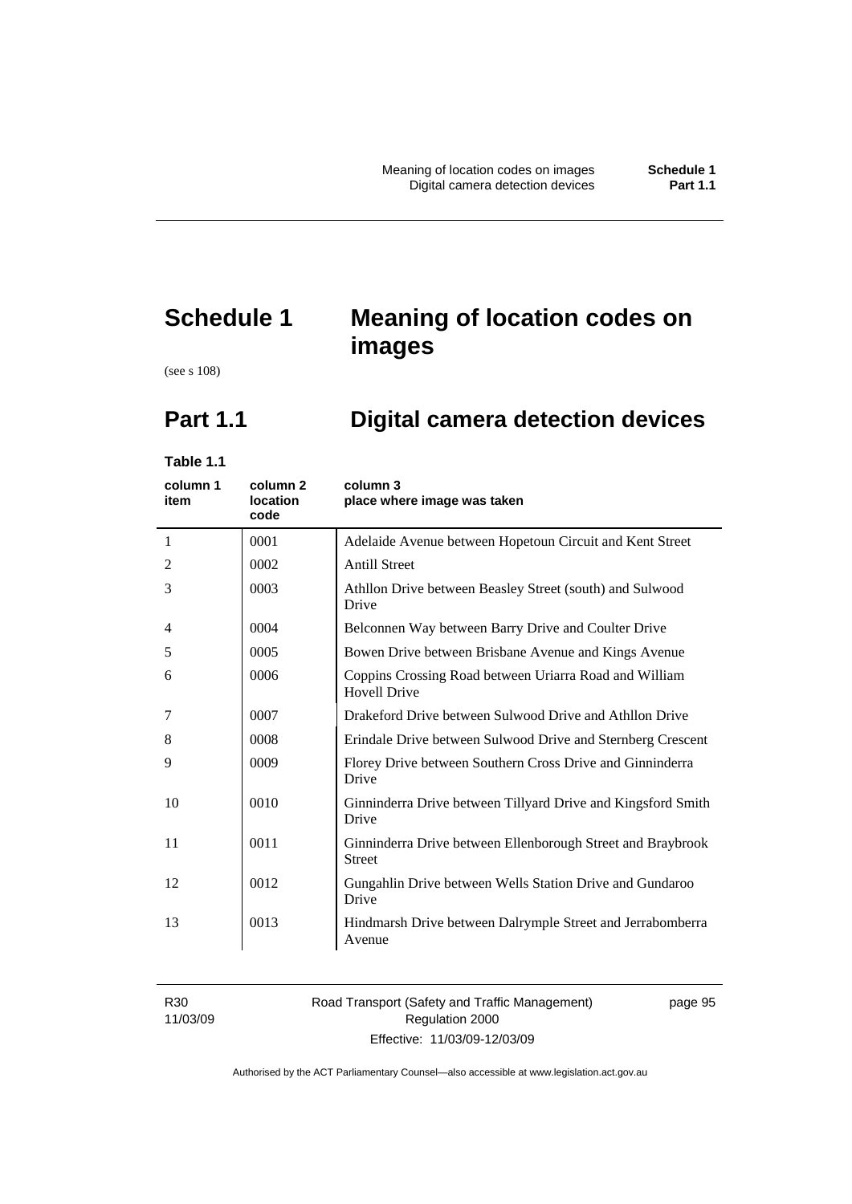# Schedule 1 Meaning of location codes on images

(see s 108)

## Part 1.1 Digital camera detection devices

**Table 1.1**

| column 1 item | column 2 location code | column 3 place where image was taken |
|---|---|---|
| 1 | 0001 | Adelaide Avenue between Hopetoun Circuit and Kent Street |
| 2 | 0002 | Antill Street |
| 3 | 0003 | Athllon Drive between Beasley Street (south) and Sulwood Drive |
| 4 | 0004 | Belconnen Way between Barry Drive and Coulter Drive |
| 5 | 0005 | Bowen Drive between Brisbane Avenue and Kings Avenue |
| 6 | 0006 | Coppins Crossing Road between Uriarra Road and William Hovell Drive |
| 7 | 0007 | Drakeford Drive between Sulwood Drive and Athllon Drive |
| 8 | 0008 | Erindale Drive between Sulwood Drive and Sternberg Crescent |
| 9 | 0009 | Florey Drive between Southern Cross Drive and Ginninderra Drive |
| 10 | 0010 | Ginninderra Drive between Tillyard Drive and Kingsford Smith Drive |
| 11 | 0011 | Ginninderra Drive between Ellenborough Street and Braybrook Street |
| 12 | 0012 | Gungahlin Drive between Wells Station Drive and Gundaroo Drive |
| 13 | 0013 | Hindmarsh Drive between Dalrymple Street and Jerrabomberra Avenue |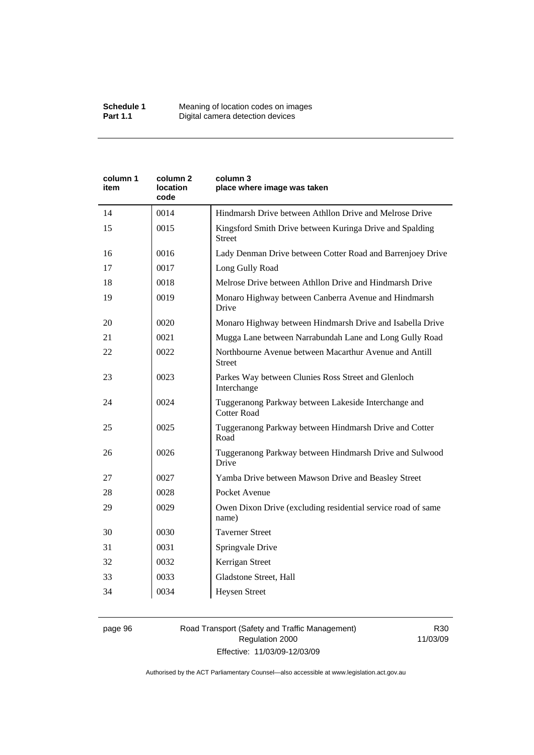| column 1 item | column 2 location code | column 3 place where image was taken |
|---|---|---|
| 14 | 0014 | Hindmarsh Drive between Athllon Drive and Melrose Drive |
| 15 | 0015 | Kingsford Smith Drive between Kuringa Drive and Spalding Street |
| 16 | 0016 | Lady Denman Drive between Cotter Road and Barrenjoey Drive |
| 17 | 0017 | Long Gully Road |
| 18 | 0018 | Melrose Drive between Athllon Drive and Hindmarsh Drive |
| 19 | 0019 | Monaro Highway between Canberra Avenue and Hindmarsh Drive |
| 20 | 0020 | Monaro Highway between Hindmarsh Drive and Isabella Drive |
| 21 | 0021 | Mugga Lane between Narrabundah Lane and Long Gully Road |
| 22 | 0022 | Northbourne Avenue between Macarthur Avenue and Antill Street |
| 23 | 0023 | Parkes Way between Clunies Ross Street and Glenloch Interchange |
| 24 | 0024 | Tuggeranong Parkway between Lakeside Interchange and Cotter Road |
| 25 | 0025 | Tuggeranong Parkway between Hindmarsh Drive and Cotter Road |
| 26 | 0026 | Tuggeranong Parkway between Hindmarsh Drive and Sulwood Drive |
| 27 | 0027 | Yamba Drive between Mawson Drive and Beasley Street |
| 28 | 0028 | Pocket Avenue |
| 29 | 0029 | Owen Dixon Drive (excluding residential service road of same name) |
| 30 | 0030 | Taverner Street |
| 31 | 0031 | Springvale Drive |
| 32 | 0032 | Kerrigan Street |
| 33 | 0033 | Gladstone Street, Hall |
| 34 | 0034 | Heysen Street |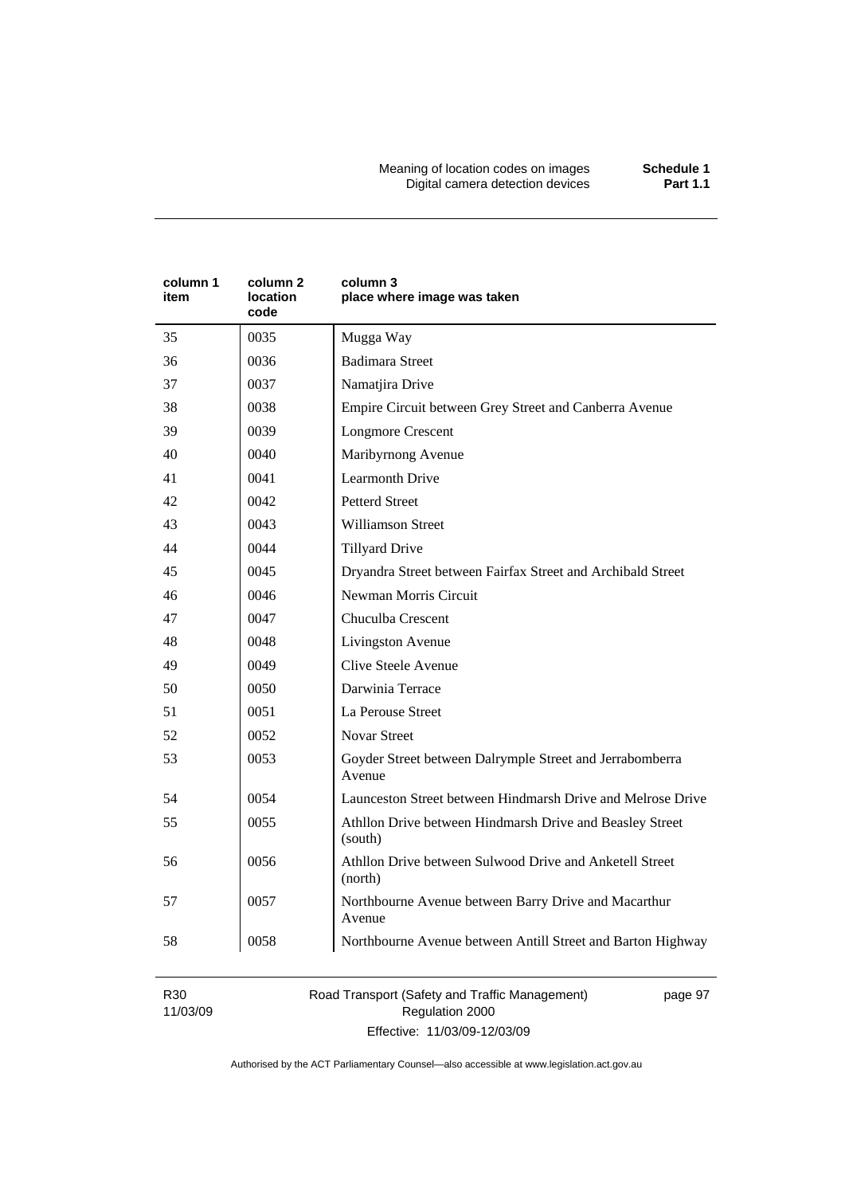| column 1 item | column 2 location code | column 3 place where image was taken |
|---|---|---|
| 35 | 0035 | Mugga Way |
| 36 | 0036 | Badimara Street |
| 37 | 0037 | Namatjira Drive |
| 38 | 0038 | Empire Circuit between Grey Street and Canberra Avenue |
| 39 | 0039 | Longmore Crescent |
| 40 | 0040 | Maribyrnong Avenue |
| 41 | 0041 | Learmonth Drive |
| 42 | 0042 | Petterd Street |
| 43 | 0043 | Williamson Street |
| 44 | 0044 | Tillyard Drive |
| 45 | 0045 | Dryandra Street between Fairfax Street and Archibald Street |
| 46 | 0046 | Newman Morris Circuit |
| 47 | 0047 | Chuculba Crescent |
| 48 | 0048 | Livingston Avenue |
| 49 | 0049 | Clive Steele Avenue |
| 50 | 0050 | Darwinia Terrace |
| 51 | 0051 | La Perouse Street |
| 52 | 0052 | Novar Street |
| 53 | 0053 | Goyder Street between Dalrymple Street and Jerrabomberra Avenue |
| 54 | 0054 | Launceston Street between Hindmarsh Drive and Melrose Drive |
| 55 | 0055 | Athllon Drive between Hindmarsh Drive and Beasley Street (south) |
| 56 | 0056 | Athllon Drive between Sulwood Drive and Anketell Street (north) |
| 57 | 0057 | Northbourne Avenue between Barry Drive and Macarthur Avenue |
| 58 | 0058 | Northbourne Avenue between Antill Street and Barton Highway |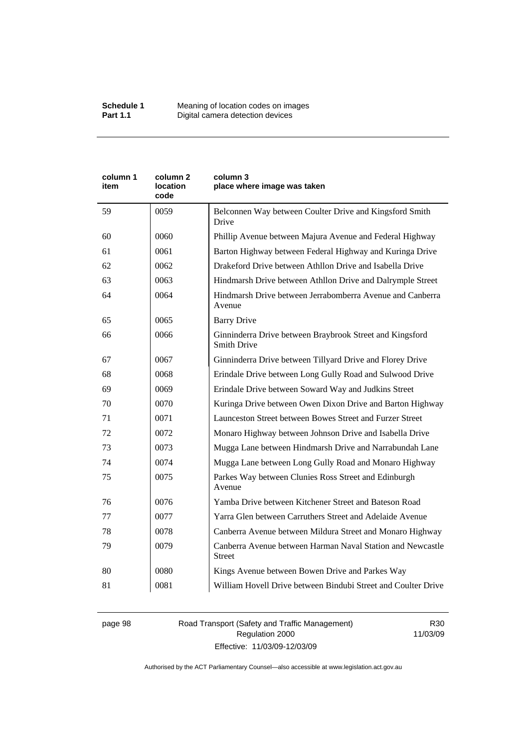| column 1 item | column 2 location code | column 3 place where image was taken |
|---|---|---|
| 59 | 0059 | Belconnen Way between Coulter Drive and Kingsford Smith Drive |
| 60 | 0060 | Phillip Avenue between Majura Avenue and Federal Highway |
| 61 | 0061 | Barton Highway between Federal Highway and Kuringa Drive |
| 62 | 0062 | Drakeford Drive between Athllon Drive and Isabella Drive |
| 63 | 0063 | Hindmarsh Drive between Athllon Drive and Dalrymple Street |
| 64 | 0064 | Hindmarsh Drive between Jerrabomberra Avenue and Canberra Avenue |
| 65 | 0065 | Barry Drive |
| 66 | 0066 | Ginninderra Drive between Braybrook Street and Kingsford Smith Drive |
| 67 | 0067 | Ginninderra Drive between Tillyard Drive and Florey Drive |
| 68 | 0068 | Erindale Drive between Long Gully Road and Sulwood Drive |
| 69 | 0069 | Erindale Drive between Soward Way and Judkins Street |
| 70 | 0070 | Kuringa Drive between Owen Dixon Drive and Barton Highway |
| 71 | 0071 | Launceston Street between Bowes Street and Furzer Street |
| 72 | 0072 | Monaro Highway between Johnson Drive and Isabella Drive |
| 73 | 0073 | Mugga Lane between Hindmarsh Drive and Narrabundah Lane |
| 74 | 0074 | Mugga Lane between Long Gully Road and Monaro Highway |
| 75 | 0075 | Parkes Way between Clunies Ross Street and Edinburgh Avenue |
| 76 | 0076 | Yamba Drive between Kitchener Street and Bateson Road |
| 77 | 0077 | Yarra Glen between Carruthers Street and Adelaide Avenue |
| 78 | 0078 | Canberra Avenue between Mildura Street and Monaro Highway |
| 79 | 0079 | Canberra Avenue between Harman Naval Station and Newcastle Street |
| 80 | 0080 | Kings Avenue between Bowen Drive and Parkes Way |
| 81 | 0081 | William Hovell Drive between Bindubi Street and Coulter Drive |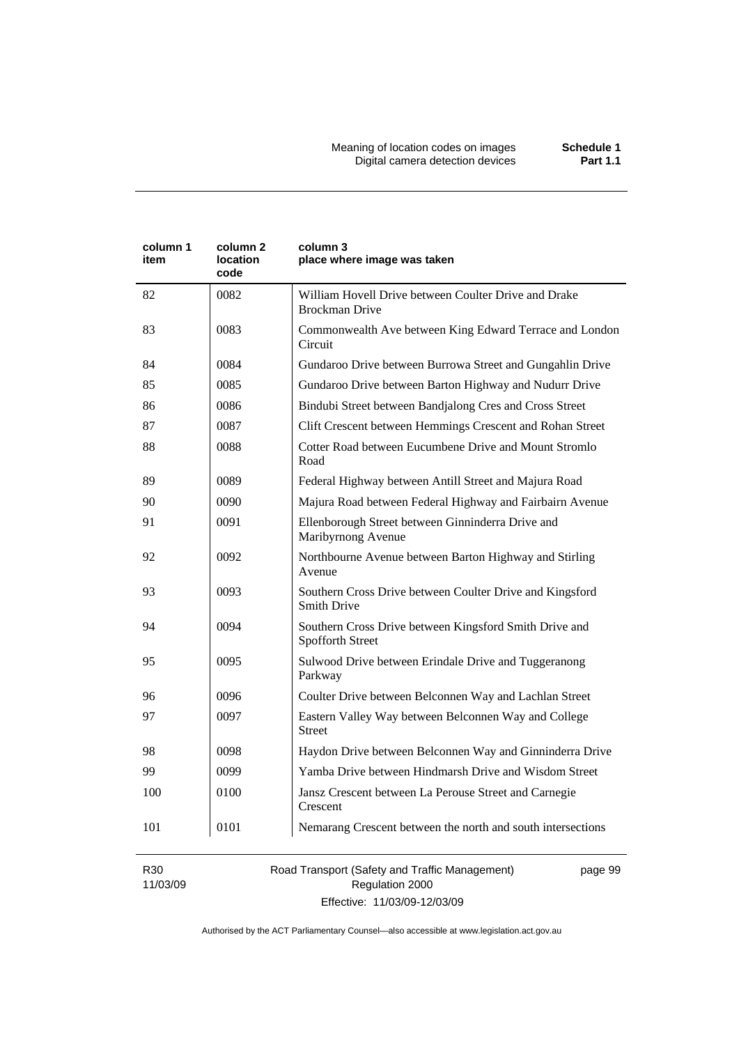| column 1 item | column 2 location code | column 3 place where image was taken |
|---|---|---|
| 82 | 0082 | William Hovell Drive between Coulter Drive and Drake Brockman Drive |
| 83 | 0083 | Commonwealth Ave between King Edward Terrace and London Circuit |
| 84 | 0084 | Gundaroo Drive between Burrowa Street and Gungahlin Drive |
| 85 | 0085 | Gundaroo Drive between Barton Highway and Nudurr Drive |
| 86 | 0086 | Bindubi Street between Bandjalong Cres and Cross Street |
| 87 | 0087 | Clift Crescent between Hemmings Crescent and Rohan Street |
| 88 | 0088 | Cotter Road between Eucumbene Drive and Mount Stromlo Road |
| 89 | 0089 | Federal Highway between Antill Street and Majura Road |
| 90 | 0090 | Majura Road between Federal Highway and Fairbairn Avenue |
| 91 | 0091 | Ellenborough Street between Ginninderra Drive and Maribyrnong Avenue |
| 92 | 0092 | Northbourne Avenue between Barton Highway and Stirling Avenue |
| 93 | 0093 | Southern Cross Drive between Coulter Drive and Kingsford Smith Drive |
| 94 | 0094 | Southern Cross Drive between Kingsford Smith Drive and Spofforth Street |
| 95 | 0095 | Sulwood Drive between Erindale Drive and Tuggeranong Parkway |
| 96 | 0096 | Coulter Drive between Belconnen Way and Lachlan Street |
| 97 | 0097 | Eastern Valley Way between Belconnen Way and College Street |
| 98 | 0098 | Haydon Drive between Belconnen Way and Ginninderra Drive |
| 99 | 0099 | Yamba Drive between Hindmarsh Drive and Wisdom Street |
| 100 | 0100 | Jansz Crescent between La Perouse Street and Carnegie Crescent |
| 101 | 0101 | Nemarang Crescent between the north and south intersections |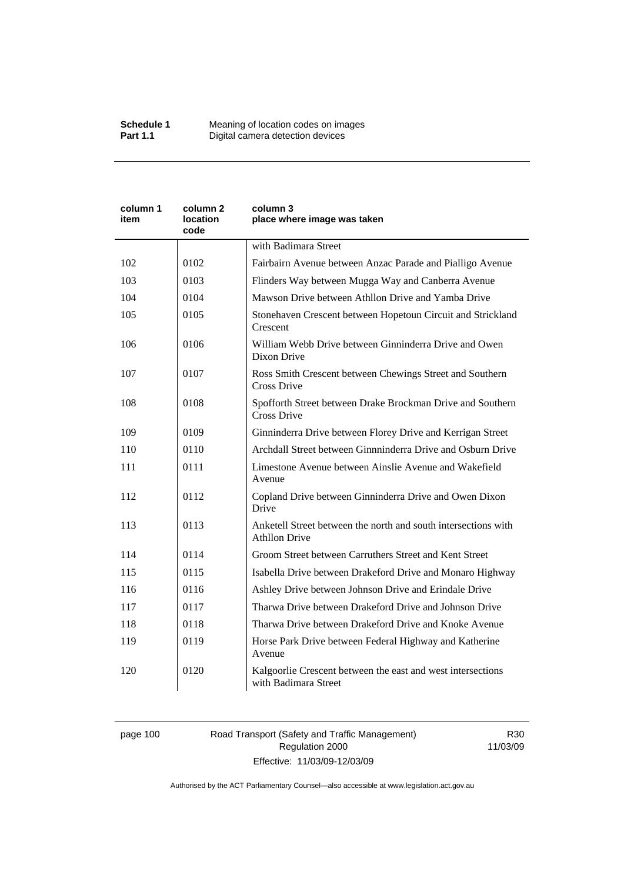| column 1 item | column 2 location code | column 3 place where image was taken |
|---|---|---|
| | | with Badimara Street |
| 102 | 0102 | Fairbairn Avenue between Anzac Parade and Pialligo Avenue |
| 103 | 0103 | Flinders Way between Mugga Way and Canberra Avenue |
| 104 | 0104 | Mawson Drive between Athllon Drive and Yamba Drive |
| 105 | 0105 | Stonehaven Crescent between Hopetoun Circuit and Strickland Crescent |
| 106 | 0106 | William Webb Drive between Ginninderra Drive and Owen Dixon Drive |
| 107 | 0107 | Ross Smith Crescent between Chewings Street and Southern Cross Drive |
| 108 | 0108 | Spofforth Street between Drake Brockman Drive and Southern Cross Drive |
| 109 | 0109 | Ginninderra Drive between Florey Drive and Kerrigan Street |
| 110 | 0110 | Archdall Street between Ginnninderra Drive and Osburn Drive |
| 111 | 0111 | Limestone Avenue between Ainslie Avenue and Wakefield Avenue |
| 112 | 0112 | Copland Drive between Ginninderra Drive and Owen Dixon Drive |
| 113 | 0113 | Anketell Street between the north and south intersections with Athllon Drive |
| 114 | 0114 | Groom Street between Carruthers Street and Kent Street |
| 115 | 0115 | Isabella Drive between Drakeford Drive and Monaro Highway |
| 116 | 0116 | Ashley Drive between Johnson Drive and Erindale Drive |
| 117 | 0117 | Tharwa Drive between Drakeford Drive and Johnson Drive |
| 118 | 0118 | Tharwa Drive between Drakeford Drive and Knoke Avenue |
| 119 | 0119 | Horse Park Drive between Federal Highway and Katherine Avenue |
| 120 | 0120 | Kalgoorlie Crescent between the east and west intersections with Badimara Street |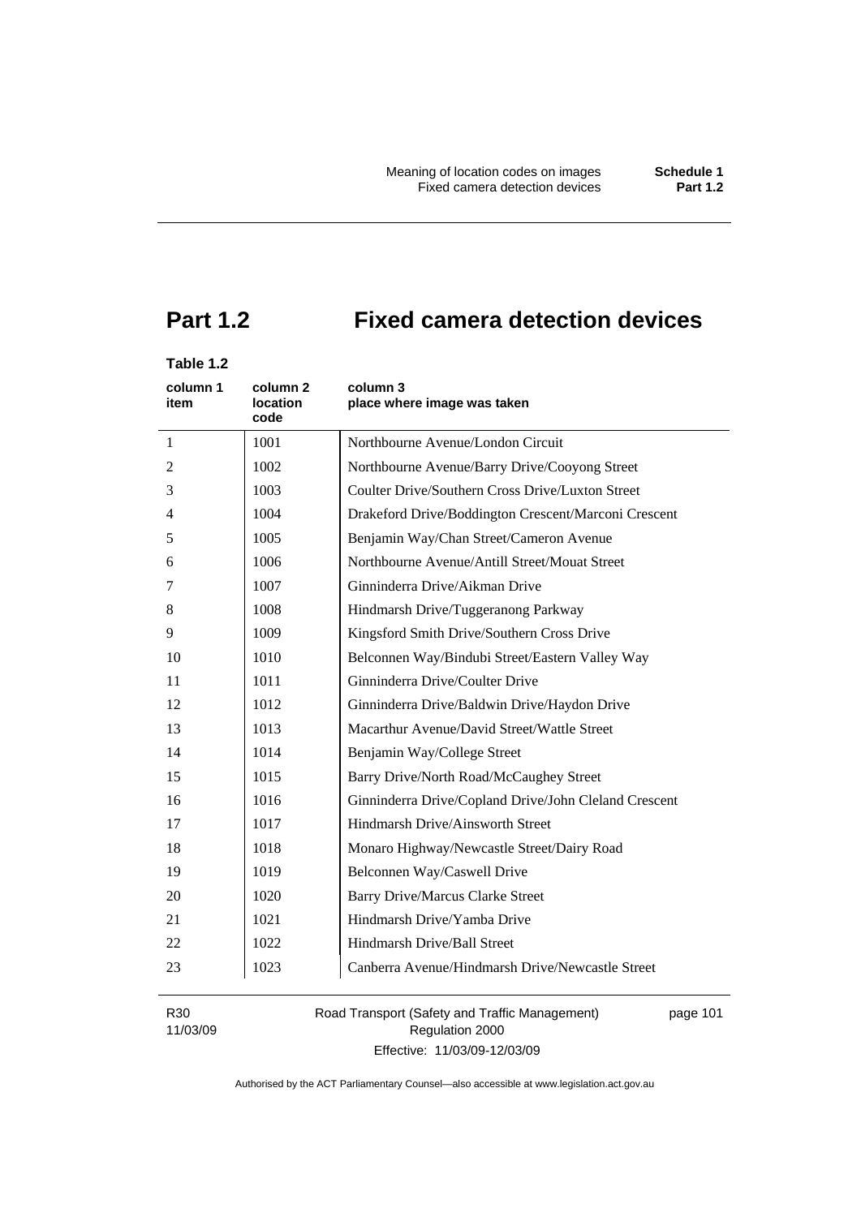# Part 1.2 Fixed camera detection devices

**Table 1.2**

| column 1 item | column 2 location code | column 3 place where image was taken |
|---|---|---|
| 1 | 1001 | Northbourne Avenue/London Circuit |
| 2 | 1002 | Northbourne Avenue/Barry Drive/Cooyong Street |
| 3 | 1003 | Coulter Drive/Southern Cross Drive/Luxton Street |
| 4 | 1004 | Drakeford Drive/Boddington Crescent/Marconi Crescent |
| 5 | 1005 | Benjamin Way/Chan Street/Cameron Avenue |
| 6 | 1006 | Northbourne Avenue/Antill Street/Mouat Street |
| 7 | 1007 | Ginninderra Drive/Aikman Drive |
| 8 | 1008 | Hindmarsh Drive/Tuggeranong Parkway |
| 9 | 1009 | Kingsford Smith Drive/Southern Cross Drive |
| 10 | 1010 | Belconnen Way/Bindubi Street/Eastern Valley Way |
| 11 | 1011 | Ginninderra Drive/Coulter Drive |
| 12 | 1012 | Ginninderra Drive/Baldwin Drive/Haydon Drive |
| 13 | 1013 | Macarthur Avenue/David Street/Wattle Street |
| 14 | 1014 | Benjamin Way/College Street |
| 15 | 1015 | Barry Drive/North Road/McCaughey Street |
| 16 | 1016 | Ginninderra Drive/Copland Drive/John Cleland Crescent |
| 17 | 1017 | Hindmarsh Drive/Ainsworth Street |
| 18 | 1018 | Monaro Highway/Newcastle Street/Dairy Road |
| 19 | 1019 | Belconnen Way/Caswell Drive |
| 20 | 1020 | Barry Drive/Marcus Clarke Street |
| 21 | 1021 | Hindmarsh Drive/Yamba Drive |
| 22 | 1022 | Hindmarsh Drive/Ball Street |
| 23 | 1023 | Canberra Avenue/Hindmarsh Drive/Newcastle Street |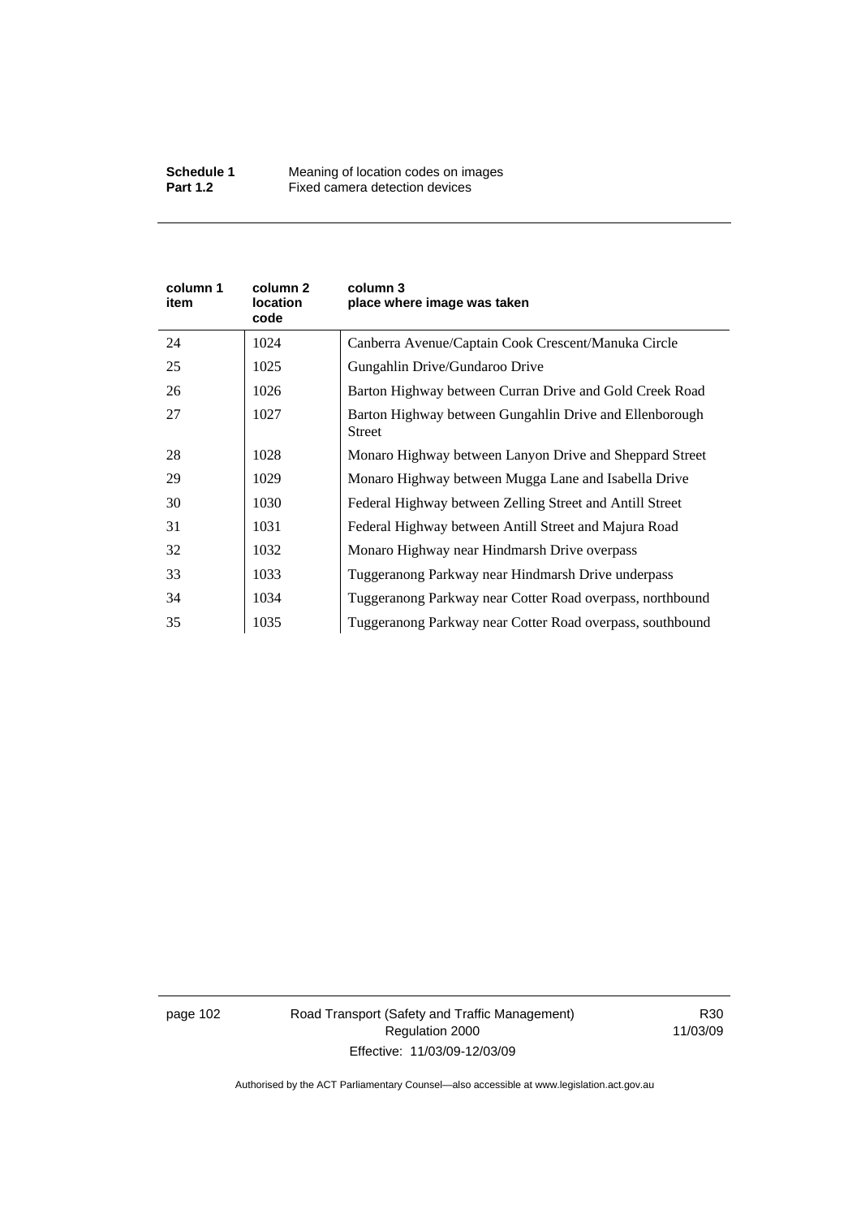| column 1 item | column 2 location code | column 3 place where image was taken |
|---|---|---|
| 24 | 1024 | Canberra Avenue/Captain Cook Crescent/Manuka Circle |
| 25 | 1025 | Gungahlin Drive/Gundaroo Drive |
| 26 | 1026 | Barton Highway between Curran Drive and Gold Creek Road |
| 27 | 1027 | Barton Highway between Gungahlin Drive and Ellenborough Street |
| 28 | 1028 | Monaro Highway between Lanyon Drive and Sheppard Street |
| 29 | 1029 | Monaro Highway between Mugga Lane and Isabella Drive |
| 30 | 1030 | Federal Highway between Zelling Street and Antill Street |
| 31 | 1031 | Federal Highway between Antill Street and Majura Road |
| 32 | 1032 | Monaro Highway near Hindmarsh Drive overpass |
| 33 | 1033 | Tuggeranong Parkway near Hindmarsh Drive underpass |
| 34 | 1034 | Tuggeranong Parkway near Cotter Road overpass, northbound |
| 35 | 1035 | Tuggeranong Parkway near Cotter Road overpass, southbound |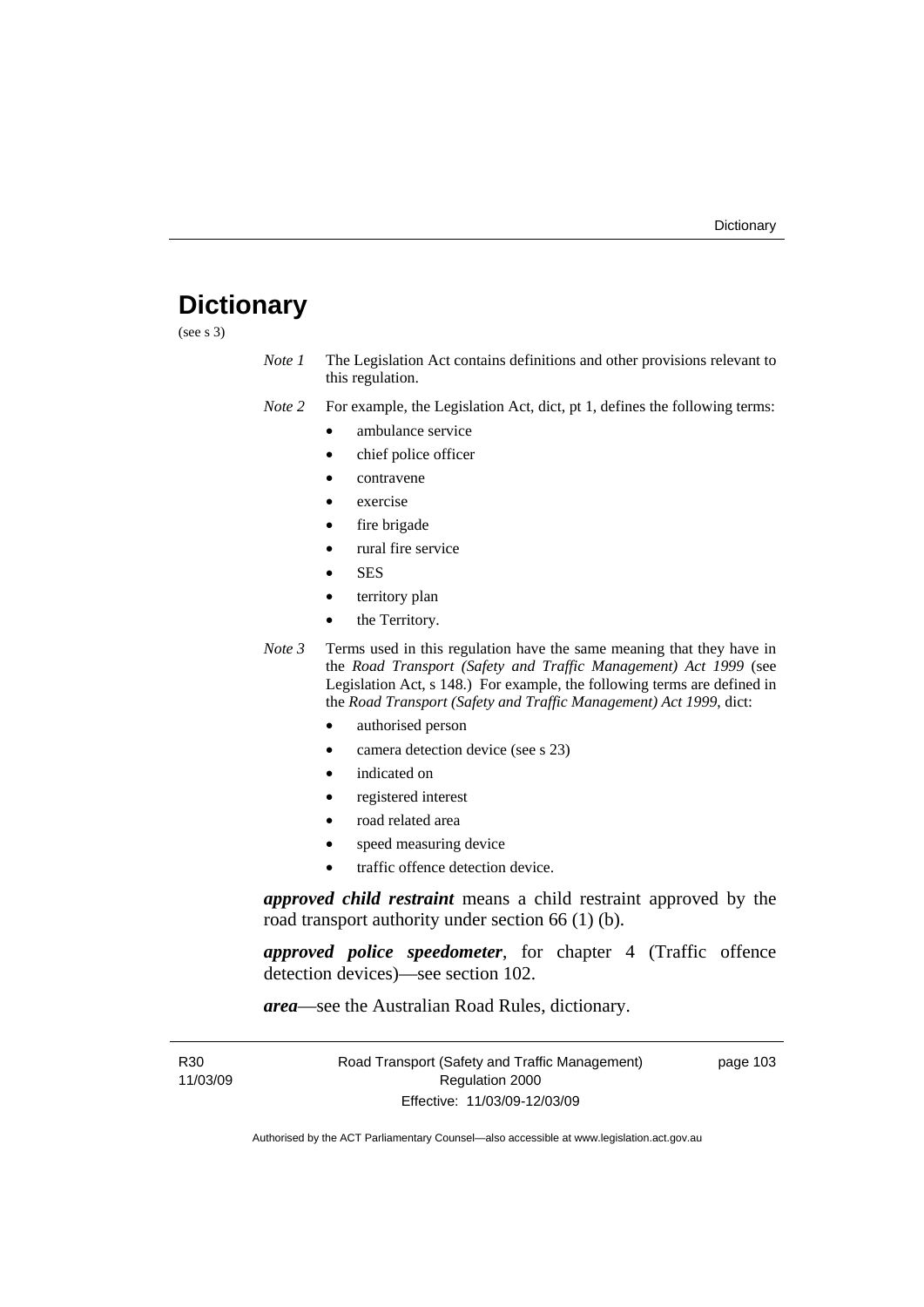# Dictionary

(see s 3)

*Note 1* The Legislation Act contains definitions and other provisions relevant to this regulation.

*Note 2* For example, the Legislation Act, dict, pt 1, defines the following terms:

- ambulance service
- chief police officer
- contravene
- exercise
- fire brigade
- rural fire service
- SES
- territory plan
- the Territory.

*Note 3* Terms used in this regulation have the same meaning that they have in the *Road Transport (Safety and Traffic Management) Act 1999* (see Legislation Act, s 148.) For example, the following terms are defined in the *Road Transport (Safety and Traffic Management) Act 1999*, dict:

- authorised person
- camera detection device (see s 23)
- indicated on
- registered interest
- road related area
- speed measuring device
- traffic offence detection device.

***approved child restraint*** means a child restraint approved by the road transport authority under section 66 (1) (b).

***approved police speedometer***, for chapter 4 (Traffic offence detection devices)—see section 102.

***area***—see the Australian Road Rules, dictionary.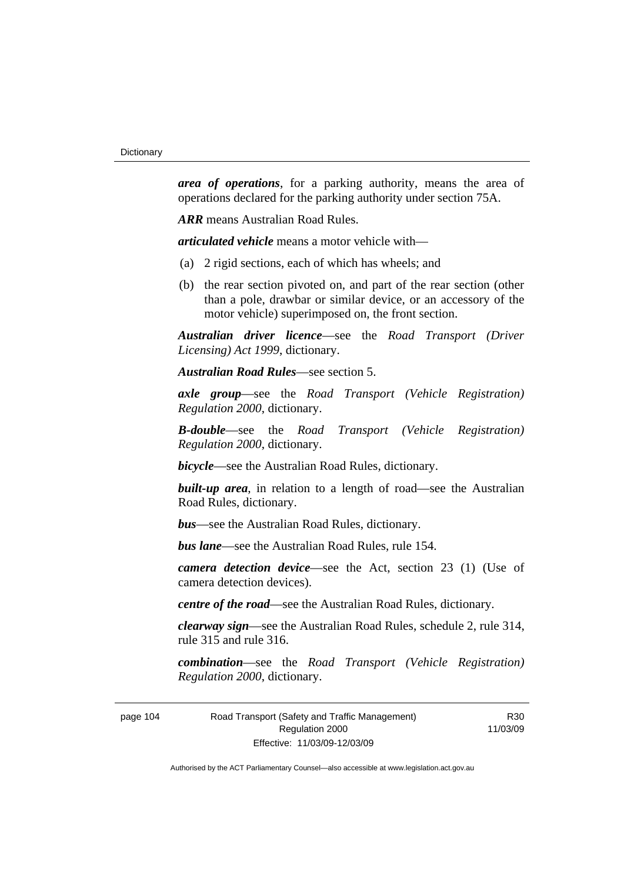***area of operations***, for a parking authority, means the area of operations declared for the parking authority under section 75A.

***ARR*** means Australian Road Rules.

***articulated vehicle*** means a motor vehicle with—

(a) 2 rigid sections, each of which has wheels; and

(b) the rear section pivoted on, and part of the rear section (other than a pole, drawbar or similar device, or an accessory of the motor vehicle) superimposed on, the front section.

***Australian driver licence***—see the *Road Transport (Driver Licensing) Act 1999*, dictionary.

***Australian Road Rules***—see section 5.

***axle group***—see the *Road Transport (Vehicle Registration) Regulation 2000*, dictionary.

***B-double***—see the *Road Transport (Vehicle Registration) Regulation 2000*, dictionary.

***bicycle***—see the Australian Road Rules, dictionary.

***built-up area***, in relation to a length of road—see the Australian Road Rules, dictionary.

***bus***—see the Australian Road Rules, dictionary.

***bus lane***—see the Australian Road Rules, rule 154.

***camera detection device***—see the Act, section 23 (1) (Use of camera detection devices).

***centre of the road***—see the Australian Road Rules, dictionary.

***clearway sign***—see the Australian Road Rules, schedule 2, rule 314, rule 315 and rule 316.

***combination***—see the *Road Transport (Vehicle Registration) Regulation 2000*, dictionary.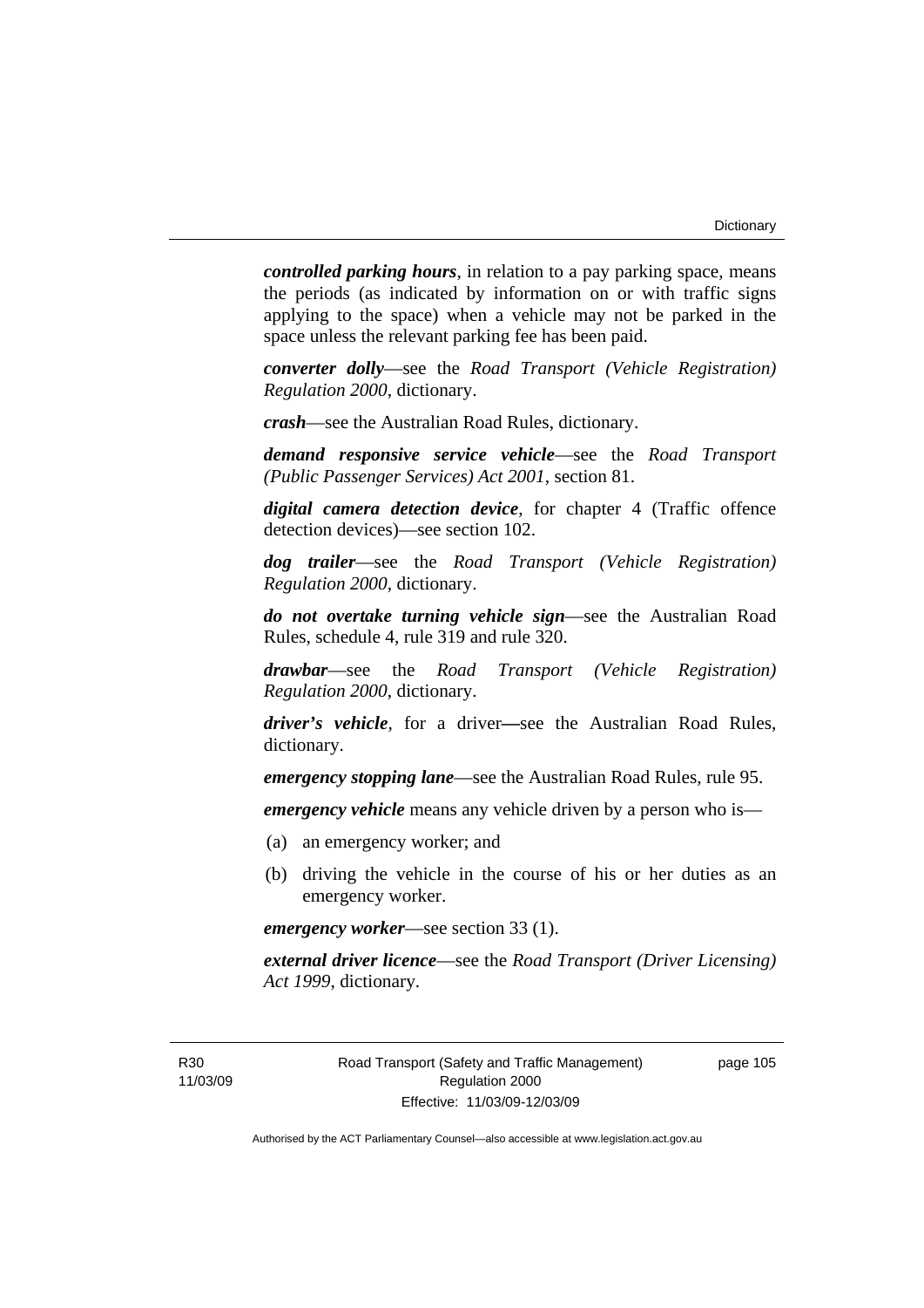***controlled parking hours***, in relation to a pay parking space, means the periods (as indicated by information on or with traffic signs applying to the space) when a vehicle may not be parked in the space unless the relevant parking fee has been paid.

***converter dolly***—see the *Road Transport (Vehicle Registration) Regulation 2000*, dictionary.

***crash***—see the Australian Road Rules, dictionary.

***demand responsive service vehicle***—see the *Road Transport (Public Passenger Services) Act 2001*, section 81.

***digital camera detection device***, for chapter 4 (Traffic offence detection devices)—see section 102.

***dog trailer***—see the *Road Transport (Vehicle Registration) Regulation 2000*, dictionary.

***do not overtake turning vehicle sign***—see the Australian Road Rules, schedule 4, rule 319 and rule 320.

***drawbar***—see the *Road Transport (Vehicle Registration) Regulation 2000*, dictionary.

***driver's vehicle***, for a driver—see the Australian Road Rules, dictionary.

***emergency stopping lane***—see the Australian Road Rules, rule 95.

***emergency vehicle*** means any vehicle driven by a person who is—

(a) an emergency worker; and

(b) driving the vehicle in the course of his or her duties as an emergency worker.

***emergency worker***—see section 33 (1).

***external driver licence***—see the *Road Transport (Driver Licensing) Act 1999*, dictionary.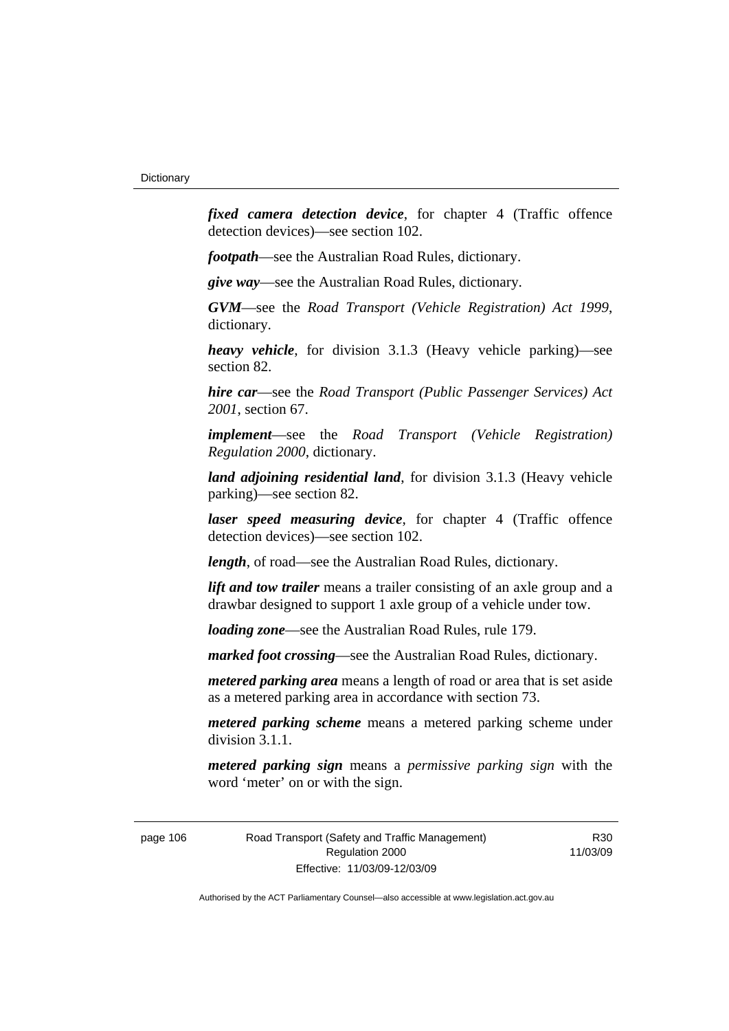***fixed camera detection device***, for chapter 4 (Traffic offence detection devices)—see section 102.

***footpath***—see the Australian Road Rules, dictionary.

***give way***—see the Australian Road Rules, dictionary.

***GVM***—see the *Road Transport (Vehicle Registration) Act 1999*, dictionary.

***heavy vehicle***, for division 3.1.3 (Heavy vehicle parking)—see section 82.

***hire car***—see the *Road Transport (Public Passenger Services) Act 2001*, section 67.

***implement***—see the *Road Transport (Vehicle Registration) Regulation 2000*, dictionary.

***land adjoining residential land***, for division 3.1.3 (Heavy vehicle parking)—see section 82.

***laser speed measuring device***, for chapter 4 (Traffic offence detection devices)—see section 102.

***length***, of road—see the Australian Road Rules, dictionary.

***lift and tow trailer*** means a trailer consisting of an axle group and a drawbar designed to support 1 axle group of a vehicle under tow.

***loading zone***—see the Australian Road Rules, rule 179.

***marked foot crossing***—see the Australian Road Rules, dictionary.

***metered parking area*** means a length of road or area that is set aside as a metered parking area in accordance with section 73.

***metered parking scheme*** means a metered parking scheme under division 3.1.1.

***metered parking sign*** means a *permissive parking sign* with the word 'meter' on or with the sign.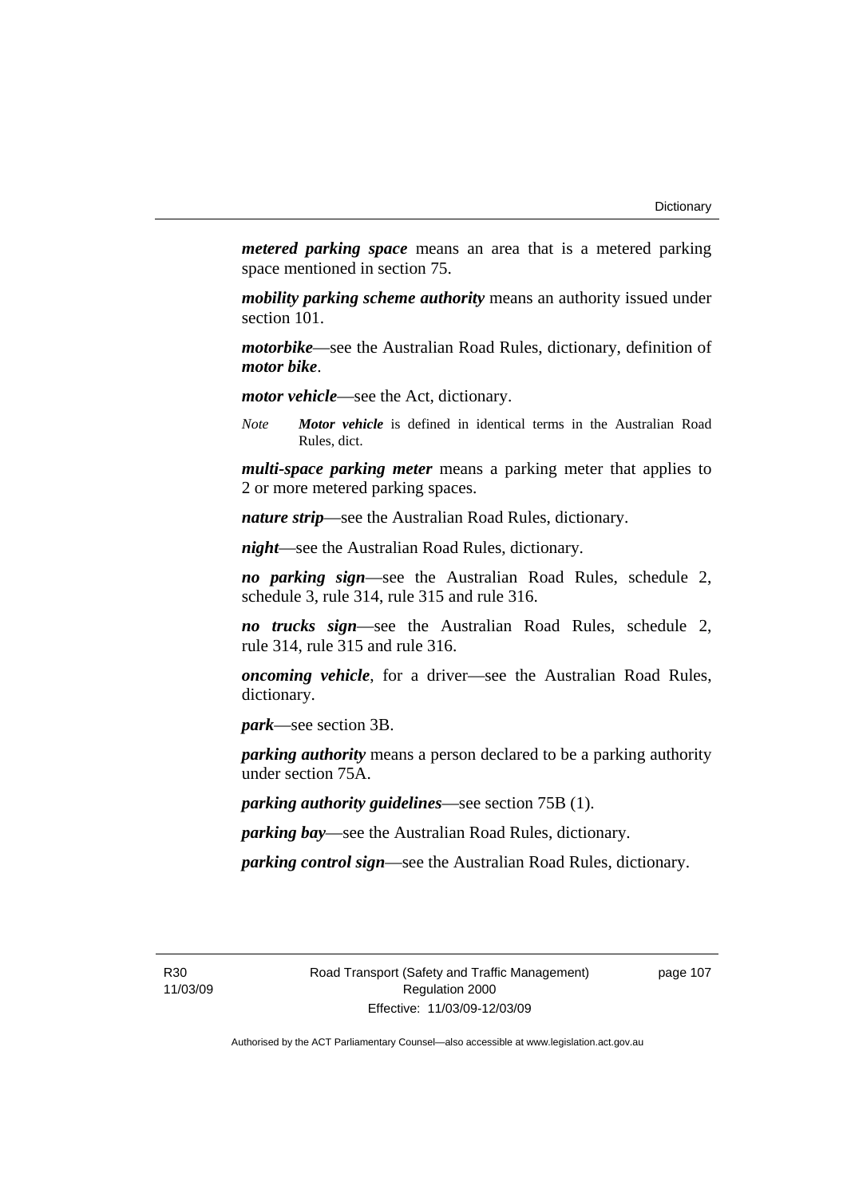***metered parking space*** means an area that is a metered parking space mentioned in section 75.

***mobility parking scheme authority*** means an authority issued under section 101.

***motorbike***—see the Australian Road Rules, dictionary, definition of ***motor bike***.

***motor vehicle***—see the Act, dictionary.

*Note* ***Motor vehicle*** is defined in identical terms in the Australian Road Rules, dict.

***multi-space parking meter*** means a parking meter that applies to 2 or more metered parking spaces.

***nature strip***—see the Australian Road Rules, dictionary.

***night***—see the Australian Road Rules, dictionary.

***no parking sign***—see the Australian Road Rules, schedule 2, schedule 3, rule 314, rule 315 and rule 316.

***no trucks sign***—see the Australian Road Rules, schedule 2, rule 314, rule 315 and rule 316.

***oncoming vehicle***, for a driver—see the Australian Road Rules, dictionary.

***park***—see section 3B.

***parking authority*** means a person declared to be a parking authority under section 75A.

***parking authority guidelines***—see section 75B (1).

***parking bay***—see the Australian Road Rules, dictionary.

***parking control sign***—see the Australian Road Rules, dictionary.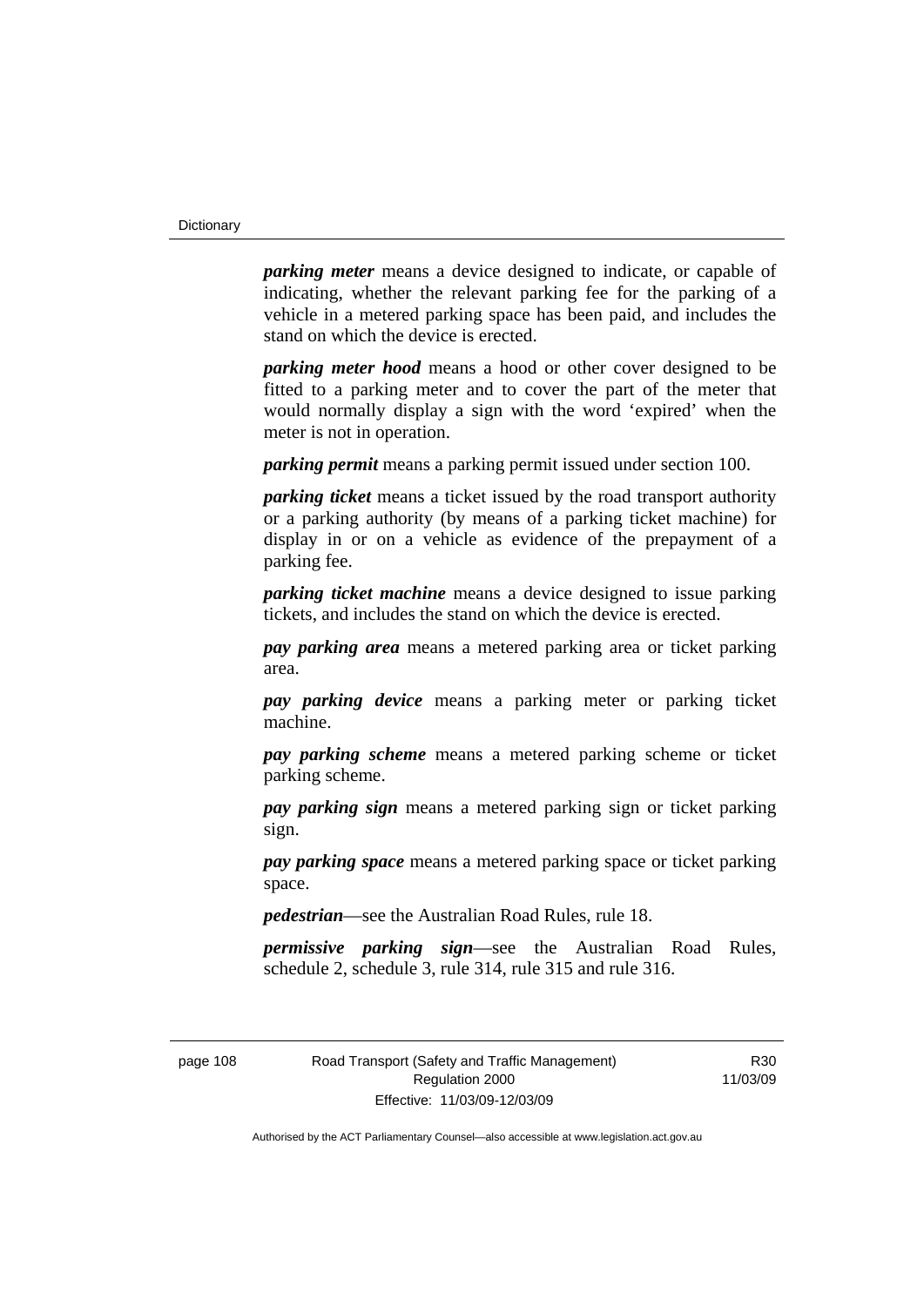***parking meter*** means a device designed to indicate, or capable of indicating, whether the relevant parking fee for the parking of a vehicle in a metered parking space has been paid, and includes the stand on which the device is erected.

***parking meter hood*** means a hood or other cover designed to be fitted to a parking meter and to cover the part of the meter that would normally display a sign with the word 'expired' when the meter is not in operation.

***parking permit*** means a parking permit issued under section 100.

***parking ticket*** means a ticket issued by the road transport authority or a parking authority (by means of a parking ticket machine) for display in or on a vehicle as evidence of the prepayment of a parking fee.

***parking ticket machine*** means a device designed to issue parking tickets, and includes the stand on which the device is erected.

***pay parking area*** means a metered parking area or ticket parking area.

***pay parking device*** means a parking meter or parking ticket machine.

***pay parking scheme*** means a metered parking scheme or ticket parking scheme.

***pay parking sign*** means a metered parking sign or ticket parking sign.

***pay parking space*** means a metered parking space or ticket parking space.

***pedestrian***—see the Australian Road Rules, rule 18.

***permissive parking sign***—see the Australian Road Rules, schedule 2, schedule 3, rule 314, rule 315 and rule 316.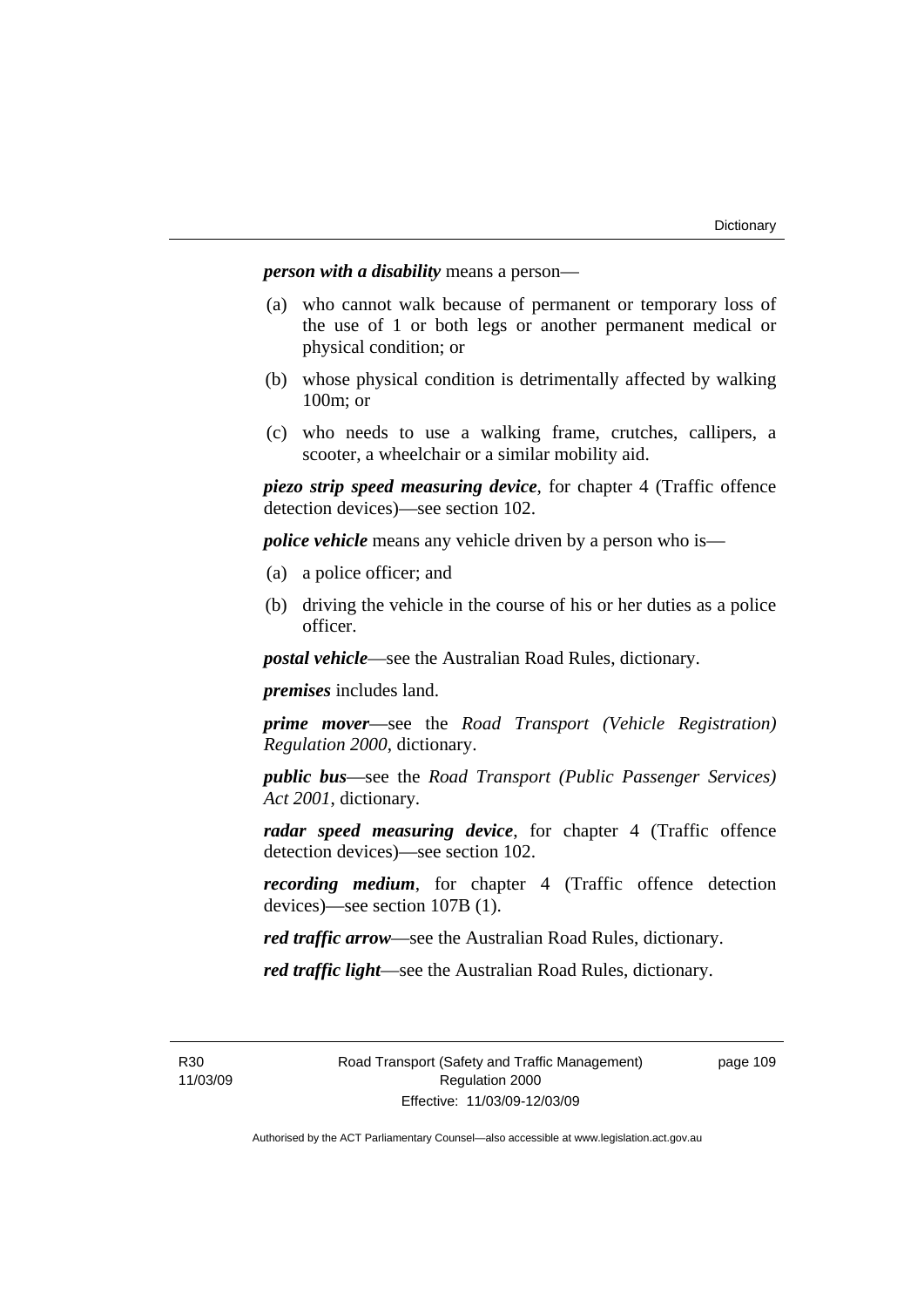***person with a disability*** means a person—

(a) who cannot walk because of permanent or temporary loss of the use of 1 or both legs or another permanent medical or physical condition; or

(b) whose physical condition is detrimentally affected by walking 100m; or

(c) who needs to use a walking frame, crutches, callipers, a scooter, a wheelchair or a similar mobility aid.

***piezo strip speed measuring device***, for chapter 4 (Traffic offence detection devices)—see section 102.

***police vehicle*** means any vehicle driven by a person who is—

(a) a police officer; and

(b) driving the vehicle in the course of his or her duties as a police officer.

***postal vehicle***—see the Australian Road Rules, dictionary.

***premises*** includes land.

***prime mover***—see the *Road Transport (Vehicle Registration) Regulation 2000*, dictionary.

***public bus***—see the *Road Transport (Public Passenger Services) Act 2001*, dictionary.

***radar speed measuring device***, for chapter 4 (Traffic offence detection devices)—see section 102.

***recording medium***, for chapter 4 (Traffic offence detection devices)—see section 107B (1).

***red traffic arrow***—see the Australian Road Rules, dictionary.

***red traffic light***—see the Australian Road Rules, dictionary.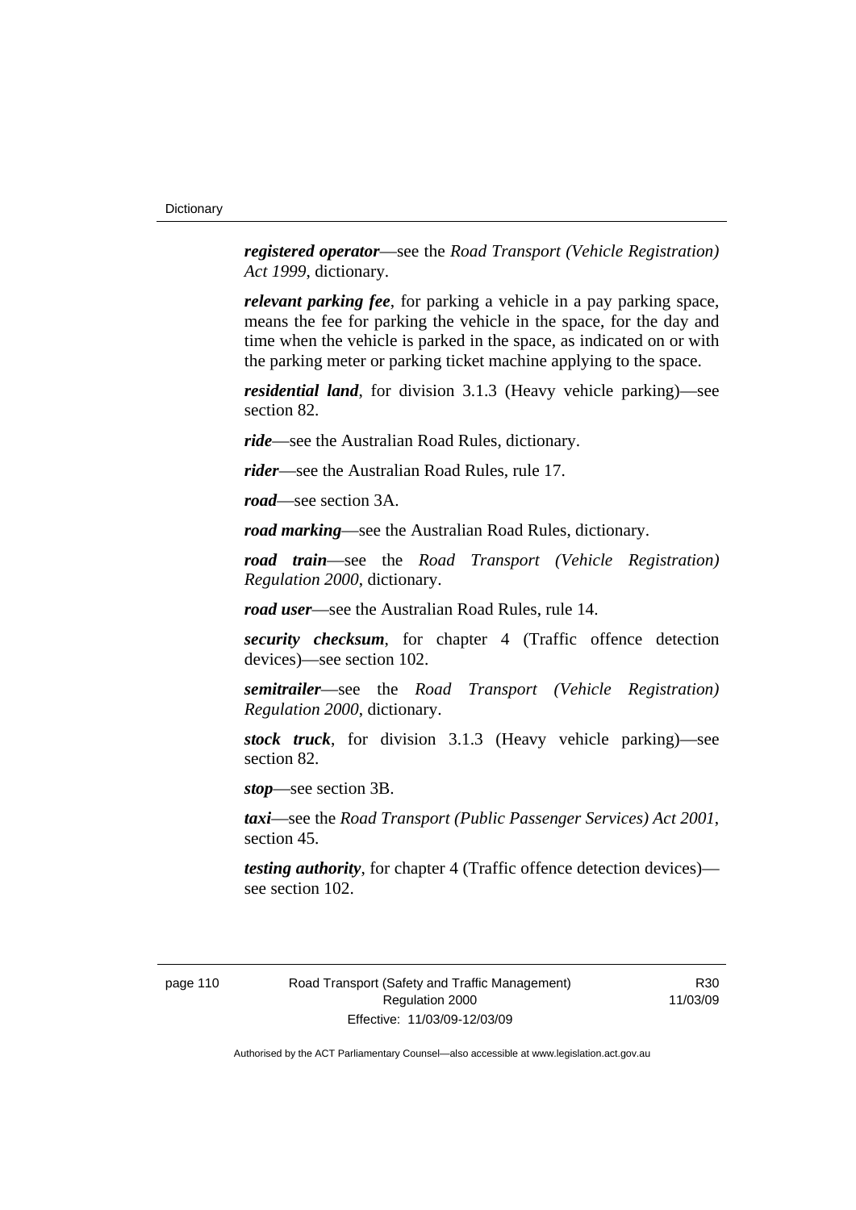***registered operator***—see the *Road Transport (Vehicle Registration) Act 1999*, dictionary.

***relevant parking fee***, for parking a vehicle in a pay parking space, means the fee for parking the vehicle in the space, for the day and time when the vehicle is parked in the space, as indicated on or with the parking meter or parking ticket machine applying to the space.

***residential land***, for division 3.1.3 (Heavy vehicle parking)—see section 82.

***ride***—see the Australian Road Rules, dictionary.

***rider***—see the Australian Road Rules, rule 17.

***road***—see section 3A.

***road marking***—see the Australian Road Rules, dictionary.

***road train***—see the *Road Transport (Vehicle Registration) Regulation 2000*, dictionary.

***road user***—see the Australian Road Rules, rule 14.

***security checksum***, for chapter 4 (Traffic offence detection devices)—see section 102.

***semitrailer***—see the *Road Transport (Vehicle Registration) Regulation 2000*, dictionary.

***stock truck***, for division 3.1.3 (Heavy vehicle parking)—see section 82.

***stop***—see section 3B.

***taxi***—see the *Road Transport (Public Passenger Services) Act 2001*, section 45.

***testing authority***, for chapter 4 (Traffic offence detection devices)—see section 102.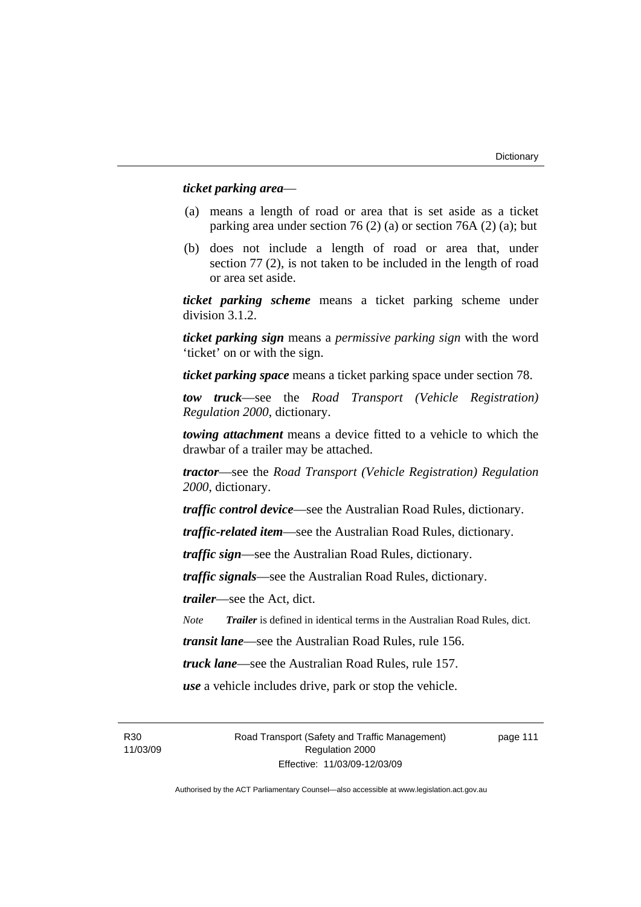***ticket parking area***—

(a) means a length of road or area that is set aside as a ticket parking area under section 76 (2) (a) or section 76A (2) (a); but

(b) does not include a length of road or area that, under section 77 (2), is not taken to be included in the length of road or area set aside.

***ticket parking scheme*** means a ticket parking scheme under division 3.1.2.

***ticket parking sign*** means a *permissive parking sign* with the word 'ticket' on or with the sign.

***ticket parking space*** means a ticket parking space under section 78.

***tow truck***—see the *Road Transport (Vehicle Registration) Regulation 2000*, dictionary.

***towing attachment*** means a device fitted to a vehicle to which the drawbar of a trailer may be attached.

***tractor***—see the *Road Transport (Vehicle Registration) Regulation 2000*, dictionary.

***traffic control device***—see the Australian Road Rules, dictionary.

***traffic-related item***—see the Australian Road Rules, dictionary.

***traffic sign***—see the Australian Road Rules, dictionary.

***traffic signals***—see the Australian Road Rules, dictionary.

***trailer***—see the Act, dict.

*Note* ***Trailer*** is defined in identical terms in the Australian Road Rules, dict.

***transit lane***—see the Australian Road Rules, rule 156.

***truck lane***—see the Australian Road Rules, rule 157.

***use*** a vehicle includes drive, park or stop the vehicle.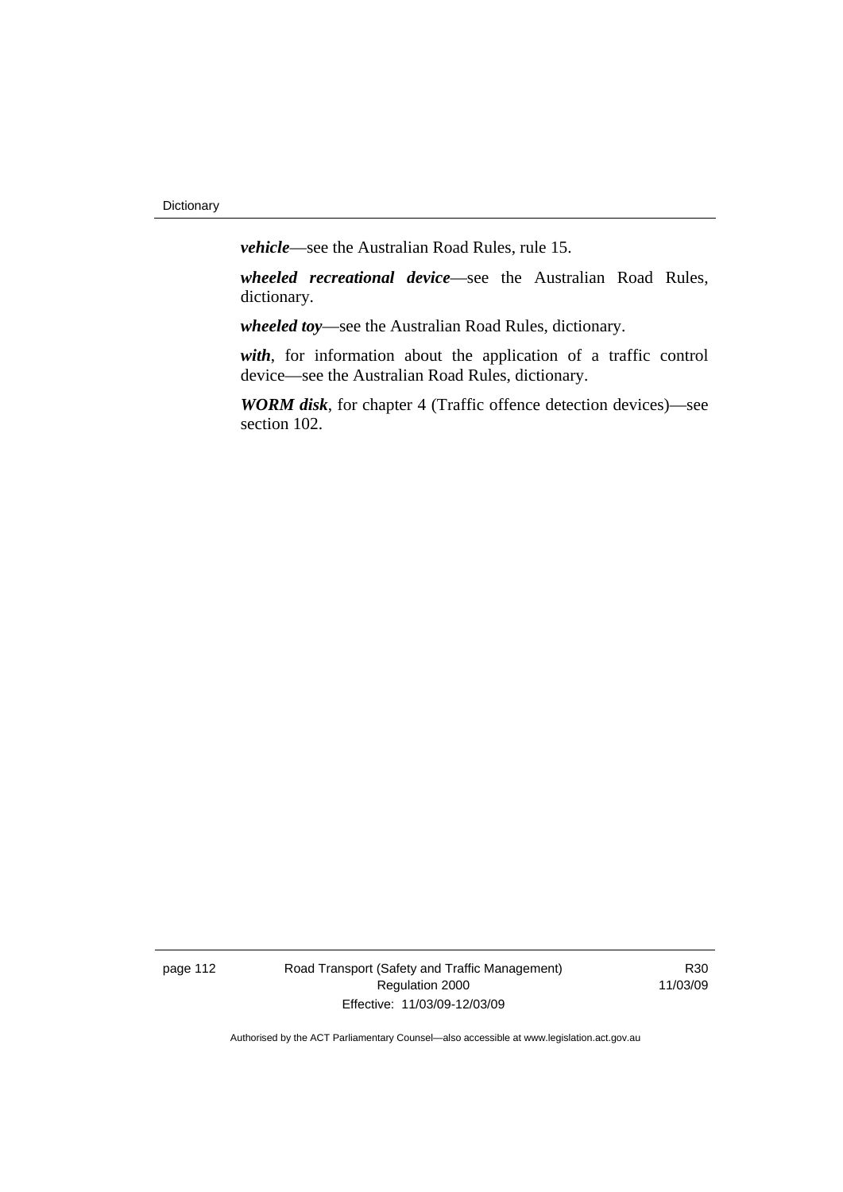***vehicle***—see the Australian Road Rules, rule 15.

***wheeled recreational device***—see the Australian Road Rules, dictionary.

***wheeled toy***—see the Australian Road Rules, dictionary.

***with***, for information about the application of a traffic control device—see the Australian Road Rules, dictionary.

***WORM disk***, for chapter 4 (Traffic offence detection devices)—see section 102.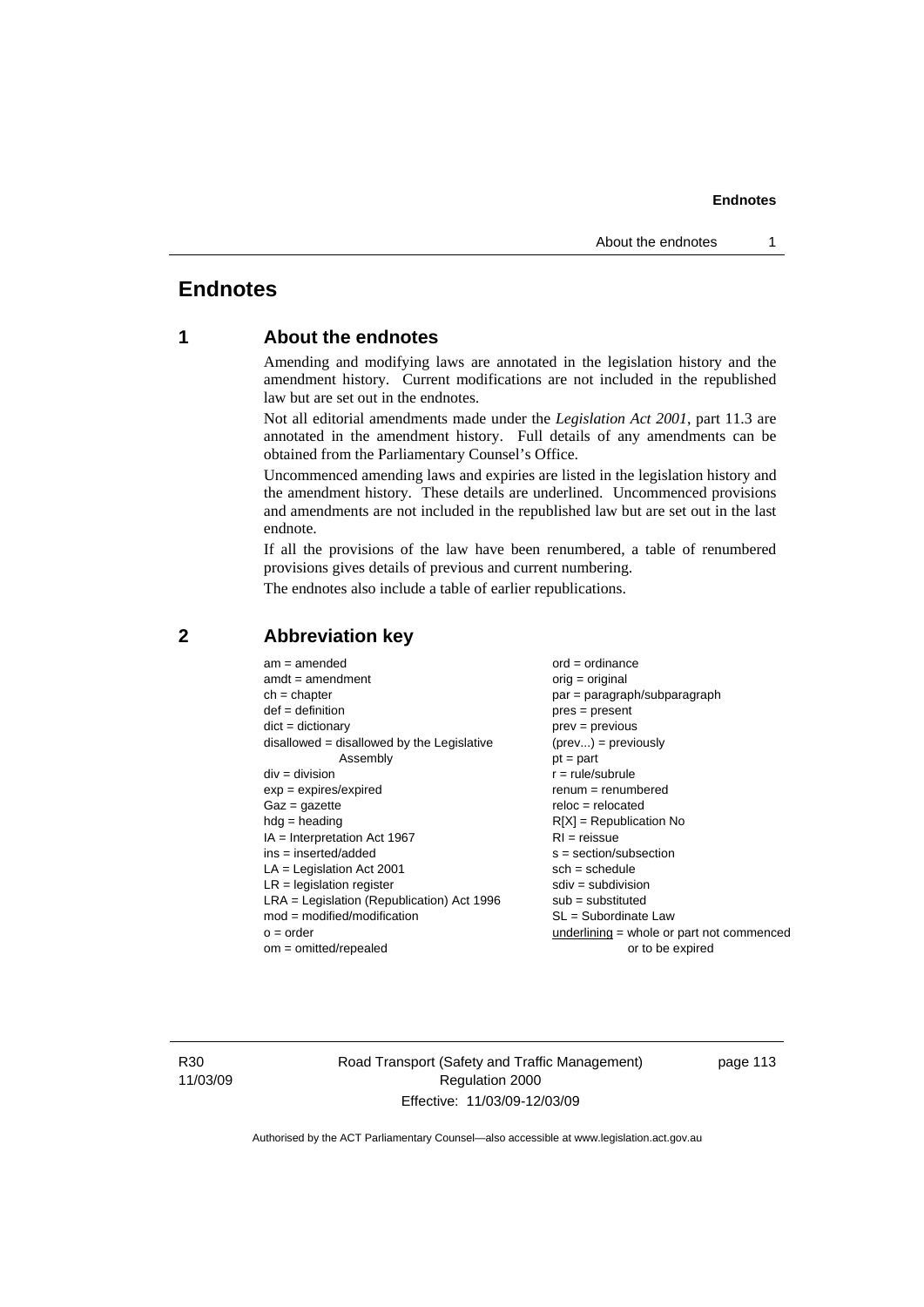# Endnotes

## 1 About the endnotes

Amending and modifying laws are annotated in the legislation history and the amendment history. Current modifications are not included in the republished law but are set out in the endnotes.

Not all editorial amendments made under the *Legislation Act 2001*, part 11.3 are annotated in the amendment history. Full details of any amendments can be obtained from the Parliamentary Counsel's Office.

Uncommenced amending laws and expiries are listed in the legislation history and the amendment history. These details are underlined. Uncommenced provisions and amendments are not included in the republished law but are set out in the last endnote.

If all the provisions of the law have been renumbered, a table of renumbered provisions gives details of previous and current numbering.

The endnotes also include a table of earlier republications.

## 2 Abbreviation key

am = amended
amdt = amendment
ch = chapter
def = definition
dict = dictionary
disallowed = disallowed by the Legislative Assembly
div = division
exp = expires/expired
Gaz = gazette
hdg = heading
IA = Interpretation Act 1967
ins = inserted/added
LA = Legislation Act 2001
LR = legislation register
LRA = Legislation (Republication) Act 1996
mod = modified/modification
o = order
om = omitted/repealed
ord = ordinance
orig = original
par = paragraph/subparagraph
pres = present
prev = previous
(prev...) = previously
pt = part
r = rule/subrule
renum = renumbered
reloc = relocated
R[X] = Republication No
RI = reissue
s = section/subsection
sch = schedule
sdiv = subdivision
sub = substituted
SL = Subordinate Law
underlining = whole or part not commenced or to be expired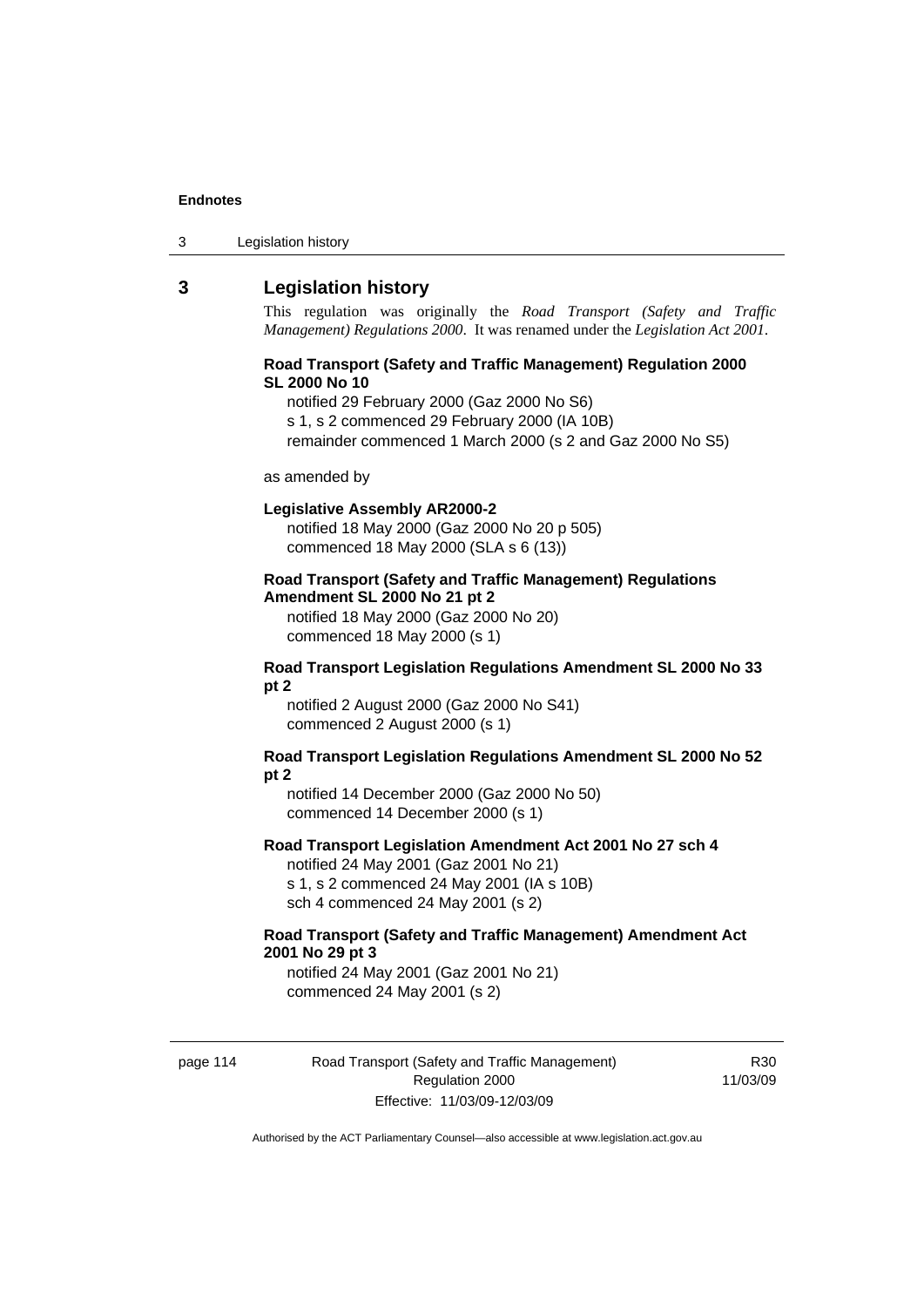## 3 Legislation history

This regulation was originally the *Road Transport (Safety and Traffic Management) Regulations 2000*. It was renamed under the *Legislation Act 2001*.

**Road Transport (Safety and Traffic Management) Regulation 2000 SL 2000 No 10**

notified 29 February 2000 (Gaz 2000 No S6)
s 1, s 2 commenced 29 February 2000 (IA 10B)
remainder commenced 1 March 2000 (s 2 and Gaz 2000 No S5)

as amended by

**Legislative Assembly AR2000-2**

notified 18 May 2000 (Gaz 2000 No 20 p 505)
commenced 18 May 2000 (SLA s 6 (13))

**Road Transport (Safety and Traffic Management) Regulations Amendment SL 2000 No 21 pt 2**

notified 18 May 2000 (Gaz 2000 No 20)
commenced 18 May 2000 (s 1)

**Road Transport Legislation Regulations Amendment SL 2000 No 33 pt 2**

notified 2 August 2000 (Gaz 2000 No S41)
commenced 2 August 2000 (s 1)

**Road Transport Legislation Regulations Amendment SL 2000 No 52 pt 2**

notified 14 December 2000 (Gaz 2000 No 50)
commenced 14 December 2000 (s 1)

**Road Transport Legislation Amendment Act 2001 No 27 sch 4**

notified 24 May 2001 (Gaz 2001 No 21)
s 1, s 2 commenced 24 May 2001 (IA s 10B)
sch 4 commenced 24 May 2001 (s 2)

**Road Transport (Safety and Traffic Management) Amendment Act 2001 No 29 pt 3**

notified 24 May 2001 (Gaz 2001 No 21)
commenced 24 May 2001 (s 2)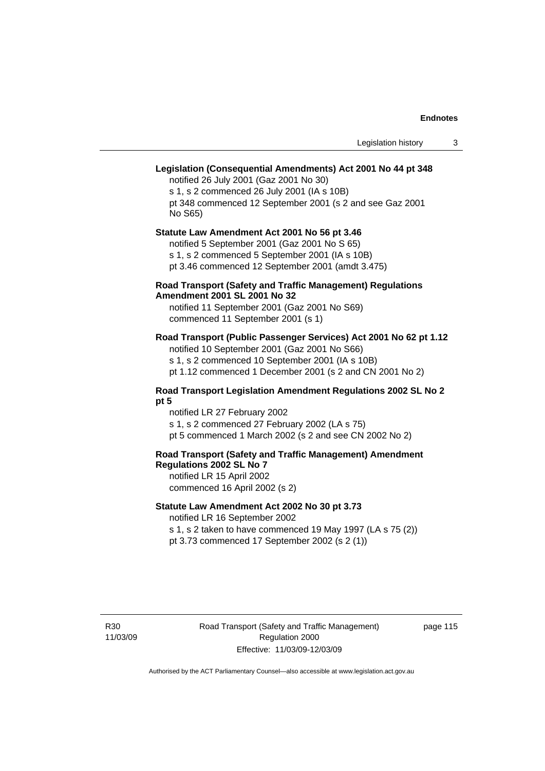**Legislation (Consequential Amendments) Act 2001 No 44 pt 348**

notified 26 July 2001 (Gaz 2001 No 30)
s 1, s 2 commenced 26 July 2001 (IA s 10B)
pt 348 commenced 12 September 2001 (s 2 and see Gaz 2001 No S65)

**Statute Law Amendment Act 2001 No 56 pt 3.46**

notified 5 September 2001 (Gaz 2001 No S 65)
s 1, s 2 commenced 5 September 2001 (IA s 10B)
pt 3.46 commenced 12 September 2001 (amdt 3.475)

**Road Transport (Safety and Traffic Management) Regulations Amendment 2001 SL 2001 No 32**

notified 11 September 2001 (Gaz 2001 No S69)
commenced 11 September 2001 (s 1)

**Road Transport (Public Passenger Services) Act 2001 No 62 pt 1.12**

notified 10 September 2001 (Gaz 2001 No S66)
s 1, s 2 commenced 10 September 2001 (IA s 10B)
pt 1.12 commenced 1 December 2001 (s 2 and CN 2001 No 2)

**Road Transport Legislation Amendment Regulations 2002 SL No 2 pt 5**

notified LR 27 February 2002
s 1, s 2 commenced 27 February 2002 (LA s 75)
pt 5 commenced 1 March 2002 (s 2 and see CN 2002 No 2)

**Road Transport (Safety and Traffic Management) Amendment Regulations 2002 SL No 7**

notified LR 15 April 2002
commenced 16 April 2002 (s 2)

**Statute Law Amendment Act 2002 No 30 pt 3.73**

notified LR 16 September 2002
s 1, s 2 taken to have commenced 19 May 1997 (LA s 75 (2))
pt 3.73 commenced 17 September 2002 (s 2 (1))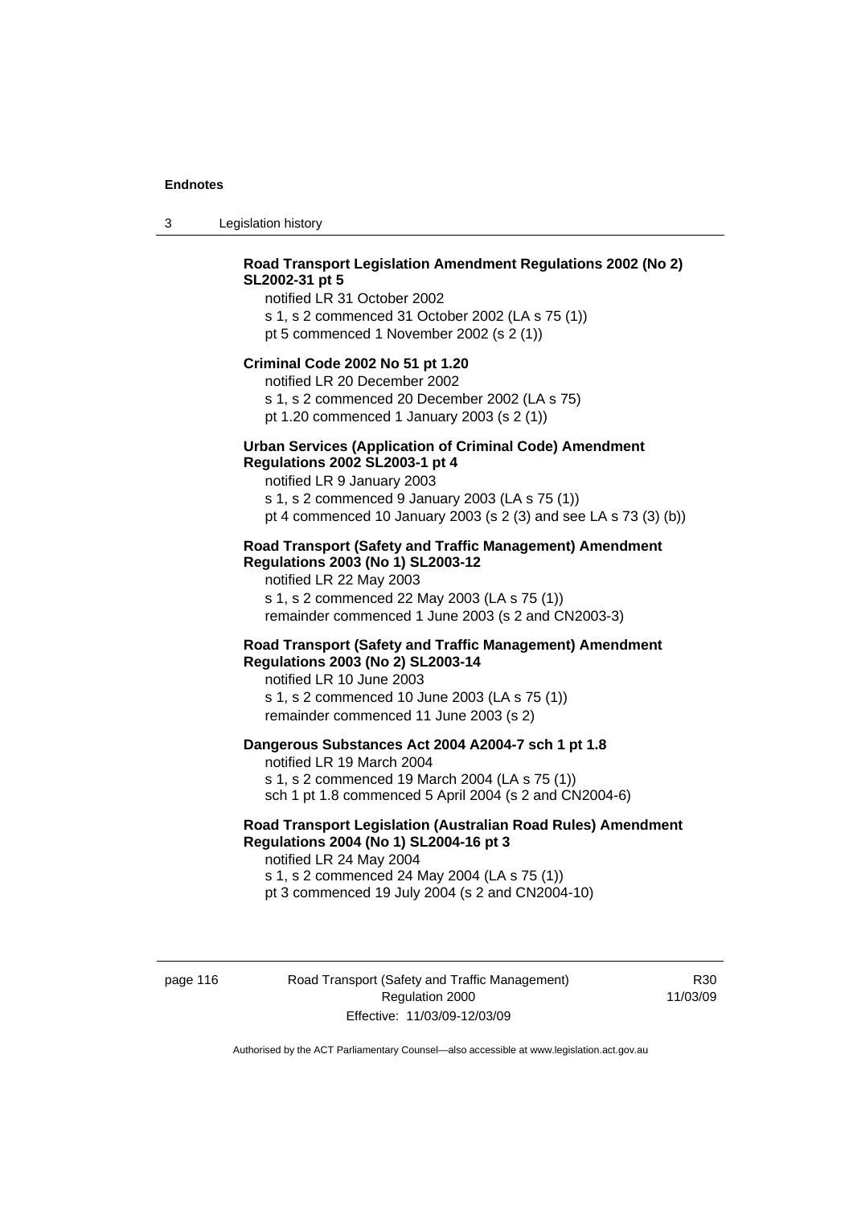**Road Transport Legislation Amendment Regulations 2002 (No 2) SL2002-31 pt 5**

notified LR 31 October 2002
s 1, s 2 commenced 31 October 2002 (LA s 75 (1))
pt 5 commenced 1 November 2002 (s 2 (1))

**Criminal Code 2002 No 51 pt 1.20**

notified LR 20 December 2002
s 1, s 2 commenced 20 December 2002 (LA s 75)
pt 1.20 commenced 1 January 2003 (s 2 (1))

**Urban Services (Application of Criminal Code) Amendment Regulations 2002 SL2003-1 pt 4**

notified LR 9 January 2003
s 1, s 2 commenced 9 January 2003 (LA s 75 (1))
pt 4 commenced 10 January 2003 (s 2 (3) and see LA s 73 (3) (b))

**Road Transport (Safety and Traffic Management) Amendment Regulations 2003 (No 1) SL2003-12**

notified LR 22 May 2003
s 1, s 2 commenced 22 May 2003 (LA s 75 (1))
remainder commenced 1 June 2003 (s 2 and CN2003-3)

**Road Transport (Safety and Traffic Management) Amendment Regulations 2003 (No 2) SL2003-14**

notified LR 10 June 2003
s 1, s 2 commenced 10 June 2003 (LA s 75 (1))
remainder commenced 11 June 2003 (s 2)

**Dangerous Substances Act 2004 A2004-7 sch 1 pt 1.8**

notified LR 19 March 2004
s 1, s 2 commenced 19 March 2004 (LA s 75 (1))
sch 1 pt 1.8 commenced 5 April 2004 (s 2 and CN2004-6)

**Road Transport Legislation (Australian Road Rules) Amendment Regulations 2004 (No 1) SL2004-16 pt 3**

notified LR 24 May 2004
s 1, s 2 commenced 24 May 2004 (LA s 75 (1))
pt 3 commenced 19 July 2004 (s 2 and CN2004-10)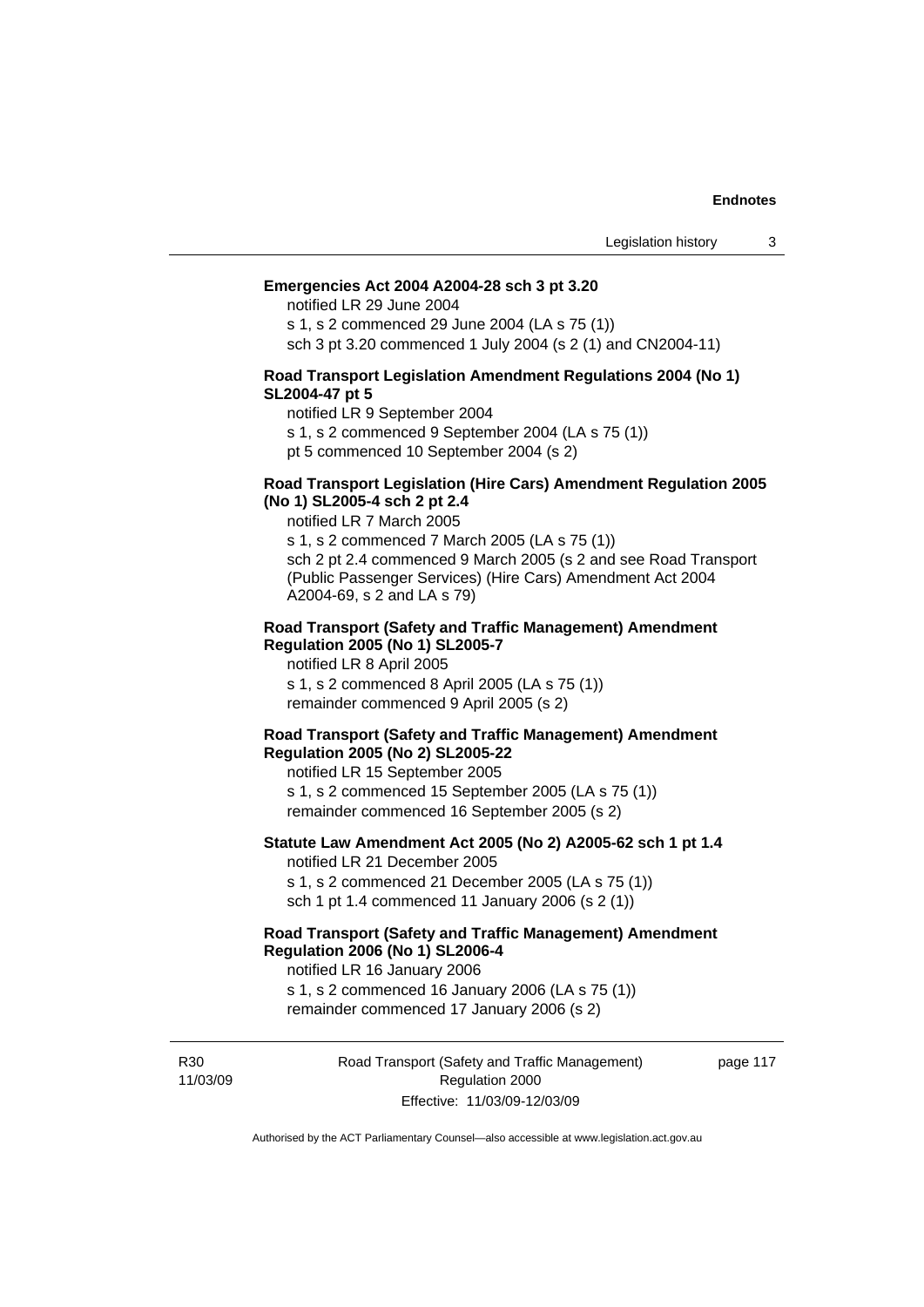**Emergencies Act 2004 A2004-28 sch 3 pt 3.20**

notified LR 29 June 2004

s 1, s 2 commenced 29 June 2004 (LA s 75 (1))

sch 3 pt 3.20 commenced 1 July 2004 (s 2 (1) and CN2004-11)

**Road Transport Legislation Amendment Regulations 2004 (No 1) SL2004-47 pt 5**

notified LR 9 September 2004

s 1, s 2 commenced 9 September 2004 (LA s 75 (1))

pt 5 commenced 10 September 2004 (s 2)

**Road Transport Legislation (Hire Cars) Amendment Regulation 2005 (No 1) SL2005-4 sch 2 pt 2.4**

notified LR 7 March 2005

s 1, s 2 commenced 7 March 2005 (LA s 75 (1))

sch 2 pt 2.4 commenced 9 March 2005 (s 2 and see Road Transport (Public Passenger Services) (Hire Cars) Amendment Act 2004 A2004-69, s 2 and LA s 79)

**Road Transport (Safety and Traffic Management) Amendment Regulation 2005 (No 1) SL2005-7**

notified LR 8 April 2005

s 1, s 2 commenced 8 April 2005 (LA s 75 (1))

remainder commenced 9 April 2005 (s 2)

**Road Transport (Safety and Traffic Management) Amendment Regulation 2005 (No 2) SL2005-22**

notified LR 15 September 2005

s 1, s 2 commenced 15 September 2005 (LA s 75 (1))

remainder commenced 16 September 2005 (s 2)

**Statute Law Amendment Act 2005 (No 2) A2005-62 sch 1 pt 1.4**

notified LR 21 December 2005

s 1, s 2 commenced 21 December 2005 (LA s 75 (1))

sch 1 pt 1.4 commenced 11 January 2006 (s 2 (1))

**Road Transport (Safety and Traffic Management) Amendment Regulation 2006 (No 1) SL2006-4**

notified LR 16 January 2006

s 1, s 2 commenced 16 January 2006 (LA s 75 (1))

remainder commenced 17 January 2006 (s 2)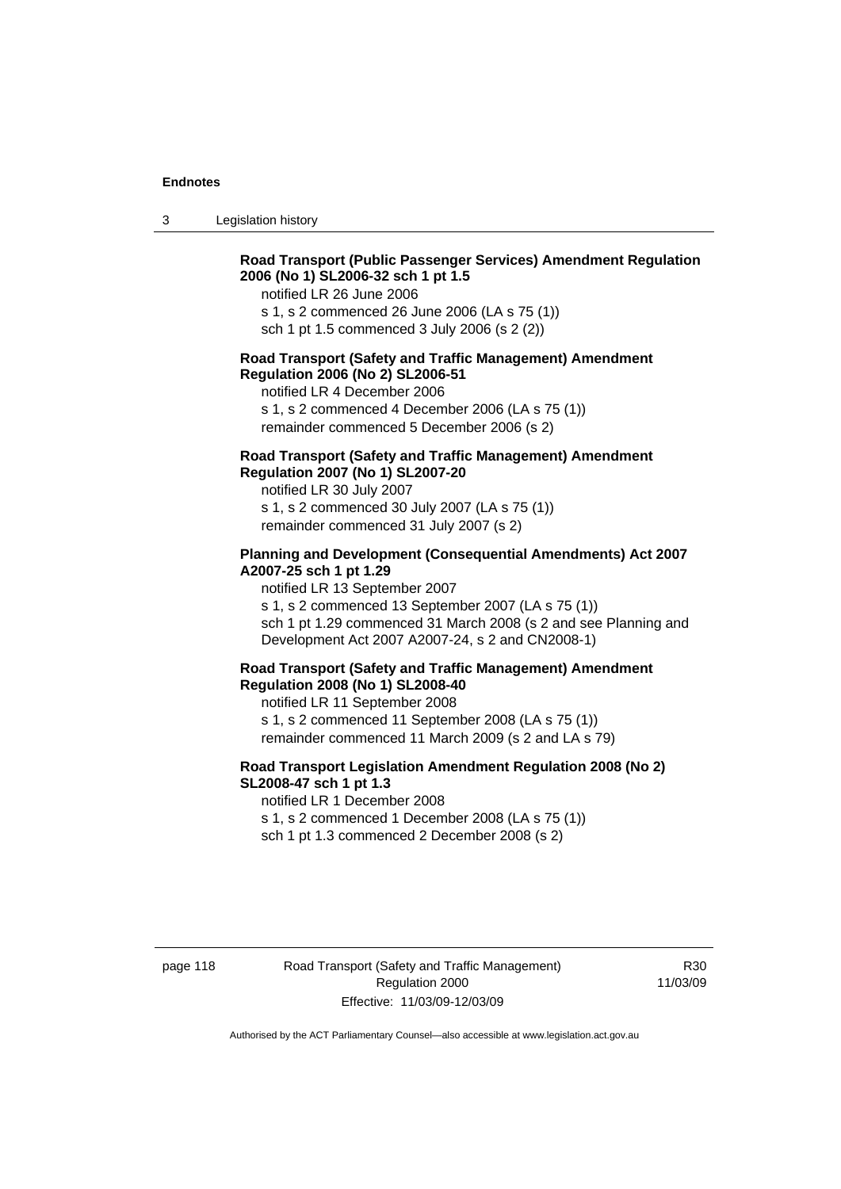**Road Transport (Public Passenger Services) Amendment Regulation 2006 (No 1) SL2006-32 sch 1 pt 1.5**

notified LR 26 June 2006

s 1, s 2 commenced 26 June 2006 (LA s 75 (1))

sch 1 pt 1.5 commenced 3 July 2006 (s 2 (2))

**Road Transport (Safety and Traffic Management) Amendment Regulation 2006 (No 2) SL2006-51**

notified LR 4 December 2006

s 1, s 2 commenced 4 December 2006 (LA s 75 (1))

remainder commenced 5 December 2006 (s 2)

**Road Transport (Safety and Traffic Management) Amendment Regulation 2007 (No 1) SL2007-20**

notified LR 30 July 2007

s 1, s 2 commenced 30 July 2007 (LA s 75 (1))

remainder commenced 31 July 2007 (s 2)

**Planning and Development (Consequential Amendments) Act 2007 A2007-25 sch 1 pt 1.29**

notified LR 13 September 2007

s 1, s 2 commenced 13 September 2007 (LA s 75 (1))

sch 1 pt 1.29 commenced 31 March 2008 (s 2 and see Planning and Development Act 2007 A2007-24, s 2 and CN2008-1)

**Road Transport (Safety and Traffic Management) Amendment Regulation 2008 (No 1) SL2008-40**

notified LR 11 September 2008

s 1, s 2 commenced 11 September 2008 (LA s 75 (1))

remainder commenced 11 March 2009 (s 2 and LA s 79)

**Road Transport Legislation Amendment Regulation 2008 (No 2) SL2008-47 sch 1 pt 1.3**

notified LR 1 December 2008

s 1, s 2 commenced 1 December 2008 (LA s 75 (1))

sch 1 pt 1.3 commenced 2 December 2008 (s 2)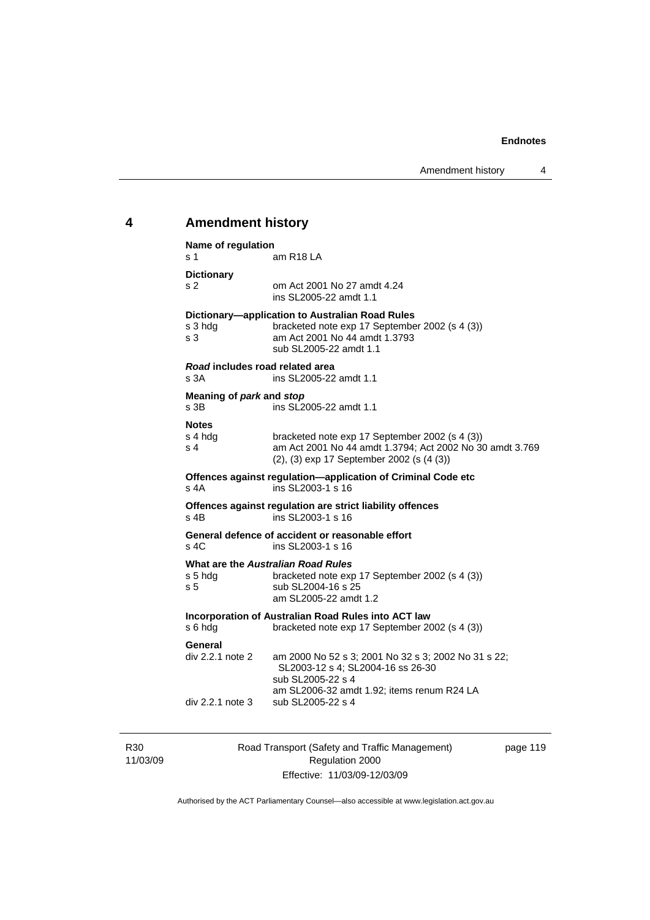## 4 Amendment history

**Name of regulation**
s 1 am R18 LA

**Dictionary**
s 2 om Act 2001 No 27 amdt 4.24
ins SL2005-22 amdt 1.1

**Dictionary—application to Australian Road Rules**
s 3 hdg bracketed note exp 17 September 2002 (s 4 (3))
s 3 am Act 2001 No 44 amdt 1.3793
sub SL2005-22 amdt 1.1

***Road* includes road related area**
s 3A ins SL2005-22 amdt 1.1

**Meaning of *park* and *stop***
s 3B ins SL2005-22 amdt 1.1

**Notes**
s 4 hdg bracketed note exp 17 September 2002 (s 4 (3))
s 4 am Act 2001 No 44 amdt 1.3794; Act 2002 No 30 amdt 3.769
(2), (3) exp 17 September 2002 (s (4 (3))

**Offences against regulation—application of Criminal Code etc**
s 4A ins SL2003-1 s 16

**Offences against regulation are strict liability offences**
s 4B ins SL2003-1 s 16

**General defence of accident or reasonable effort**
s 4C ins SL2003-1 s 16

**What are the *Australian Road Rules***
s 5 hdg bracketed note exp 17 September 2002 (s 4 (3))
s 5 sub SL2004-16 s 25
am SL2005-22 amdt 1.2

**Incorporation of Australian Road Rules into ACT law**
s 6 hdg bracketed note exp 17 September 2002 (s 4 (3))

**General**
div 2.2.1 note 2 am 2000 No 52 s 3; 2001 No 32 s 3; 2002 No 31 s 22; SL2003-12 s 4; SL2004-16 ss 26-30
sub SL2005-22 s 4
am SL2006-32 amdt 1.92; items renum R24 LA
div 2.2.1 note 3 sub SL2005-22 s 4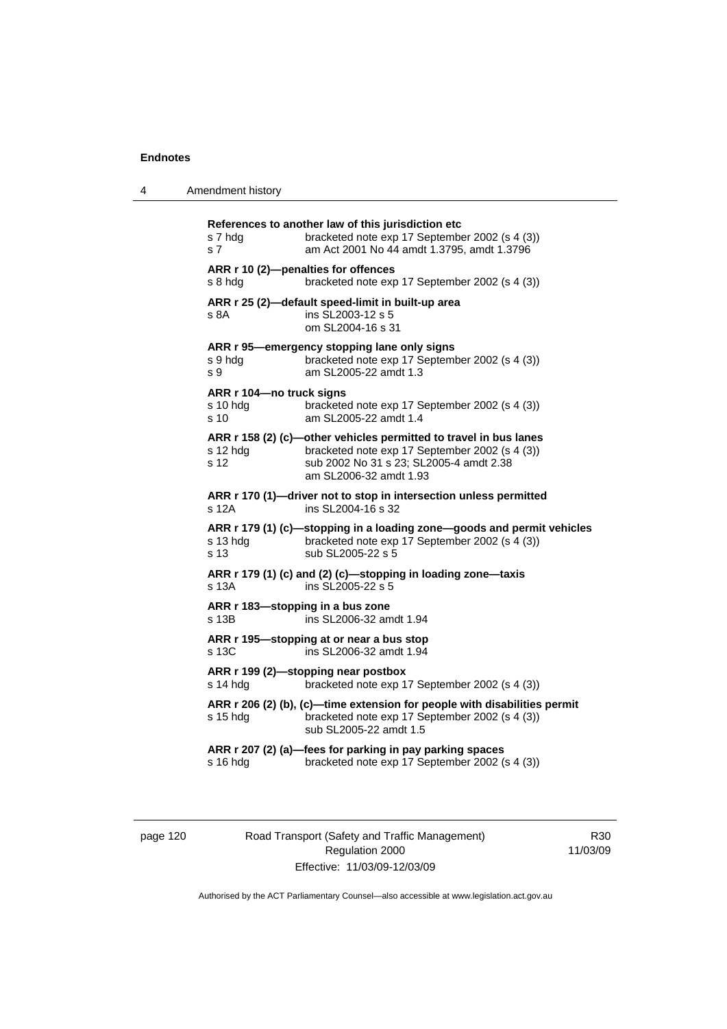**References to another law of this jurisdiction etc**

s 7 hdg bracketed note exp 17 September 2002 (s 4 (3))
s 7 am Act 2001 No 44 amdt 1.3795, amdt 1.3796

**ARR r 10 (2)—penalties for offences**

s 8 hdg bracketed note exp 17 September 2002 (s 4 (3))

**ARR r 25 (2)—default speed-limit in built-up area**

s 8A ins SL2003-12 s 5
om SL2004-16 s 31

**ARR r 95—emergency stopping lane only signs**

s 9 hdg bracketed note exp 17 September 2002 (s 4 (3))
s 9 am SL2005-22 amdt 1.3

**ARR r 104—no truck signs**

s 10 hdg bracketed note exp 17 September 2002 (s 4 (3))
s 10 am SL2005-22 amdt 1.4

**ARR r 158 (2) (c)—other vehicles permitted to travel in bus lanes**

s 12 hdg bracketed note exp 17 September 2002 (s 4 (3))
s 12 sub 2002 No 31 s 23; SL2005-4 amdt 2.38
am SL2006-32 amdt 1.93

**ARR r 170 (1)—driver not to stop in intersection unless permitted**

s 12A ins SL2004-16 s 32

**ARR r 179 (1) (c)—stopping in a loading zone—goods and permit vehicles**

s 13 hdg bracketed note exp 17 September 2002 (s 4 (3))
s 13 sub SL2005-22 s 5

**ARR r 179 (1) (c) and (2) (c)—stopping in loading zone—taxis**

s 13A ins SL2005-22 s 5

**ARR r 183—stopping in a bus zone**

s 13B ins SL2006-32 amdt 1.94

**ARR r 195—stopping at or near a bus stop**

s 13C ins SL2006-32 amdt 1.94

**ARR r 199 (2)—stopping near postbox**

s 14 hdg bracketed note exp 17 September 2002 (s 4 (3))

**ARR r 206 (2) (b), (c)—time extension for people with disabilities permit**

s 15 hdg bracketed note exp 17 September 2002 (s 4 (3))
sub SL2005-22 amdt 1.5

**ARR r 207 (2) (a)—fees for parking in pay parking spaces**

s 16 hdg bracketed note exp 17 September 2002 (s 4 (3))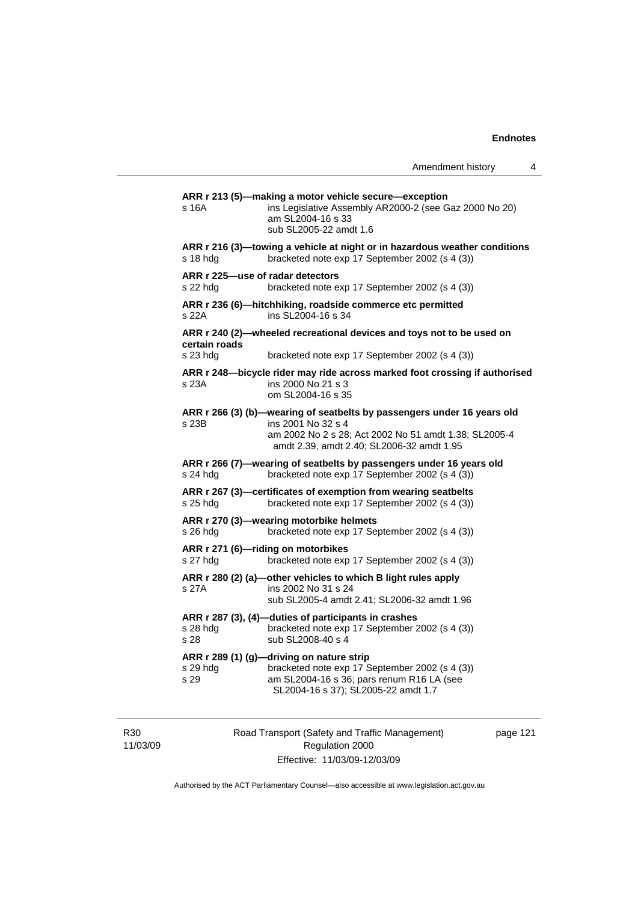**ARR r 213 (5)—making a motor vehicle secure—exception**

s 16A ins Legislative Assembly AR2000-2 (see Gaz 2000 No 20)
am SL2004-16 s 33
sub SL2005-22 amdt 1.6

**ARR r 216 (3)—towing a vehicle at night or in hazardous weather conditions**

s 18 hdg bracketed note exp 17 September 2002 (s 4 (3))

**ARR r 225—use of radar detectors**

s 22 hdg bracketed note exp 17 September 2002 (s 4 (3))

**ARR r 236 (6)—hitchhiking, roadside commerce etc permitted**

s 22A ins SL2004-16 s 34

**ARR r 240 (2)—wheeled recreational devices and toys not to be used on certain roads**

s 23 hdg bracketed note exp 17 September 2002 (s 4 (3))

**ARR r 248—bicycle rider may ride across marked foot crossing if authorised**

s 23A ins 2000 No 21 s 3
om SL2004-16 s 35

**ARR r 266 (3) (b)—wearing of seatbelts by passengers under 16 years old**

s 23B ins 2001 No 32 s 4
am 2002 No 2 s 28; Act 2002 No 51 amdt 1.38; SL2005-4 amdt 2.39, amdt 2.40; SL2006-32 amdt 1.95

**ARR r 266 (7)—wearing of seatbelts by passengers under 16 years old**

s 24 hdg bracketed note exp 17 September 2002 (s 4 (3))

**ARR r 267 (3)—certificates of exemption from wearing seatbelts**

s 25 hdg bracketed note exp 17 September 2002 (s 4 (3))

**ARR r 270 (3)—wearing motorbike helmets**

s 26 hdg bracketed note exp 17 September 2002 (s 4 (3))

**ARR r 271 (6)—riding on motorbikes**

s 27 hdg bracketed note exp 17 September 2002 (s 4 (3))

**ARR r 280 (2) (a)—other vehicles to which B light rules apply**

s 27A ins 2002 No 31 s 24
sub SL2005-4 amdt 2.41; SL2006-32 amdt 1.96

**ARR r 287 (3), (4)—duties of participants in crashes**

s 28 hdg bracketed note exp 17 September 2002 (s 4 (3))
s 28 sub SL2008-40 s 4

**ARR r 289 (1) (g)—driving on nature strip**

s 29 hdg bracketed note exp 17 September 2002 (s 4 (3))
s 29 am SL2004-16 s 36; pars renum R16 LA (see SL2004-16 s 37); SL2005-22 amdt 1.7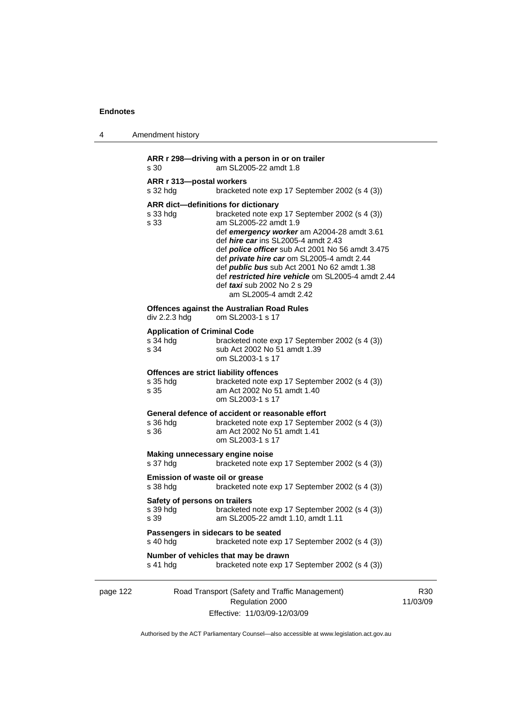**ARR r 298—driving with a person in or on trailer**
s 30 am SL2005-22 amdt 1.8

**ARR r 313—postal workers**
s 32 hdg bracketed note exp 17 September 2002 (s 4 (3))

**ARR dict—definitions for dictionary**
s 33 hdg bracketed note exp 17 September 2002 (s 4 (3))
s 33 am SL2005-22 amdt 1.9
def ***emergency worker*** am A2004-28 amdt 3.61
def ***hire car*** ins SL2005-4 amdt 2.43
def ***police officer*** sub Act 2001 No 56 amdt 3.475
def ***private hire car*** om SL2005-4 amdt 2.44
def ***public bus*** sub Act 2001 No 62 amdt 1.38
def ***restricted hire vehicle*** om SL2005-4 amdt 2.44
def ***taxi*** sub 2002 No 2 s 29
am SL2005-4 amdt 2.42

**Offences against the Australian Road Rules**
div 2.2.3 hdg om SL2003-1 s 17

**Application of Criminal Code**
s 34 hdg bracketed note exp 17 September 2002 (s 4 (3))
s 34 sub Act 2002 No 51 amdt 1.39
om SL2003-1 s 17

**Offences are strict liability offences**
s 35 hdg bracketed note exp 17 September 2002 (s 4 (3))
s 35 am Act 2002 No 51 amdt 1.40
om SL2003-1 s 17

**General defence of accident or reasonable effort**
s 36 hdg bracketed note exp 17 September 2002 (s 4 (3))
s 36 am Act 2002 No 51 amdt 1.41
om SL2003-1 s 17

**Making unnecessary engine noise**
s 37 hdg bracketed note exp 17 September 2002 (s 4 (3))

**Emission of waste oil or grease**
s 38 hdg bracketed note exp 17 September 2002 (s 4 (3))

**Safety of persons on trailers**
s 39 hdg bracketed note exp 17 September 2002 (s 4 (3))
s 39 am SL2005-22 amdt 1.10, amdt 1.11

**Passengers in sidecars to be seated**
s 40 hdg bracketed note exp 17 September 2002 (s 4 (3))

**Number of vehicles that may be drawn**
s 41 hdg bracketed note exp 17 September 2002 (s 4 (3))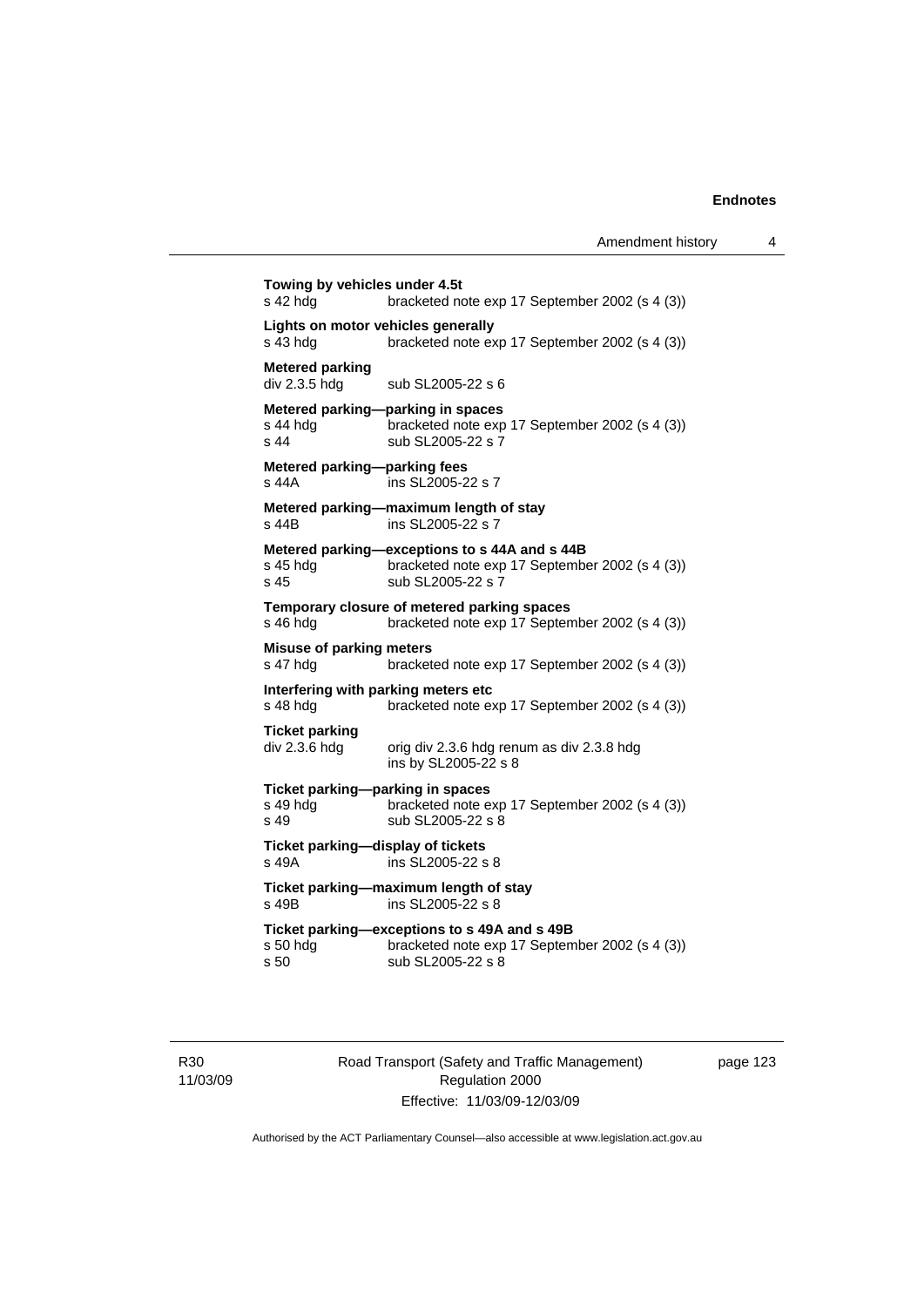**Towing by vehicles under 4.5t**
s 42 hdg bracketed note exp 17 September 2002 (s 4 (3))

**Lights on motor vehicles generally**
s 43 hdg bracketed note exp 17 September 2002 (s 4 (3))

**Metered parking**
div 2.3.5 hdg sub SL2005-22 s 6

**Metered parking—parking in spaces**
s 44 hdg bracketed note exp 17 September 2002 (s 4 (3))
s 44 sub SL2005-22 s 7

**Metered parking—parking fees**
s 44A ins SL2005-22 s 7

**Metered parking—maximum length of stay**
s 44B ins SL2005-22 s 7

**Metered parking—exceptions to s 44A and s 44B**
s 45 hdg bracketed note exp 17 September 2002 (s 4 (3))
s 45 sub SL2005-22 s 7

**Temporary closure of metered parking spaces**
s 46 hdg bracketed note exp 17 September 2002 (s 4 (3))

**Misuse of parking meters**
s 47 hdg bracketed note exp 17 September 2002 (s 4 (3))

**Interfering with parking meters etc**
s 48 hdg bracketed note exp 17 September 2002 (s 4 (3))

**Ticket parking**
div 2.3.6 hdg orig div 2.3.6 hdg renum as div 2.3.8 hdg
ins by SL2005-22 s 8

**Ticket parking—parking in spaces**
s 49 hdg bracketed note exp 17 September 2002 (s 4 (3))
s 49 sub SL2005-22 s 8

**Ticket parking—display of tickets**
s 49A ins SL2005-22 s 8

**Ticket parking—maximum length of stay**
s 49B ins SL2005-22 s 8

**Ticket parking—exceptions to s 49A and s 49B**
s 50 hdg bracketed note exp 17 September 2002 (s 4 (3))
s 50 sub SL2005-22 s 8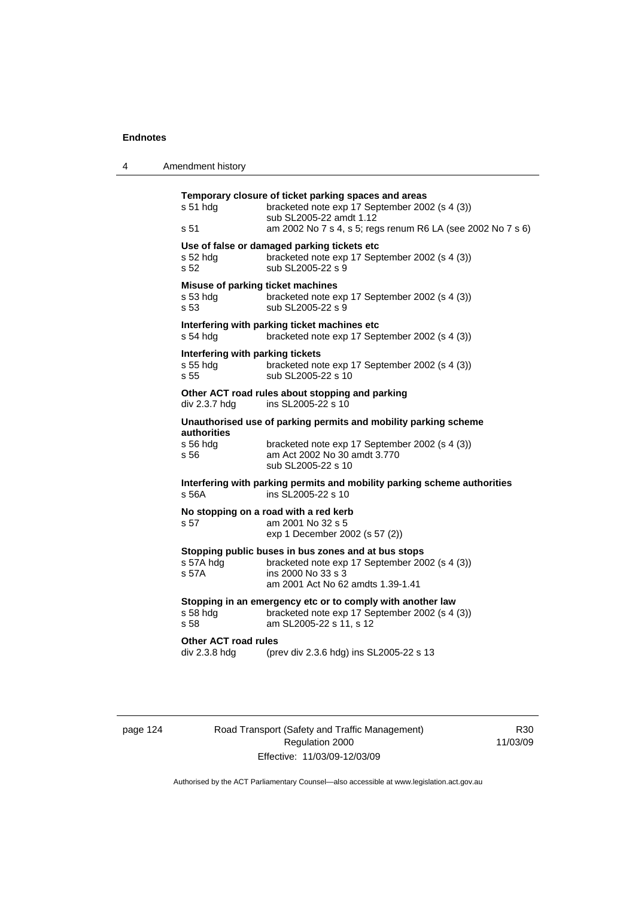**Temporary closure of ticket parking spaces and areas**

| | |
|---|---|
| s 51 hdg | bracketed note exp 17 September 2002 (s 4 (3)) |
| | sub SL2005-22 amdt 1.12 |
| s 51 | am 2002 No 7 s 4, s 5; regs renum R6 LA (see 2002 No 7 s 6) |

**Use of false or damaged parking tickets etc**

| | |
|---|---|
| s 52 hdg | bracketed note exp 17 September 2002 (s 4 (3)) |
| s 52 | sub SL2005-22 s 9 |

**Misuse of parking ticket machines**

| | |
|---|---|
| s 53 hdg | bracketed note exp 17 September 2002 (s 4 (3)) |
| s 53 | sub SL2005-22 s 9 |

**Interfering with parking ticket machines etc**

| | |
|---|---|
| s 54 hdg | bracketed note exp 17 September 2002 (s 4 (3)) |

**Interfering with parking tickets**

| | |
|---|---|
| s 55 hdg | bracketed note exp 17 September 2002 (s 4 (3)) |
| s 55 | sub SL2005-22 s 10 |

**Other ACT road rules about stopping and parking**

| | |
|---|---|
| div 2.3.7 hdg | ins SL2005-22 s 10 |

**Unauthorised use of parking permits and mobility parking scheme authorities**

| | |
|---|---|
| s 56 hdg | bracketed note exp 17 September 2002 (s 4 (3)) |
| s 56 | am Act 2002 No 30 amdt 3.770 |
| | sub SL2005-22 s 10 |

**Interfering with parking permits and mobility parking scheme authorities**

| | |
|---|---|
| s 56A | ins SL2005-22 s 10 |

**No stopping on a road with a red kerb**

| | |
|---|---|
| s 57 | am 2001 No 32 s 5 |
| | exp 1 December 2002 (s 57 (2)) |

**Stopping public buses in bus zones and at bus stops**

| | |
|---|---|
| s 57A hdg | bracketed note exp 17 September 2002 (s 4 (3)) |
| s 57A | ins 2000 No 33 s 3 |
| | am 2001 Act No 62 amdts 1.39-1.41 |

**Stopping in an emergency etc or to comply with another law**

| | |
|---|---|
| s 58 hdg | bracketed note exp 17 September 2002 (s 4 (3)) |
| s 58 | am SL2005-22 s 11, s 12 |

**Other ACT road rules**

| | |
|---|---|
| div 2.3.8 hdg | (prev div 2.3.6 hdg) ins SL2005-22 s 13 |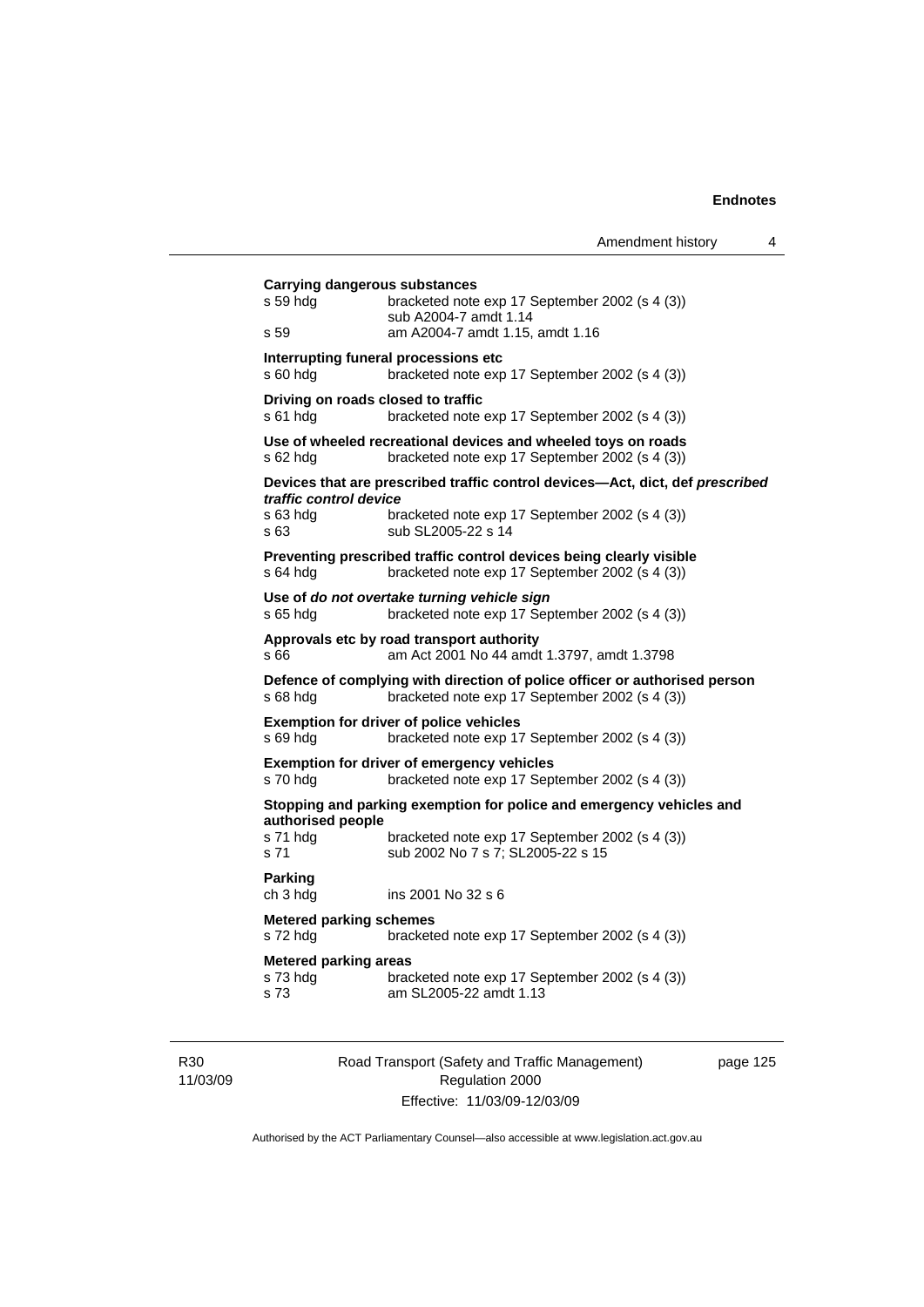**Carrying dangerous substances**

s 59 hdg bracketed note exp 17 September 2002 (s 4 (3))
sub A2004-7 amdt 1.14

s 59 am A2004-7 amdt 1.15, amdt 1.16

**Interrupting funeral processions etc**

s 60 hdg bracketed note exp 17 September 2002 (s 4 (3))

**Driving on roads closed to traffic**

s 61 hdg bracketed note exp 17 September 2002 (s 4 (3))

**Use of wheeled recreational devices and wheeled toys on roads**

s 62 hdg bracketed note exp 17 September 2002 (s 4 (3))

**Devices that are prescribed traffic control devices—Act, dict, def *prescribed traffic control device***

s 63 hdg bracketed note exp 17 September 2002 (s 4 (3))

s 63 sub SL2005-22 s 14

**Preventing prescribed traffic control devices being clearly visible**

s 64 hdg bracketed note exp 17 September 2002 (s 4 (3))

**Use of *do not overtake turning vehicle sign***

s 65 hdg bracketed note exp 17 September 2002 (s 4 (3))

**Approvals etc by road transport authority**

s 66 am Act 2001 No 44 amdt 1.3797, amdt 1.3798

**Defence of complying with direction of police officer or authorised person**

s 68 hdg bracketed note exp 17 September 2002 (s 4 (3))

**Exemption for driver of police vehicles**

s 69 hdg bracketed note exp 17 September 2002 (s 4 (3))

**Exemption for driver of emergency vehicles**

s 70 hdg bracketed note exp 17 September 2002 (s 4 (3))

**Stopping and parking exemption for police and emergency vehicles and authorised people**

s 71 hdg bracketed note exp 17 September 2002 (s 4 (3))

s 71 sub 2002 No 7 s 7; SL2005-22 s 15

**Parking**

ch 3 hdg ins 2001 No 32 s 6

**Metered parking schemes**

s 72 hdg bracketed note exp 17 September 2002 (s 4 (3))

**Metered parking areas**

s 73 hdg bracketed note exp 17 September 2002 (s 4 (3))

s 73 am SL2005-22 amdt 1.13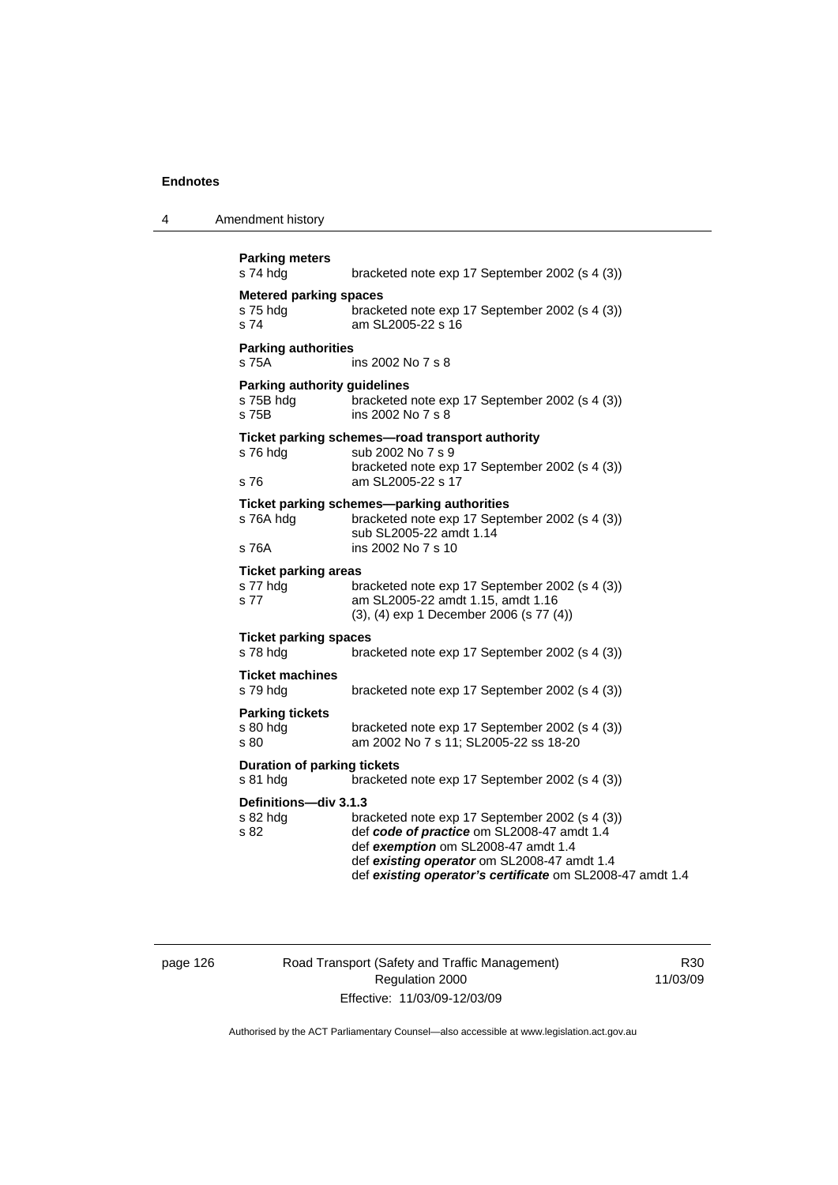**Parking meters**
s 74 hdg	bracketed note exp 17 September 2002 (s 4 (3))

**Metered parking spaces**
s 75 hdg	bracketed note exp 17 September 2002 (s 4 (3))
s 74	am SL2005-22 s 16

**Parking authorities**
s 75A	ins 2002 No 7 s 8

**Parking authority guidelines**
s 75B hdg	bracketed note exp 17 September 2002 (s 4 (3))
s 75B	ins 2002 No 7 s 8

**Ticket parking schemes—road transport authority**
s 76 hdg	sub 2002 No 7 s 9
	bracketed note exp 17 September 2002 (s 4 (3))
s 76	am SL2005-22 s 17

**Ticket parking schemes—parking authorities**
s 76A hdg	bracketed note exp 17 September 2002 (s 4 (3))
	sub SL2005-22 amdt 1.14
s 76A	ins 2002 No 7 s 10

**Ticket parking areas**
s 77 hdg	bracketed note exp 17 September 2002 (s 4 (3))
s 77	am SL2005-22 amdt 1.15, amdt 1.16
	(3), (4) exp 1 December 2006 (s 77 (4))

**Ticket parking spaces**
s 78 hdg	bracketed note exp 17 September 2002 (s 4 (3))

**Ticket machines**
s 79 hdg	bracketed note exp 17 September 2002 (s 4 (3))

**Parking tickets**
s 80 hdg	bracketed note exp 17 September 2002 (s 4 (3))
s 80	am 2002 No 7 s 11; SL2005-22 ss 18-20

**Duration of parking tickets**
s 81 hdg	bracketed note exp 17 September 2002 (s 4 (3))

**Definitions—div 3.1.3**
s 82 hdg	bracketed note exp 17 September 2002 (s 4 (3))
s 82	def ***code of practice*** om SL2008-47 amdt 1.4
	def ***exemption*** om SL2008-47 amdt 1.4
	def ***existing operator*** om SL2008-47 amdt 1.4
	def ***existing operator's certificate*** om SL2008-47 amdt 1.4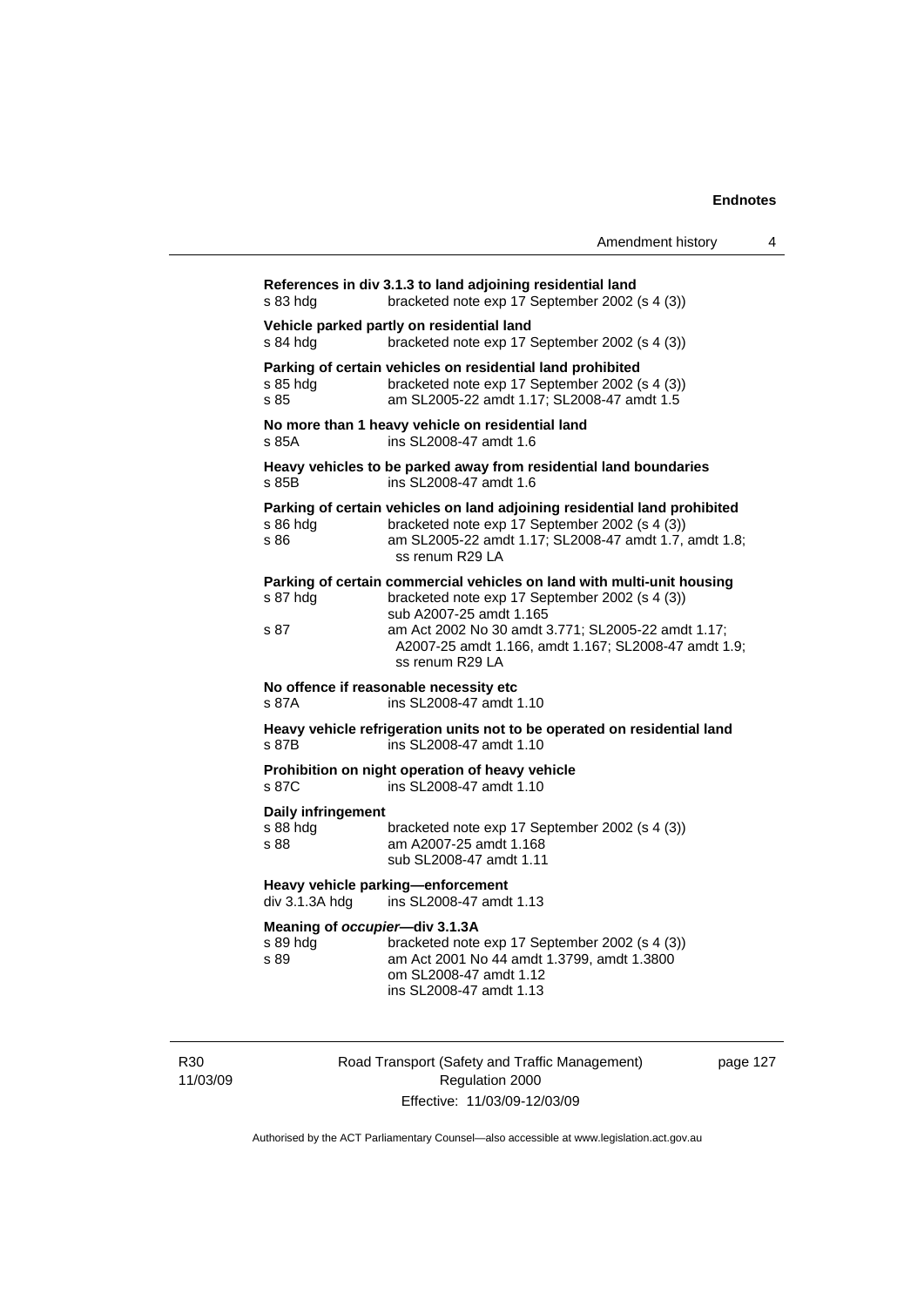**References in div 3.1.3 to land adjoining residential land**
s 83 hdg bracketed note exp 17 September 2002 (s 4 (3))

**Vehicle parked partly on residential land**
s 84 hdg bracketed note exp 17 September 2002 (s 4 (3))

**Parking of certain vehicles on residential land prohibited**
s 85 hdg bracketed note exp 17 September 2002 (s 4 (3))
s 85 am SL2005-22 amdt 1.17; SL2008-47 amdt 1.5

**No more than 1 heavy vehicle on residential land**
s 85A ins SL2008-47 amdt 1.6

**Heavy vehicles to be parked away from residential land boundaries**
s 85B ins SL2008-47 amdt 1.6

**Parking of certain vehicles on land adjoining residential land prohibited**
s 86 hdg bracketed note exp 17 September 2002 (s 4 (3))
s 86 am SL2005-22 amdt 1.17; SL2008-47 amdt 1.7, amdt 1.8; ss renum R29 LA

**Parking of certain commercial vehicles on land with multi-unit housing**
s 87 hdg bracketed note exp 17 September 2002 (s 4 (3))
sub A2007-25 amdt 1.165
s 87 am Act 2002 No 30 amdt 3.771; SL2005-22 amdt 1.17; A2007-25 amdt 1.166, amdt 1.167; SL2008-47 amdt 1.9; ss renum R29 LA

**No offence if reasonable necessity etc**
s 87A ins SL2008-47 amdt 1.10

**Heavy vehicle refrigeration units not to be operated on residential land**
s 87B ins SL2008-47 amdt 1.10

**Prohibition on night operation of heavy vehicle**
s 87C ins SL2008-47 amdt 1.10

**Daily infringement**
s 88 hdg bracketed note exp 17 September 2002 (s 4 (3))
s 88 am A2007-25 amdt 1.168
sub SL2008-47 amdt 1.11

**Heavy vehicle parking—enforcement**
div 3.1.3A hdg ins SL2008-47 amdt 1.13

**Meaning of *occupier*—div 3.1.3A**
s 89 hdg bracketed note exp 17 September 2002 (s 4 (3))
s 89 am Act 2001 No 44 amdt 1.3799, amdt 1.3800
om SL2008-47 amdt 1.12
ins SL2008-47 amdt 1.13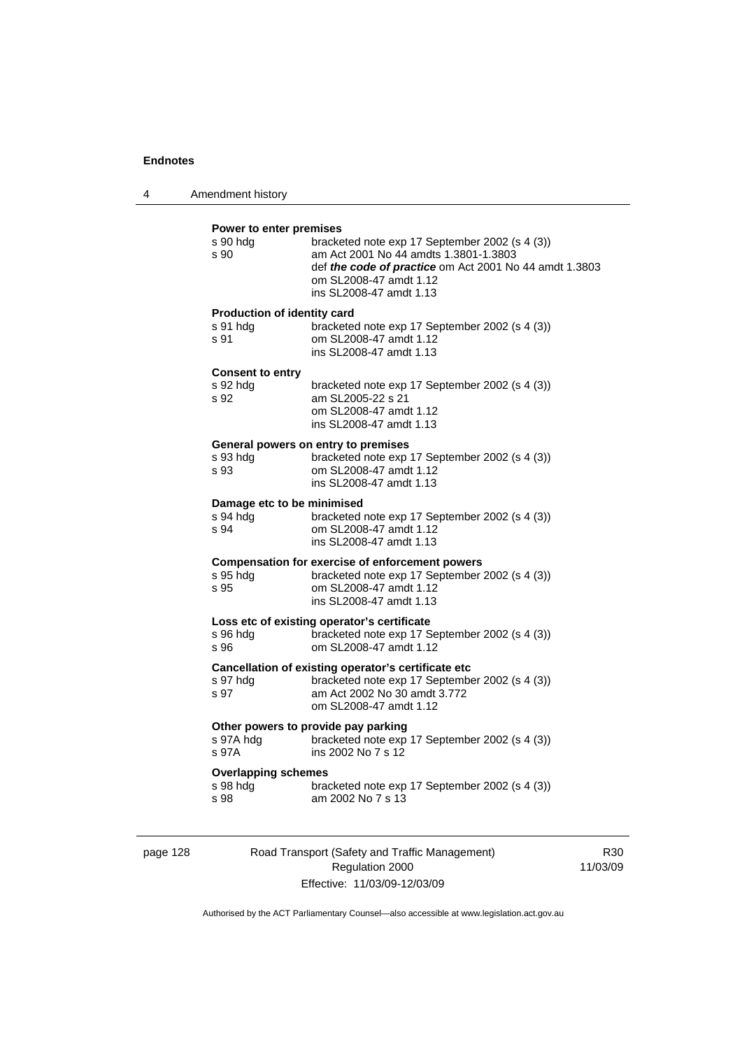**Power to enter premises**

s 90 hdg bracketed note exp 17 September 2002 (s 4 (3))
s 90 am Act 2001 No 44 amdts 1.3801-1.3803
def ***the code of practice*** om Act 2001 No 44 amdt 1.3803
om SL2008-47 amdt 1.12
ins SL2008-47 amdt 1.13

**Production of identity card**

s 91 hdg bracketed note exp 17 September 2002 (s 4 (3))
s 91 om SL2008-47 amdt 1.12
ins SL2008-47 amdt 1.13

**Consent to entry**

s 92 hdg bracketed note exp 17 September 2002 (s 4 (3))
s 92 am SL2005-22 s 21
om SL2008-47 amdt 1.12
ins SL2008-47 amdt 1.13

**General powers on entry to premises**

s 93 hdg bracketed note exp 17 September 2002 (s 4 (3))
s 93 om SL2008-47 amdt 1.12
ins SL2008-47 amdt 1.13

**Damage etc to be minimised**

s 94 hdg bracketed note exp 17 September 2002 (s 4 (3))
s 94 om SL2008-47 amdt 1.12
ins SL2008-47 amdt 1.13

**Compensation for exercise of enforcement powers**

s 95 hdg bracketed note exp 17 September 2002 (s 4 (3))
s 95 om SL2008-47 amdt 1.12
ins SL2008-47 amdt 1.13

**Loss etc of existing operator's certificate**

s 96 hdg bracketed note exp 17 September 2002 (s 4 (3))
s 96 om SL2008-47 amdt 1.12

**Cancellation of existing operator's certificate etc**

s 97 hdg bracketed note exp 17 September 2002 (s 4 (3))
s 97 am Act 2002 No 30 amdt 3.772
om SL2008-47 amdt 1.12

**Other powers to provide pay parking**

s 97A hdg bracketed note exp 17 September 2002 (s 4 (3))
s 97A ins 2002 No 7 s 12

**Overlapping schemes**

s 98 hdg bracketed note exp 17 September 2002 (s 4 (3))
s 98 am 2002 No 7 s 13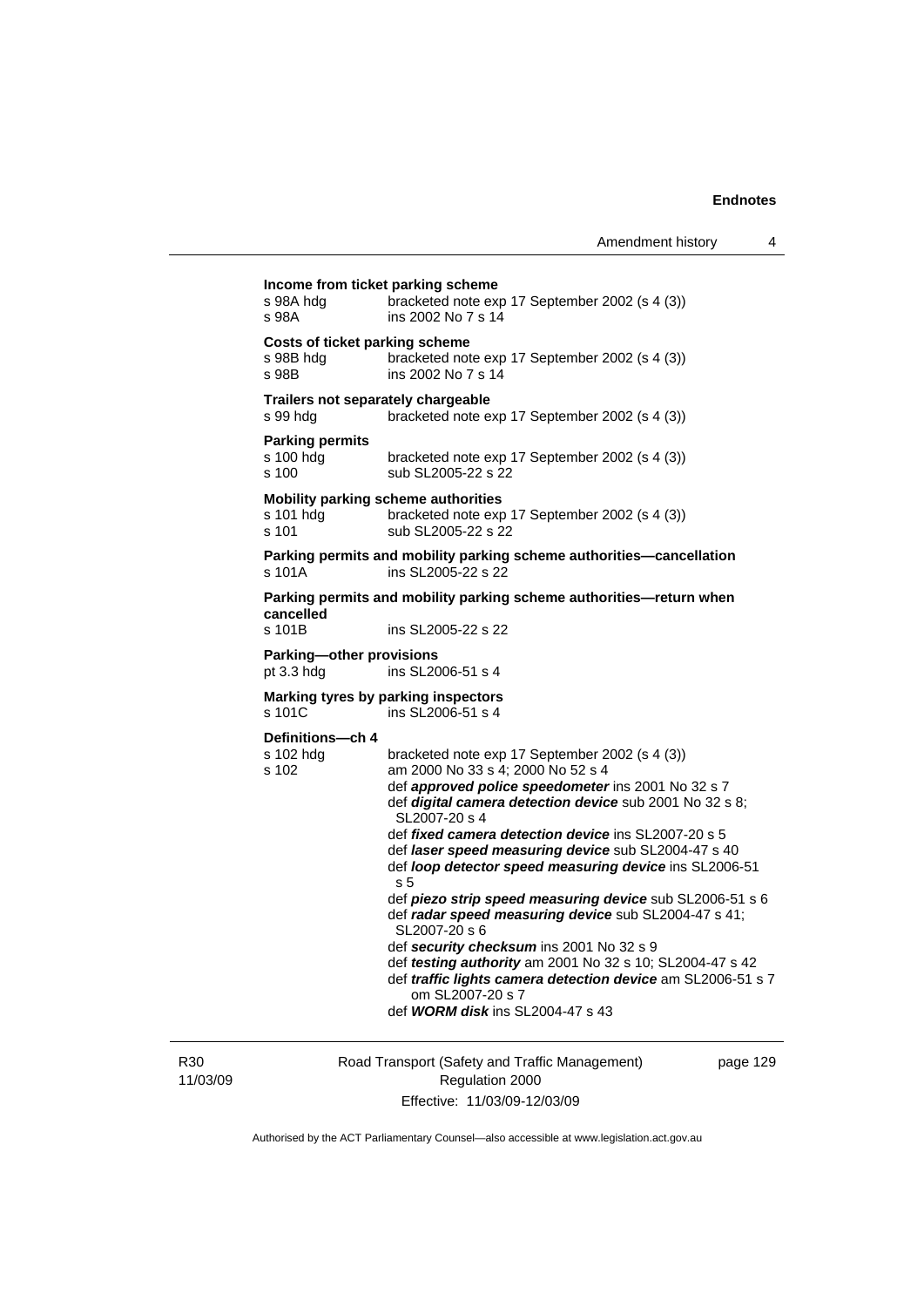**Income from ticket parking scheme**

| | |
|---|---|
| s 98A hdg | bracketed note exp 17 September 2002 (s 4 (3)) |
| s 98A | ins 2002 No 7 s 14 |

**Costs of ticket parking scheme**

| | |
|---|---|
| s 98B hdg | bracketed note exp 17 September 2002 (s 4 (3)) |
| s 98B | ins 2002 No 7 s 14 |

**Trailers not separately chargeable**

| | |
|---|---|
| s 99 hdg | bracketed note exp 17 September 2002 (s 4 (3)) |

**Parking permits**

| | |
|---|---|
| s 100 hdg | bracketed note exp 17 September 2002 (s 4 (3)) |
| s 100 | sub SL2005-22 s 22 |

**Mobility parking scheme authorities**

| | |
|---|---|
| s 101 hdg | bracketed note exp 17 September 2002 (s 4 (3)) |
| s 101 | sub SL2005-22 s 22 |

**Parking permits and mobility parking scheme authorities—cancellation**

| | |
|---|---|
| s 101A | ins SL2005-22 s 22 |

**Parking permits and mobility parking scheme authorities—return when cancelled**

| | |
|---|---|
| s 101B | ins SL2005-22 s 22 |

**Parking—other provisions**

| | |
|---|---|
| pt 3.3 hdg | ins SL2006-51 s 4 |

**Marking tyres by parking inspectors**

| | |
|---|---|
| s 101C | ins SL2006-51 s 4 |

**Definitions—ch 4**

| | |
|---|---|
| s 102 hdg | bracketed note exp 17 September 2002 (s 4 (3)) |
| s 102 | am 2000 No 33 s 4; 2000 No 52 s 4 |
| | def ***approved police speedometer*** ins 2001 No 32 s 7 |
| | def ***digital camera detection device*** sub 2001 No 32 s 8; SL2007-20 s 4 |
| | def ***fixed camera detection device*** ins SL2007-20 s 5 |
| | def ***laser speed measuring device*** sub SL2004-47 s 40 |
| | def ***loop detector speed measuring device*** ins SL2006-51 s 5 |
| | def ***piezo strip speed measuring device*** sub SL2006-51 s 6 |
| | def ***radar speed measuring device*** sub SL2004-47 s 41; SL2007-20 s 6 |
| | def ***security checksum*** ins 2001 No 32 s 9 |
| | def ***testing authority*** am 2001 No 32 s 10; SL2004-47 s 42 |
| | def ***traffic lights camera detection device*** am SL2006-51 s 7 om SL2007-20 s 7 |
| | def ***WORM disk*** ins SL2004-47 s 43 |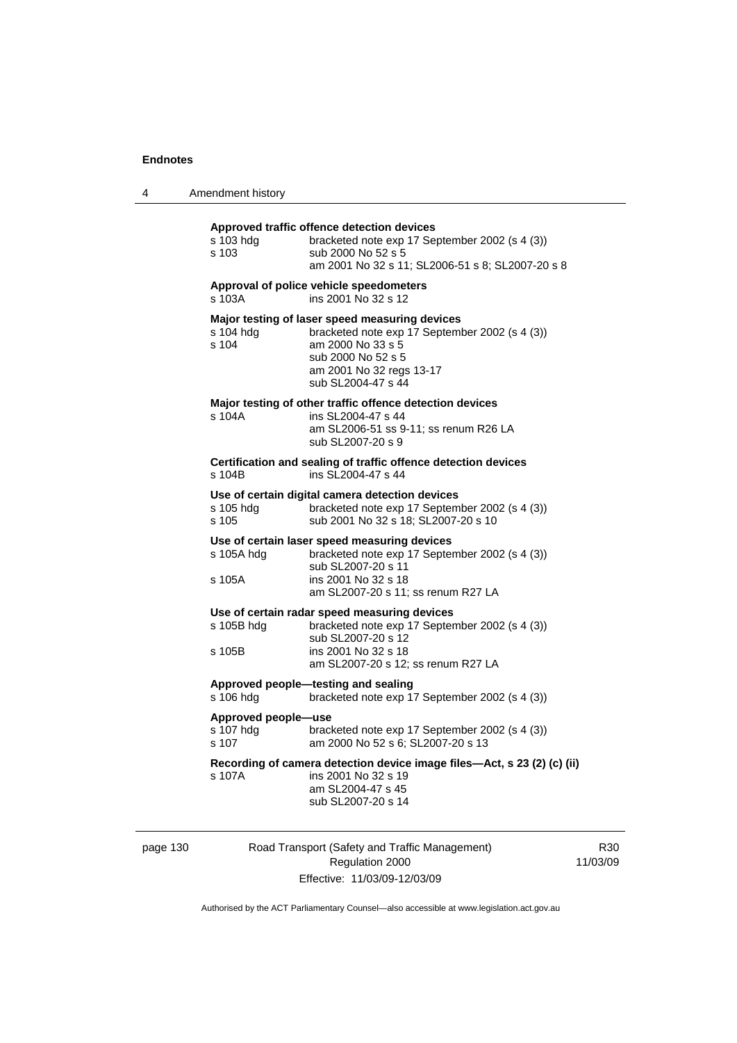**Approved traffic offence detection devices**

| | |
|---|---|
| s 103 hdg | bracketed note exp 17 September 2002 (s 4 (3)) |
| s 103 | sub 2000 No 52 s 5 |
| | am 2001 No 32 s 11; SL2006-51 s 8; SL2007-20 s 8 |

**Approval of police vehicle speedometers**

| | |
|---|---|
| s 103A | ins 2001 No 32 s 12 |

**Major testing of laser speed measuring devices**

| | |
|---|---|
| s 104 hdg | bracketed note exp 17 September 2002 (s 4 (3)) |
| s 104 | am 2000 No 33 s 5 |
| | sub 2000 No 52 s 5 |
| | am 2001 No 32 regs 13-17 |
| | sub SL2004-47 s 44 |

**Major testing of other traffic offence detection devices**

| | |
|---|---|
| s 104A | ins SL2004-47 s 44 |
| | am SL2006-51 ss 9-11; ss renum R26 LA |
| | sub SL2007-20 s 9 |

**Certification and sealing of traffic offence detection devices**

| | |
|---|---|
| s 104B | ins SL2004-47 s 44 |

**Use of certain digital camera detection devices**

| | |
|---|---|
| s 105 hdg | bracketed note exp 17 September 2002 (s 4 (3)) |
| s 105 | sub 2001 No 32 s 18; SL2007-20 s 10 |

**Use of certain laser speed measuring devices**

| | |
|---|---|
| s 105A hdg | bracketed note exp 17 September 2002 (s 4 (3)) |
| | sub SL2007-20 s 11 |
| s 105A | ins 2001 No 32 s 18 |
| | am SL2007-20 s 11; ss renum R27 LA |

**Use of certain radar speed measuring devices**

| | |
|---|---|
| s 105B hdg | bracketed note exp 17 September 2002 (s 4 (3)) |
| | sub SL2007-20 s 12 |
| s 105B | ins 2001 No 32 s 18 |
| | am SL2007-20 s 12; ss renum R27 LA |

**Approved people—testing and sealing**

| | |
|---|---|
| s 106 hdg | bracketed note exp 17 September 2002 (s 4 (3)) |

**Approved people—use**

| | |
|---|---|
| s 107 hdg | bracketed note exp 17 September 2002 (s 4 (3)) |
| s 107 | am 2000 No 52 s 6; SL2007-20 s 13 |

**Recording of camera detection device image files—Act, s 23 (2) (c) (ii)**

| | |
|---|---|
| s 107A | ins 2001 No 32 s 19 |
| | am SL2004-47 s 45 |
| | sub SL2007-20 s 14 |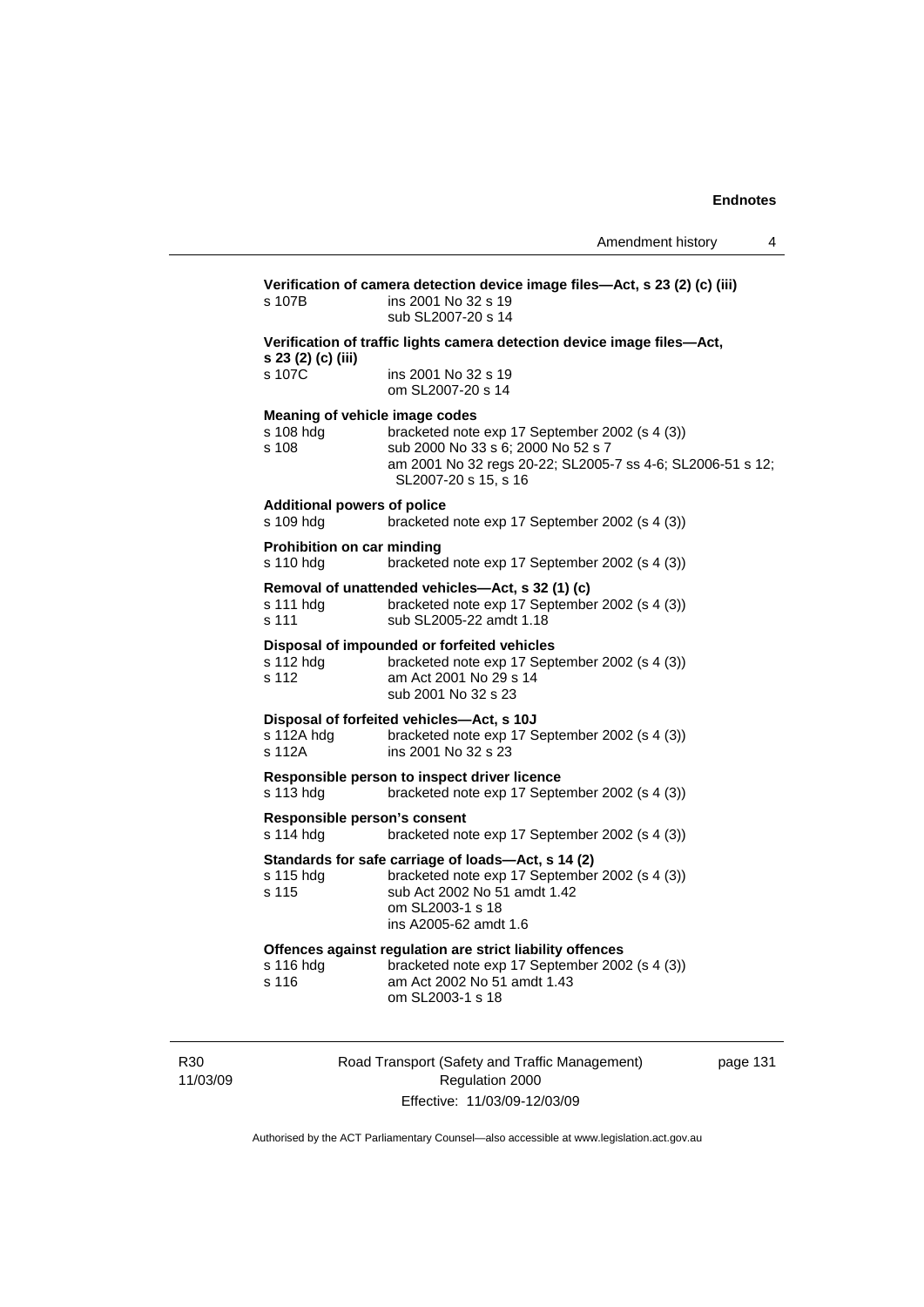**Verification of camera detection device image files—Act, s 23 (2) (c) (iii)**

s 107B ins 2001 No 32 s 19
sub SL2007-20 s 14

**Verification of traffic lights camera detection device image files—Act, s 23 (2) (c) (iii)**

s 107C ins 2001 No 32 s 19
om SL2007-20 s 14

**Meaning of vehicle image codes**

s 108 hdg bracketed note exp 17 September 2002 (s 4 (3))
s 108 sub 2000 No 33 s 6; 2000 No 52 s 7
am 2001 No 32 regs 20-22; SL2005-7 ss 4-6; SL2006-51 s 12; SL2007-20 s 15, s 16

**Additional powers of police**

s 109 hdg bracketed note exp 17 September 2002 (s 4 (3))

**Prohibition on car minding**

s 110 hdg bracketed note exp 17 September 2002 (s 4 (3))

**Removal of unattended vehicles—Act, s 32 (1) (c)**

s 111 hdg bracketed note exp 17 September 2002 (s 4 (3))
s 111 sub SL2005-22 amdt 1.18

**Disposal of impounded or forfeited vehicles**

s 112 hdg bracketed note exp 17 September 2002 (s 4 (3))
s 112 am Act 2001 No 29 s 14
sub 2001 No 32 s 23

**Disposal of forfeited vehicles—Act, s 10J**

s 112A hdg bracketed note exp 17 September 2002 (s 4 (3))
s 112A ins 2001 No 32 s 23

**Responsible person to inspect driver licence**

s 113 hdg bracketed note exp 17 September 2002 (s 4 (3))

**Responsible person's consent**

s 114 hdg bracketed note exp 17 September 2002 (s 4 (3))

**Standards for safe carriage of loads—Act, s 14 (2)**

s 115 hdg bracketed note exp 17 September 2002 (s 4 (3))
s 115 sub Act 2002 No 51 amdt 1.42
om SL2003-1 s 18
ins A2005-62 amdt 1.6

**Offences against regulation are strict liability offences**

s 116 hdg bracketed note exp 17 September 2002 (s 4 (3))
s 116 am Act 2002 No 51 amdt 1.43
om SL2003-1 s 18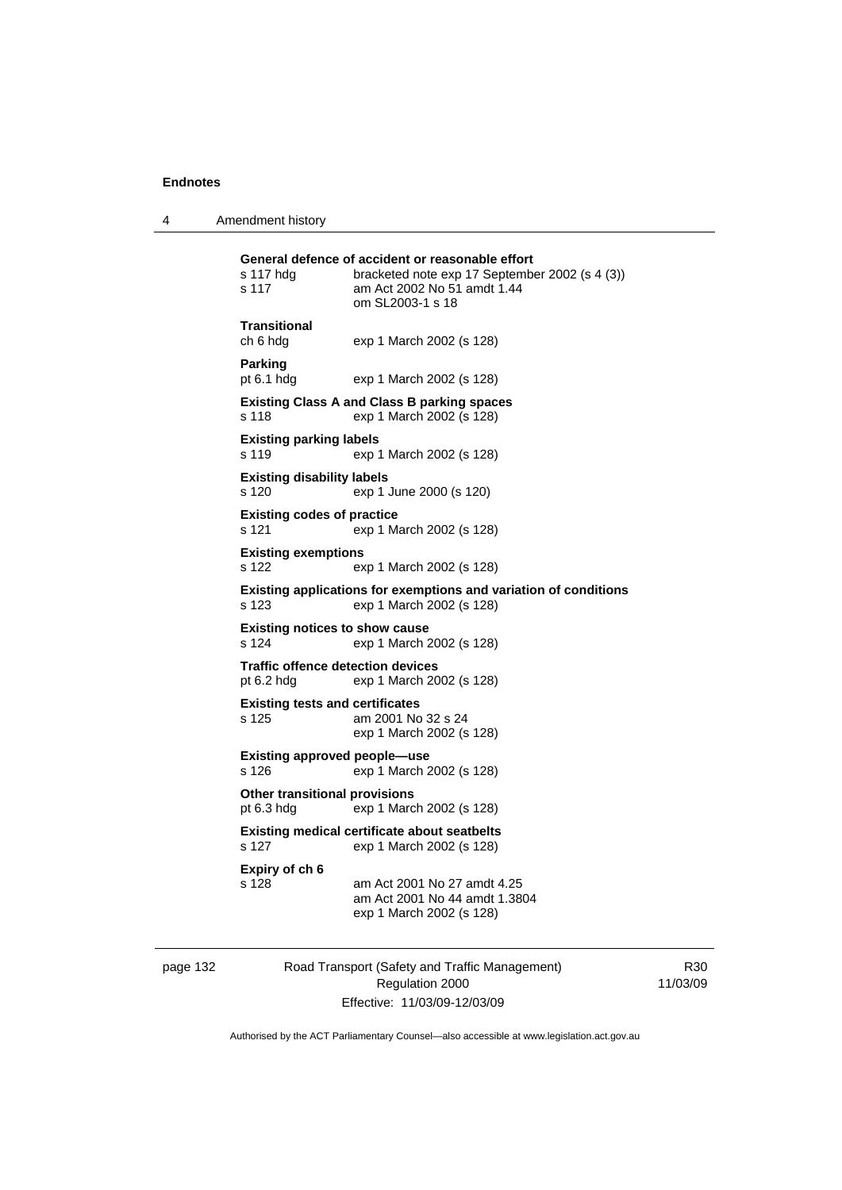**General defence of accident or reasonable effort**

s 117 hdg bracketed note exp 17 September 2002 (s 4 (3))
s 117 am Act 2002 No 51 amdt 1.44
om SL2003-1 s 18

**Transitional**

ch 6 hdg exp 1 March 2002 (s 128)

**Parking**

pt 6.1 hdg exp 1 March 2002 (s 128)

**Existing Class A and Class B parking spaces**

s 118 exp 1 March 2002 (s 128)

**Existing parking labels**

s 119 exp 1 March 2002 (s 128)

**Existing disability labels**

s 120 exp 1 June 2000 (s 120)

**Existing codes of practice**

s 121 exp 1 March 2002 (s 128)

**Existing exemptions**

s 122 exp 1 March 2002 (s 128)

**Existing applications for exemptions and variation of conditions**

s 123 exp 1 March 2002 (s 128)

**Existing notices to show cause**

s 124 exp 1 March 2002 (s 128)

**Traffic offence detection devices**

pt 6.2 hdg exp 1 March 2002 (s 128)

**Existing tests and certificates**

s 125 am 2001 No 32 s 24
exp 1 March 2002 (s 128)

**Existing approved people—use**

s 126 exp 1 March 2002 (s 128)

**Other transitional provisions**

pt 6.3 hdg exp 1 March 2002 (s 128)

**Existing medical certificate about seatbelts**

s 127 exp 1 March 2002 (s 128)

**Expiry of ch 6**

s 128 am Act 2001 No 27 amdt 4.25
am Act 2001 No 44 amdt 1.3804
exp 1 March 2002 (s 128)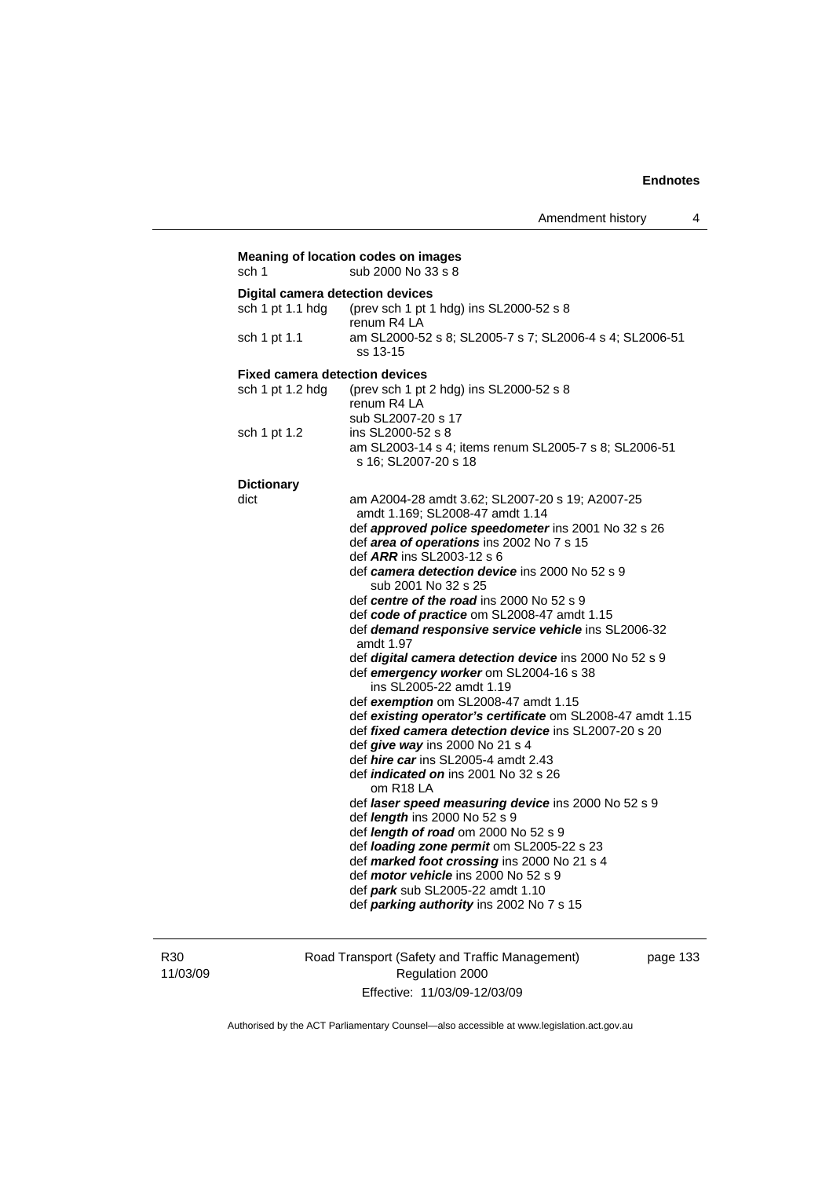**Meaning of location codes on images**

sch 1 sub 2000 No 33 s 8

**Digital camera detection devices**

sch 1 pt 1.1 hdg (prev sch 1 pt 1 hdg) ins SL2000-52 s 8
renum R4 LA

sch 1 pt 1.1 am SL2000-52 s 8; SL2005-7 s 7; SL2006-4 s 4; SL2006-51 ss 13-15

**Fixed camera detection devices**

sch 1 pt 1.2 hdg (prev sch 1 pt 2 hdg) ins SL2000-52 s 8
renum R4 LA
sub SL2007-20 s 17

sch 1 pt 1.2 ins SL2000-52 s 8
am SL2003-14 s 4; items renum SL2005-7 s 8; SL2006-51 s 16; SL2007-20 s 18

**Dictionary**

dict am A2004-28 amdt 3.62; SL2007-20 s 19; A2007-25 amdt 1.169; SL2008-47 amdt 1.14
def ***approved police speedometer*** ins 2001 No 32 s 26
def ***area of operations*** ins 2002 No 7 s 15
def ***ARR*** ins SL2003-12 s 6
def ***camera detection device*** ins 2000 No 52 s 9
sub 2001 No 32 s 25
def ***centre of the road*** ins 2000 No 52 s 9
def ***code of practice*** om SL2008-47 amdt 1.15
def ***demand responsive service vehicle*** ins SL2006-32 amdt 1.97
def ***digital camera detection device*** ins 2000 No 52 s 9
def ***emergency worker*** om SL2004-16 s 38
ins SL2005-22 amdt 1.19
def ***exemption*** om SL2008-47 amdt 1.15
def ***existing operator's certificate*** om SL2008-47 amdt 1.15
def ***fixed camera detection device*** ins SL2007-20 s 20
def ***give way*** ins 2000 No 21 s 4
def ***hire car*** ins SL2005-4 amdt 2.43
def ***indicated on*** ins 2001 No 32 s 26
om R18 LA
def ***laser speed measuring device*** ins 2000 No 52 s 9
def ***length*** ins 2000 No 52 s 9
def ***length of road*** om 2000 No 52 s 9
def ***loading zone permit*** om SL2005-22 s 23
def ***marked foot crossing*** ins 2000 No 21 s 4
def ***motor vehicle*** ins 2000 No 52 s 9
def ***park*** sub SL2005-22 amdt 1.10
def ***parking authority*** ins 2002 No 7 s 15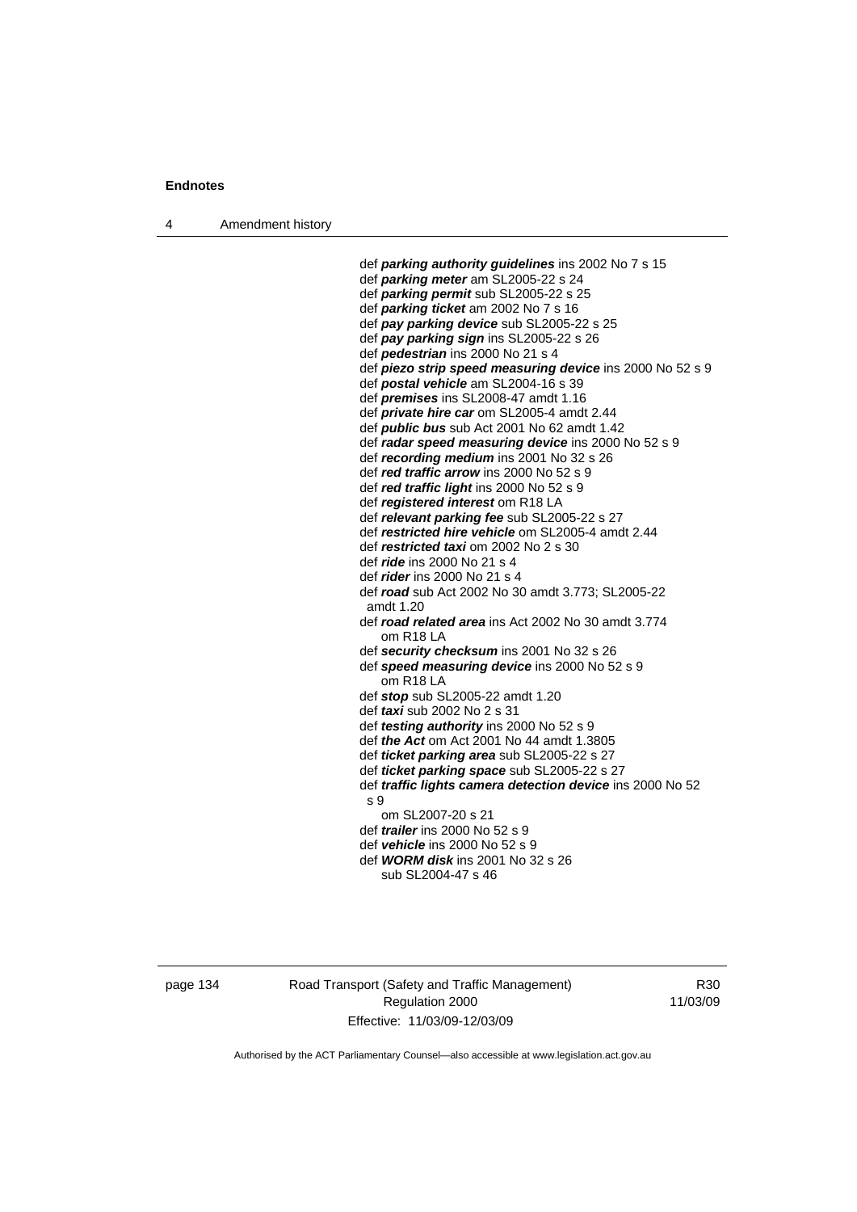def ***parking authority guidelines*** ins 2002 No 7 s 15
def ***parking meter*** am SL2005-22 s 24
def ***parking permit*** sub SL2005-22 s 25
def ***parking ticket*** am 2002 No 7 s 16
def ***pay parking device*** sub SL2005-22 s 25
def ***pay parking sign*** ins SL2005-22 s 26
def ***pedestrian*** ins 2000 No 21 s 4
def ***piezo strip speed measuring device*** ins 2000 No 52 s 9
def ***postal vehicle*** am SL2004-16 s 39
def ***premises*** ins SL2008-47 amdt 1.16
def ***private hire car*** om SL2005-4 amdt 2.44
def ***public bus*** sub Act 2001 No 62 amdt 1.42
def ***radar speed measuring device*** ins 2000 No 52 s 9
def ***recording medium*** ins 2001 No 32 s 26
def ***red traffic arrow*** ins 2000 No 52 s 9
def ***red traffic light*** ins 2000 No 52 s 9
def ***registered interest*** om R18 LA
def ***relevant parking fee*** sub SL2005-22 s 27
def ***restricted hire vehicle*** om SL2005-4 amdt 2.44
def ***restricted taxi*** om 2002 No 2 s 30
def ***ride*** ins 2000 No 21 s 4
def ***rider*** ins 2000 No 21 s 4
def ***road*** sub Act 2002 No 30 amdt 3.773; SL2005-22 amdt 1.20
def ***road related area*** ins Act 2002 No 30 amdt 3.774
om R18 LA
def ***security checksum*** ins 2001 No 32 s 26
def ***speed measuring device*** ins 2000 No 52 s 9
om R18 LA
def ***stop*** sub SL2005-22 amdt 1.20
def ***taxi*** sub 2002 No 2 s 31
def ***testing authority*** ins 2000 No 52 s 9
def ***the Act*** om Act 2001 No 44 amdt 1.3805
def ***ticket parking area*** sub SL2005-22 s 27
def ***ticket parking space*** sub SL2005-22 s 27
def ***traffic lights camera detection device*** ins 2000 No 52 s 9
om SL2007-20 s 21
def ***trailer*** ins 2000 No 52 s 9
def ***vehicle*** ins 2000 No 52 s 9
def ***WORM disk*** ins 2001 No 32 s 26
sub SL2004-47 s 46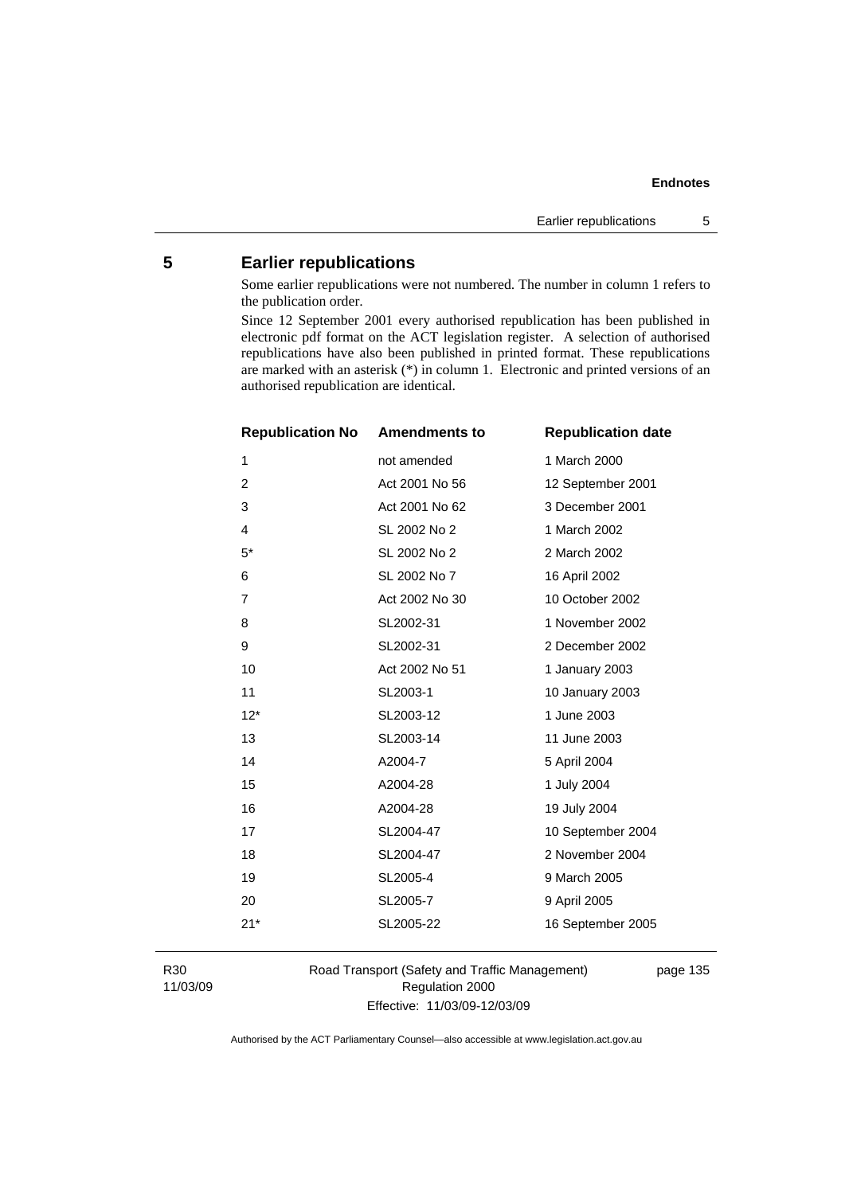## 5 Earlier republications

Some earlier republications were not numbered. The number in column 1 refers to the publication order.

Since 12 September 2001 every authorised republication has been published in electronic pdf format on the ACT legislation register. A selection of authorised republications have also been published in printed format. These republications are marked with an asterisk (*) in column 1. Electronic and printed versions of an authorised republication are identical.

| Republication No | Amendments to | Republication date |
|---|---|---|
| 1 | not amended | 1 March 2000 |
| 2 | Act 2001 No 56 | 12 September 2001 |
| 3 | Act 2001 No 62 | 3 December 2001 |
| 4 | SL 2002 No 2 | 1 March 2002 |
| 5* | SL 2002 No 2 | 2 March 2002 |
| 6 | SL 2002 No 7 | 16 April 2002 |
| 7 | Act 2002 No 30 | 10 October 2002 |
| 8 | SL2002-31 | 1 November 2002 |
| 9 | SL2002-31 | 2 December 2002 |
| 10 | Act 2002 No 51 | 1 January 2003 |
| 11 | SL2003-1 | 10 January 2003 |
| 12* | SL2003-12 | 1 June 2003 |
| 13 | SL2003-14 | 11 June 2003 |
| 14 | A2004-7 | 5 April 2004 |
| 15 | A2004-28 | 1 July 2004 |
| 16 | A2004-28 | 19 July 2004 |
| 17 | SL2004-47 | 10 September 2004 |
| 18 | SL2004-47 | 2 November 2004 |
| 19 | SL2005-4 | 9 March 2005 |
| 20 | SL2005-7 | 9 April 2005 |
| 21* | SL2005-22 | 16 September 2005 |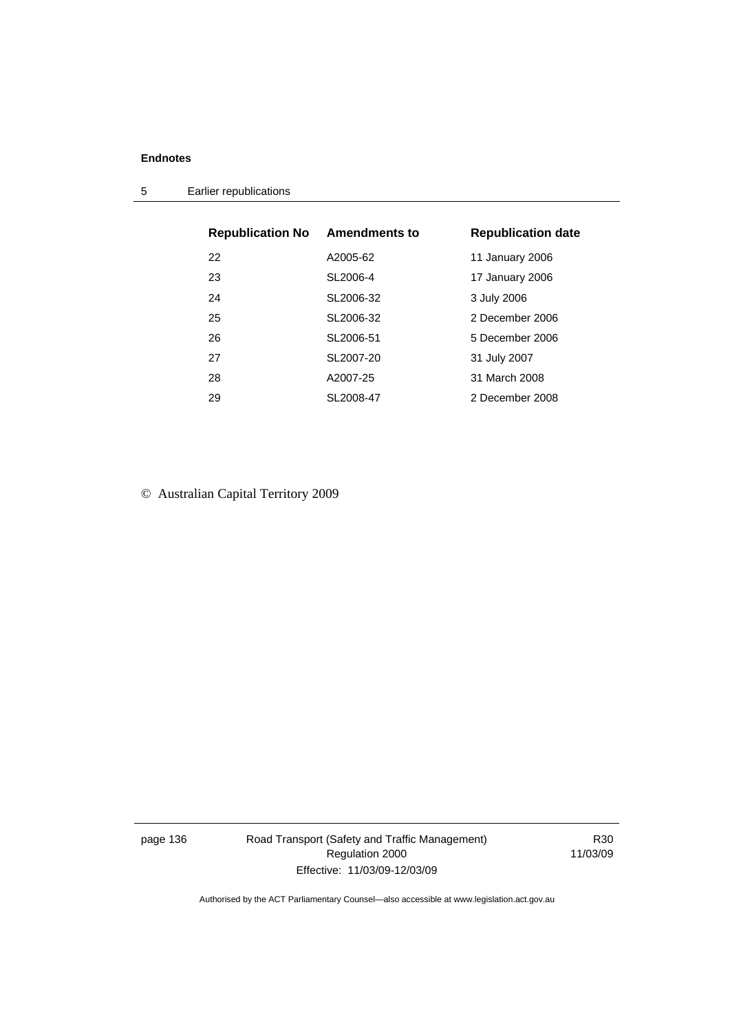## 5 Earlier republications

| Republication No | Amendments to | Republication date |
|---|---|---|
| 22 | A2005-62 | 11 January 2006 |
| 23 | SL2006-4 | 17 January 2006 |
| 24 | SL2006-32 | 3 July 2006 |
| 25 | SL2006-32 | 2 December 2006 |
| 26 | SL2006-51 | 5 December 2006 |
| 27 | SL2007-20 | 31 July 2007 |
| 28 | A2007-25 | 31 March 2008 |
| 29 | SL2008-47 | 2 December 2008 |

© Australian Capital Territory 2009